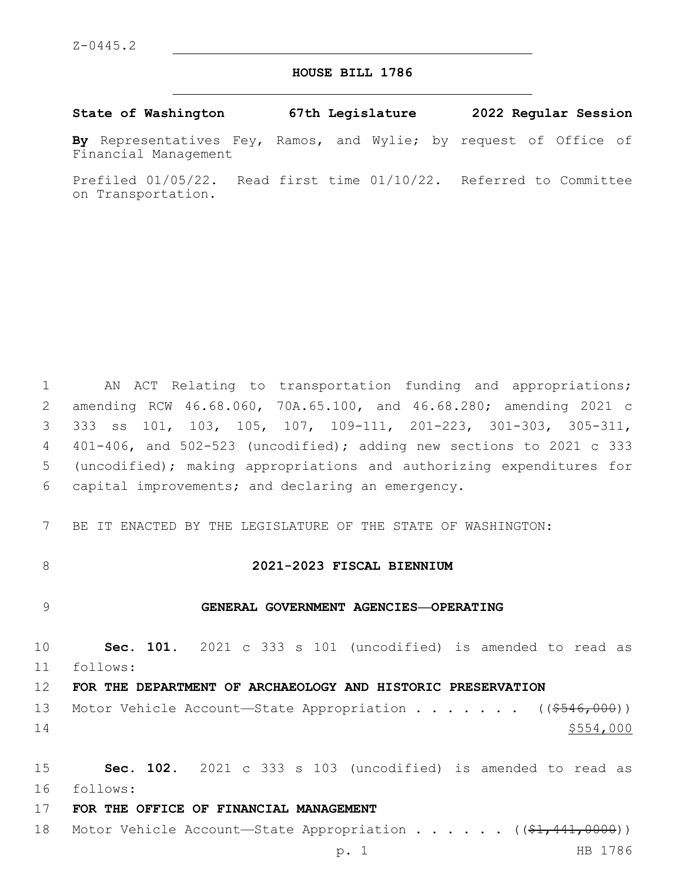Z-0445.2

# HOUSE BILL 1786

**State of Washington 67th Legislature 2022 Regular Session**

**By** Representatives Fey, Ramos, and Wylie; by request of Office of Financial Management

Prefiled 01/05/22. Read first time 01/10/22. Referred to Committee on Transportation.

AN ACT Relating to transportation funding and appropriations; amending RCW 46.68.060, 70A.65.100, and 46.68.280; amending 2021 c 333 ss 101, 103, 105, 107, 109-111, 201-223, 301-303, 305-311, 401-406, and 502-523 (uncodified); adding new sections to 2021 c 333 (uncodified); making appropriations and authorizing expenditures for capital improvements; and declaring an emergency.

BE IT ENACTED BY THE LEGISLATURE OF THE STATE OF WASHINGTON:

## 2021-2023 FISCAL BIENNIUM

## GENERAL GOVERNMENT AGENCIES—OPERATING

**Sec. 101.** 2021 c 333 s 101 (uncodified) is amended to read as follows:

**FOR THE DEPARTMENT OF ARCHAEOLOGY AND HISTORIC PRESERVATION**

Motor Vehicle Account—State Appropriation . . . . . . . ((~~$546,000~~))
$554,000

**Sec. 102.** 2021 c 333 s 103 (uncodified) is amended to read as follows:

**FOR THE OFFICE OF FINANCIAL MANAGEMENT**

Motor Vehicle Account—State Appropriation . . . . . . ((~~$1,441,0000~~))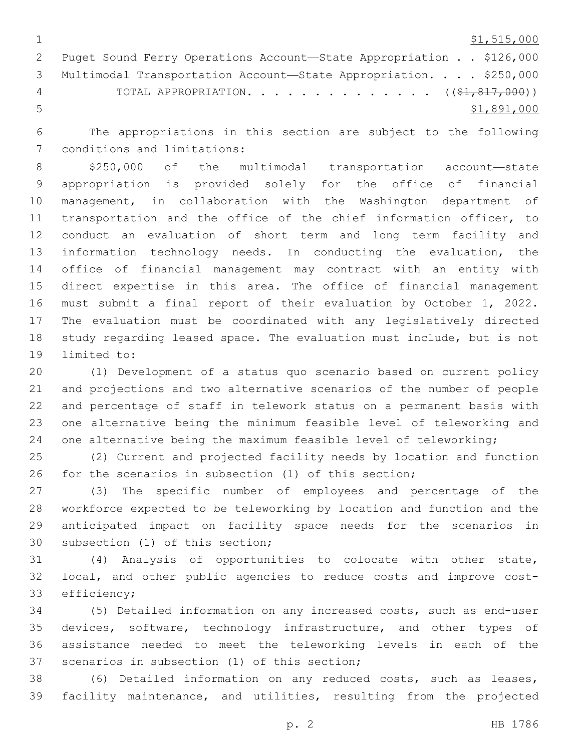$1,515,000

Puget Sound Ferry Operations Account—State Appropriation . . $126,000

Multimodal Transportation Account—State Appropriation. . . . $250,000

TOTAL APPROPRIATION. . . . . . . . . . . . . . . (($1,817,000))

$1,891,000

The appropriations in this section are subject to the following conditions and limitations:

$250,000 of the multimodal transportation account—state appropriation is provided solely for the office of financial management, in collaboration with the Washington department of transportation and the office of the chief information officer, to conduct an evaluation of short term and long term facility and information technology needs. In conducting the evaluation, the office of financial management may contract with an entity with direct expertise in this area. The office of financial management must submit a final report of their evaluation by October 1, 2022. The evaluation must be coordinated with any legislatively directed study regarding leased space. The evaluation must include, but is not limited to:

(1) Development of a status quo scenario based on current policy and projections and two alternative scenarios of the number of people and percentage of staff in telework status on a permanent basis with one alternative being the minimum feasible level of teleworking and one alternative being the maximum feasible level of teleworking;

(2) Current and projected facility needs by location and function for the scenarios in subsection (1) of this section;

(3) The specific number of employees and percentage of the workforce expected to be teleworking by location and function and the anticipated impact on facility space needs for the scenarios in subsection (1) of this section;

(4) Analysis of opportunities to colocate with other state, local, and other public agencies to reduce costs and improve cost-efficiency;

(5) Detailed information on any increased costs, such as end-user devices, software, technology infrastructure, and other types of assistance needed to meet the teleworking levels in each of the scenarios in subsection (1) of this section;

(6) Detailed information on any reduced costs, such as leases, facility maintenance, and utilities, resulting from the projected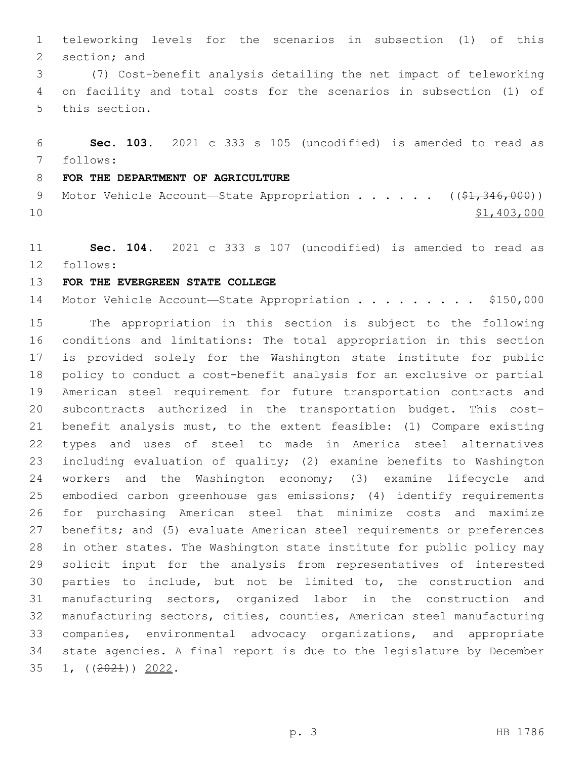teleworking levels for the scenarios in subsection (1) of this section; and

(7) Cost-benefit analysis detailing the net impact of teleworking on facility and total costs for the scenarios in subsection (1) of this section.

**Sec. 103.** 2021 c 333 s 105 (uncodified) is amended to read as follows:

**FOR THE DEPARTMENT OF AGRICULTURE**

Motor Vehicle Account—State Appropriation . . . . . . ((~~$1,346,000~~))
$1,403,000

**Sec. 104.** 2021 c 333 s 107 (uncodified) is amended to read as follows:

**FOR THE EVERGREEN STATE COLLEGE**

Motor Vehicle Account—State Appropriation . . . . . . . . . $150,000

The appropriation in this section is subject to the following conditions and limitations: The total appropriation in this section is provided solely for the Washington state institute for public policy to conduct a cost-benefit analysis for an exclusive or partial American steel requirement for future transportation contracts and subcontracts authorized in the transportation budget. This cost-benefit analysis must, to the extent feasible: (1) Compare existing types and uses of steel to made in America steel alternatives including evaluation of quality; (2) examine benefits to Washington workers and the Washington economy; (3) examine lifecycle and embodied carbon greenhouse gas emissions; (4) identify requirements for purchasing American steel that minimize costs and maximize benefits; and (5) evaluate American steel requirements or preferences in other states. The Washington state institute for public policy may solicit input for the analysis from representatives of interested parties to include, but not be limited to, the construction and manufacturing sectors, organized labor in the construction and manufacturing sectors, cities, counties, American steel manufacturing companies, environmental advocacy organizations, and appropriate state agencies. A final report is due to the legislature by December 1, ((~~2021~~)) 2022.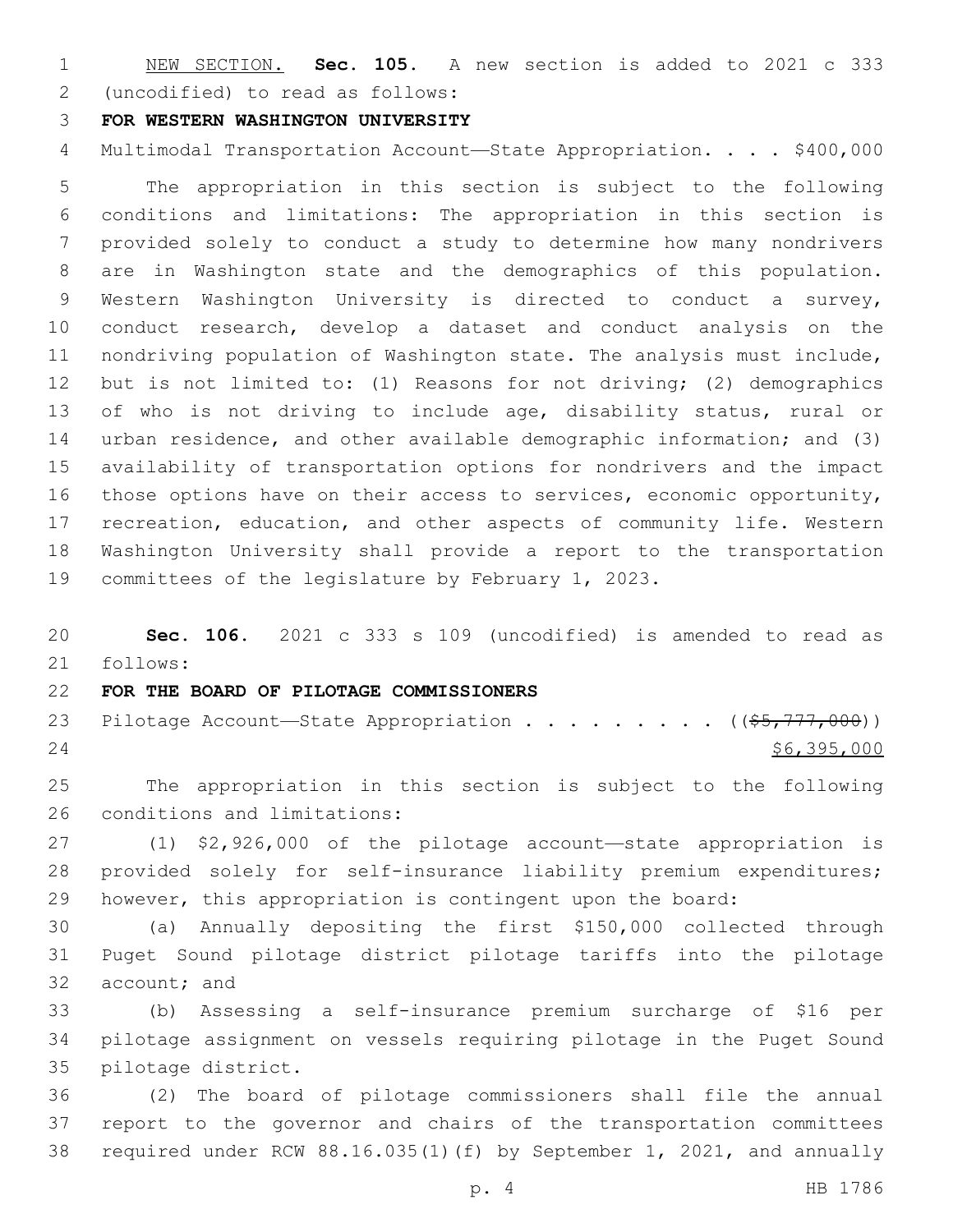NEW SECTION. **Sec. 105.** A new section is added to 2021 c 333 (uncodified) to read as follows:

**FOR WESTERN WASHINGTON UNIVERSITY**

Multimodal Transportation Account—State Appropriation. . . . $400,000

The appropriation in this section is subject to the following conditions and limitations: The appropriation in this section is provided solely to conduct a study to determine how many nondrivers are in Washington state and the demographics of this population. Western Washington University is directed to conduct a survey, conduct research, develop a dataset and conduct analysis on the nondriving population of Washington state. The analysis must include, but is not limited to: (1) Reasons for not driving; (2) demographics of who is not driving to include age, disability status, rural or urban residence, and other available demographic information; and (3) availability of transportation options for nondrivers and the impact those options have on their access to services, economic opportunity, recreation, education, and other aspects of community life. Western Washington University shall provide a report to the transportation committees of the legislature by February 1, 2023.

**Sec. 106.** 2021 c 333 s 109 (uncodified) is amended to read as follows:

**FOR THE BOARD OF PILOTAGE COMMISSIONERS**

Pilotage Account—State Appropriation . . . . . . . . . ((~~$5,777,000~~))
$6,395,000

The appropriation in this section is subject to the following conditions and limitations:

(1) $2,926,000 of the pilotage account—state appropriation is provided solely for self-insurance liability premium expenditures; however, this appropriation is contingent upon the board:

(a) Annually depositing the first $150,000 collected through Puget Sound pilotage district pilotage tariffs into the pilotage account; and

(b) Assessing a self-insurance premium surcharge of $16 per pilotage assignment on vessels requiring pilotage in the Puget Sound pilotage district.

(2) The board of pilotage commissioners shall file the annual report to the governor and chairs of the transportation committees required under RCW 88.16.035(1)(f) by September 1, 2021, and annually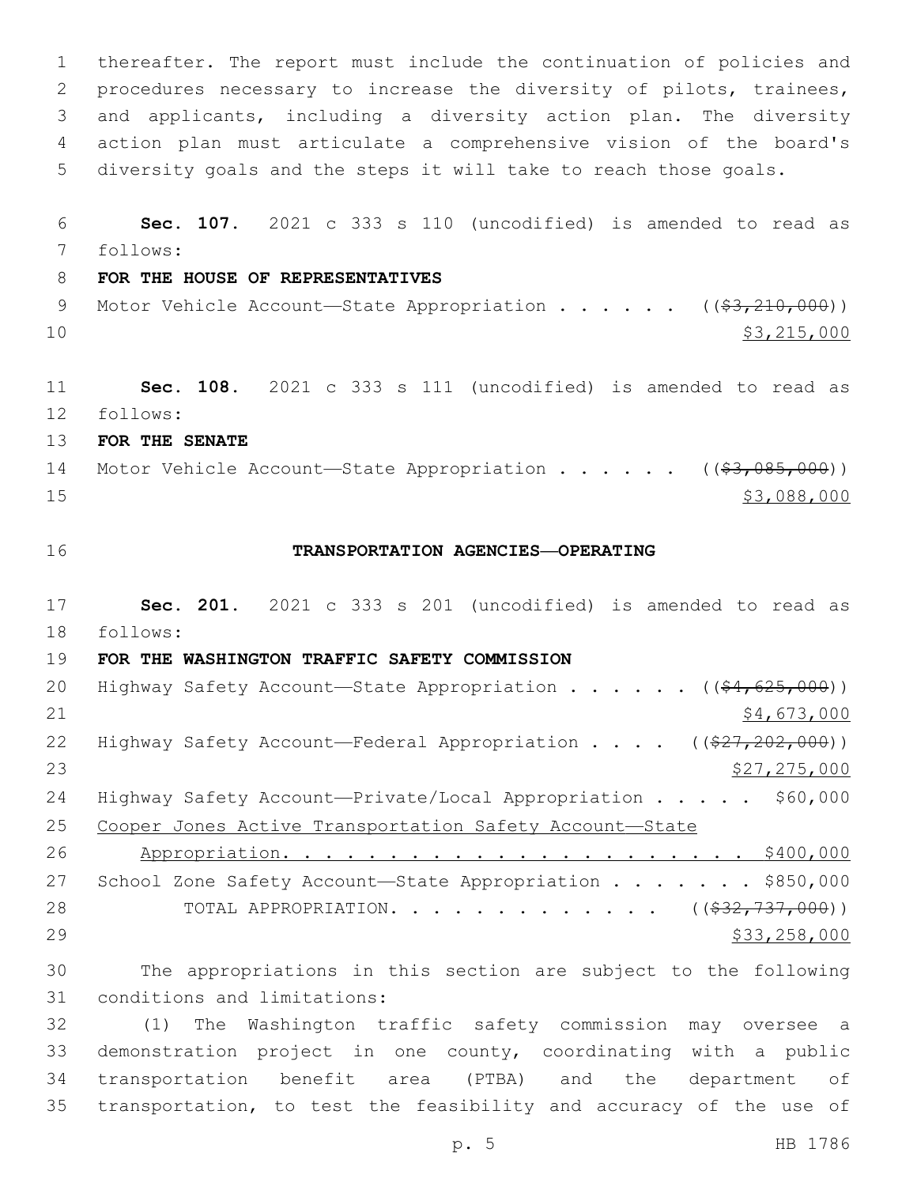thereafter. The report must include the continuation of policies and procedures necessary to increase the diversity of pilots, trainees, and applicants, including a diversity action plan. The diversity action plan must articulate a comprehensive vision of the board's diversity goals and the steps it will take to reach those goals.

**Sec. 107.** 2021 c 333 s 110 (uncodified) is amended to read as follows:

**FOR THE HOUSE OF REPRESENTATIVES**

Motor Vehicle Account—State Appropriation . . . . . . (($3,210,000)) $3,215,000

**Sec. 108.** 2021 c 333 s 111 (uncodified) is amended to read as follows:

**FOR THE SENATE**

Motor Vehicle Account—State Appropriation . . . . . . (($3,085,000)) $3,088,000

**TRANSPORTATION AGENCIES—OPERATING**

**Sec. 201.** 2021 c 333 s 201 (uncodified) is amended to read as follows:

**FOR THE WASHINGTON TRAFFIC SAFETY COMMISSION**

Highway Safety Account—State Appropriation . . . . . . (($4,625,000)) $4,673,000

Highway Safety Account—Federal Appropriation . . . . (($27,202,000)) $27,275,000

Highway Safety Account—Private/Local Appropriation . . . . . $60,000

Cooper Jones Active Transportation Safety Account—State Appropriation. . . . . . . . . . . . . . . . . . . . . . $400,000

School Zone Safety Account—State Appropriation . . . . . . . $850,000

TOTAL APPROPRIATION. . . . . . . . . . . . . (($32,737,000)) $33,258,000

The appropriations in this section are subject to the following conditions and limitations:

(1) The Washington traffic safety commission may oversee a demonstration project in one county, coordinating with a public transportation benefit area (PTBA) and the department of transportation, to test the feasibility and accuracy of the use of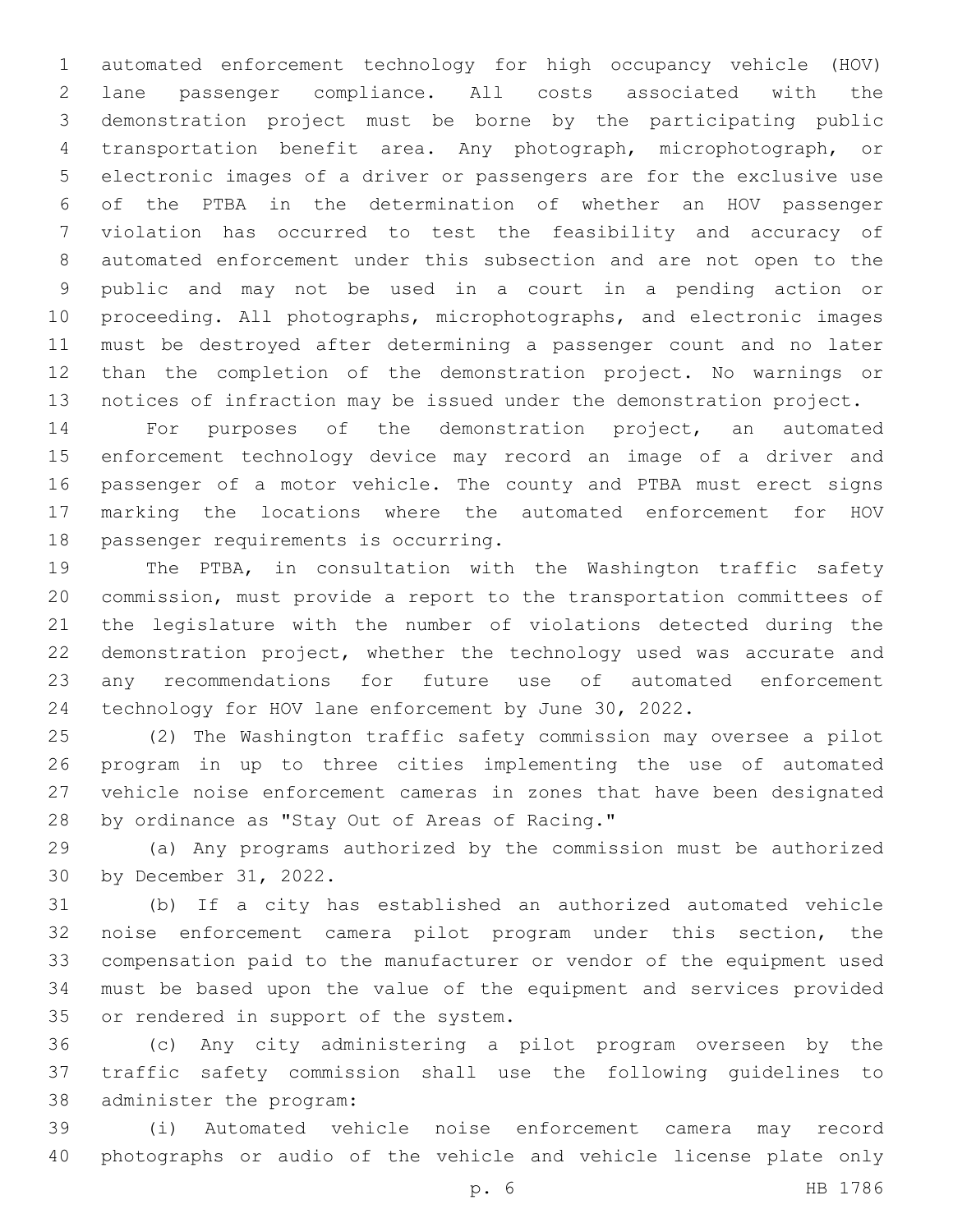automated enforcement technology for high occupancy vehicle (HOV) lane passenger compliance. All costs associated with the demonstration project must be borne by the participating public transportation benefit area. Any photograph, microphotograph, or electronic images of a driver or passengers are for the exclusive use of the PTBA in the determination of whether an HOV passenger violation has occurred to test the feasibility and accuracy of automated enforcement under this subsection and are not open to the public and may not be used in a court in a pending action or proceeding. All photographs, microphotographs, and electronic images must be destroyed after determining a passenger count and no later than the completion of the demonstration project. No warnings or notices of infraction may be issued under the demonstration project.

For purposes of the demonstration project, an automated enforcement technology device may record an image of a driver and passenger of a motor vehicle. The county and PTBA must erect signs marking the locations where the automated enforcement for HOV passenger requirements is occurring.

The PTBA, in consultation with the Washington traffic safety commission, must provide a report to the transportation committees of the legislature with the number of violations detected during the demonstration project, whether the technology used was accurate and any recommendations for future use of automated enforcement technology for HOV lane enforcement by June 30, 2022.

(2) The Washington traffic safety commission may oversee a pilot program in up to three cities implementing the use of automated vehicle noise enforcement cameras in zones that have been designated by ordinance as "Stay Out of Areas of Racing."

(a) Any programs authorized by the commission must be authorized by December 31, 2022.

(b) If a city has established an authorized automated vehicle noise enforcement camera pilot program under this section, the compensation paid to the manufacturer or vendor of the equipment used must be based upon the value of the equipment and services provided or rendered in support of the system.

(c) Any city administering a pilot program overseen by the traffic safety commission shall use the following guidelines to administer the program:

(i) Automated vehicle noise enforcement camera may record photographs or audio of the vehicle and vehicle license plate only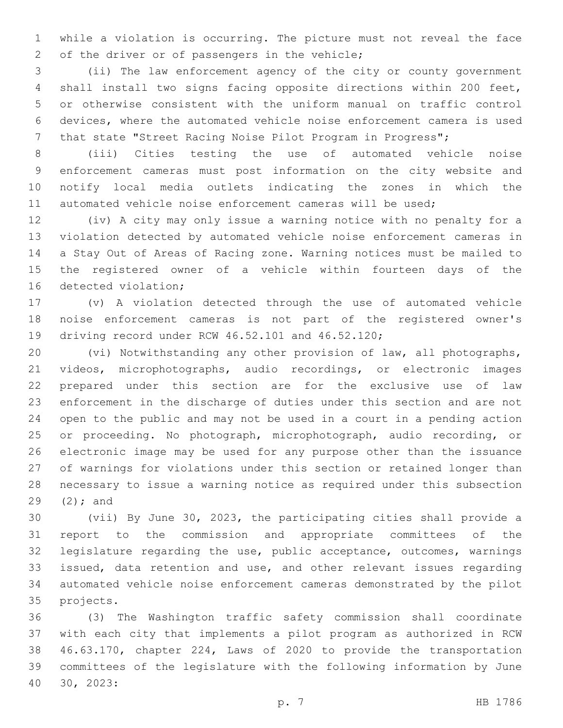while a violation is occurring. The picture must not reveal the face of the driver or of passengers in the vehicle;

(ii) The law enforcement agency of the city or county government shall install two signs facing opposite directions within 200 feet, or otherwise consistent with the uniform manual on traffic control devices, where the automated vehicle noise enforcement camera is used that state "Street Racing Noise Pilot Program in Progress";

(iii) Cities testing the use of automated vehicle noise enforcement cameras must post information on the city website and notify local media outlets indicating the zones in which the automated vehicle noise enforcement cameras will be used;

(iv) A city may only issue a warning notice with no penalty for a violation detected by automated vehicle noise enforcement cameras in a Stay Out of Areas of Racing zone. Warning notices must be mailed to the registered owner of a vehicle within fourteen days of the detected violation;

(v) A violation detected through the use of automated vehicle noise enforcement cameras is not part of the registered owner's driving record under RCW 46.52.101 and 46.52.120;

(vi) Notwithstanding any other provision of law, all photographs, videos, microphotographs, audio recordings, or electronic images prepared under this section are for the exclusive use of law enforcement in the discharge of duties under this section and are not open to the public and may not be used in a court in a pending action or proceeding. No photograph, microphotograph, audio recording, or electronic image may be used for any purpose other than the issuance of warnings for violations under this section or retained longer than necessary to issue a warning notice as required under this subsection (2); and

(vii) By June 30, 2023, the participating cities shall provide a report to the commission and appropriate committees of the legislature regarding the use, public acceptance, outcomes, warnings issued, data retention and use, and other relevant issues regarding automated vehicle noise enforcement cameras demonstrated by the pilot projects.

(3) The Washington traffic safety commission shall coordinate with each city that implements a pilot program as authorized in RCW 46.63.170, chapter 224, Laws of 2020 to provide the transportation committees of the legislature with the following information by June 30, 2023: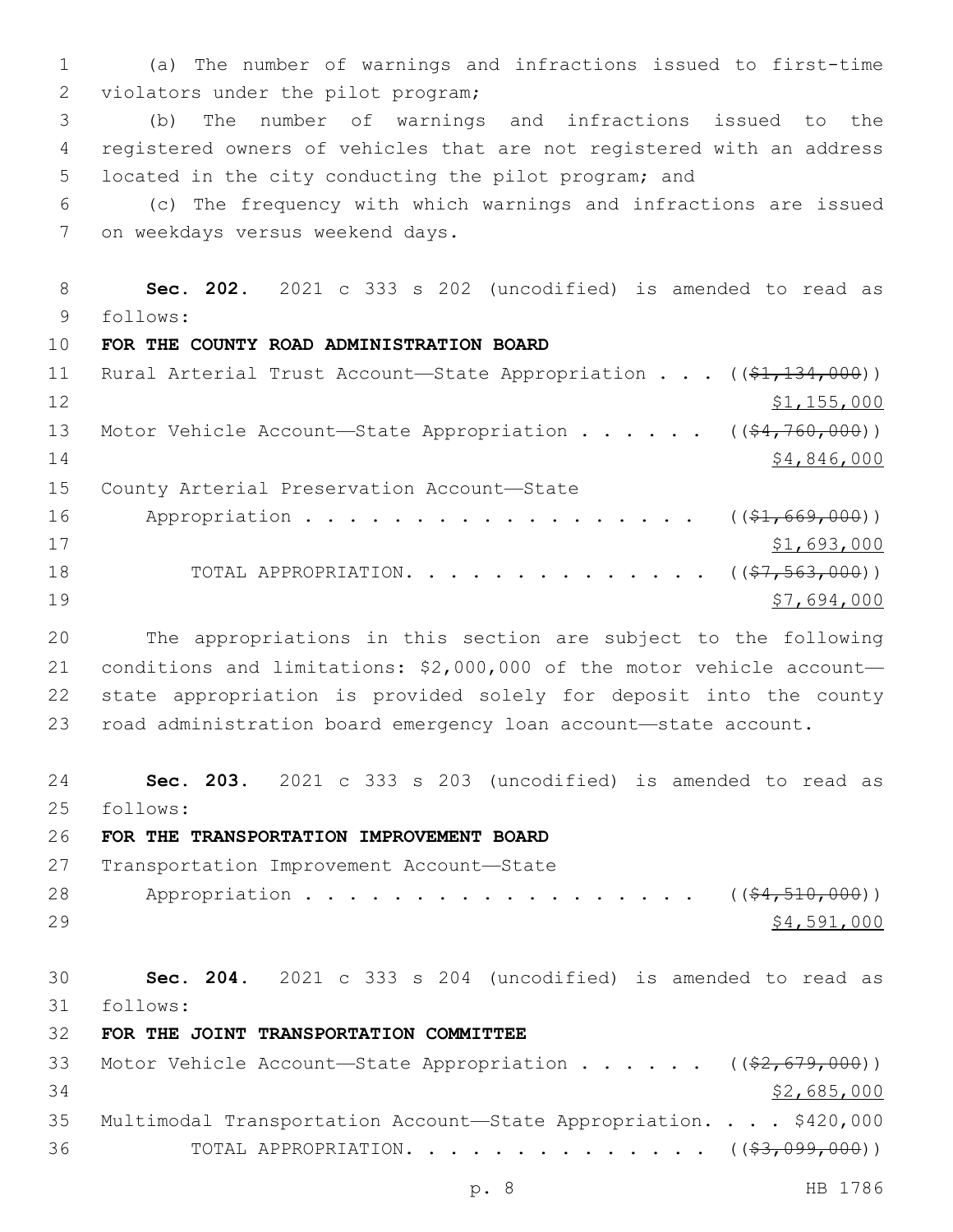(a) The number of warnings and infractions issued to first-time violators under the pilot program;

(b) The number of warnings and infractions issued to the registered owners of vehicles that are not registered with an address located in the city conducting the pilot program; and

(c) The frequency with which warnings and infractions are issued on weekdays versus weekend days.

**Sec. 202.** 2021 c 333 s 202 (uncodified) is amended to read as follows:

**FOR THE COUNTY ROAD ADMINISTRATION BOARD**

Rural Arterial Trust Account—State Appropriation . . . ((~~$1,134,000~~)) $1,155,000

Motor Vehicle Account—State Appropriation . . . . . . ((~~$4,760,000~~)) $4,846,000

County Arterial Preservation Account—State Appropriation . . . . . . . . . . . . . . . . . . ((~~$1,669,000~~)) $1,693,000

TOTAL APPROPRIATION. . . . . . . . . . . . . . ((~~$7,563,000~~)) $7,694,000

The appropriations in this section are subject to the following conditions and limitations: $2,000,000 of the motor vehicle account—state appropriation is provided solely for deposit into the county road administration board emergency loan account—state account.

**Sec. 203.** 2021 c 333 s 203 (uncodified) is amended to read as follows:

**FOR THE TRANSPORTATION IMPROVEMENT BOARD**

Transportation Improvement Account—State Appropriation . . . . . . . . . . . . . . . . . . ((~~$4,510,000~~)) $4,591,000

**Sec. 204.** 2021 c 333 s 204 (uncodified) is amended to read as follows:

**FOR THE JOINT TRANSPORTATION COMMITTEE**

Motor Vehicle Account—State Appropriation . . . . . . ((~~$2,679,000~~)) $2,685,000

Multimodal Transportation Account—State Appropriation. . . . $420,000

TOTAL APPROPRIATION. . . . . . . . . . . . . . ((~~$3,099,000~~))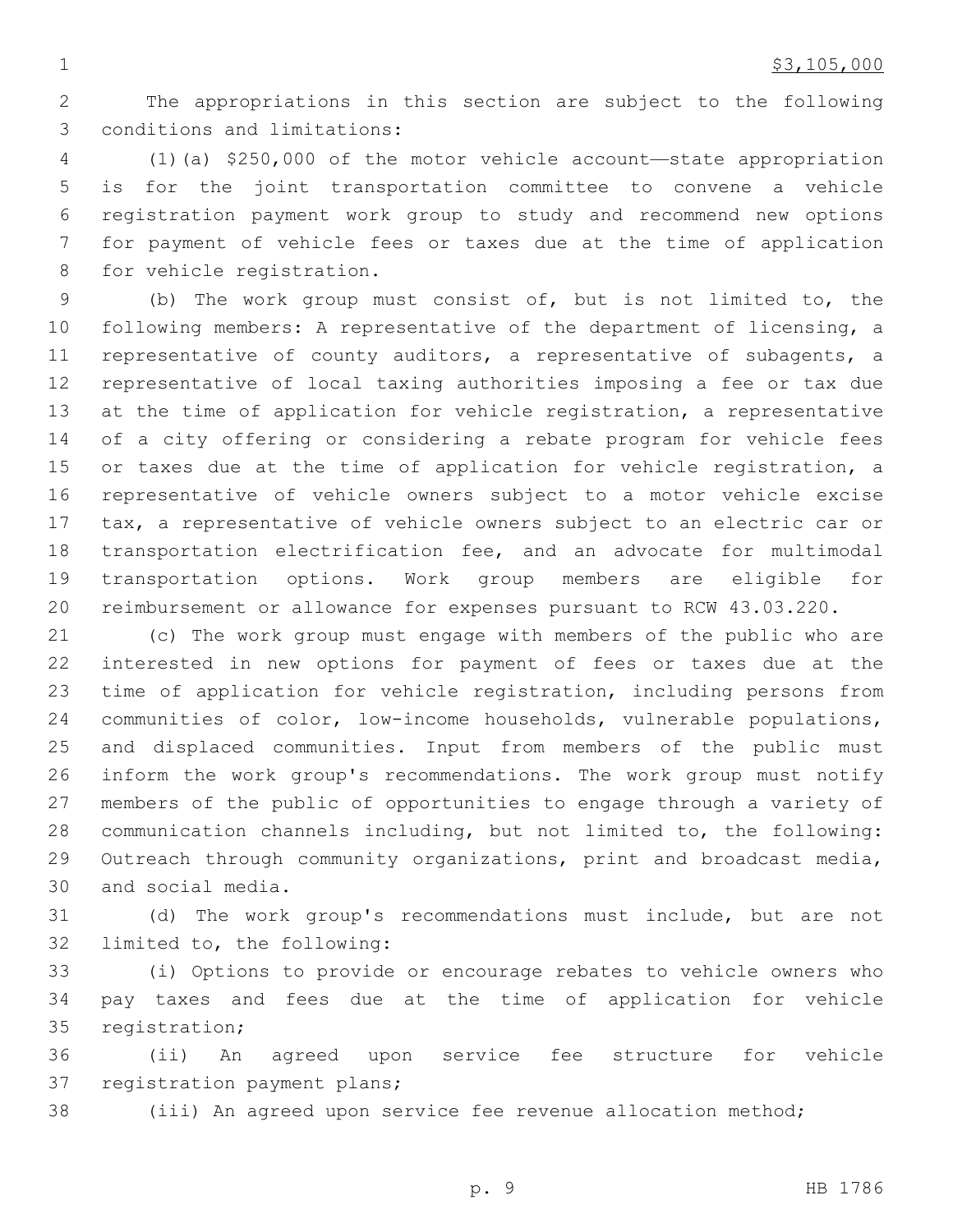$3,105,000

The appropriations in this section are subject to the following conditions and limitations:

(1)(a) $250,000 of the motor vehicle account—state appropriation is for the joint transportation committee to convene a vehicle registration payment work group to study and recommend new options for payment of vehicle fees or taxes due at the time of application for vehicle registration.

(b) The work group must consist of, but is not limited to, the following members: A representative of the department of licensing, a representative of county auditors, a representative of subagents, a representative of local taxing authorities imposing a fee or tax due at the time of application for vehicle registration, a representative of a city offering or considering a rebate program for vehicle fees or taxes due at the time of application for vehicle registration, a representative of vehicle owners subject to a motor vehicle excise tax, a representative of vehicle owners subject to an electric car or transportation electrification fee, and an advocate for multimodal transportation options. Work group members are eligible for reimbursement or allowance for expenses pursuant to RCW 43.03.220.

(c) The work group must engage with members of the public who are interested in new options for payment of fees or taxes due at the time of application for vehicle registration, including persons from communities of color, low-income households, vulnerable populations, and displaced communities. Input from members of the public must inform the work group's recommendations. The work group must notify members of the public of opportunities to engage through a variety of communication channels including, but not limited to, the following: Outreach through community organizations, print and broadcast media, and social media.

(d) The work group's recommendations must include, but are not limited to, the following:

(i) Options to provide or encourage rebates to vehicle owners who pay taxes and fees due at the time of application for vehicle registration;

(ii) An agreed upon service fee structure for vehicle registration payment plans;

(iii) An agreed upon service fee revenue allocation method;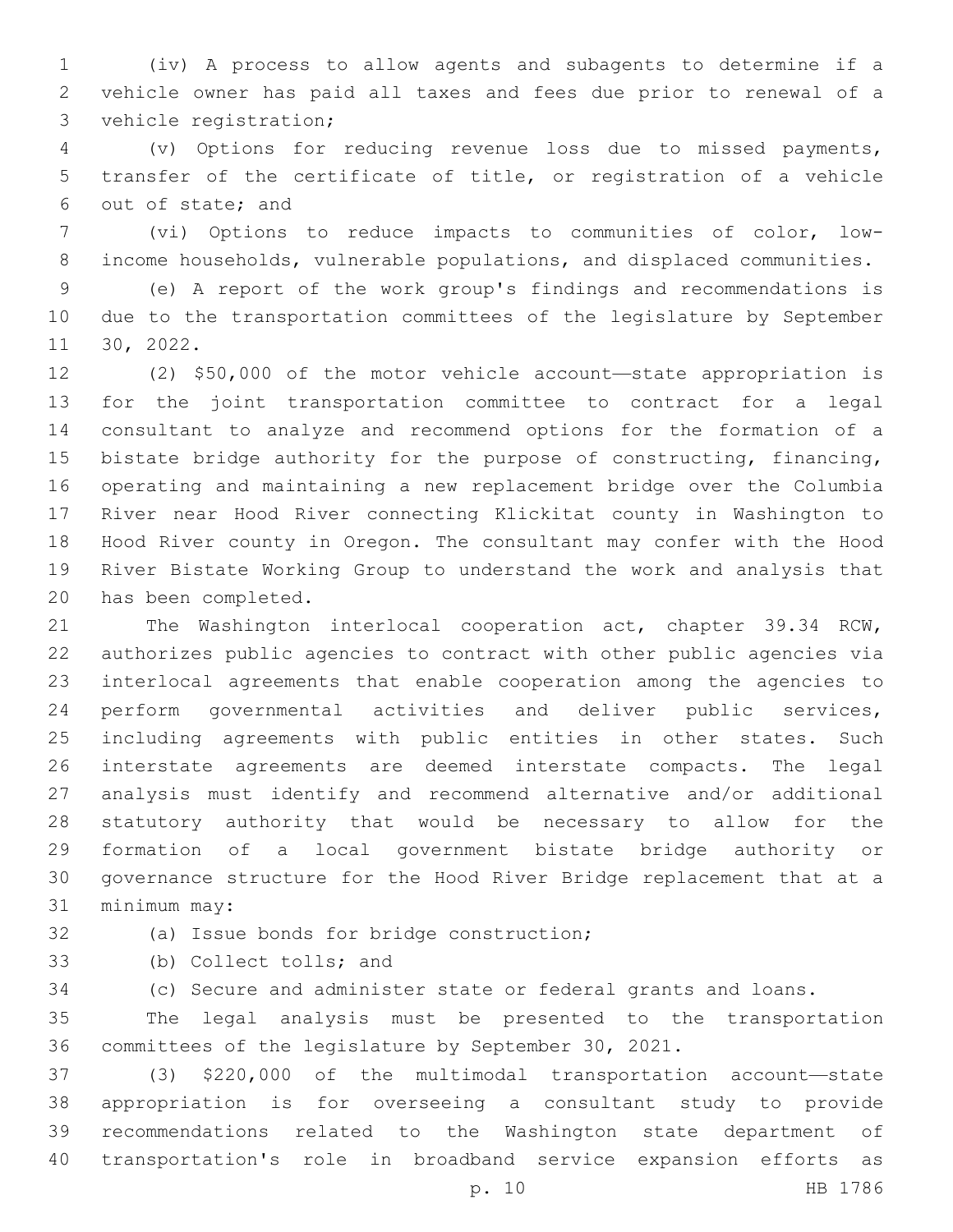(iv) A process to allow agents and subagents to determine if a vehicle owner has paid all taxes and fees due prior to renewal of a vehicle registration;

(v) Options for reducing revenue loss due to missed payments, transfer of the certificate of title, or registration of a vehicle out of state; and

(vi) Options to reduce impacts to communities of color, low-income households, vulnerable populations, and displaced communities.

(e) A report of the work group's findings and recommendations is due to the transportation committees of the legislature by September 30, 2022.

(2) $50,000 of the motor vehicle account—state appropriation is for the joint transportation committee to contract for a legal consultant to analyze and recommend options for the formation of a bistate bridge authority for the purpose of constructing, financing, operating and maintaining a new replacement bridge over the Columbia River near Hood River connecting Klickitat county in Washington to Hood River county in Oregon. The consultant may confer with the Hood River Bistate Working Group to understand the work and analysis that has been completed.

The Washington interlocal cooperation act, chapter 39.34 RCW, authorizes public agencies to contract with other public agencies via interlocal agreements that enable cooperation among the agencies to perform governmental activities and deliver public services, including agreements with public entities in other states. Such interstate agreements are deemed interstate compacts. The legal analysis must identify and recommend alternative and/or additional statutory authority that would be necessary to allow for the formation of a local government bistate bridge authority or governance structure for the Hood River Bridge replacement that at a minimum may:

(a) Issue bonds for bridge construction;

(b) Collect tolls; and

(c) Secure and administer state or federal grants and loans.

The legal analysis must be presented to the transportation committees of the legislature by September 30, 2021.

(3) $220,000 of the multimodal transportation account—state appropriation is for overseeing a consultant study to provide recommendations related to the Washington state department of transportation's role in broadband service expansion efforts as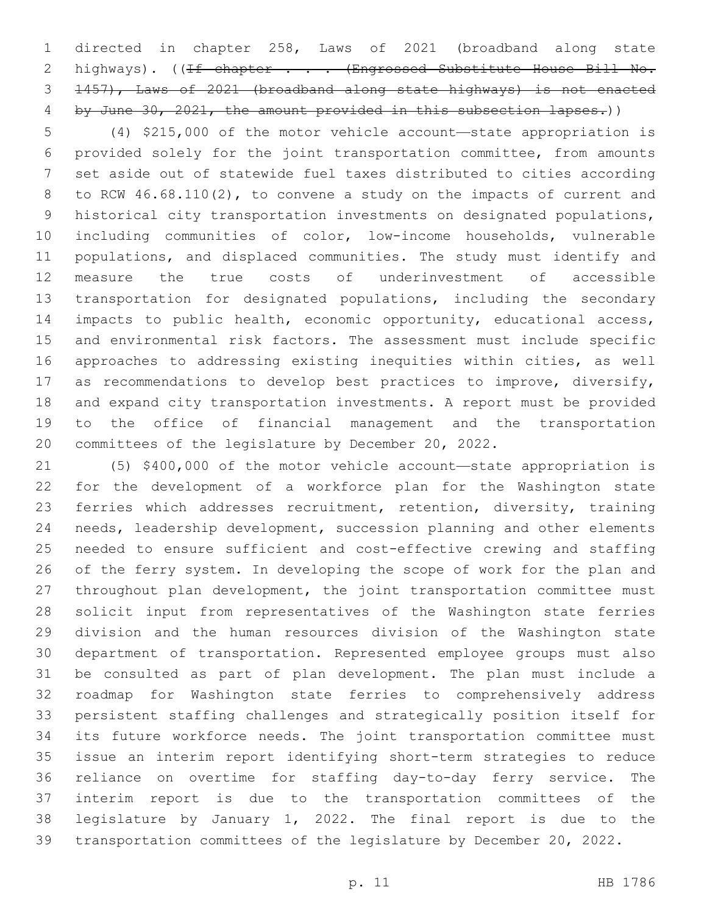directed in chapter 258, Laws of 2021 (broadband along state highways). ((~~If chapter . . . (Engrossed Substitute House Bill No. 1457), Laws of 2021 (broadband along state highways) is not enacted by June 30, 2021, the amount provided in this subsection lapses.~~))

(4) $215,000 of the motor vehicle account—state appropriation is provided solely for the joint transportation committee, from amounts set aside out of statewide fuel taxes distributed to cities according to RCW 46.68.110(2), to convene a study on the impacts of current and historical city transportation investments on designated populations, including communities of color, low-income households, vulnerable populations, and displaced communities. The study must identify and measure the true costs of underinvestment of accessible transportation for designated populations, including the secondary impacts to public health, economic opportunity, educational access, and environmental risk factors. The assessment must include specific approaches to addressing existing inequities within cities, as well as recommendations to develop best practices to improve, diversify, and expand city transportation investments. A report must be provided to the office of financial management and the transportation committees of the legislature by December 20, 2022.

(5) $400,000 of the motor vehicle account—state appropriation is for the development of a workforce plan for the Washington state ferries which addresses recruitment, retention, diversity, training needs, leadership development, succession planning and other elements needed to ensure sufficient and cost-effective crewing and staffing of the ferry system. In developing the scope of work for the plan and throughout plan development, the joint transportation committee must solicit input from representatives of the Washington state ferries division and the human resources division of the Washington state department of transportation. Represented employee groups must also be consulted as part of plan development. The plan must include a roadmap for Washington state ferries to comprehensively address persistent staffing challenges and strategically position itself for its future workforce needs. The joint transportation committee must issue an interim report identifying short-term strategies to reduce reliance on overtime for staffing day-to-day ferry service. The interim report is due to the transportation committees of the legislature by January 1, 2022. The final report is due to the transportation committees of the legislature by December 20, 2022.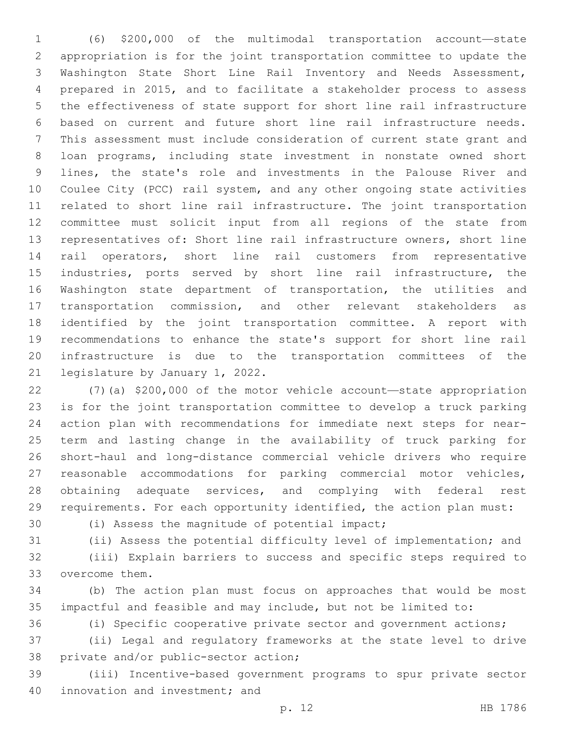(6) $200,000 of the multimodal transportation account—state appropriation is for the joint transportation committee to update the Washington State Short Line Rail Inventory and Needs Assessment, prepared in 2015, and to facilitate a stakeholder process to assess the effectiveness of state support for short line rail infrastructure based on current and future short line rail infrastructure needs. This assessment must include consideration of current state grant and loan programs, including state investment in nonstate owned short lines, the state's role and investments in the Palouse River and Coulee City (PCC) rail system, and any other ongoing state activities related to short line rail infrastructure. The joint transportation committee must solicit input from all regions of the state from representatives of: Short line rail infrastructure owners, short line rail operators, short line rail customers from representative industries, ports served by short line rail infrastructure, the Washington state department of transportation, the utilities and transportation commission, and other relevant stakeholders as identified by the joint transportation committee. A report with recommendations to enhance the state's support for short line rail infrastructure is due to the transportation committees of the legislature by January 1, 2022.

(7)(a) $200,000 of the motor vehicle account—state appropriation is for the joint transportation committee to develop a truck parking action plan with recommendations for immediate next steps for near-term and lasting change in the availability of truck parking for short-haul and long-distance commercial vehicle drivers who require reasonable accommodations for parking commercial motor vehicles, obtaining adequate services, and complying with federal rest requirements. For each opportunity identified, the action plan must:

(i) Assess the magnitude of potential impact;

(ii) Assess the potential difficulty level of implementation; and

(iii) Explain barriers to success and specific steps required to overcome them.

(b) The action plan must focus on approaches that would be most impactful and feasible and may include, but not be limited to:

(i) Specific cooperative private sector and government actions;

(ii) Legal and regulatory frameworks at the state level to drive private and/or public-sector action;

(iii) Incentive-based government programs to spur private sector innovation and investment; and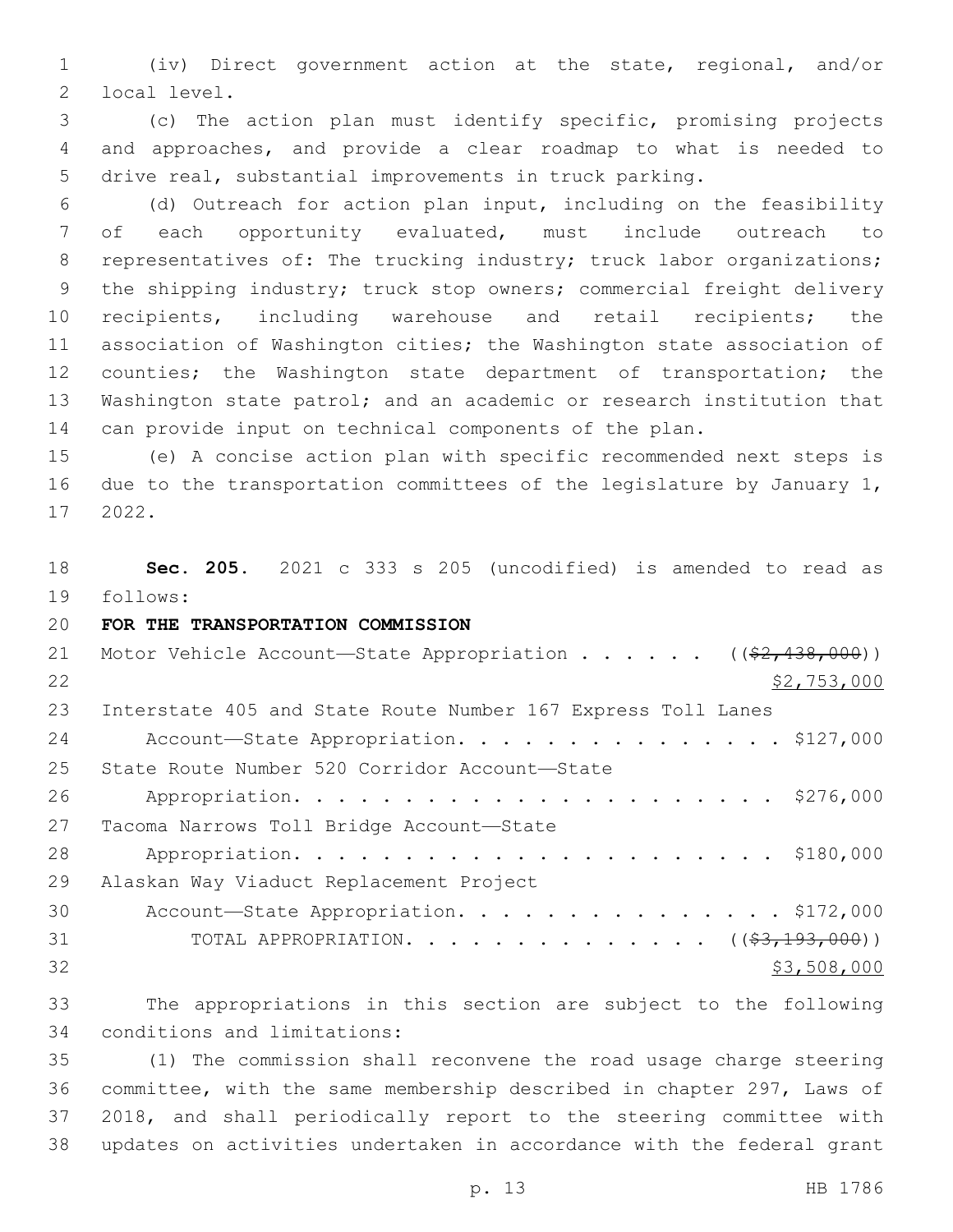(iv) Direct government action at the state, regional, and/or local level.

(c) The action plan must identify specific, promising projects and approaches, and provide a clear roadmap to what is needed to drive real, substantial improvements in truck parking.

(d) Outreach for action plan input, including on the feasibility of each opportunity evaluated, must include outreach to representatives of: The trucking industry; truck labor organizations; the shipping industry; truck stop owners; commercial freight delivery recipients, including warehouse and retail recipients; the association of Washington cities; the Washington state association of counties; the Washington state department of transportation; the Washington state patrol; and an academic or research institution that can provide input on technical components of the plan.

(e) A concise action plan with specific recommended next steps is due to the transportation committees of the legislature by January 1, 2022.

**Sec. 205.** 2021 c 333 s 205 (uncodified) is amended to read as follows:

**FOR THE TRANSPORTATION COMMISSION**

Motor Vehicle Account—State Appropriation . . . . . . ((~~$2,438,000~~)) <u>$2,753,000</u>

Interstate 405 and State Route Number 167 Express Toll Lanes Account—State Appropriation. . . . . . . . . . . . . . . . $127,000

State Route Number 520 Corridor Account—State Appropriation. . . . . . . . . . . . . . . . . . . . . . . . $276,000

Tacoma Narrows Toll Bridge Account—State Appropriation. . . . . . . . . . . . . . . . . . . . . . . . $180,000

Alaskan Way Viaduct Replacement Project Account—State Appropriation. . . . . . . . . . . . . . . . $172,000

TOTAL APPROPRIATION. . . . . . . . . . . . . . ((~~$3,193,000~~)) <u>$3,508,000</u>

The appropriations in this section are subject to the following conditions and limitations:

(1) The commission shall reconvene the road usage charge steering committee, with the same membership described in chapter 297, Laws of 2018, and shall periodically report to the steering committee with updates on activities undertaken in accordance with the federal grant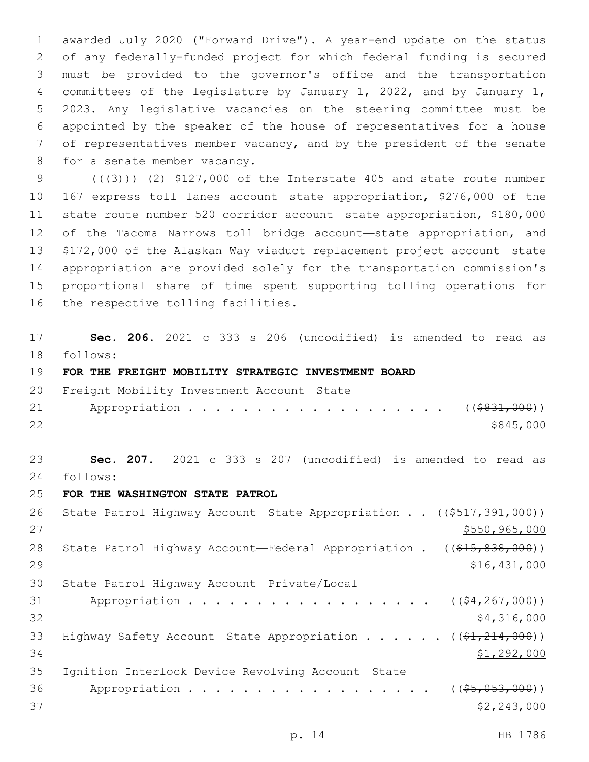awarded July 2020 ("Forward Drive"). A year-end update on the status of any federally-funded project for which federal funding is secured must be provided to the governor's office and the transportation committees of the legislature by January 1, 2022, and by January 1, 2023. Any legislative vacancies on the steering committee must be appointed by the speaker of the house of representatives for a house of representatives member vacancy, and by the president of the senate for a senate member vacancy.

~~((3))~~ (2) $127,000 of the Interstate 405 and state route number 167 express toll lanes account—state appropriation, $276,000 of the state route number 520 corridor account—state appropriation, $180,000 of the Tacoma Narrows toll bridge account—state appropriation, and $172,000 of the Alaskan Way viaduct replacement project account—state appropriation are provided solely for the transportation commission's proportional share of time spent supporting tolling operations for the respective tolling facilities.

**Sec. 206.** 2021 c 333 s 206 (uncodified) is amended to read as follows:

**FOR THE FREIGHT MOBILITY STRATEGIC INVESTMENT BOARD**

Freight Mobility Investment Account—State Appropriation . . . . . . . . . . . . . . . . . . . . ((~~$831,000~~))
$845,000

**Sec. 207.** 2021 c 333 s 207 (uncodified) is amended to read as follows:

**FOR THE WASHINGTON STATE PATROL**

State Patrol Highway Account—State Appropriation . . ((~~$517,391,000~~))
$550,965,000

State Patrol Highway Account—Federal Appropriation . ((~~$15,838,000~~))
$16,431,000

State Patrol Highway Account—Private/Local Appropriation . . . . . . . . . . . . . . . . . . . ((~~$4,267,000~~))
$4,316,000

Highway Safety Account—State Appropriation . . . . . . ((~~$1,214,000~~))
$1,292,000

Ignition Interlock Device Revolving Account—State Appropriation . . . . . . . . . . . . . . . . . . . ((~~$5,053,000~~))
$2,243,000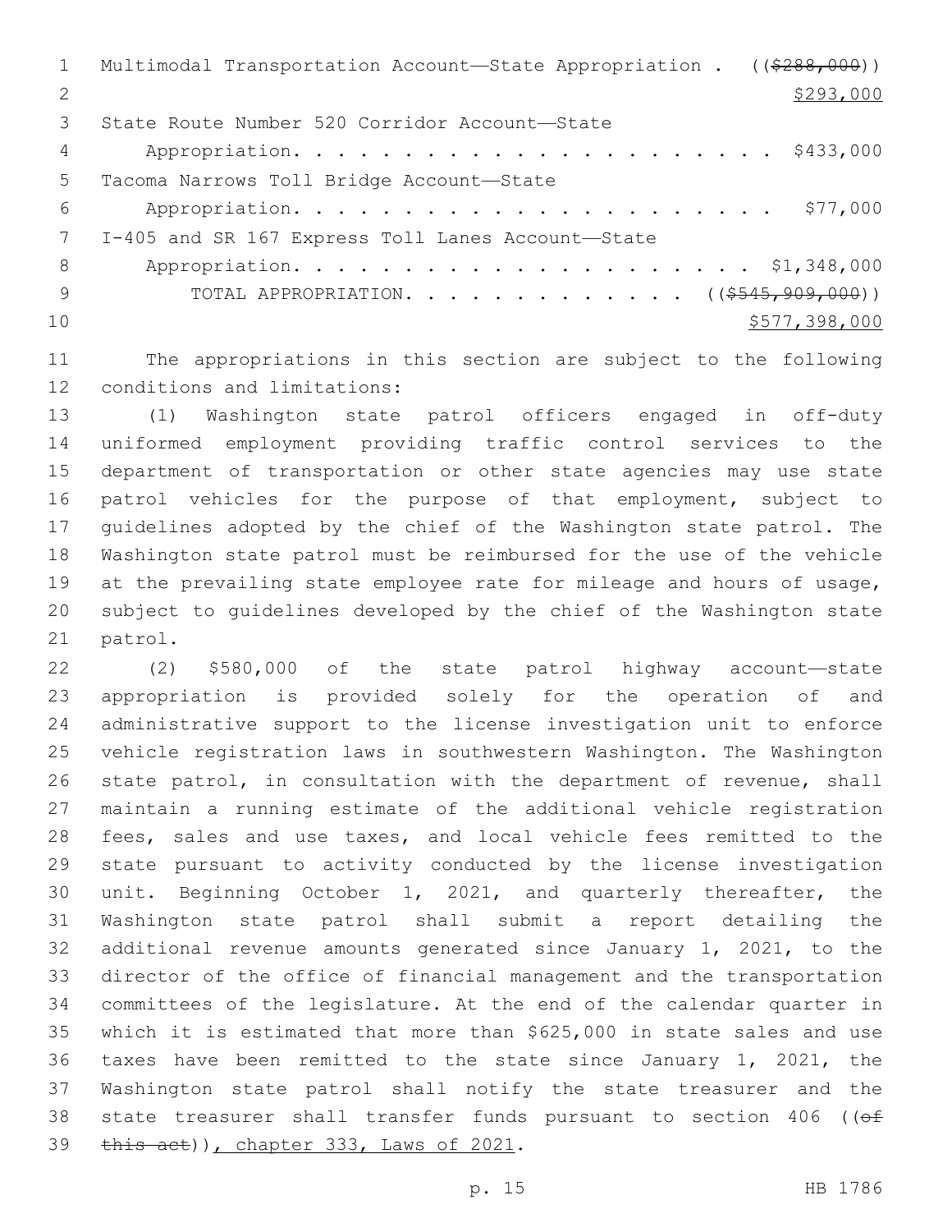Multimodal Transportation Account—State Appropriation . . ((~~$288,000~~))
$293,000

State Route Number 520 Corridor Account—State
Appropriation. . . . . . . . . . . . . . . . . . . . . . . $433,000

Tacoma Narrows Toll Bridge Account—State
Appropriation. . . . . . . . . . . . . . . . . . . . . . . $77,000

I-405 and SR 167 Express Toll Lanes Account—State
Appropriation. . . . . . . . . . . . . . . . . . . . . . . $1,348,000

TOTAL APPROPRIATION. . . . . . . . . . . . . . . ((~~$545,909,000~~))
$577,398,000

The appropriations in this section are subject to the following conditions and limitations:

(1) Washington state patrol officers engaged in off-duty uniformed employment providing traffic control services to the department of transportation or other state agencies may use state patrol vehicles for the purpose of that employment, subject to guidelines adopted by the chief of the Washington state patrol. The Washington state patrol must be reimbursed for the use of the vehicle at the prevailing state employee rate for mileage and hours of usage, subject to guidelines developed by the chief of the Washington state patrol.

(2) $580,000 of the state patrol highway account—state appropriation is provided solely for the operation of and administrative support to the license investigation unit to enforce vehicle registration laws in southwestern Washington. The Washington state patrol, in consultation with the department of revenue, shall maintain a running estimate of the additional vehicle registration fees, sales and use taxes, and local vehicle fees remitted to the state pursuant to activity conducted by the license investigation unit. Beginning October 1, 2021, and quarterly thereafter, the Washington state patrol shall submit a report detailing the additional revenue amounts generated since January 1, 2021, to the director of the office of financial management and the transportation committees of the legislature. At the end of the calendar quarter in which it is estimated that more than $625,000 in state sales and use taxes have been remitted to the state since January 1, 2021, the Washington state patrol shall notify the state treasurer and the state treasurer shall transfer funds pursuant to section 406 ((~~of this act~~)), chapter 333, Laws of 2021.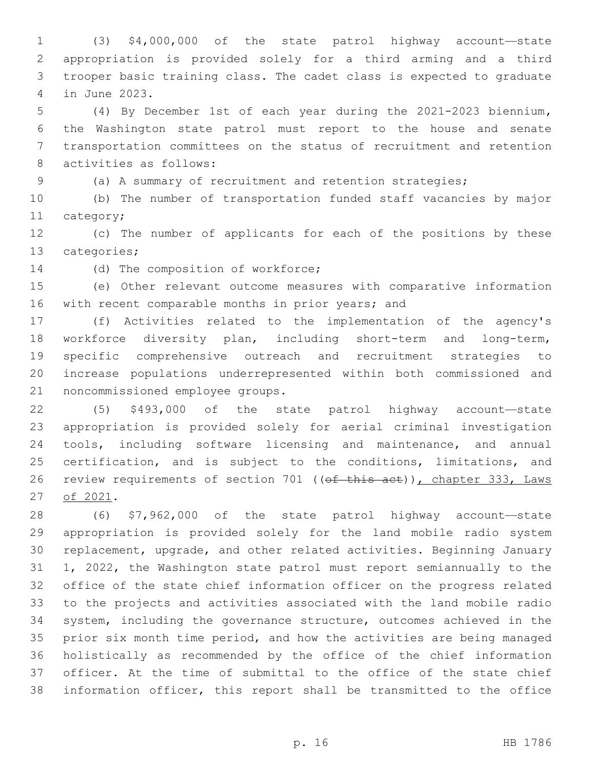(3) $4,000,000 of the state patrol highway account—state appropriation is provided solely for a third arming and a third trooper basic training class. The cadet class is expected to graduate in June 2023.

(4) By December 1st of each year during the 2021-2023 biennium, the Washington state patrol must report to the house and senate transportation committees on the status of recruitment and retention activities as follows:

(a) A summary of recruitment and retention strategies;

(b) The number of transportation funded staff vacancies by major category;

(c) The number of applicants for each of the positions by these categories;

(d) The composition of workforce;

(e) Other relevant outcome measures with comparative information with recent comparable months in prior years; and

(f) Activities related to the implementation of the agency's workforce diversity plan, including short-term and long-term, specific comprehensive outreach and recruitment strategies to increase populations underrepresented within both commissioned and noncommissioned employee groups.

(5) $493,000 of the state patrol highway account—state appropriation is provided solely for aerial criminal investigation tools, including software licensing and maintenance, and annual certification, and is subject to the conditions, limitations, and review requirements of section 701 ((~~of this act~~)), chapter 333, Laws of 2021.

(6) $7,962,000 of the state patrol highway account—state appropriation is provided solely for the land mobile radio system replacement, upgrade, and other related activities. Beginning January 1, 2022, the Washington state patrol must report semiannually to the office of the state chief information officer on the progress related to the projects and activities associated with the land mobile radio system, including the governance structure, outcomes achieved in the prior six month time period, and how the activities are being managed holistically as recommended by the office of the chief information officer. At the time of submittal to the office of the state chief information officer, this report shall be transmitted to the office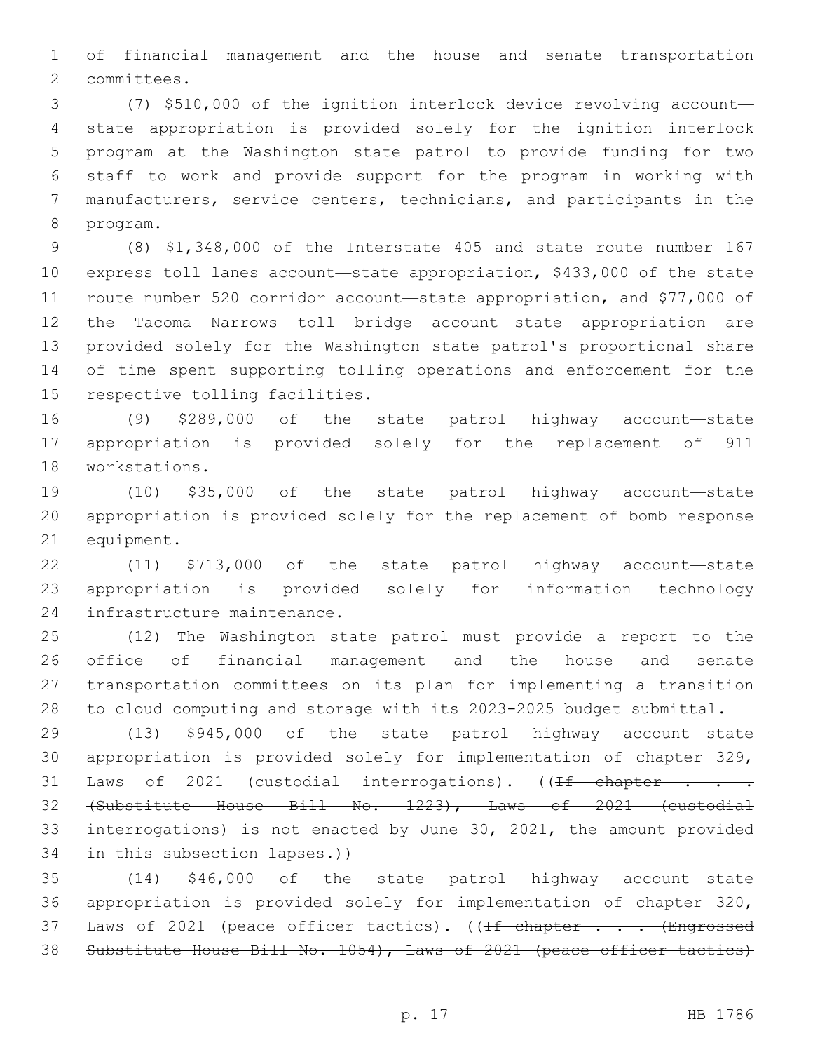of financial management and the house and senate transportation committees.

(7) $510,000 of the ignition interlock device revolving account—state appropriation is provided solely for the ignition interlock program at the Washington state patrol to provide funding for two staff to work and provide support for the program in working with manufacturers, service centers, technicians, and participants in the program.

(8) $1,348,000 of the Interstate 405 and state route number 167 express toll lanes account—state appropriation, $433,000 of the state route number 520 corridor account—state appropriation, and $77,000 of the Tacoma Narrows toll bridge account—state appropriation are provided solely for the Washington state patrol's proportional share of time spent supporting tolling operations and enforcement for the respective tolling facilities.

(9) $289,000 of the state patrol highway account—state appropriation is provided solely for the replacement of 911 workstations.

(10) $35,000 of the state patrol highway account—state appropriation is provided solely for the replacement of bomb response equipment.

(11) $713,000 of the state patrol highway account—state appropriation is provided solely for information technology infrastructure maintenance.

(12) The Washington state patrol must provide a report to the office of financial management and the house and senate transportation committees on its plan for implementing a transition to cloud computing and storage with its 2023-2025 budget submittal.

(13) $945,000 of the state patrol highway account—state appropriation is provided solely for implementation of chapter 329, Laws of 2021 (custodial interrogations). ((~~If chapter . . . (Substitute House Bill No. 1223), Laws of 2021 (custodial interrogations) is not enacted by June 30, 2021, the amount provided in this subsection lapses.~~))

(14) $46,000 of the state patrol highway account—state appropriation is provided solely for implementation of chapter 320, Laws of 2021 (peace officer tactics). ((~~If chapter . . . (Engrossed Substitute House Bill No. 1054), Laws of 2021 (peace officer tactics)~~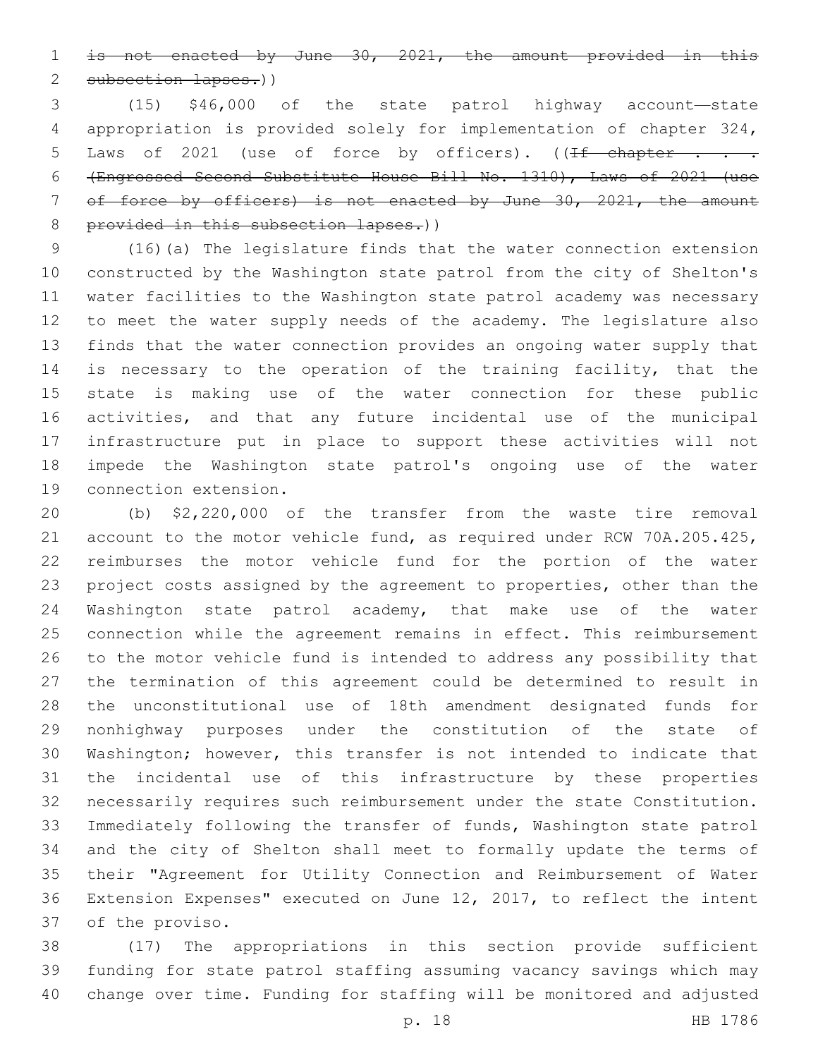~~is not enacted by June 30, 2021, the amount provided in this subsection lapses.~~))

(15) $46,000 of the state patrol highway account—state appropriation is provided solely for implementation of chapter 324, Laws of 2021 (use of force by officers). ((~~If chapter . . . (Engrossed Second Substitute House Bill No. 1310), Laws of 2021 (use of force by officers) is not enacted by June 30, 2021, the amount provided in this subsection lapses.~~))

(16)(a) The legislature finds that the water connection extension constructed by the Washington state patrol from the city of Shelton's water facilities to the Washington state patrol academy was necessary to meet the water supply needs of the academy. The legislature also finds that the water connection provides an ongoing water supply that is necessary to the operation of the training facility, that the state is making use of the water connection for these public activities, and that any future incidental use of the municipal infrastructure put in place to support these activities will not impede the Washington state patrol's ongoing use of the water connection extension.

(b) $2,220,000 of the transfer from the waste tire removal account to the motor vehicle fund, as required under RCW 70A.205.425, reimburses the motor vehicle fund for the portion of the water project costs assigned by the agreement to properties, other than the Washington state patrol academy, that make use of the water connection while the agreement remains in effect. This reimbursement to the motor vehicle fund is intended to address any possibility that the termination of this agreement could be determined to result in the unconstitutional use of 18th amendment designated funds for nonhighway purposes under the constitution of the state of Washington; however, this transfer is not intended to indicate that the incidental use of this infrastructure by these properties necessarily requires such reimbursement under the state Constitution. Immediately following the transfer of funds, Washington state patrol and the city of Shelton shall meet to formally update the terms of their "Agreement for Utility Connection and Reimbursement of Water Extension Expenses" executed on June 12, 2017, to reflect the intent of the proviso.

(17) The appropriations in this section provide sufficient funding for state patrol staffing assuming vacancy savings which may change over time. Funding for staffing will be monitored and adjusted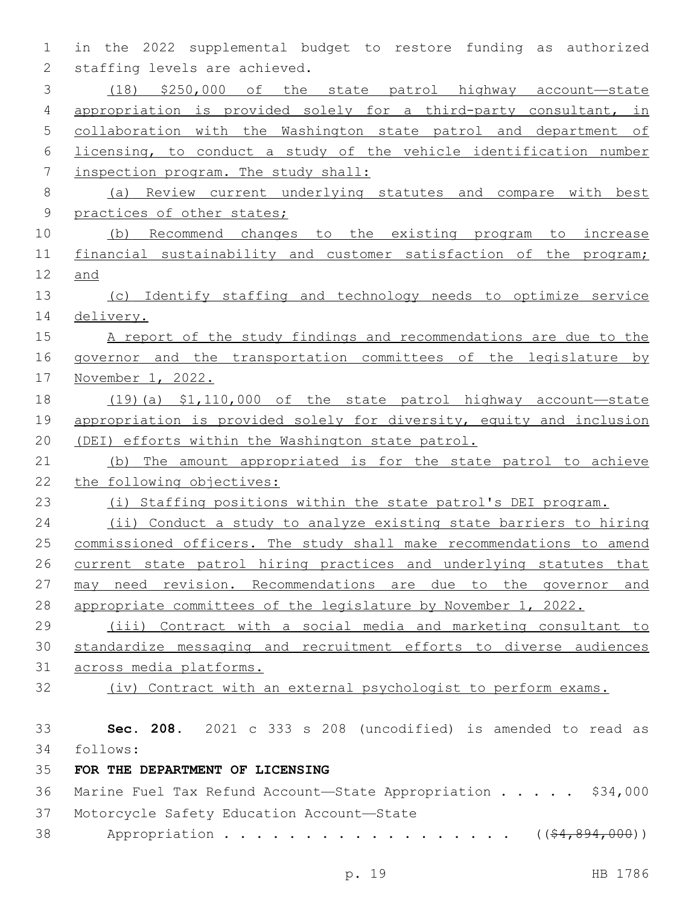in the 2022 supplemental budget to restore funding as authorized staffing levels are achieved.

(18) $250,000 of the state patrol highway account—state appropriation is provided solely for a third-party consultant, in collaboration with the Washington state patrol and department of licensing, to conduct a study of the vehicle identification number inspection program. The study shall:

(a) Review current underlying statutes and compare with best practices of other states;

(b) Recommend changes to the existing program to increase financial sustainability and customer satisfaction of the program; and

(c) Identify staffing and technology needs to optimize service delivery.

A report of the study findings and recommendations are due to the governor and the transportation committees of the legislature by November 1, 2022.

(19)(a) $1,110,000 of the state patrol highway account—state appropriation is provided solely for diversity, equity and inclusion (DEI) efforts within the Washington state patrol.

(b) The amount appropriated is for the state patrol to achieve the following objectives:

(i) Staffing positions within the state patrol's DEI program.

(ii) Conduct a study to analyze existing state barriers to hiring commissioned officers. The study shall make recommendations to amend current state patrol hiring practices and underlying statutes that may need revision. Recommendations are due to the governor and appropriate committees of the legislature by November 1, 2022.

(iii) Contract with a social media and marketing consultant to standardize messaging and recruitment efforts to diverse audiences across media platforms.

(iv) Contract with an external psychologist to perform exams.

**Sec. 208.** 2021 c 333 s 208 (uncodified) is amended to read as follows:

**FOR THE DEPARTMENT OF LICENSING**

Marine Fuel Tax Refund Account—State Appropriation . . . . . $34,000

Motorcycle Safety Education Account—State Appropriation . . . . . . . . . . . . . . . . . . ((~~$4,894,000~~))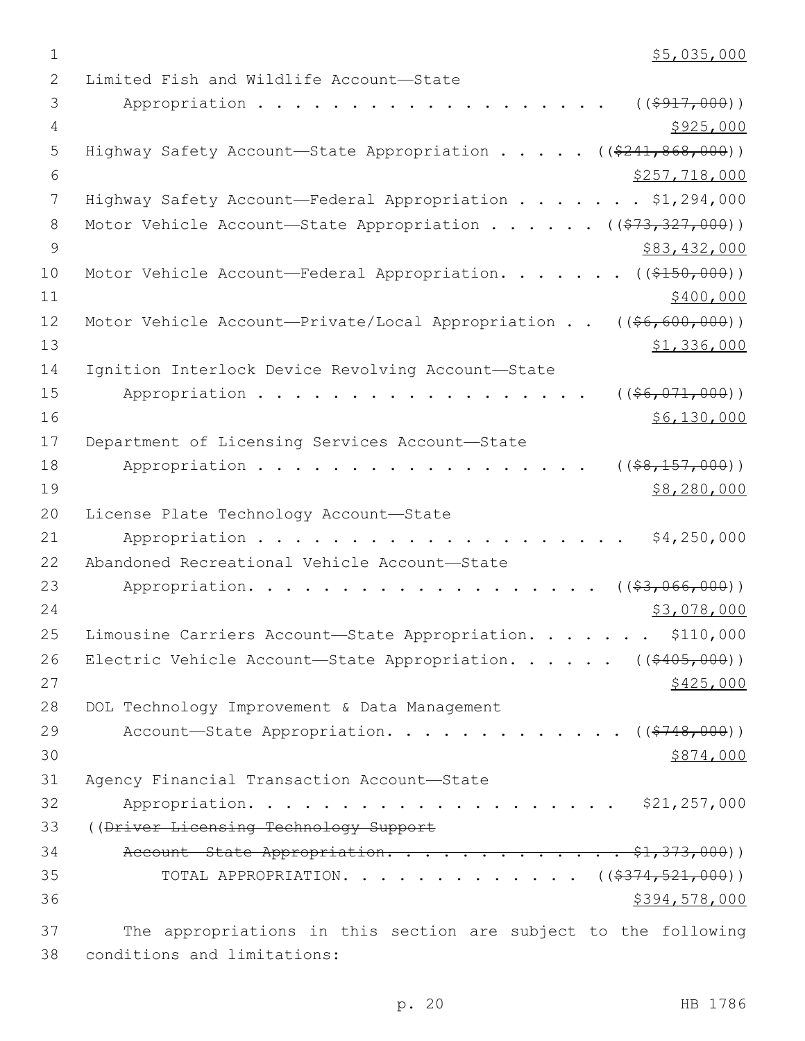$5,035,000

Limited Fish and Wildlife Account—State
Appropriation . . . . . . . . . . . . . . . . . . . ((~~$917,000~~))
$925,000

Highway Safety Account—State Appropriation . . . . . ((~~$241,868,000~~))
$257,718,000

Highway Safety Account—Federal Appropriation . . . . . . . $1,294,000

Motor Vehicle Account—State Appropriation . . . . . . ((~~$73,327,000~~))
$83,432,000

Motor Vehicle Account—Federal Appropriation. . . . . . . ((~~$150,000~~))
$400,000

Motor Vehicle Account—Private/Local Appropriation . . ((~~$6,600,000~~))
$1,336,000

Ignition Interlock Device Revolving Account—State
Appropriation . . . . . . . . . . . . . . . . . . ((~~$6,071,000~~))
$6,130,000

Department of Licensing Services Account—State
Appropriation . . . . . . . . . . . . . . . . . . ((~~$8,157,000~~))
$8,280,000

License Plate Technology Account—State
Appropriation . . . . . . . . . . . . . . . . . . . . $4,250,000

Abandoned Recreational Vehicle Account—State
Appropriation. . . . . . . . . . . . . . . . . . . . ((~~$3,066,000~~))
$3,078,000

Limousine Carriers Account—State Appropriation. . . . . . . $110,000

Electric Vehicle Account—State Appropriation. . . . . . ((~~$405,000~~))
$425,000

DOL Technology Improvement & Data Management
Account—State Appropriation. . . . . . . . . . . . . ((~~$748,000~~))
$874,000

Agency Financial Transaction Account—State
Appropriation. . . . . . . . . . . . . . . . . . . . $21,257,000

((~~Driver Licensing Technology Support~~
~~Account—State Appropriation. . . . . . . . . . . . . $1,373,000~~))

TOTAL APPROPRIATION. . . . . . . . . . . . . ((~~$374,521,000~~))
$394,578,000

The appropriations in this section are subject to the following conditions and limitations: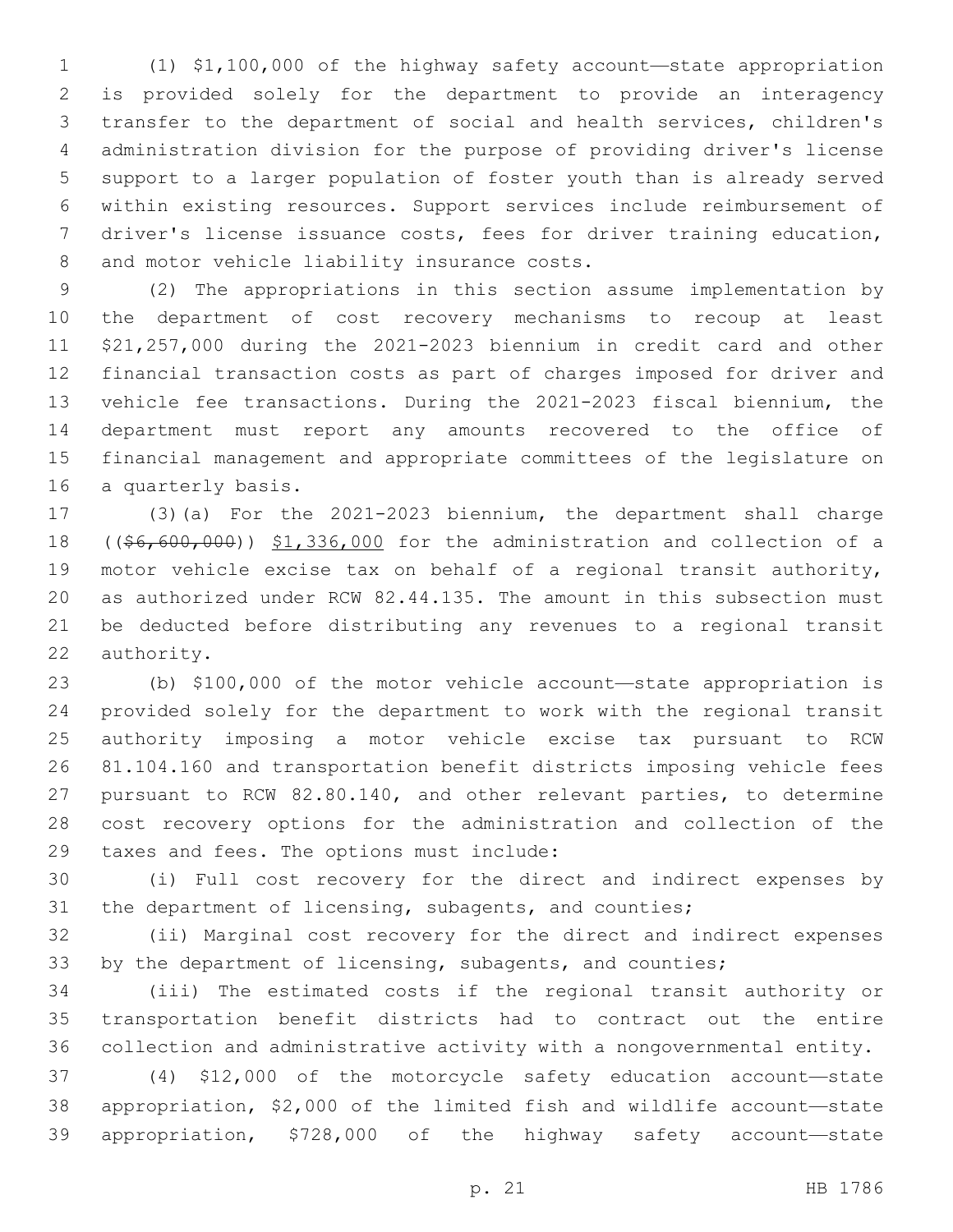(1) $1,100,000 of the highway safety account—state appropriation is provided solely for the department to provide an interagency transfer to the department of social and health services, children's administration division for the purpose of providing driver's license support to a larger population of foster youth than is already served within existing resources. Support services include reimbursement of driver's license issuance costs, fees for driver training education, and motor vehicle liability insurance costs.

(2) The appropriations in this section assume implementation by the department of cost recovery mechanisms to recoup at least $21,257,000 during the 2021-2023 biennium in credit card and other financial transaction costs as part of charges imposed for driver and vehicle fee transactions. During the 2021-2023 fiscal biennium, the department must report any amounts recovered to the office of financial management and appropriate committees of the legislature on a quarterly basis.

(3)(a) For the 2021-2023 biennium, the department shall charge ((~~$6,600,000~~)) <u>$1,336,000</u> for the administration and collection of a motor vehicle excise tax on behalf of a regional transit authority, as authorized under RCW 82.44.135. The amount in this subsection must be deducted before distributing any revenues to a regional transit authority.

(b) $100,000 of the motor vehicle account—state appropriation is provided solely for the department to work with the regional transit authority imposing a motor vehicle excise tax pursuant to RCW 81.104.160 and transportation benefit districts imposing vehicle fees pursuant to RCW 82.80.140, and other relevant parties, to determine cost recovery options for the administration and collection of the taxes and fees. The options must include:

(i) Full cost recovery for the direct and indirect expenses by the department of licensing, subagents, and counties;

(ii) Marginal cost recovery for the direct and indirect expenses by the department of licensing, subagents, and counties;

(iii) The estimated costs if the regional transit authority or transportation benefit districts had to contract out the entire collection and administrative activity with a nongovernmental entity.

(4) $12,000 of the motorcycle safety education account—state appropriation, $2,000 of the limited fish and wildlife account—state appropriation, $728,000 of the highway safety account—state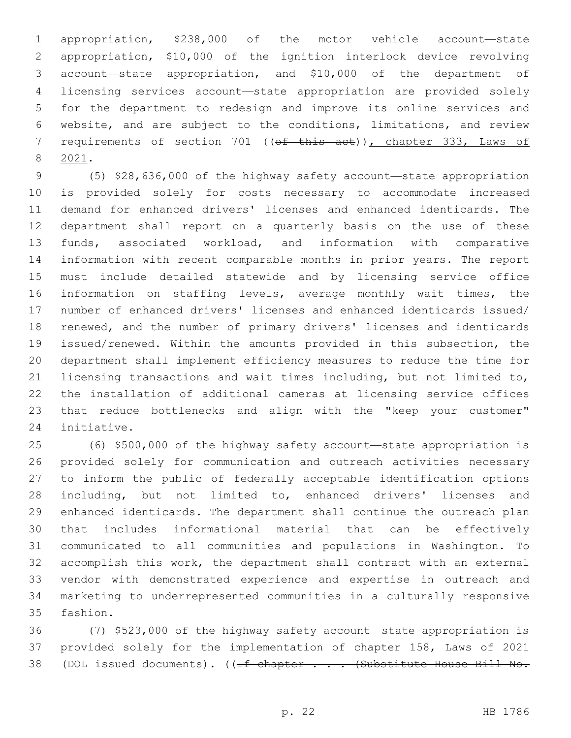appropriation, $238,000 of the motor vehicle account—state appropriation, $10,000 of the ignition interlock device revolving account—state appropriation, and $10,000 of the department of licensing services account—state appropriation are provided solely for the department to redesign and improve its online services and website, and are subject to the conditions, limitations, and review requirements of section 701 ((~~of this act~~)), chapter 333, Laws of 2021.

(5) $28,636,000 of the highway safety account—state appropriation is provided solely for costs necessary to accommodate increased demand for enhanced drivers' licenses and enhanced identicards. The department shall report on a quarterly basis on the use of these funds, associated workload, and information with comparative information with recent comparable months in prior years. The report must include detailed statewide and by licensing service office information on staffing levels, average monthly wait times, the number of enhanced drivers' licenses and enhanced identicards issued/renewed, and the number of primary drivers' licenses and identicards issued/renewed. Within the amounts provided in this subsection, the department shall implement efficiency measures to reduce the time for licensing transactions and wait times including, but not limited to, the installation of additional cameras at licensing service offices that reduce bottlenecks and align with the "keep your customer" initiative.

(6) $500,000 of the highway safety account—state appropriation is provided solely for communication and outreach activities necessary to inform the public of federally acceptable identification options including, but not limited to, enhanced drivers' licenses and enhanced identicards. The department shall continue the outreach plan that includes informational material that can be effectively communicated to all communities and populations in Washington. To accomplish this work, the department shall contract with an external vendor with demonstrated experience and expertise in outreach and marketing to underrepresented communities in a culturally responsive fashion.

(7) $523,000 of the highway safety account—state appropriation is provided solely for the implementation of chapter 158, Laws of 2021 (DOL issued documents). ((~~If chapter . . . (Substitute House Bill No.~~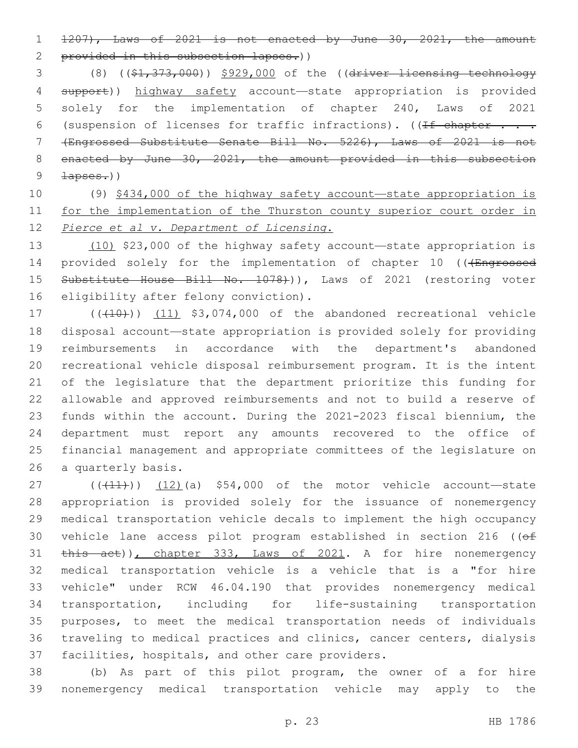1207), Laws of 2021 is not enacted by June 30, 2021, the amount provided in this subsection lapses.))

(8) (($1,373,000)) $929,000 of the ((driver licensing technology support)) highway safety account—state appropriation is provided solely for the implementation of chapter 240, Laws of 2021 (suspension of licenses for traffic infractions). ((If chapter . . . (Engrossed Substitute Senate Bill No. 5226), Laws of 2021 is not enacted by June 30, 2021, the amount provided in this subsection lapses.))

(9) $434,000 of the highway safety account—state appropriation is for the implementation of the Thurston county superior court order in *Pierce et al v. Department of Licensing*.

(10) $23,000 of the highway safety account—state appropriation is provided solely for the implementation of chapter 10 (((Engrossed Substitute House Bill No. 1078))), Laws of 2021 (restoring voter eligibility after felony conviction).

(((10))) (11) $3,074,000 of the abandoned recreational vehicle disposal account—state appropriation is provided solely for providing reimbursements in accordance with the department's abandoned recreational vehicle disposal reimbursement program. It is the intent of the legislature that the department prioritize this funding for allowable and approved reimbursements and not to build a reserve of funds within the account. During the 2021-2023 fiscal biennium, the department must report any amounts recovered to the office of financial management and appropriate committees of the legislature on a quarterly basis.

(((11))) (12)(a) $54,000 of the motor vehicle account—state appropriation is provided solely for the issuance of nonemergency medical transportation vehicle decals to implement the high occupancy vehicle lane access pilot program established in section 216 ((of this act)), chapter 333, Laws of 2021. A for hire nonemergency medical transportation vehicle is a vehicle that is a "for hire vehicle" under RCW 46.04.190 that provides nonemergency medical transportation, including for life-sustaining transportation purposes, to meet the medical transportation needs of individuals traveling to medical practices and clinics, cancer centers, dialysis facilities, hospitals, and other care providers.

(b) As part of this pilot program, the owner of a for hire nonemergency medical transportation vehicle may apply to the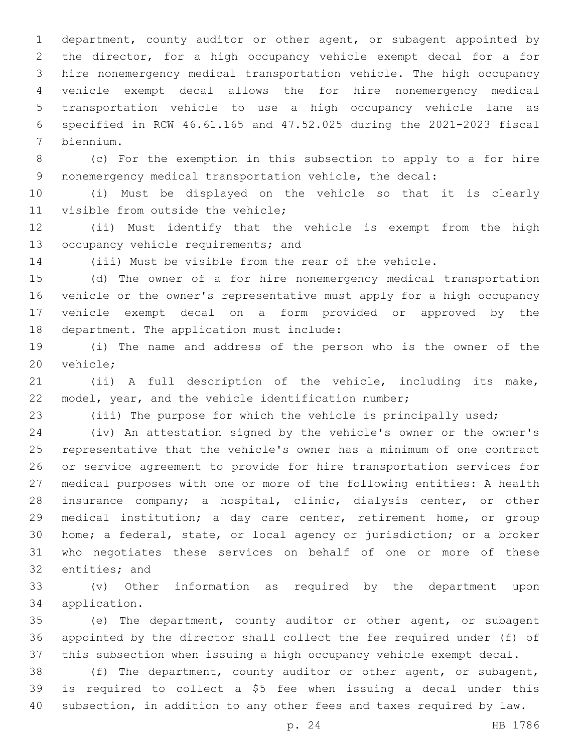department, county auditor or other agent, or subagent appointed by the director, for a high occupancy vehicle exempt decal for a for hire nonemergency medical transportation vehicle. The high occupancy vehicle exempt decal allows the for hire nonemergency medical transportation vehicle to use a high occupancy vehicle lane as specified in RCW 46.61.165 and 47.52.025 during the 2021-2023 fiscal biennium.

(c) For the exemption in this subsection to apply to a for hire nonemergency medical transportation vehicle, the decal:

(i) Must be displayed on the vehicle so that it is clearly visible from outside the vehicle;

(ii) Must identify that the vehicle is exempt from the high occupancy vehicle requirements; and

(iii) Must be visible from the rear of the vehicle.

(d) The owner of a for hire nonemergency medical transportation vehicle or the owner's representative must apply for a high occupancy vehicle exempt decal on a form provided or approved by the department. The application must include:

(i) The name and address of the person who is the owner of the vehicle;

(ii) A full description of the vehicle, including its make, model, year, and the vehicle identification number;

(iii) The purpose for which the vehicle is principally used;

(iv) An attestation signed by the vehicle's owner or the owner's representative that the vehicle's owner has a minimum of one contract or service agreement to provide for hire transportation services for medical purposes with one or more of the following entities: A health insurance company; a hospital, clinic, dialysis center, or other medical institution; a day care center, retirement home, or group home; a federal, state, or local agency or jurisdiction; or a broker who negotiates these services on behalf of one or more of these entities; and

(v) Other information as required by the department upon application.

(e) The department, county auditor or other agent, or subagent appointed by the director shall collect the fee required under (f) of this subsection when issuing a high occupancy vehicle exempt decal.

(f) The department, county auditor or other agent, or subagent, is required to collect a $5 fee when issuing a decal under this subsection, in addition to any other fees and taxes required by law.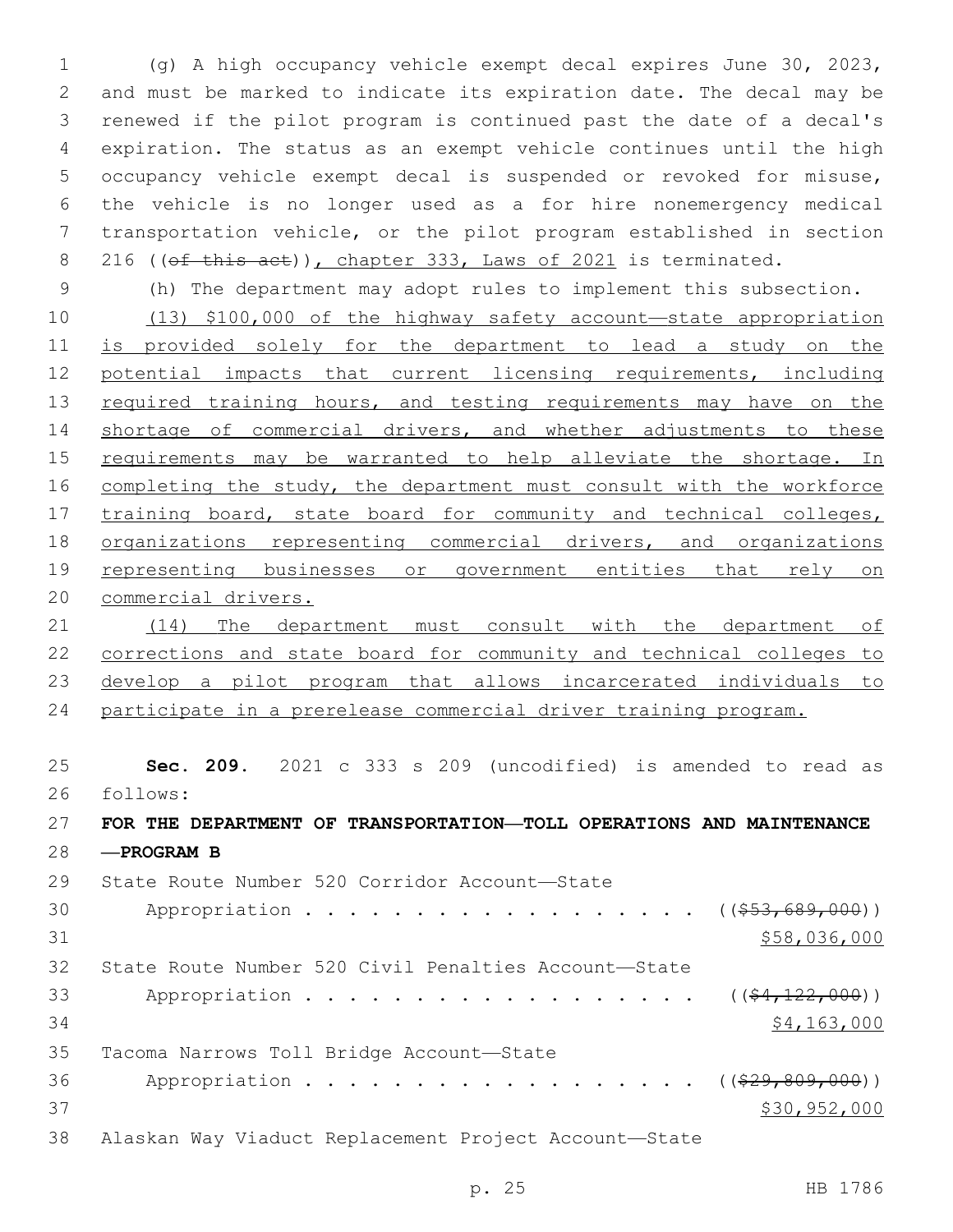(g) A high occupancy vehicle exempt decal expires June 30, 2023, and must be marked to indicate its expiration date. The decal may be renewed if the pilot program is continued past the date of a decal's expiration. The status as an exempt vehicle continues until the high occupancy vehicle exempt decal is suspended or revoked for misuse, the vehicle is no longer used as a for hire nonemergency medical transportation vehicle, or the pilot program established in section 216 ((~~of this act~~)), chapter 333, Laws of 2021 is terminated.

(h) The department may adopt rules to implement this subsection.

(13) $100,000 of the highway safety account—state appropriation is provided solely for the department to lead a study on the potential impacts that current licensing requirements, including required training hours, and testing requirements may have on the shortage of commercial drivers, and whether adjustments to these requirements may be warranted to help alleviate the shortage. In completing the study, the department must consult with the workforce training board, state board for community and technical colleges, organizations representing commercial drivers, and organizations representing businesses or government entities that rely on commercial drivers.

(14) The department must consult with the department of corrections and state board for community and technical colleges to develop a pilot program that allows incarcerated individuals to participate in a prerelease commercial driver training program.

**Sec. 209.** 2021 c 333 s 209 (uncodified) is amended to read as follows:

**FOR THE DEPARTMENT OF TRANSPORTATION—TOLL OPERATIONS AND MAINTENANCE —PROGRAM B**

State Route Number 520 Corridor Account—State
Appropriation . . . . . . . . . . . . . . . . . . . ((~~$53,689,000~~))
$58,036,000

State Route Number 520 Civil Penalties Account—State
Appropriation . . . . . . . . . . . . . . . . . . . ((~~$4,122,000~~))
$4,163,000

Tacoma Narrows Toll Bridge Account—State
Appropriation . . . . . . . . . . . . . . . . . . . ((~~$29,809,000~~))
$30,952,000

Alaskan Way Viaduct Replacement Project Account—State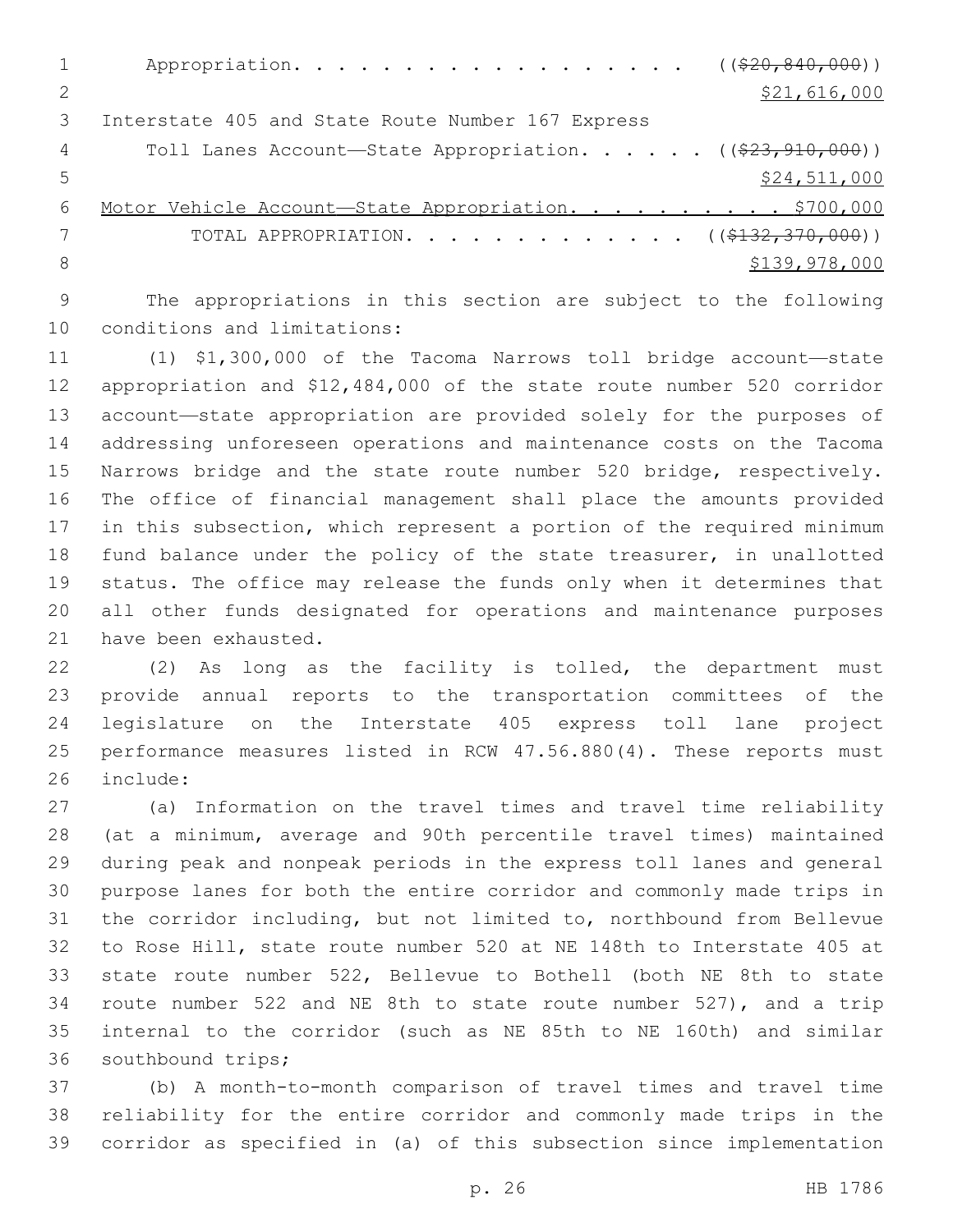Appropriation. . . . . . . . . . . . . . . . . . . ((~~$20,840,000~~))
<u>$21,616,000</u>

Interstate 405 and State Route Number 167 Express
Toll Lanes Account—State Appropriation. . . . . . ((~~$23,910,000~~))
<u>$24,511,000</u>

<u>Motor Vehicle Account—State Appropriation. . . . . . . . . . $700,000</u>

TOTAL APPROPRIATION. . . . . . . . . . . . . . ((~~$132,370,000~~))
<u>$139,978,000</u>

The appropriations in this section are subject to the following conditions and limitations:

(1) $1,300,000 of the Tacoma Narrows toll bridge account—state appropriation and $12,484,000 of the state route number 520 corridor account—state appropriation are provided solely for the purposes of addressing unforeseen operations and maintenance costs on the Tacoma Narrows bridge and the state route number 520 bridge, respectively. The office of financial management shall place the amounts provided in this subsection, which represent a portion of the required minimum fund balance under the policy of the state treasurer, in unallotted status. The office may release the funds only when it determines that all other funds designated for operations and maintenance purposes have been exhausted.

(2) As long as the facility is tolled, the department must provide annual reports to the transportation committees of the legislature on the Interstate 405 express toll lane project performance measures listed in RCW 47.56.880(4). These reports must include:

(a) Information on the travel times and travel time reliability (at a minimum, average and 90th percentile travel times) maintained during peak and nonpeak periods in the express toll lanes and general purpose lanes for both the entire corridor and commonly made trips in the corridor including, but not limited to, northbound from Bellevue to Rose Hill, state route number 520 at NE 148th to Interstate 405 at state route number 522, Bellevue to Bothell (both NE 8th to state route number 522 and NE 8th to state route number 527), and a trip internal to the corridor (such as NE 85th to NE 160th) and similar southbound trips;

(b) A month-to-month comparison of travel times and travel time reliability for the entire corridor and commonly made trips in the corridor as specified in (a) of this subsection since implementation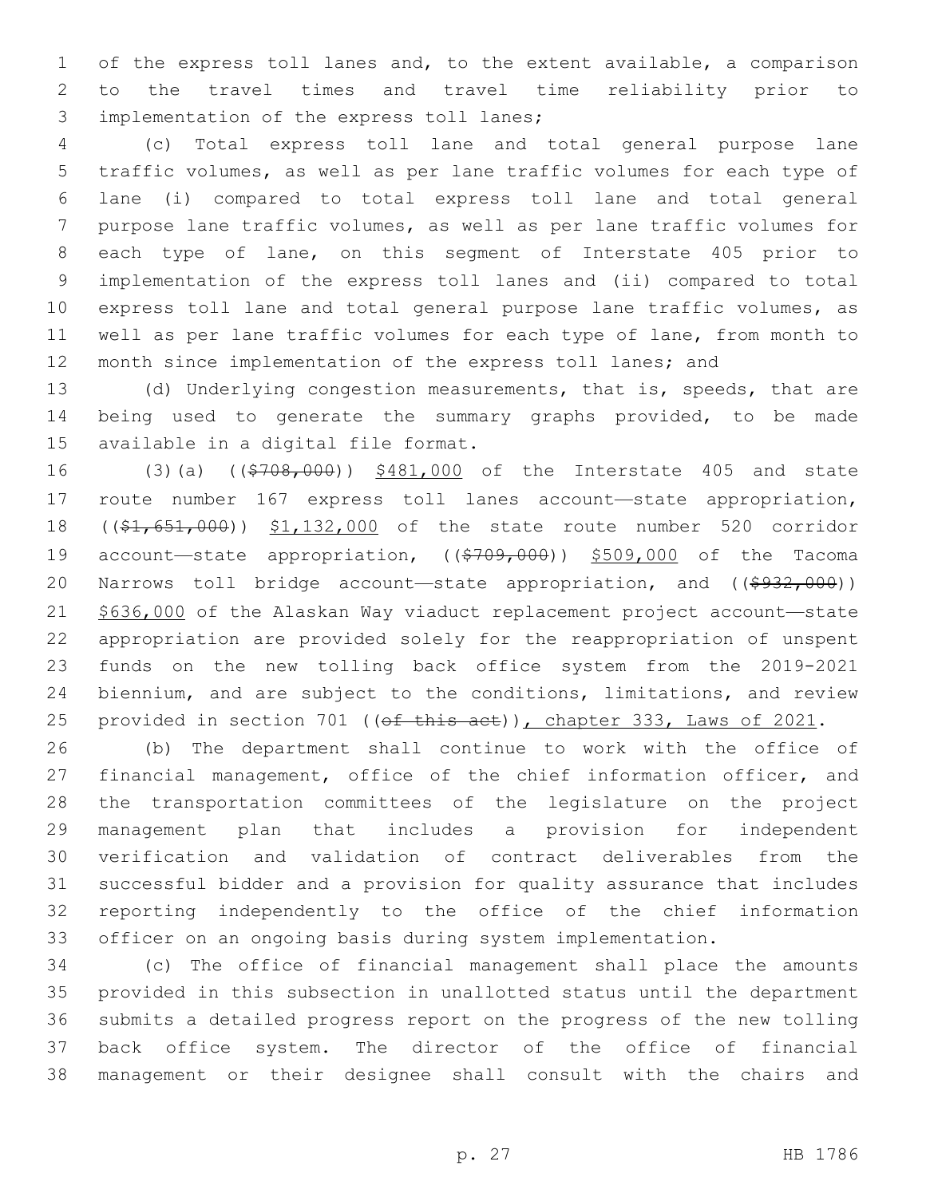of the express toll lanes and, to the extent available, a comparison to the travel times and travel time reliability prior to implementation of the express toll lanes;

(c) Total express toll lane and total general purpose lane traffic volumes, as well as per lane traffic volumes for each type of lane (i) compared to total express toll lane and total general purpose lane traffic volumes, as well as per lane traffic volumes for each type of lane, on this segment of Interstate 405 prior to implementation of the express toll lanes and (ii) compared to total express toll lane and total general purpose lane traffic volumes, as well as per lane traffic volumes for each type of lane, from month to month since implementation of the express toll lanes; and

(d) Underlying congestion measurements, that is, speeds, that are being used to generate the summary graphs provided, to be made available in a digital file format.

(3)(a) ((~~$708,000~~)) $481,000 of the Interstate 405 and state route number 167 express toll lanes account—state appropriation, ((~~$1,651,000~~)) $1,132,000 of the state route number 520 corridor account—state appropriation, ((~~$709,000~~)) $509,000 of the Tacoma Narrows toll bridge account—state appropriation, and ((~~$932,000~~)) $636,000 of the Alaskan Way viaduct replacement project account—state appropriation are provided solely for the reappropriation of unspent funds on the new tolling back office system from the 2019-2021 biennium, and are subject to the conditions, limitations, and review provided in section 701 ((~~of this act~~)), chapter 333, Laws of 2021.

(b) The department shall continue to work with the office of financial management, office of the chief information officer, and the transportation committees of the legislature on the project management plan that includes a provision for independent verification and validation of contract deliverables from the successful bidder and a provision for quality assurance that includes reporting independently to the office of the chief information officer on an ongoing basis during system implementation.

(c) The office of financial management shall place the amounts provided in this subsection in unallotted status until the department submits a detailed progress report on the progress of the new tolling back office system. The director of the office of financial management or their designee shall consult with the chairs and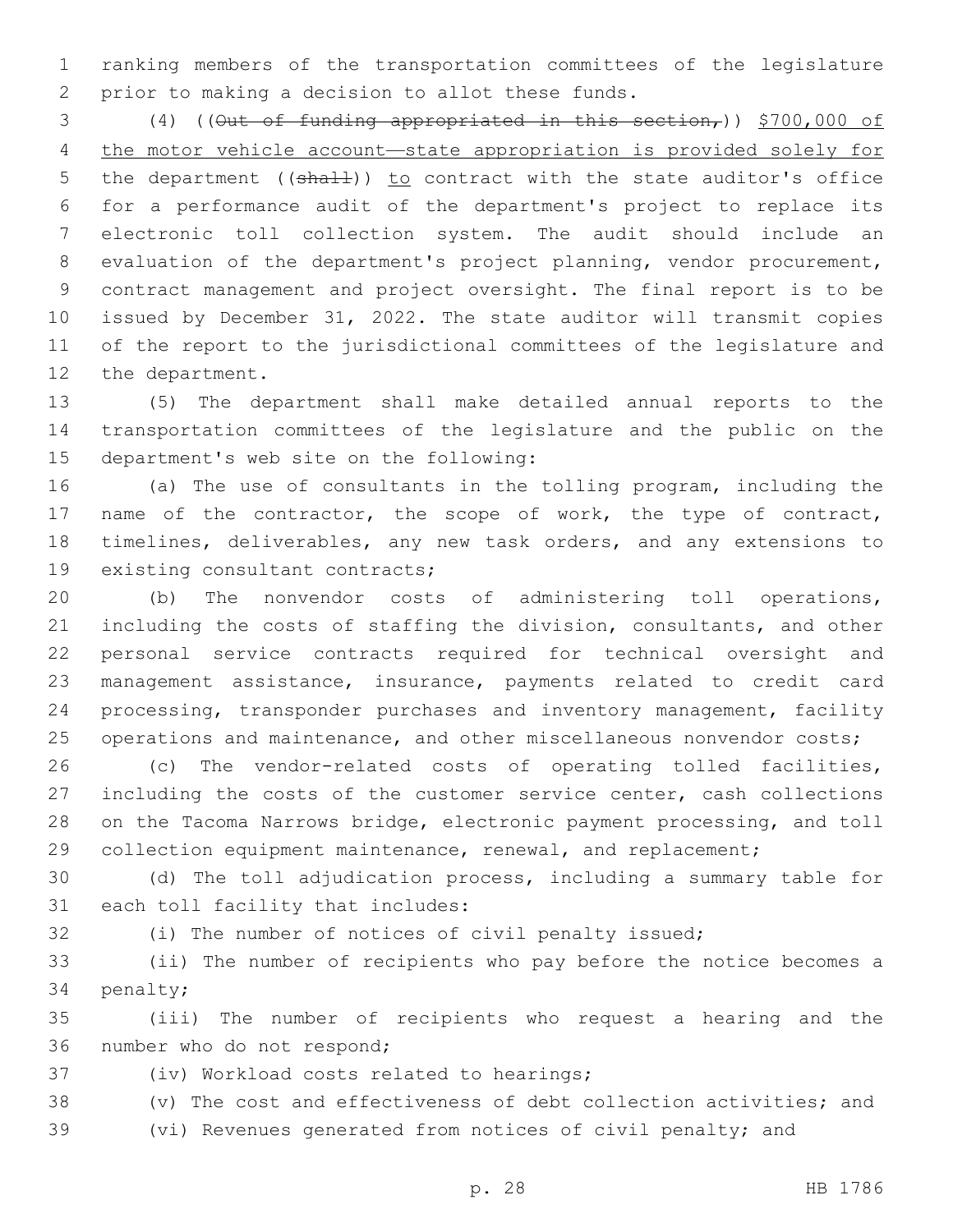ranking members of the transportation committees of the legislature prior to making a decision to allot these funds.

(4) ((~~Out of funding appropriated in this section,~~)) <u>$700,000 of the motor vehicle account—state appropriation is provided solely for</u> the department ((~~shall~~)) <u>to</u> contract with the state auditor's office for a performance audit of the department's project to replace its electronic toll collection system. The audit should include an evaluation of the department's project planning, vendor procurement, contract management and project oversight. The final report is to be issued by December 31, 2022. The state auditor will transmit copies of the report to the jurisdictional committees of the legislature and the department.

(5) The department shall make detailed annual reports to the transportation committees of the legislature and the public on the department's web site on the following:

(a) The use of consultants in the tolling program, including the name of the contractor, the scope of work, the type of contract, timelines, deliverables, any new task orders, and any extensions to existing consultant contracts;

(b) The nonvendor costs of administering toll operations, including the costs of staffing the division, consultants, and other personal service contracts required for technical oversight and management assistance, insurance, payments related to credit card processing, transponder purchases and inventory management, facility operations and maintenance, and other miscellaneous nonvendor costs;

(c) The vendor-related costs of operating tolled facilities, including the costs of the customer service center, cash collections on the Tacoma Narrows bridge, electronic payment processing, and toll collection equipment maintenance, renewal, and replacement;

(d) The toll adjudication process, including a summary table for each toll facility that includes:

(i) The number of notices of civil penalty issued;

(ii) The number of recipients who pay before the notice becomes a penalty;

(iii) The number of recipients who request a hearing and the number who do not respond;

(iv) Workload costs related to hearings;

(v) The cost and effectiveness of debt collection activities; and

(vi) Revenues generated from notices of civil penalty; and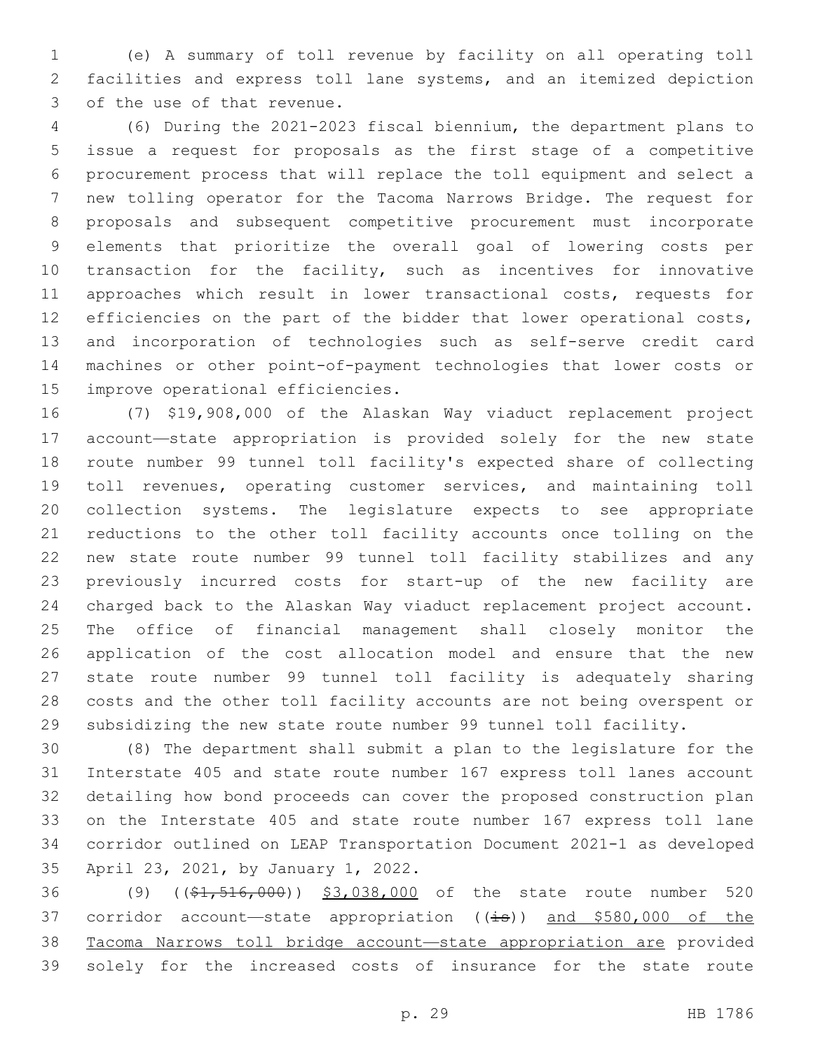(e) A summary of toll revenue by facility on all operating toll facilities and express toll lane systems, and an itemized depiction of the use of that revenue.

(6) During the 2021-2023 fiscal biennium, the department plans to issue a request for proposals as the first stage of a competitive procurement process that will replace the toll equipment and select a new tolling operator for the Tacoma Narrows Bridge. The request for proposals and subsequent competitive procurement must incorporate elements that prioritize the overall goal of lowering costs per transaction for the facility, such as incentives for innovative approaches which result in lower transactional costs, requests for efficiencies on the part of the bidder that lower operational costs, and incorporation of technologies such as self-serve credit card machines or other point-of-payment technologies that lower costs or improve operational efficiencies.

(7) $19,908,000 of the Alaskan Way viaduct replacement project account—state appropriation is provided solely for the new state route number 99 tunnel toll facility's expected share of collecting toll revenues, operating customer services, and maintaining toll collection systems. The legislature expects to see appropriate reductions to the other toll facility accounts once tolling on the new state route number 99 tunnel toll facility stabilizes and any previously incurred costs for start-up of the new facility are charged back to the Alaskan Way viaduct replacement project account. The office of financial management shall closely monitor the application of the cost allocation model and ensure that the new state route number 99 tunnel toll facility is adequately sharing costs and the other toll facility accounts are not being overspent or subsidizing the new state route number 99 tunnel toll facility.

(8) The department shall submit a plan to the legislature for the Interstate 405 and state route number 167 express toll lanes account detailing how bond proceeds can cover the proposed construction plan on the Interstate 405 and state route number 167 express toll lane corridor outlined on LEAP Transportation Document 2021-1 as developed April 23, 2021, by January 1, 2022.

(9) ((~~$1,516,000~~)) <u>$3,038,000</u> of the state route number 520 corridor account—state appropriation ((~~is~~)) <u>and $580,000 of the Tacoma Narrows toll bridge account—state appropriation are</u> provided solely for the increased costs of insurance for the state route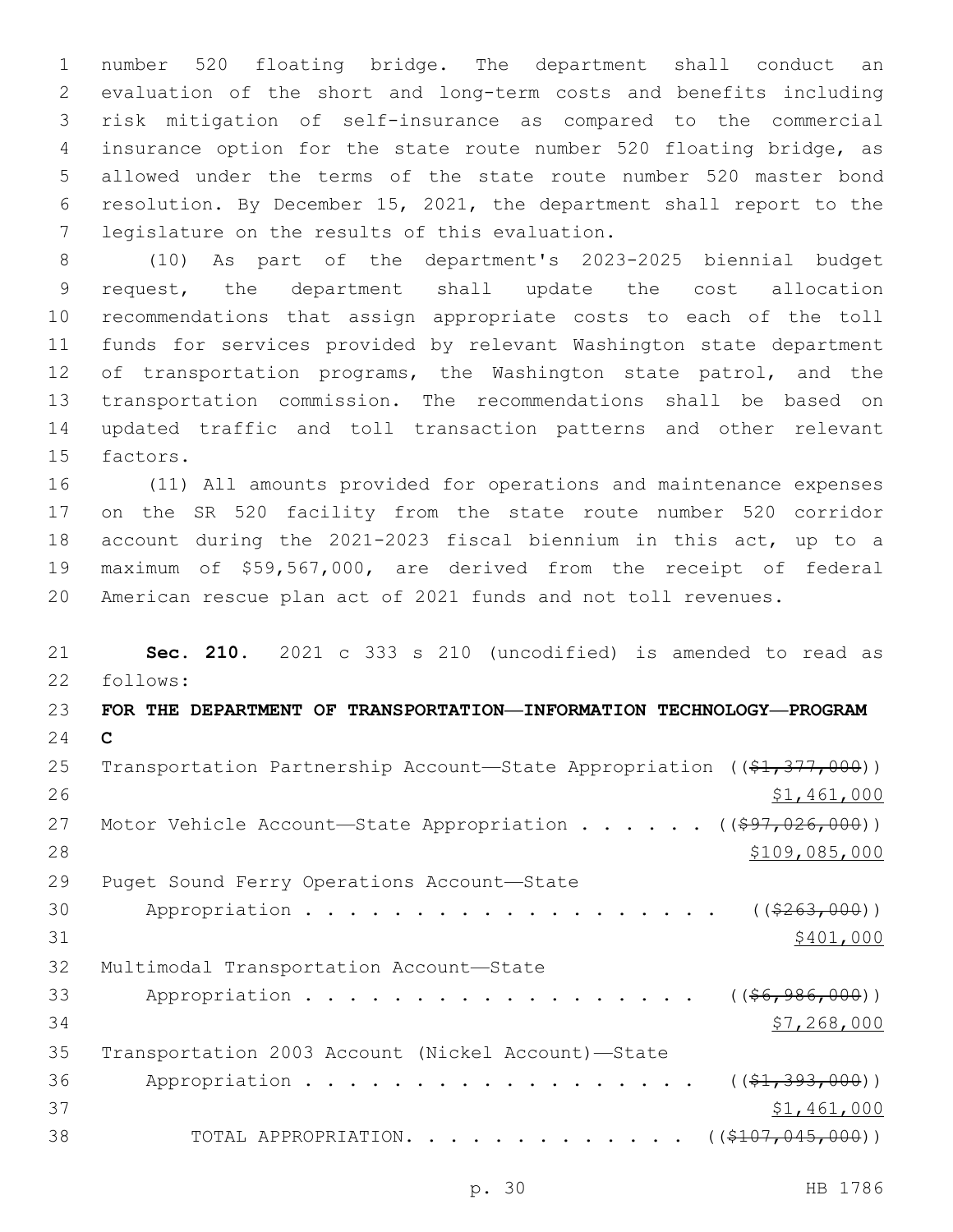number 520 floating bridge. The department shall conduct an evaluation of the short and long-term costs and benefits including risk mitigation of self-insurance as compared to the commercial insurance option for the state route number 520 floating bridge, as allowed under the terms of the state route number 520 master bond resolution. By December 15, 2021, the department shall report to the legislature on the results of this evaluation.

(10) As part of the department's 2023-2025 biennial budget request, the department shall update the cost allocation recommendations that assign appropriate costs to each of the toll funds for services provided by relevant Washington state department of transportation programs, the Washington state patrol, and the transportation commission. The recommendations shall be based on updated traffic and toll transaction patterns and other relevant factors.

(11) All amounts provided for operations and maintenance expenses on the SR 520 facility from the state route number 520 corridor account during the 2021-2023 fiscal biennium in this act, up to a maximum of $59,567,000, are derived from the receipt of federal American rescue plan act of 2021 funds and not toll revenues.

**Sec. 210.** 2021 c 333 s 210 (uncodified) is amended to read as follows:

**FOR THE DEPARTMENT OF TRANSPORTATION—INFORMATION TECHNOLOGY—PROGRAM C**

Transportation Partnership Account—State Appropriation ((~~$1,377,000~~)) $1,461,000

Motor Vehicle Account—State Appropriation . . . . . . ((~~$97,026,000~~)) $109,085,000

Puget Sound Ferry Operations Account—State Appropriation . . . . . . . . . . . . . . . . . . . . ((~~$263,000~~)) $401,000

Multimodal Transportation Account—State Appropriation . . . . . . . . . . . . . . . . . . . . ((~~$6,986,000~~)) $7,268,000

Transportation 2003 Account (Nickel Account)—State Appropriation . . . . . . . . . . . . . . . . . . . . ((~~$1,393,000~~)) $1,461,000

TOTAL APPROPRIATION. . . . . . . . . . . . . . ((~~$107,045,000~~))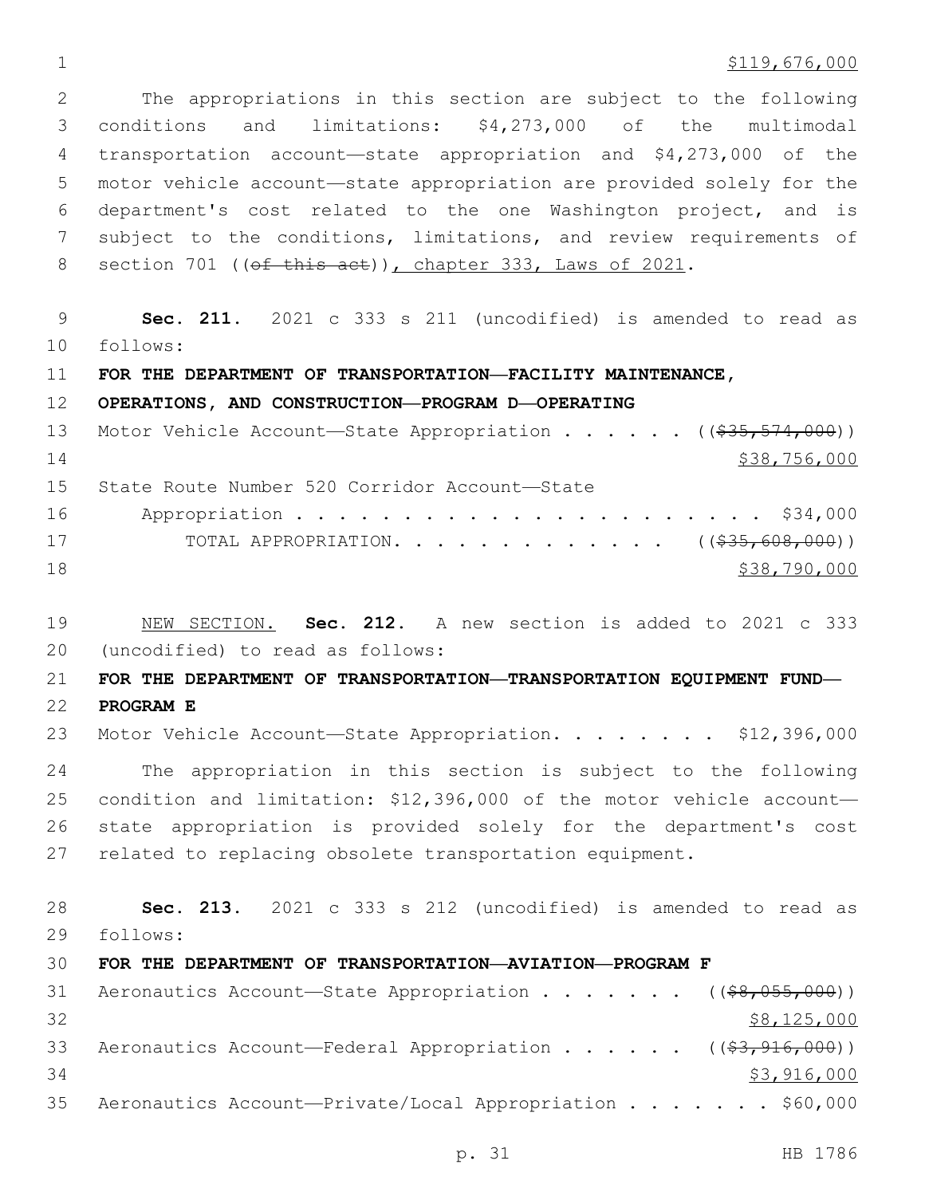$119,676,000

The appropriations in this section are subject to the following conditions and limitations: $4,273,000 of the multimodal transportation account—state appropriation and $4,273,000 of the motor vehicle account—state appropriation are provided solely for the department's cost related to the one Washington project, and is subject to the conditions, limitations, and review requirements of section 701 ((~~of this act~~)), chapter 333, Laws of 2021.

**Sec. 211.** 2021 c 333 s 211 (uncodified) is amended to read as follows:

**FOR THE DEPARTMENT OF TRANSPORTATION—FACILITY MAINTENANCE, OPERATIONS, AND CONSTRUCTION—PROGRAM D—OPERATING**

Motor Vehicle Account—State Appropriation . . . . . . ((~~$35,574,000~~))
$38,756,000

State Route Number 520 Corridor Account—State Appropriation . . . . . . . . . . . . . . . . . . . . . . . $34,000

TOTAL APPROPRIATION. . . . . . . . . . . . . ((~~$35,608,000~~))
$38,790,000

NEW SECTION. **Sec. 212.** A new section is added to 2021 c 333 (uncodified) to read as follows:

**FOR THE DEPARTMENT OF TRANSPORTATION—TRANSPORTATION EQUIPMENT FUND—PROGRAM E**

Motor Vehicle Account—State Appropriation. . . . . . . . $12,396,000

The appropriation in this section is subject to the following condition and limitation: $12,396,000 of the motor vehicle account—state appropriation is provided solely for the department's cost related to replacing obsolete transportation equipment.

**Sec. 213.** 2021 c 333 s 212 (uncodified) is amended to read as follows:

**FOR THE DEPARTMENT OF TRANSPORTATION—AVIATION—PROGRAM F**

Aeronautics Account—State Appropriation . . . . . . . ((~~$8,055,000~~))
$8,125,000

Aeronautics Account—Federal Appropriation . . . . . . ((~~$3,916,000~~))
$3,916,000

Aeronautics Account—Private/Local Appropriation . . . . . . . $60,000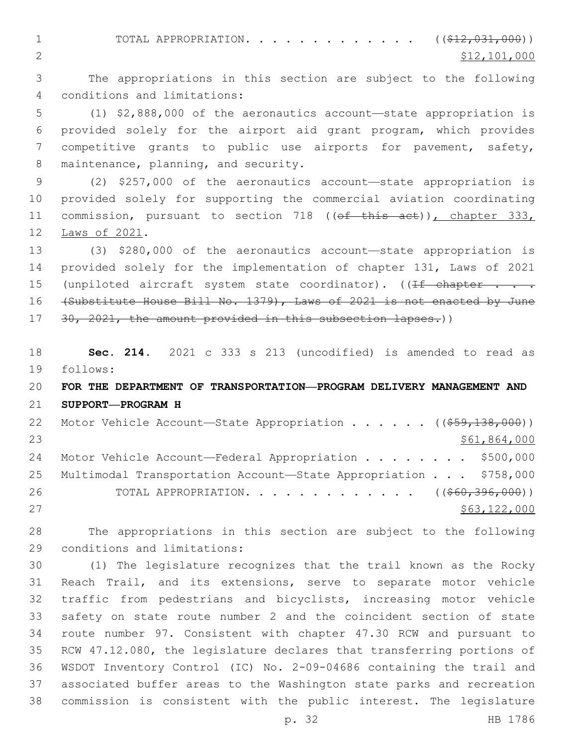TOTAL APPROPRIATION. . . . . . . . . . . . . . ~~(($12,031,000))~~
$12,101,000

The appropriations in this section are subject to the following conditions and limitations:

(1) $2,888,000 of the aeronautics account—state appropriation is provided solely for the airport aid grant program, which provides competitive grants to public use airports for pavement, safety, maintenance, planning, and security.

(2) $257,000 of the aeronautics account—state appropriation is provided solely for supporting the commercial aviation coordinating commission, pursuant to section 718 ~~((of this act))~~, chapter 333, Laws of 2021.

(3) $280,000 of the aeronautics account—state appropriation is provided solely for the implementation of chapter 131, Laws of 2021 (unpiloted aircraft system state coordinator). ~~((If chapter . . . (Substitute House Bill No. 1379), Laws of 2021 is not enacted by June 30, 2021, the amount provided in this subsection lapses.))~~

**Sec. 214.** 2021 c 333 s 213 (uncodified) is amended to read as follows:

**FOR THE DEPARTMENT OF TRANSPORTATION—PROGRAM DELIVERY MANAGEMENT AND SUPPORT—PROGRAM H**

Motor Vehicle Account—State Appropriation . . . . . . ~~(($59,138,000))~~
$61,864,000

Motor Vehicle Account—Federal Appropriation . . . . . . . . $500,000

Multimodal Transportation Account—State Appropriation . . . $758,000

TOTAL APPROPRIATION. . . . . . . . . . . . . . ~~(($60,396,000))~~
$63,122,000

The appropriations in this section are subject to the following conditions and limitations:

(1) The legislature recognizes that the trail known as the Rocky Reach Trail, and its extensions, serve to separate motor vehicle traffic from pedestrians and bicyclists, increasing motor vehicle safety on state route number 2 and the coincident section of state route number 97. Consistent with chapter 47.30 RCW and pursuant to RCW 47.12.080, the legislature declares that transferring portions of WSDOT Inventory Control (IC) No. 2-09-04686 containing the trail and associated buffer areas to the Washington state parks and recreation commission is consistent with the public interest. The legislature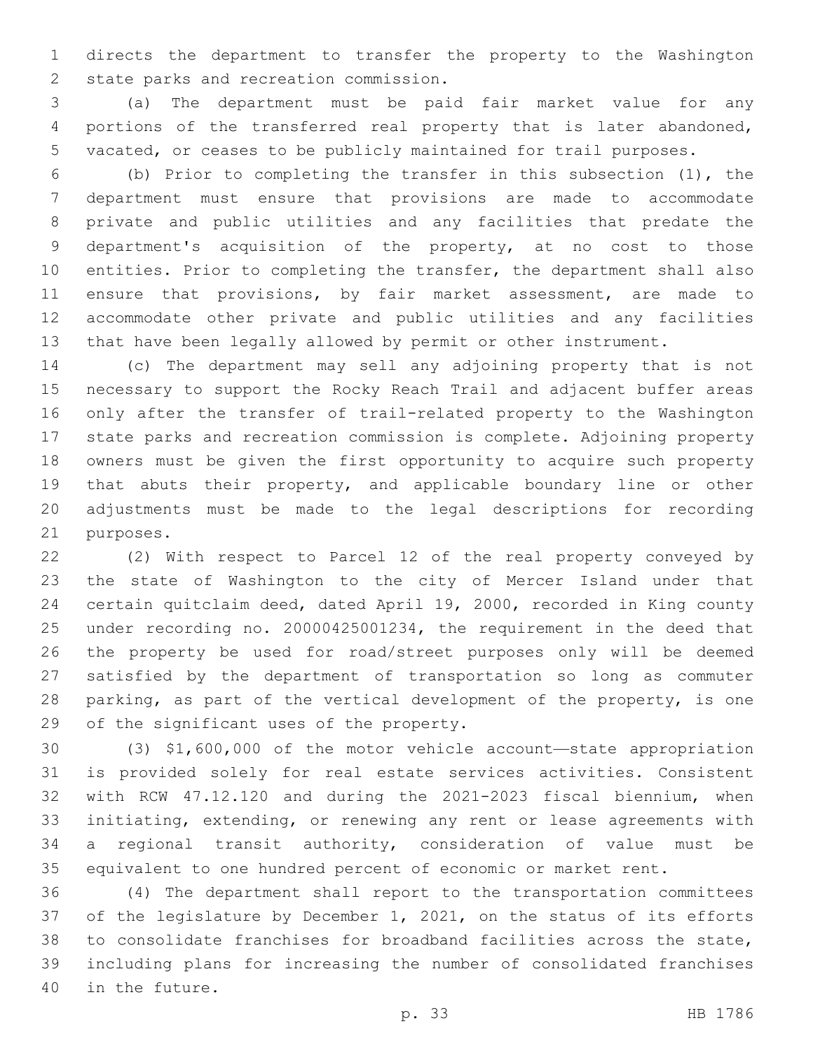directs the department to transfer the property to the Washington state parks and recreation commission.

(a) The department must be paid fair market value for any portions of the transferred real property that is later abandoned, vacated, or ceases to be publicly maintained for trail purposes.

(b) Prior to completing the transfer in this subsection (1), the department must ensure that provisions are made to accommodate private and public utilities and any facilities that predate the department's acquisition of the property, at no cost to those entities. Prior to completing the transfer, the department shall also ensure that provisions, by fair market assessment, are made to accommodate other private and public utilities and any facilities that have been legally allowed by permit or other instrument.

(c) The department may sell any adjoining property that is not necessary to support the Rocky Reach Trail and adjacent buffer areas only after the transfer of trail-related property to the Washington state parks and recreation commission is complete. Adjoining property owners must be given the first opportunity to acquire such property that abuts their property, and applicable boundary line or other adjustments must be made to the legal descriptions for recording purposes.

(2) With respect to Parcel 12 of the real property conveyed by the state of Washington to the city of Mercer Island under that certain quitclaim deed, dated April 19, 2000, recorded in King county under recording no. 20000425001234, the requirement in the deed that the property be used for road/street purposes only will be deemed satisfied by the department of transportation so long as commuter parking, as part of the vertical development of the property, is one of the significant uses of the property.

(3) $1,600,000 of the motor vehicle account—state appropriation is provided solely for real estate services activities. Consistent with RCW 47.12.120 and during the 2021-2023 fiscal biennium, when initiating, extending, or renewing any rent or lease agreements with a regional transit authority, consideration of value must be equivalent to one hundred percent of economic or market rent.

(4) The department shall report to the transportation committees of the legislature by December 1, 2021, on the status of its efforts to consolidate franchises for broadband facilities across the state, including plans for increasing the number of consolidated franchises in the future.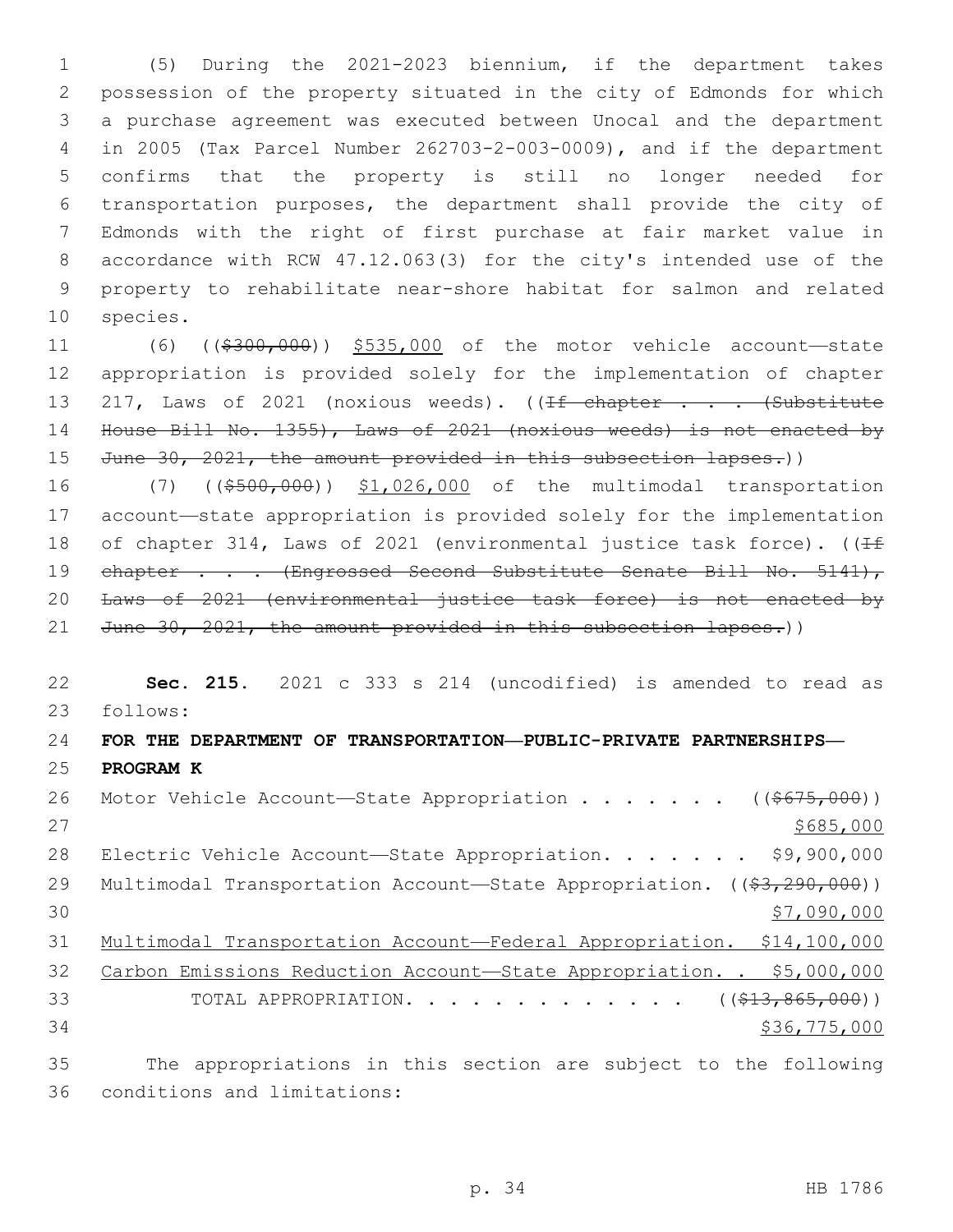(5) During the 2021-2023 biennium, if the department takes possession of the property situated in the city of Edmonds for which a purchase agreement was executed between Unocal and the department in 2005 (Tax Parcel Number 262703-2-003-0009), and if the department confirms that the property is still no longer needed for transportation purposes, the department shall provide the city of Edmonds with the right of first purchase at fair market value in accordance with RCW 47.12.063(3) for the city's intended use of the property to rehabilitate near-shore habitat for salmon and related species.

(6) ((~~$300,000~~)) <u>$535,000</u> of the motor vehicle account—state appropriation is provided solely for the implementation of chapter 217, Laws of 2021 (noxious weeds). ((~~If chapter . . . (Substitute House Bill No. 1355), Laws of 2021 (noxious weeds) is not enacted by June 30, 2021, the amount provided in this subsection lapses.~~))

(7) ((~~$500,000~~)) <u>$1,026,000</u> of the multimodal transportation account—state appropriation is provided solely for the implementation of chapter 314, Laws of 2021 (environmental justice task force). ((~~If chapter . . . (Engrossed Second Substitute Senate Bill No. 5141), Laws of 2021 (environmental justice task force) is not enacted by June 30, 2021, the amount provided in this subsection lapses.~~))

**Sec. 215.** 2021 c 333 s 214 (uncodified) is amended to read as follows:

**FOR THE DEPARTMENT OF TRANSPORTATION—PUBLIC-PRIVATE PARTNERSHIPS—PROGRAM K**

Motor Vehicle Account—State Appropriation . . . . . . . ((~~$675,000~~)) <u>$685,000</u>

Electric Vehicle Account—State Appropriation. . . . . . . $9,900,000

Multimodal Transportation Account—State Appropriation. ((~~$3,290,000~~)) <u>$7,090,000</u>

<u>Multimodal Transportation Account—Federal Appropriation. $14,100,000</u>

<u>Carbon Emissions Reduction Account—State Appropriation. . $5,000,000</u>

TOTAL APPROPRIATION. . . . . . . . . . . . . ((~~$13,865,000~~)) <u>$36,775,000</u>

The appropriations in this section are subject to the following conditions and limitations: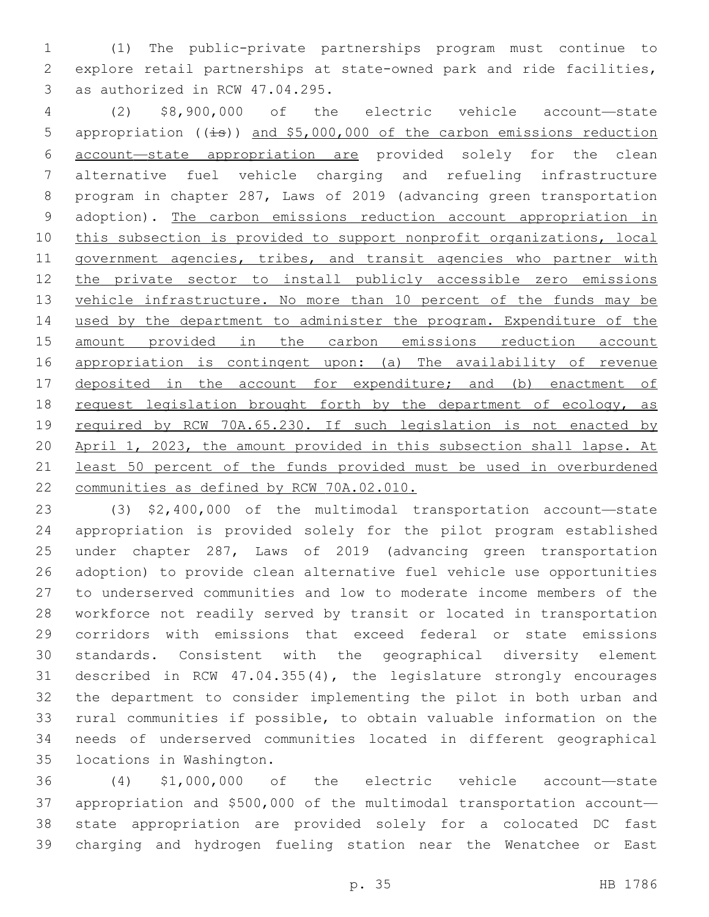(1) The public-private partnerships program must continue to explore retail partnerships at state-owned park and ride facilities, as authorized in RCW 47.04.295.

(2) $8,900,000 of the electric vehicle account—state appropriation ((is)) and $5,000,000 of the carbon emissions reduction account—state appropriation are provided solely for the clean alternative fuel vehicle charging and refueling infrastructure program in chapter 287, Laws of 2019 (advancing green transportation adoption). The carbon emissions reduction account appropriation in this subsection is provided to support nonprofit organizations, local government agencies, tribes, and transit agencies who partner with the private sector to install publicly accessible zero emissions vehicle infrastructure. No more than 10 percent of the funds may be used by the department to administer the program. Expenditure of the amount provided in the carbon emissions reduction account appropriation is contingent upon: (a) The availability of revenue deposited in the account for expenditure; and (b) enactment of request legislation brought forth by the department of ecology, as required by RCW 70A.65.230. If such legislation is not enacted by April 1, 2023, the amount provided in this subsection shall lapse. At least 50 percent of the funds provided must be used in overburdened communities as defined by RCW 70A.02.010.

(3) $2,400,000 of the multimodal transportation account—state appropriation is provided solely for the pilot program established under chapter 287, Laws of 2019 (advancing green transportation adoption) to provide clean alternative fuel vehicle use opportunities to underserved communities and low to moderate income members of the workforce not readily served by transit or located in transportation corridors with emissions that exceed federal or state emissions standards. Consistent with the geographical diversity element described in RCW 47.04.355(4), the legislature strongly encourages the department to consider implementing the pilot in both urban and rural communities if possible, to obtain valuable information on the needs of underserved communities located in different geographical locations in Washington.

(4) $1,000,000 of the electric vehicle account—state appropriation and $500,000 of the multimodal transportation account—state appropriation are provided solely for a colocated DC fast charging and hydrogen fueling station near the Wenatchee or East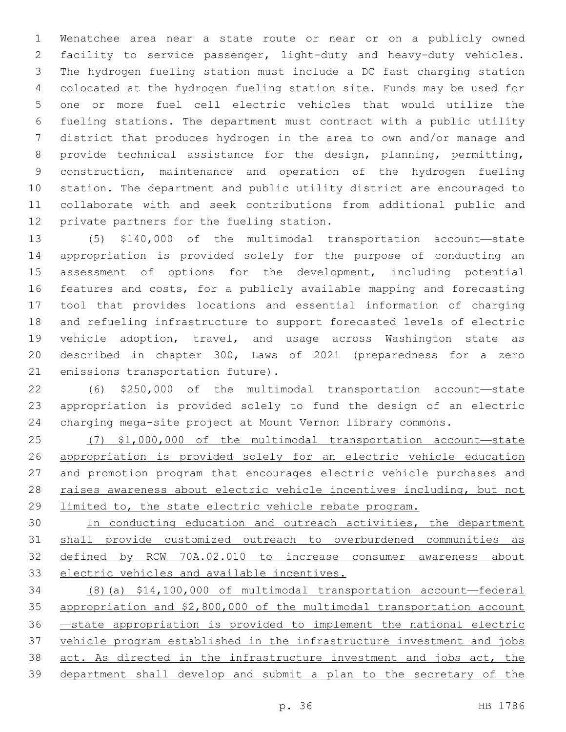Wenatchee area near a state route or near or on a publicly owned facility to service passenger, light-duty and heavy-duty vehicles. The hydrogen fueling station must include a DC fast charging station colocated at the hydrogen fueling station site. Funds may be used for one or more fuel cell electric vehicles that would utilize the fueling stations. The department must contract with a public utility district that produces hydrogen in the area to own and/or manage and provide technical assistance for the design, planning, permitting, construction, maintenance and operation of the hydrogen fueling station. The department and public utility district are encouraged to collaborate with and seek contributions from additional public and private partners for the fueling station.

(5) $140,000 of the multimodal transportation account—state appropriation is provided solely for the purpose of conducting an assessment of options for the development, including potential features and costs, for a publicly available mapping and forecasting tool that provides locations and essential information of charging and refueling infrastructure to support forecasted levels of electric vehicle adoption, travel, and usage across Washington state as described in chapter 300, Laws of 2021 (preparedness for a zero emissions transportation future).

(6) $250,000 of the multimodal transportation account—state appropriation is provided solely to fund the design of an electric charging mega-site project at Mount Vernon library commons.

<u>(7) $1,000,000 of the multimodal transportation account—state appropriation is provided solely for an electric vehicle education and promotion program that encourages electric vehicle purchases and raises awareness about electric vehicle incentives including, but not limited to, the state electric vehicle rebate program.</u>

<u>In conducting education and outreach activities, the department shall provide customized outreach to overburdened communities as defined by RCW 70A.02.010 to increase consumer awareness about electric vehicles and available incentives.</u>

<u>(8)(a) $14,100,000 of multimodal transportation account—federal appropriation and $2,800,000 of the multimodal transportation account—state appropriation is provided to implement the national electric vehicle program established in the infrastructure investment and jobs act. As directed in the infrastructure investment and jobs act, the department shall develop and submit a plan to the secretary of the</u>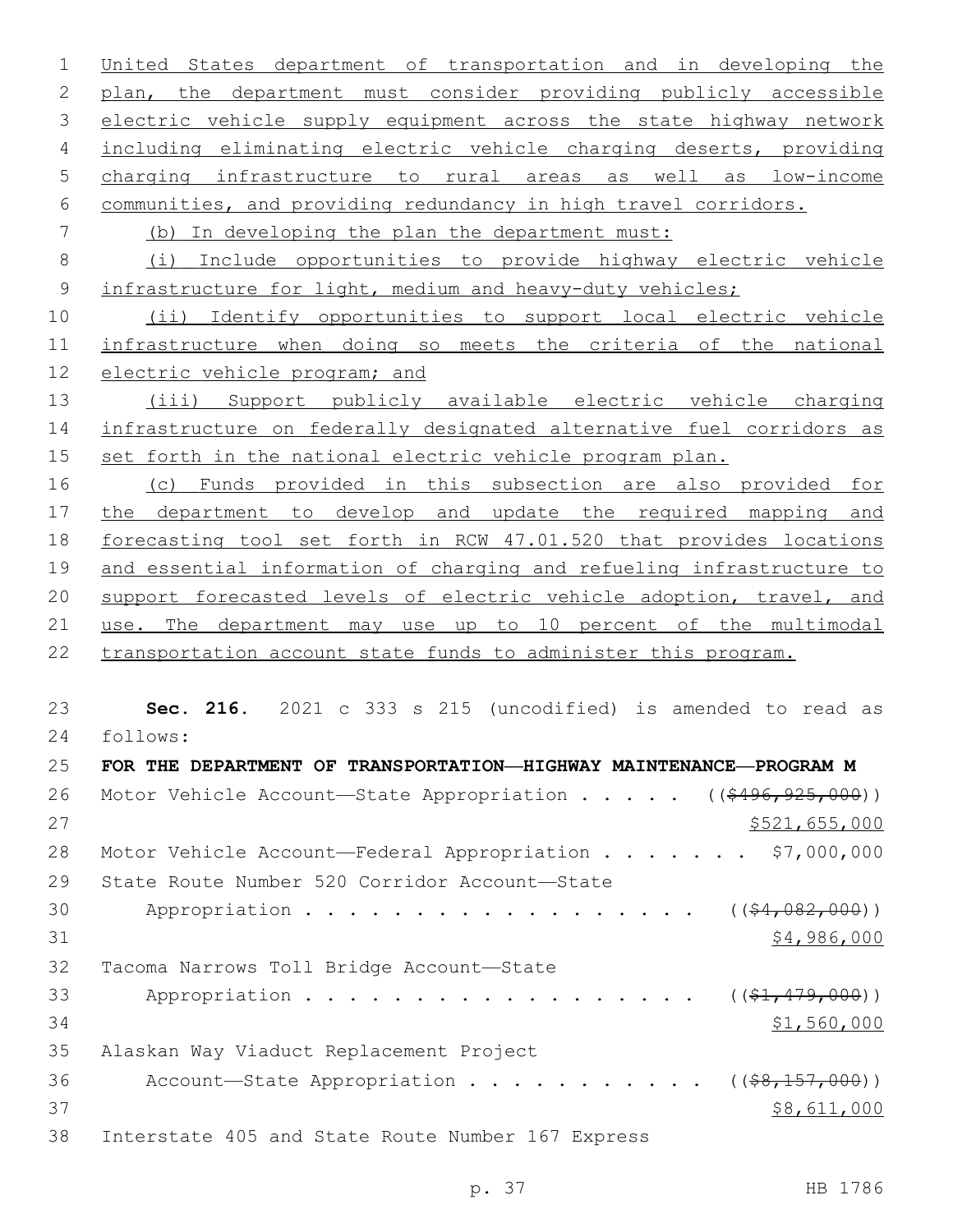United States department of transportation and in developing the plan, the department must consider providing publicly accessible electric vehicle supply equipment across the state highway network including eliminating electric vehicle charging deserts, providing charging infrastructure to rural areas as well as low-income communities, and providing redundancy in high travel corridors.

(b) In developing the plan the department must:

(i) Include opportunities to provide highway electric vehicle infrastructure for light, medium and heavy-duty vehicles;

(ii) Identify opportunities to support local electric vehicle infrastructure when doing so meets the criteria of the national electric vehicle program; and

(iii) Support publicly available electric vehicle charging infrastructure on federally designated alternative fuel corridors as set forth in the national electric vehicle program plan.

(c) Funds provided in this subsection are also provided for the department to develop and update the required mapping and forecasting tool set forth in RCW 47.01.520 that provides locations and essential information of charging and refueling infrastructure to support forecasted levels of electric vehicle adoption, travel, and use. The department may use up to 10 percent of the multimodal transportation account state funds to administer this program.

**Sec. 216.** 2021 c 333 s 215 (uncodified) is amended to read as follows:

**FOR THE DEPARTMENT OF TRANSPORTATION—HIGHWAY MAINTENANCE—PROGRAM M**

Motor Vehicle Account—State Appropriation . . . . . ((~~$496,925,000~~))
$521,655,000

Motor Vehicle Account—Federal Appropriation . . . . . . . $7,000,000

State Route Number 520 Corridor Account—State Appropriation . . . . . . . . . . . . . . . . . . . ((~~$4,082,000~~))
$4,986,000

Tacoma Narrows Toll Bridge Account—State Appropriation . . . . . . . . . . . . . . . . . . . ((~~$1,479,000~~))
$1,560,000

Alaskan Way Viaduct Replacement Project Account—State Appropriation . . . . . . . . . . . ((~~$8,157,000~~))
$8,611,000

Interstate 405 and State Route Number 167 Express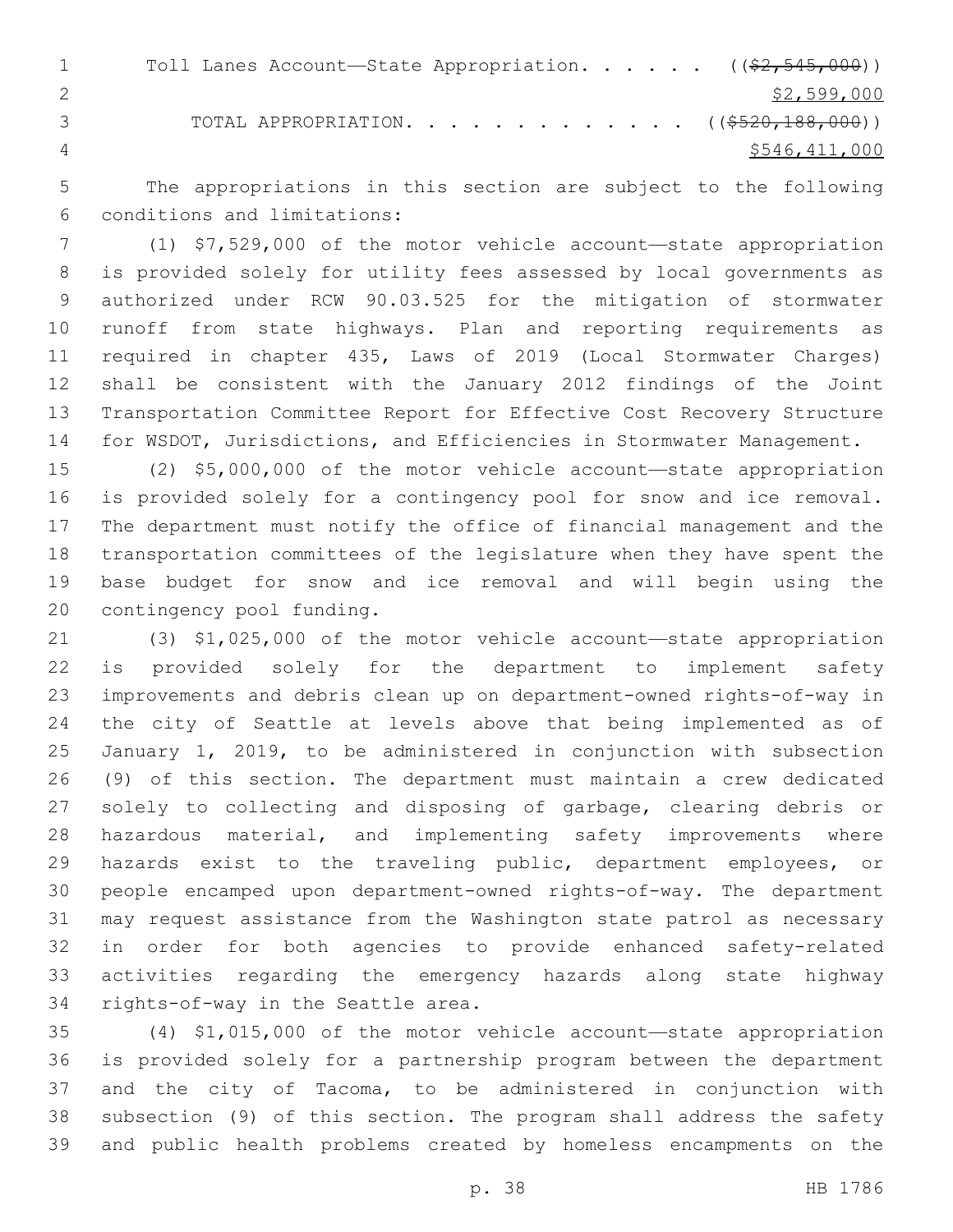Toll Lanes Account—State Appropriation. . . . . . ((~~$2,545,000~~))
<u>$2,599,000</u>

TOTAL APPROPRIATION. . . . . . . . . . . . . . ((~~$520,188,000~~))
<u>$546,411,000</u>

The appropriations in this section are subject to the following conditions and limitations:

(1) $7,529,000 of the motor vehicle account—state appropriation is provided solely for utility fees assessed by local governments as authorized under RCW 90.03.525 for the mitigation of stormwater runoff from state highways. Plan and reporting requirements as required in chapter 435, Laws of 2019 (Local Stormwater Charges) shall be consistent with the January 2012 findings of the Joint Transportation Committee Report for Effective Cost Recovery Structure for WSDOT, Jurisdictions, and Efficiencies in Stormwater Management.

(2) $5,000,000 of the motor vehicle account—state appropriation is provided solely for a contingency pool for snow and ice removal. The department must notify the office of financial management and the transportation committees of the legislature when they have spent the base budget for snow and ice removal and will begin using the contingency pool funding.

(3) $1,025,000 of the motor vehicle account—state appropriation is provided solely for the department to implement safety improvements and debris clean up on department-owned rights-of-way in the city of Seattle at levels above that being implemented as of January 1, 2019, to be administered in conjunction with subsection (9) of this section. The department must maintain a crew dedicated solely to collecting and disposing of garbage, clearing debris or hazardous material, and implementing safety improvements where hazards exist to the traveling public, department employees, or people encamped upon department-owned rights-of-way. The department may request assistance from the Washington state patrol as necessary in order for both agencies to provide enhanced safety-related activities regarding the emergency hazards along state highway rights-of-way in the Seattle area.

(4) $1,015,000 of the motor vehicle account—state appropriation is provided solely for a partnership program between the department and the city of Tacoma, to be administered in conjunction with subsection (9) of this section. The program shall address the safety and public health problems created by homeless encampments on the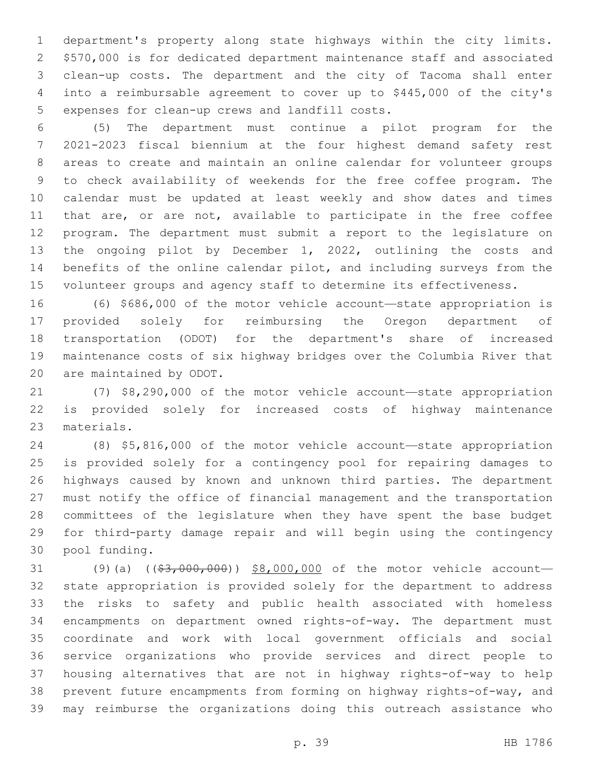department's property along state highways within the city limits. $570,000 is for dedicated department maintenance staff and associated clean-up costs. The department and the city of Tacoma shall enter into a reimbursable agreement to cover up to $445,000 of the city's expenses for clean-up crews and landfill costs.

(5) The department must continue a pilot program for the 2021-2023 fiscal biennium at the four highest demand safety rest areas to create and maintain an online calendar for volunteer groups to check availability of weekends for the free coffee program. The calendar must be updated at least weekly and show dates and times that are, or are not, available to participate in the free coffee program. The department must submit a report to the legislature on the ongoing pilot by December 1, 2022, outlining the costs and benefits of the online calendar pilot, and including surveys from the volunteer groups and agency staff to determine its effectiveness.

(6) $686,000 of the motor vehicle account—state appropriation is provided solely for reimbursing the Oregon department of transportation (ODOT) for the department's share of increased maintenance costs of six highway bridges over the Columbia River that are maintained by ODOT.

(7) $8,290,000 of the motor vehicle account—state appropriation is provided solely for increased costs of highway maintenance materials.

(8) $5,816,000 of the motor vehicle account—state appropriation is provided solely for a contingency pool for repairing damages to highways caused by known and unknown third parties. The department must notify the office of financial management and the transportation committees of the legislature when they have spent the base budget for third-party damage repair and will begin using the contingency pool funding.

(9)(a) ((~~$3,000,000~~)) <u>$8,000,000</u> of the motor vehicle account—state appropriation is provided solely for the department to address the risks to safety and public health associated with homeless encampments on department owned rights-of-way. The department must coordinate and work with local government officials and social service organizations who provide services and direct people to housing alternatives that are not in highway rights-of-way to help prevent future encampments from forming on highway rights-of-way, and may reimburse the organizations doing this outreach assistance who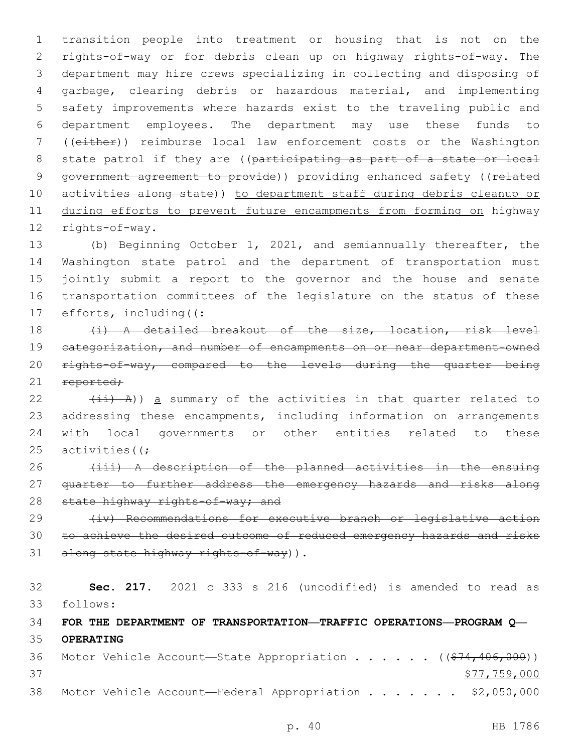transition people into treatment or housing that is not on the rights-of-way or for debris clean up on highway rights-of-way. The department may hire crews specializing in collecting and disposing of garbage, clearing debris or hazardous material, and implementing safety improvements where hazards exist to the traveling public and department employees. The department may use these funds to ((~~either~~)) reimburse local law enforcement costs or the Washington state patrol if they are ((~~participating as part of a state or local government agreement to provide~~)) <u>providing</u> enhanced safety ((~~related activities along state~~)) <u>to department staff during debris cleanup or during efforts to prevent future encampments from forming on</u> highway rights-of-way.

(b) Beginning October 1, 2021, and semiannually thereafter, the Washington state patrol and the department of transportation must jointly submit a report to the governor and the house and senate transportation committees of the legislature on the status of these efforts, including((~~:~~

~~(i) A detailed breakout of the size, location, risk level categorization, and number of encampments on or near department-owned rights-of-way, compared to the levels during the quarter being reported;~~

~~(ii) A~~)) <u>a</u> summary of the activities in that quarter related to addressing these encampments, including information on arrangements with local governments or other entities related to these activities((~~;~~

~~(iii) A description of the planned activities in the ensuing quarter to further address the emergency hazards and risks along state highway rights-of-way; and~~

~~(iv) Recommendations for executive branch or legislative action to achieve the desired outcome of reduced emergency hazards and risks along state highway rights-of-way~~)).

**Sec. 217.** 2021 c 333 s 216 (uncodified) is amended to read as follows:

**FOR THE DEPARTMENT OF TRANSPORTATION—TRAFFIC OPERATIONS—PROGRAM Q—OPERATING**

Motor Vehicle Account—State Appropriation . . . . . . ((~~$74,406,000~~))
<u>$77,759,000</u>

Motor Vehicle Account—Federal Appropriation . . . . . . . $2,050,000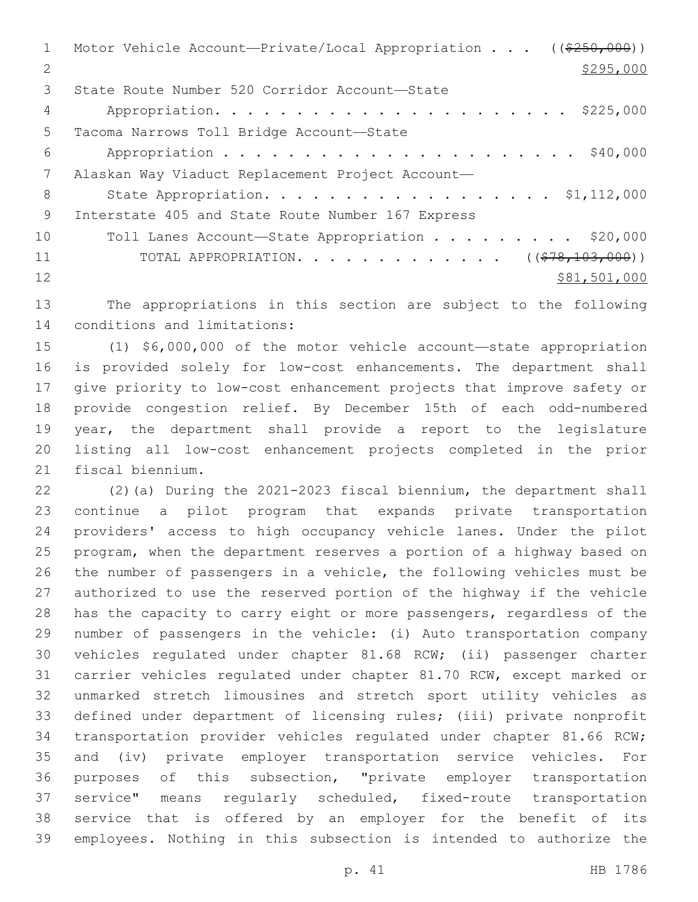Motor Vehicle Account—Private/Local Appropriation . . . ((~~$250,000~~))
$295,000

State Route Number 520 Corridor Account—State Appropriation. . . . . . . . . . . . . . . . . . . . . . . $225,000

Tacoma Narrows Toll Bridge Account—State Appropriation . . . . . . . . . . . . . . . . . . . . . . . $40,000

Alaskan Way Viaduct Replacement Project Account—State Appropriation. . . . . . . . . . . . . . . . . . . $1,112,000

Interstate 405 and State Route Number 167 Express Toll Lanes Account—State Appropriation . . . . . . . . . . $20,000

TOTAL APPROPRIATION. . . . . . . . . . . . . . ((~~$78,103,000~~))
$81,501,000

The appropriations in this section are subject to the following conditions and limitations:

(1) $6,000,000 of the motor vehicle account—state appropriation is provided solely for low-cost enhancements. The department shall give priority to low-cost enhancement projects that improve safety or provide congestion relief. By December 15th of each odd-numbered year, the department shall provide a report to the legislature listing all low-cost enhancement projects completed in the prior fiscal biennium.

(2)(a) During the 2021-2023 fiscal biennium, the department shall continue a pilot program that expands private transportation providers' access to high occupancy vehicle lanes. Under the pilot program, when the department reserves a portion of a highway based on the number of passengers in a vehicle, the following vehicles must be authorized to use the reserved portion of the highway if the vehicle has the capacity to carry eight or more passengers, regardless of the number of passengers in the vehicle: (i) Auto transportation company vehicles regulated under chapter 81.68 RCW; (ii) passenger charter carrier vehicles regulated under chapter 81.70 RCW, except marked or unmarked stretch limousines and stretch sport utility vehicles as defined under department of licensing rules; (iii) private nonprofit transportation provider vehicles regulated under chapter 81.66 RCW; and (iv) private employer transportation service vehicles. For purposes of this subsection, "private employer transportation service" means regularly scheduled, fixed-route transportation service that is offered by an employer for the benefit of its employees. Nothing in this subsection is intended to authorize the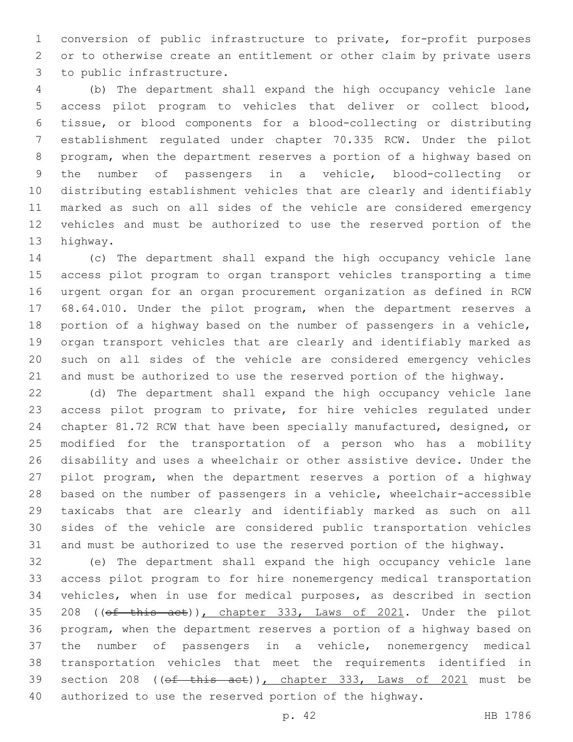conversion of public infrastructure to private, for-profit purposes or to otherwise create an entitlement or other claim by private users to public infrastructure.

(b) The department shall expand the high occupancy vehicle lane access pilot program to vehicles that deliver or collect blood, tissue, or blood components for a blood-collecting or distributing establishment regulated under chapter 70.335 RCW. Under the pilot program, when the department reserves a portion of a highway based on the number of passengers in a vehicle, blood-collecting or distributing establishment vehicles that are clearly and identifiably marked as such on all sides of the vehicle are considered emergency vehicles and must be authorized to use the reserved portion of the highway.

(c) The department shall expand the high occupancy vehicle lane access pilot program to organ transport vehicles transporting a time urgent organ for an organ procurement organization as defined in RCW 68.64.010. Under the pilot program, when the department reserves a portion of a highway based on the number of passengers in a vehicle, organ transport vehicles that are clearly and identifiably marked as such on all sides of the vehicle are considered emergency vehicles and must be authorized to use the reserved portion of the highway.

(d) The department shall expand the high occupancy vehicle lane access pilot program to private, for hire vehicles regulated under chapter 81.72 RCW that have been specially manufactured, designed, or modified for the transportation of a person who has a mobility disability and uses a wheelchair or other assistive device. Under the pilot program, when the department reserves a portion of a highway based on the number of passengers in a vehicle, wheelchair-accessible taxicabs that are clearly and identifiably marked as such on all sides of the vehicle are considered public transportation vehicles and must be authorized to use the reserved portion of the highway.

(e) The department shall expand the high occupancy vehicle lane access pilot program to for hire nonemergency medical transportation vehicles, when in use for medical purposes, as described in section 208 ((~~of this act~~)), chapter 333, Laws of 2021. Under the pilot program, when the department reserves a portion of a highway based on the number of passengers in a vehicle, nonemergency medical transportation vehicles that meet the requirements identified in section 208 ((~~of this act~~)), chapter 333, Laws of 2021 must be authorized to use the reserved portion of the highway.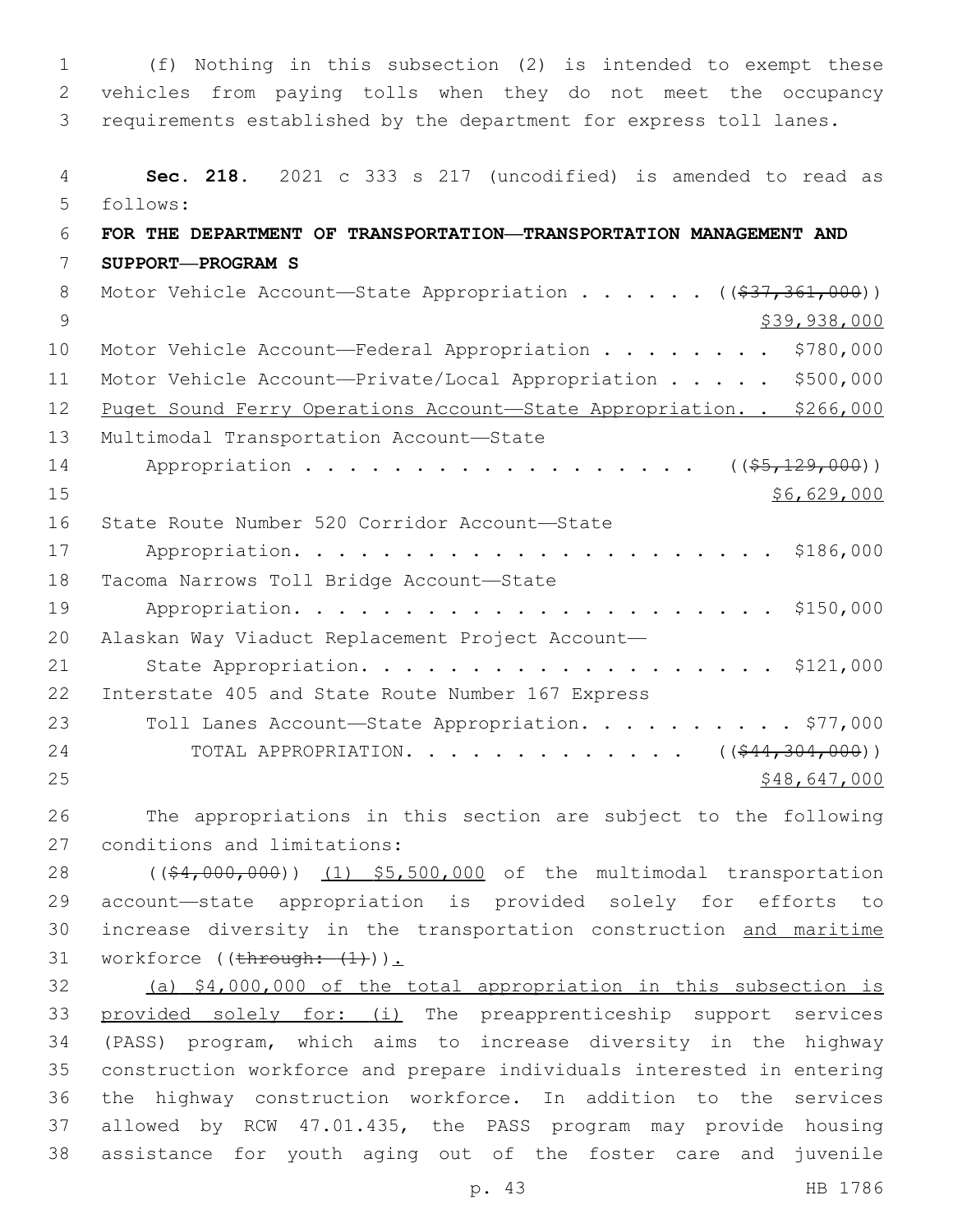(f) Nothing in this subsection (2) is intended to exempt these vehicles from paying tolls when they do not meet the occupancy requirements established by the department for express toll lanes.

**Sec. 218.** 2021 c 333 s 217 (uncodified) is amended to read as follows:

**FOR THE DEPARTMENT OF TRANSPORTATION—TRANSPORTATION MANAGEMENT AND SUPPORT—PROGRAM S**

Motor Vehicle Account—State Appropriation . . . . . . ((~~$37,361,000~~)) $39,938,000

Motor Vehicle Account—Federal Appropriation . . . . . . . . $780,000

Motor Vehicle Account—Private/Local Appropriation . . . . . $500,000

Puget Sound Ferry Operations Account—State Appropriation. . $266,000

Multimodal Transportation Account—State Appropriation . . . . . . . . . . . . . . . . . . ((~~$5,129,000~~)) $6,629,000

State Route Number 520 Corridor Account—State Appropriation. . . . . . . . . . . . . . . . . . . . . . $186,000

Tacoma Narrows Toll Bridge Account—State Appropriation. . . . . . . . . . . . . . . . . . . . . . $150,000

Alaskan Way Viaduct Replacement Project Account—State Appropriation. . . . . . . . . . . . . . . . . . . . $121,000

Interstate 405 and State Route Number 167 Express Toll Lanes Account—State Appropriation. . . . . . . . . . . $77,000

TOTAL APPROPRIATION. . . . . . . . . . . . . ((~~$44,304,000~~)) $48,647,000

The appropriations in this section are subject to the following conditions and limitations:

((~~$4,000,000~~)) (1) $5,500,000 of the multimodal transportation account—state appropriation is provided solely for efforts to increase diversity in the transportation construction and maritime workforce ((~~through: (1)~~)).

(a) $4,000,000 of the total appropriation in this subsection is provided solely for: (i) The preapprenticeship support services (PASS) program, which aims to increase diversity in the highway construction workforce and prepare individuals interested in entering the highway construction workforce. In addition to the services allowed by RCW 47.01.435, the PASS program may provide housing assistance for youth aging out of the foster care and juvenile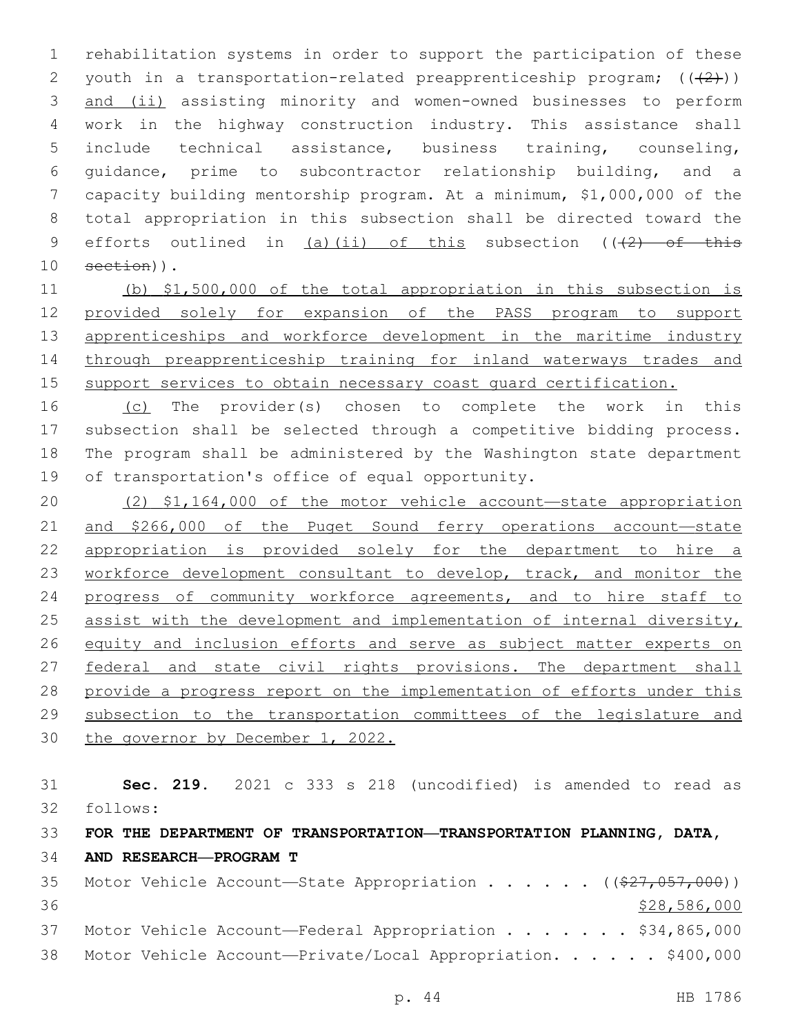rehabilitation systems in order to support the participation of these youth in a transportation-related preapprenticeship program; ((~~(2)~~)) and (ii) assisting minority and women-owned businesses to perform work in the highway construction industry. This assistance shall include technical assistance, business training, counseling, guidance, prime to subcontractor relationship building, and a capacity building mentorship program. At a minimum, $1,000,000 of the total appropriation in this subsection shall be directed toward the efforts outlined in (a)(ii) of this subsection ((~~(2) of this section~~)).

(b) $1,500,000 of the total appropriation in this subsection is provided solely for expansion of the PASS program to support apprenticeships and workforce development in the maritime industry through preapprenticeship training for inland waterways trades and support services to obtain necessary coast guard certification.

(c) The provider(s) chosen to complete the work in this subsection shall be selected through a competitive bidding process. The program shall be administered by the Washington state department of transportation's office of equal opportunity.

(2) $1,164,000 of the motor vehicle account—state appropriation and $266,000 of the Puget Sound ferry operations account—state appropriation is provided solely for the department to hire a workforce development consultant to develop, track, and monitor the progress of community workforce agreements, and to hire staff to assist with the development and implementation of internal diversity, equity and inclusion efforts and serve as subject matter experts on federal and state civil rights provisions. The department shall provide a progress report on the implementation of efforts under this subsection to the transportation committees of the legislature and the governor by December 1, 2022.

**Sec. 219.** 2021 c 333 s 218 (uncodified) is amended to read as follows:

**FOR THE DEPARTMENT OF TRANSPORTATION—TRANSPORTATION PLANNING, DATA, AND RESEARCH—PROGRAM T**

Motor Vehicle Account—State Appropriation . . . . . . ((~~$27,057,000~~))
$28,586,000

Motor Vehicle Account—Federal Appropriation . . . . . . . $34,865,000

Motor Vehicle Account—Private/Local Appropriation. . . . . . $400,000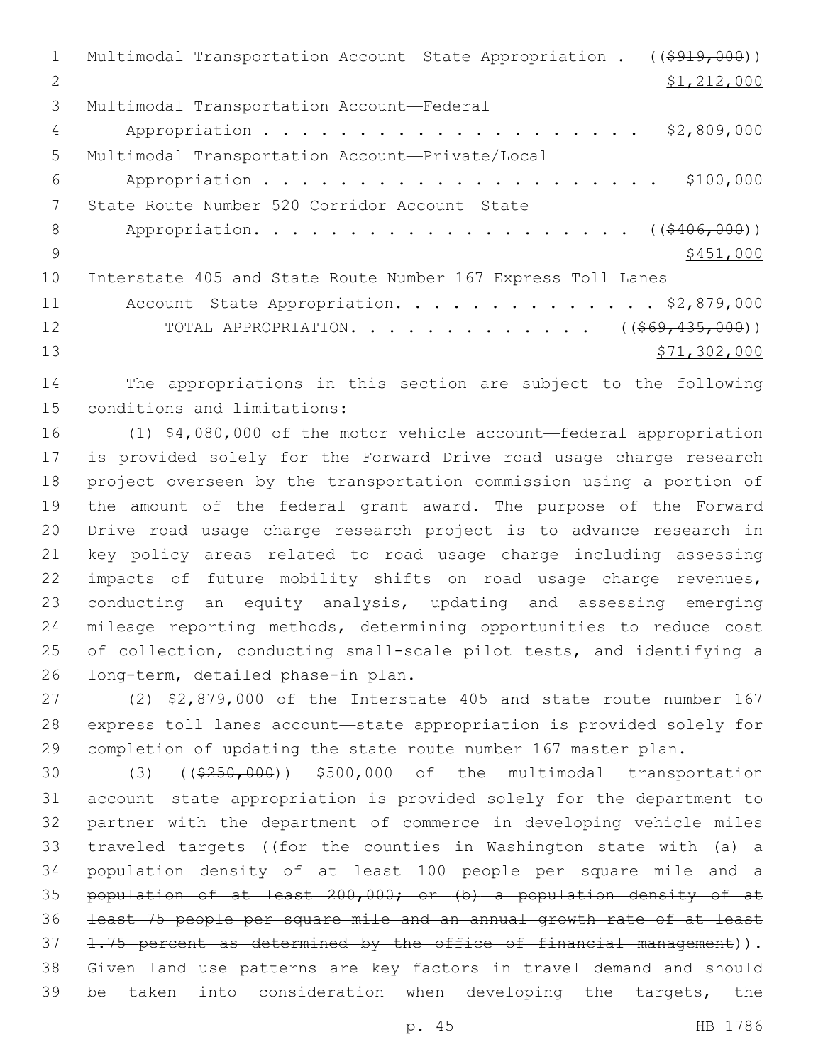Multimodal Transportation Account—State Appropriation . ((~~$919,000~~))
<u>$1,212,000</u>

Multimodal Transportation Account—Federal
Appropriation . . . . . . . . . . . . . . . . . . . . . . $2,809,000

Multimodal Transportation Account—Private/Local
Appropriation . . . . . . . . . . . . . . . . . . . . . . $100,000

State Route Number 520 Corridor Account—State
Appropriation. . . . . . . . . . . . . . . . . . . . . ((~~$406,000~~))
<u>$451,000</u>

Interstate 405 and State Route Number 167 Express Toll Lanes
Account—State Appropriation. . . . . . . . . . . . . . . $2,879,000

TOTAL APPROPRIATION. . . . . . . . . . . . . ((~~$69,435,000~~))
<u>$71,302,000</u>

The appropriations in this section are subject to the following conditions and limitations:

(1) $4,080,000 of the motor vehicle account—federal appropriation is provided solely for the Forward Drive road usage charge research project overseen by the transportation commission using a portion of the amount of the federal grant award. The purpose of the Forward Drive road usage charge research project is to advance research in key policy areas related to road usage charge including assessing impacts of future mobility shifts on road usage charge revenues, conducting an equity analysis, updating and assessing emerging mileage reporting methods, determining opportunities to reduce cost of collection, conducting small-scale pilot tests, and identifying a long-term, detailed phase-in plan.

(2) $2,879,000 of the Interstate 405 and state route number 167 express toll lanes account—state appropriation is provided solely for completion of updating the state route number 167 master plan.

(3) ((~~$250,000~~)) <u>$500,000</u> of the multimodal transportation account—state appropriation is provided solely for the department to partner with the department of commerce in developing vehicle miles traveled targets ((~~for the counties in Washington state with (a) a population density of at least 100 people per square mile and a population of at least 200,000; or (b) a population density of at least 75 people per square mile and an annual growth rate of at least 1.75 percent as determined by the office of financial management~~)). Given land use patterns are key factors in travel demand and should be taken into consideration when developing the targets, the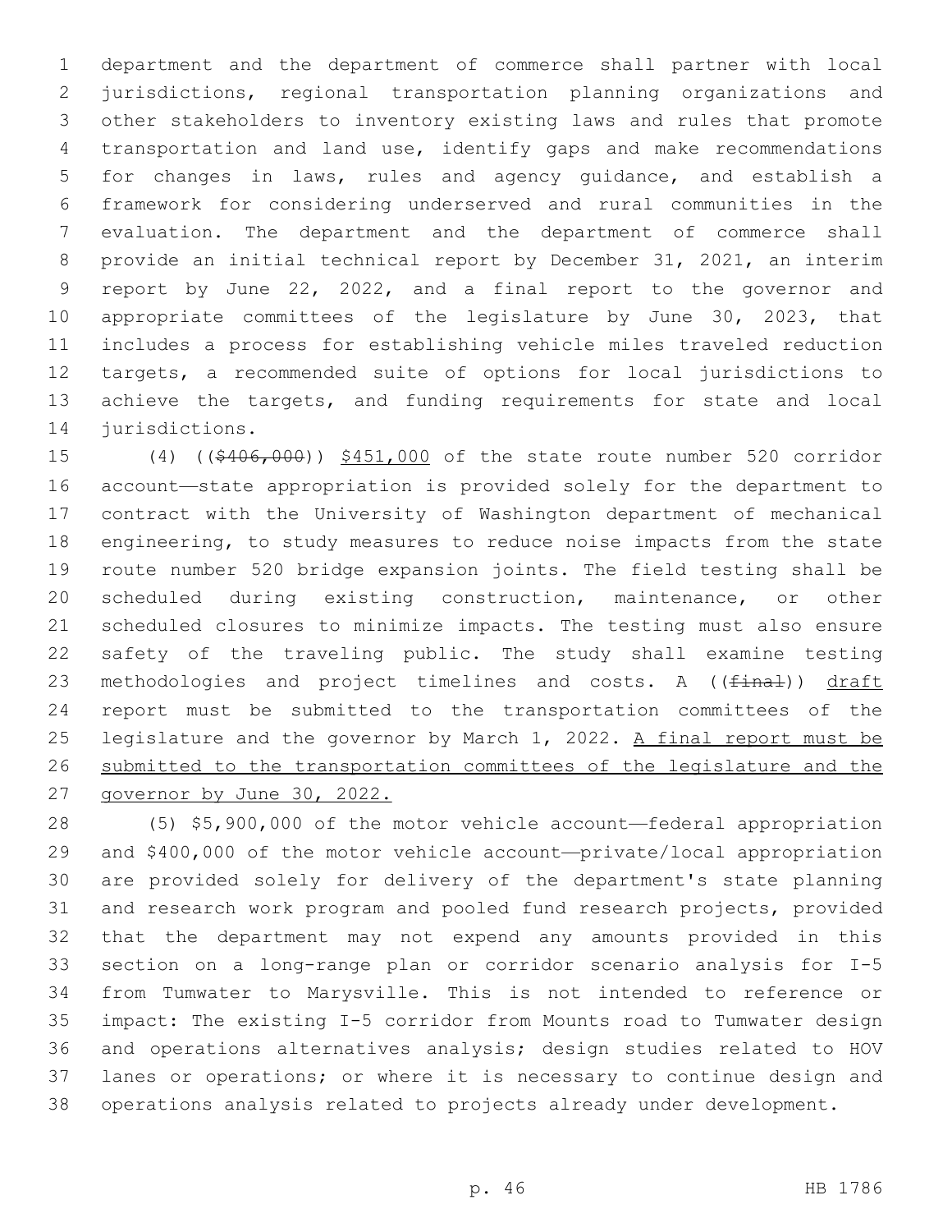department and the department of commerce shall partner with local jurisdictions, regional transportation planning organizations and other stakeholders to inventory existing laws and rules that promote transportation and land use, identify gaps and make recommendations for changes in laws, rules and agency guidance, and establish a framework for considering underserved and rural communities in the evaluation. The department and the department of commerce shall provide an initial technical report by December 31, 2021, an interim report by June 22, 2022, and a final report to the governor and appropriate committees of the legislature by June 30, 2023, that includes a process for establishing vehicle miles traveled reduction targets, a recommended suite of options for local jurisdictions to achieve the targets, and funding requirements for state and local jurisdictions.

(4) ((~~$406,000~~)) <u>$451,000</u> of the state route number 520 corridor account—state appropriation is provided solely for the department to contract with the University of Washington department of mechanical engineering, to study measures to reduce noise impacts from the state route number 520 bridge expansion joints. The field testing shall be scheduled during existing construction, maintenance, or other scheduled closures to minimize impacts. The testing must also ensure safety of the traveling public. The study shall examine testing methodologies and project timelines and costs. A ((~~final~~)) <u>draft</u> report must be submitted to the transportation committees of the legislature and the governor by March 1, 2022. <u>A final report must be submitted to the transportation committees of the legislature and the governor by June 30, 2022.</u>

(5) $5,900,000 of the motor vehicle account—federal appropriation and $400,000 of the motor vehicle account—private/local appropriation are provided solely for delivery of the department's state planning and research work program and pooled fund research projects, provided that the department may not expend any amounts provided in this section on a long-range plan or corridor scenario analysis for I-5 from Tumwater to Marysville. This is not intended to reference or impact: The existing I-5 corridor from Mounts road to Tumwater design and operations alternatives analysis; design studies related to HOV lanes or operations; or where it is necessary to continue design and operations analysis related to projects already under development.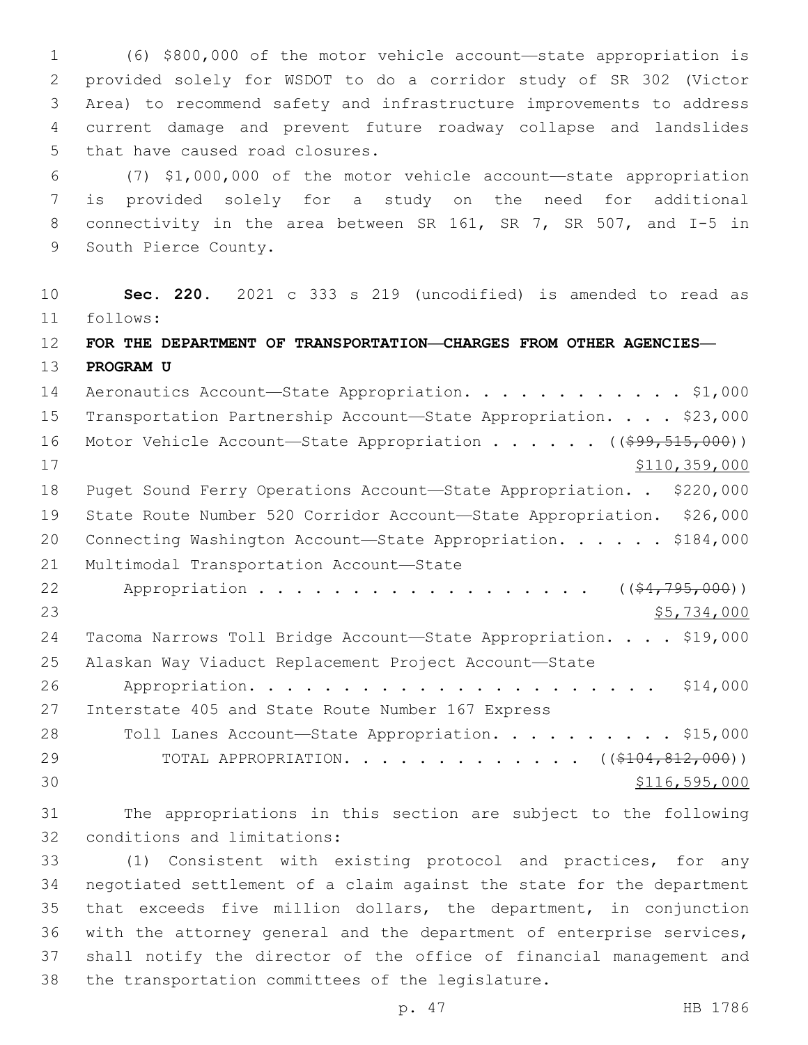(6) $800,000 of the motor vehicle account—state appropriation is provided solely for WSDOT to do a corridor study of SR 302 (Victor Area) to recommend safety and infrastructure improvements to address current damage and prevent future roadway collapse and landslides that have caused road closures.

(7) $1,000,000 of the motor vehicle account—state appropriation is provided solely for a study on the need for additional connectivity in the area between SR 161, SR 7, SR 507, and I-5 in South Pierce County.

**Sec. 220.** 2021 c 333 s 219 (uncodified) is amended to read as follows:

**FOR THE DEPARTMENT OF TRANSPORTATION—CHARGES FROM OTHER AGENCIES—PROGRAM U**

Aeronautics Account—State Appropriation. . . . . . . . . . . . . $1,000

Transportation Partnership Account—State Appropriation. . . . $23,000

Motor Vehicle Account—State Appropriation . . . . . . ((~~$99,515,000~~)) $110,359,000

Puget Sound Ferry Operations Account—State Appropriation. . $220,000

State Route Number 520 Corridor Account—State Appropriation. $26,000

Connecting Washington Account—State Appropriation. . . . . . $184,000

Multimodal Transportation Account—State Appropriation . . . . . . . . . . . . . . . . . . ((~~$4,795,000~~)) $5,734,000

Tacoma Narrows Toll Bridge Account—State Appropriation. . . . $19,000

Alaskan Way Viaduct Replacement Project Account—State Appropriation. . . . . . . . . . . . . . . . . . . . . . $14,000

Interstate 405 and State Route Number 167 Express Toll Lanes Account—State Appropriation. . . . . . . . . . . $15,000

TOTAL APPROPRIATION. . . . . . . . . . . . . ((~~$104,812,000~~)) $116,595,000

The appropriations in this section are subject to the following conditions and limitations:

(1) Consistent with existing protocol and practices, for any negotiated settlement of a claim against the state for the department that exceeds five million dollars, the department, in conjunction with the attorney general and the department of enterprise services, shall notify the director of the office of financial management and the transportation committees of the legislature.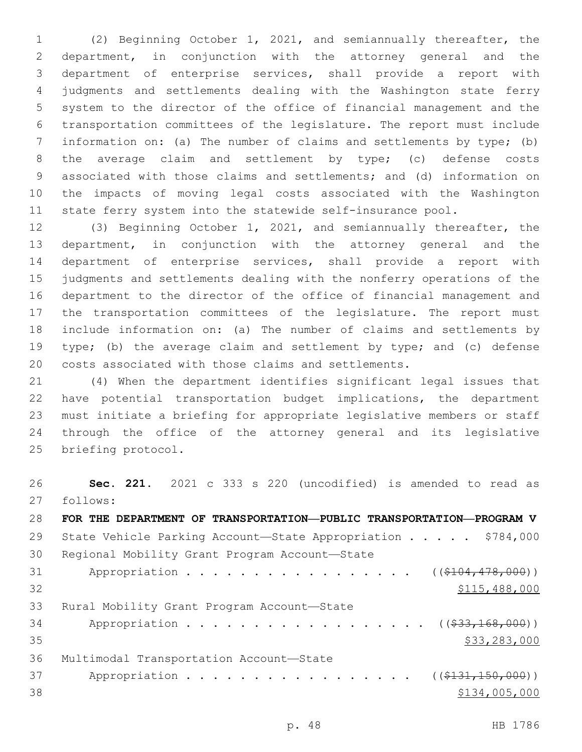(2) Beginning October 1, 2021, and semiannually thereafter, the department, in conjunction with the attorney general and the department of enterprise services, shall provide a report with judgments and settlements dealing with the Washington state ferry system to the director of the office of financial management and the transportation committees of the legislature. The report must include information on: (a) The number of claims and settlements by type; (b) the average claim and settlement by type; (c) defense costs associated with those claims and settlements; and (d) information on the impacts of moving legal costs associated with the Washington state ferry system into the statewide self-insurance pool.

(3) Beginning October 1, 2021, and semiannually thereafter, the department, in conjunction with the attorney general and the department of enterprise services, shall provide a report with judgments and settlements dealing with the nonferry operations of the department to the director of the office of financial management and the transportation committees of the legislature. The report must include information on: (a) The number of claims and settlements by type; (b) the average claim and settlement by type; and (c) defense costs associated with those claims and settlements.

(4) When the department identifies significant legal issues that have potential transportation budget implications, the department must initiate a briefing for appropriate legislative members or staff through the office of the attorney general and its legislative briefing protocol.

**Sec. 221.** 2021 c 333 s 220 (uncodified) is amended to read as follows:

**FOR THE DEPARTMENT OF TRANSPORTATION—PUBLIC TRANSPORTATION—PROGRAM V**

State Vehicle Parking Account—State Appropriation . . . . . $784,000

Regional Mobility Grant Program Account—State Appropriation . . . . . . . . . . . . . . . . . . (($104,478,000)) $115,488,000

Rural Mobility Grant Program Account—State Appropriation . . . . . . . . . . . . . . . . . . (($33,168,000)) $33,283,000

Multimodal Transportation Account—State Appropriation . . . . . . . . . . . . . . . . . . (($131,150,000)) $134,005,000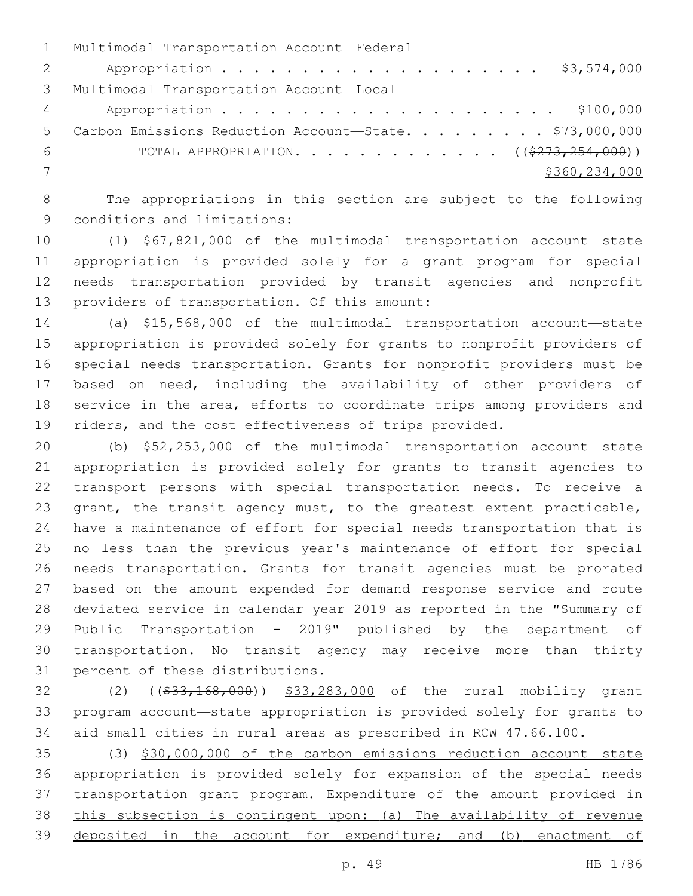Multimodal Transportation Account—Federal
Appropriation . . . . . . . . . . . . . . . . . . . . . . $3,574,000
Multimodal Transportation Account—Local
Appropriation . . . . . . . . . . . . . . . . . . . . . . $100,000
Carbon Emissions Reduction Account—State. . . . . . . . . . $73,000,000
TOTAL APPROPRIATION. . . . . . . . . . . . . . ((~~$273,254,000~~))
$360,234,000

The appropriations in this section are subject to the following conditions and limitations:

(1) $67,821,000 of the multimodal transportation account—state appropriation is provided solely for a grant program for special needs transportation provided by transit agencies and nonprofit providers of transportation. Of this amount:

(a) $15,568,000 of the multimodal transportation account—state appropriation is provided solely for grants to nonprofit providers of special needs transportation. Grants for nonprofit providers must be based on need, including the availability of other providers of service in the area, efforts to coordinate trips among providers and riders, and the cost effectiveness of trips provided.

(b) $52,253,000 of the multimodal transportation account—state appropriation is provided solely for grants to transit agencies to transport persons with special transportation needs. To receive a grant, the transit agency must, to the greatest extent practicable, have a maintenance of effort for special needs transportation that is no less than the previous year's maintenance of effort for special needs transportation. Grants for transit agencies must be prorated based on the amount expended for demand response service and route deviated service in calendar year 2019 as reported in the "Summary of Public Transportation - 2019" published by the department of transportation. No transit agency may receive more than thirty percent of these distributions.

(2) ((~~$33,168,000~~)) $33,283,000 of the rural mobility grant program account—state appropriation is provided solely for grants to aid small cities in rural areas as prescribed in RCW 47.66.100.

(3) $30,000,000 of the carbon emissions reduction account—state appropriation is provided solely for expansion of the special needs transportation grant program. Expenditure of the amount provided in this subsection is contingent upon: (a) The availability of revenue deposited in the account for expenditure; and (b) enactment of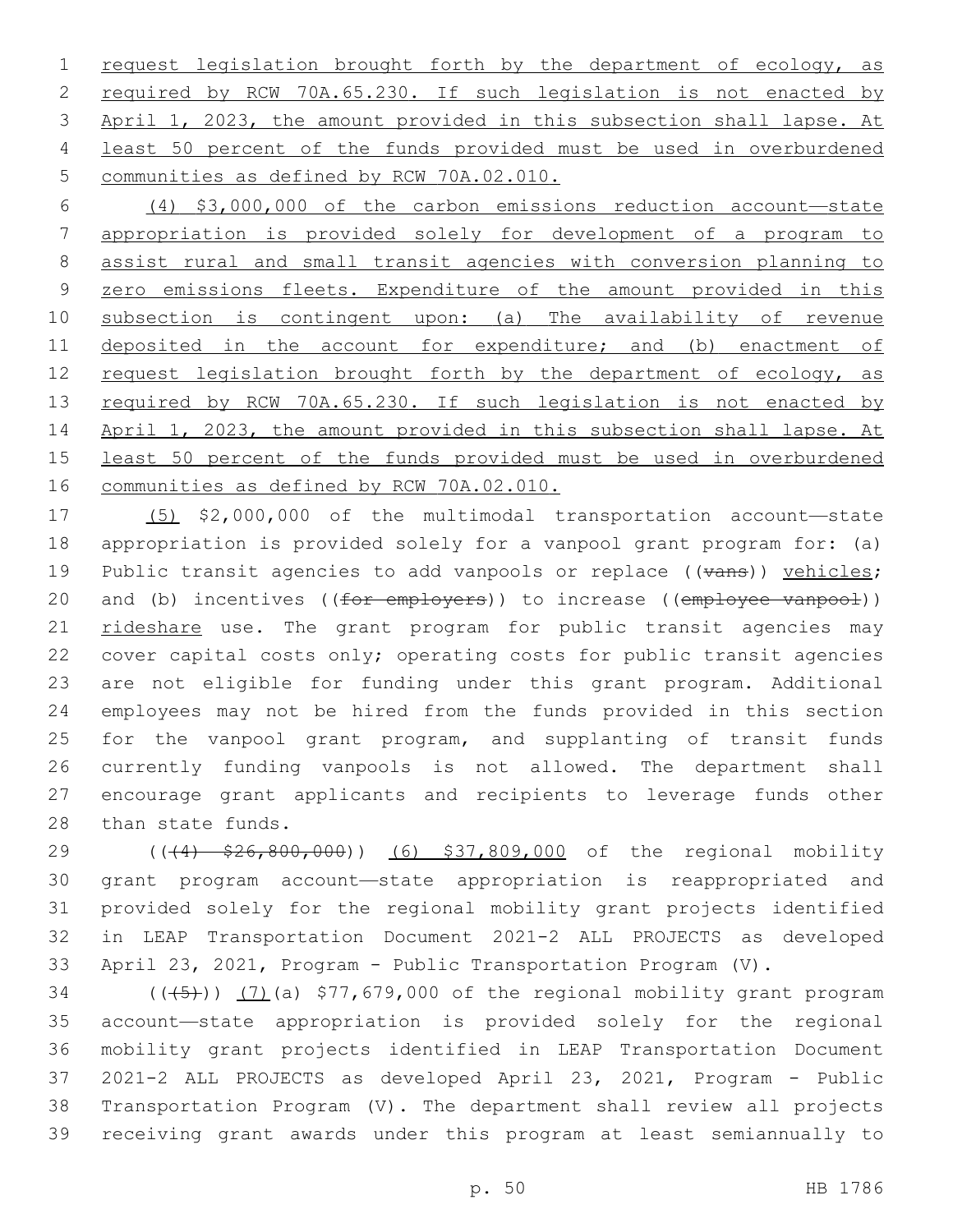request legislation brought forth by the department of ecology, as required by RCW 70A.65.230. If such legislation is not enacted by April 1, 2023, the amount provided in this subsection shall lapse. At least 50 percent of the funds provided must be used in overburdened communities as defined by RCW 70A.02.010.

(4) $3,000,000 of the carbon emissions reduction account—state appropriation is provided solely for development of a program to assist rural and small transit agencies with conversion planning to zero emissions fleets. Expenditure of the amount provided in this subsection is contingent upon: (a) The availability of revenue deposited in the account for expenditure; and (b) enactment of request legislation brought forth by the department of ecology, as required by RCW 70A.65.230. If such legislation is not enacted by April 1, 2023, the amount provided in this subsection shall lapse. At least 50 percent of the funds provided must be used in overburdened communities as defined by RCW 70A.02.010.

(5) $2,000,000 of the multimodal transportation account—state appropriation is provided solely for a vanpool grant program for: (a) Public transit agencies to add vanpools or replace ((~~vans~~)) vehicles; and (b) incentives ((~~for employers~~)) to increase ((~~employee vanpool~~)) rideshare use. The grant program for public transit agencies may cover capital costs only; operating costs for public transit agencies are not eligible for funding under this grant program. Additional employees may not be hired from the funds provided in this section for the vanpool grant program, and supplanting of transit funds currently funding vanpools is not allowed. The department shall encourage grant applicants and recipients to leverage funds other than state funds.

(((~~4) $26,800,000~~)) (6) $37,809,000 of the regional mobility grant program account—state appropriation is reappropriated and provided solely for the regional mobility grant projects identified in LEAP Transportation Document 2021-2 ALL PROJECTS as developed April 23, 2021, Program - Public Transportation Program (V).

(((~~5~~))) (7)(a) $77,679,000 of the regional mobility grant program account—state appropriation is provided solely for the regional mobility grant projects identified in LEAP Transportation Document 2021-2 ALL PROJECTS as developed April 23, 2021, Program - Public Transportation Program (V). The department shall review all projects receiving grant awards under this program at least semiannually to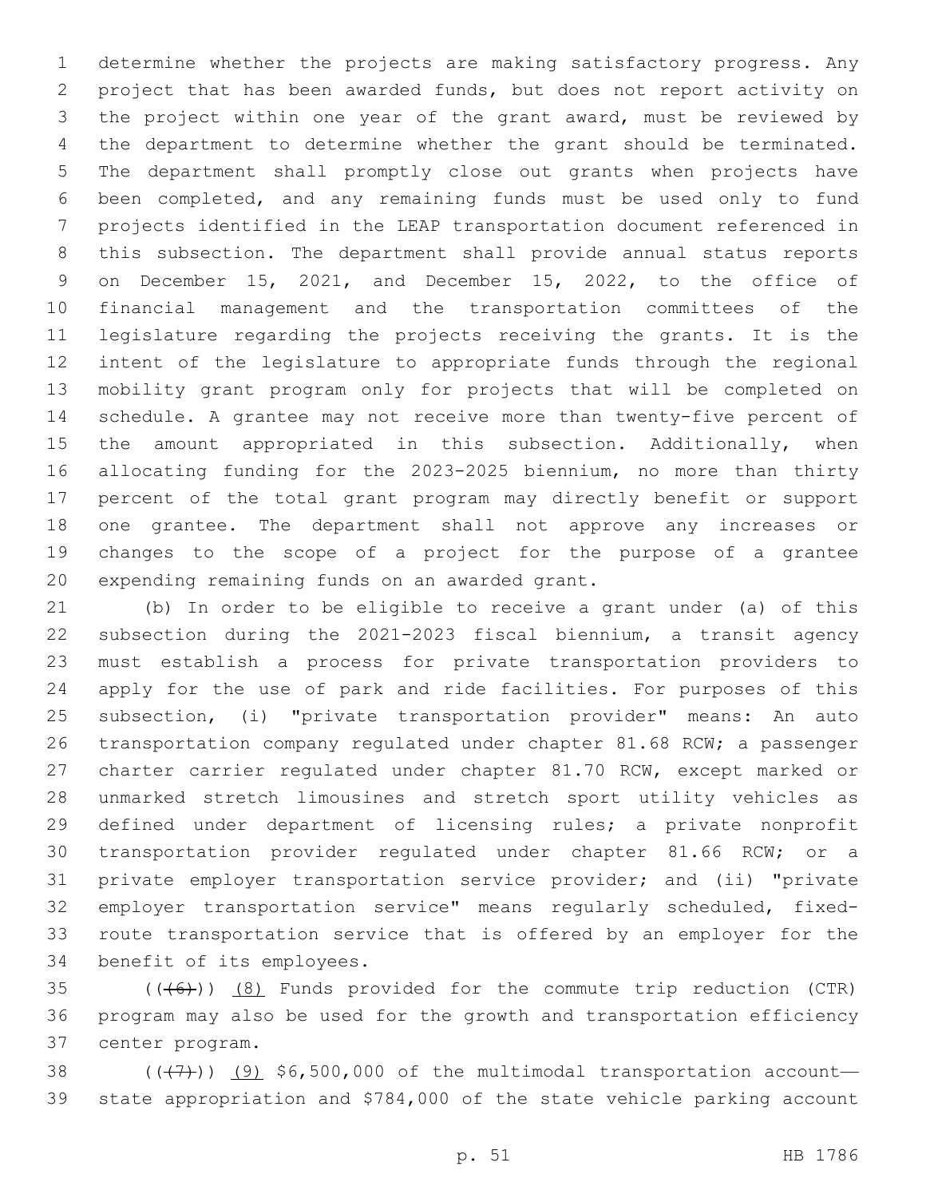determine whether the projects are making satisfactory progress. Any project that has been awarded funds, but does not report activity on the project within one year of the grant award, must be reviewed by the department to determine whether the grant should be terminated. The department shall promptly close out grants when projects have been completed, and any remaining funds must be used only to fund projects identified in the LEAP transportation document referenced in this subsection. The department shall provide annual status reports on December 15, 2021, and December 15, 2022, to the office of financial management and the transportation committees of the legislature regarding the projects receiving the grants. It is the intent of the legislature to appropriate funds through the regional mobility grant program only for projects that will be completed on schedule. A grantee may not receive more than twenty-five percent of the amount appropriated in this subsection. Additionally, when allocating funding for the 2023-2025 biennium, no more than thirty percent of the total grant program may directly benefit or support one grantee. The department shall not approve any increases or changes to the scope of a project for the purpose of a grantee expending remaining funds on an awarded grant.

(b) In order to be eligible to receive a grant under (a) of this subsection during the 2021-2023 fiscal biennium, a transit agency must establish a process for private transportation providers to apply for the use of park and ride facilities. For purposes of this subsection, (i) "private transportation provider" means: An auto transportation company regulated under chapter 81.68 RCW; a passenger charter carrier regulated under chapter 81.70 RCW, except marked or unmarked stretch limousines and stretch sport utility vehicles as defined under department of licensing rules; a private nonprofit transportation provider regulated under chapter 81.66 RCW; or a private employer transportation service provider; and (ii) "private employer transportation service" means regularly scheduled, fixed-route transportation service that is offered by an employer for the benefit of its employees.

~~((6))~~ (8) Funds provided for the commute trip reduction (CTR) program may also be used for the growth and transportation efficiency center program.

~~((7))~~ (9) $6,500,000 of the multimodal transportation account—state appropriation and $784,000 of the state vehicle parking account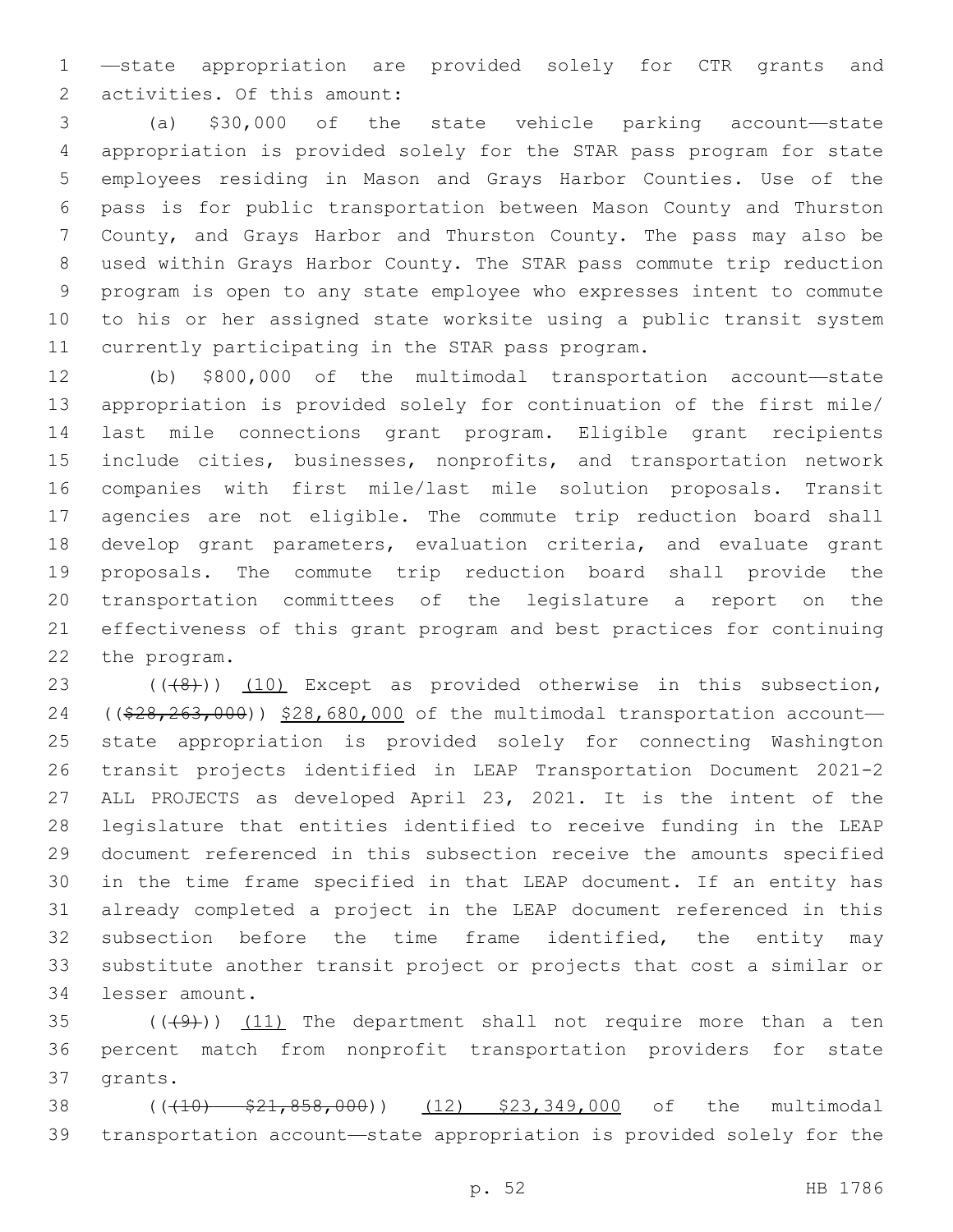—state appropriation are provided solely for CTR grants and activities. Of this amount:

(a) $30,000 of the state vehicle parking account—state appropriation is provided solely for the STAR pass program for state employees residing in Mason and Grays Harbor Counties. Use of the pass is for public transportation between Mason County and Thurston County, and Grays Harbor and Thurston County. The pass may also be used within Grays Harbor County. The STAR pass commute trip reduction program is open to any state employee who expresses intent to commute to his or her assigned state worksite using a public transit system currently participating in the STAR pass program.

(b) $800,000 of the multimodal transportation account—state appropriation is provided solely for continuation of the first mile/last mile connections grant program. Eligible grant recipients include cities, businesses, nonprofits, and transportation network companies with first mile/last mile solution proposals. Transit agencies are not eligible. The commute trip reduction board shall develop grant parameters, evaluation criteria, and evaluate grant proposals. The commute trip reduction board shall provide the transportation committees of the legislature a report on the effectiveness of this grant program and best practices for continuing the program.

(((8))) (10) Except as provided otherwise in this subsection, (($28,263,000)) $28,680,000 of the multimodal transportation account—state appropriation is provided solely for connecting Washington transit projects identified in LEAP Transportation Document 2021-2 ALL PROJECTS as developed April 23, 2021. It is the intent of the legislature that entities identified to receive funding in the LEAP document referenced in this subsection receive the amounts specified in the time frame specified in that LEAP document. If an entity has already completed a project in the LEAP document referenced in this subsection before the time frame identified, the entity may substitute another transit project or projects that cost a similar or lesser amount.

(((9))) (11) The department shall not require more than a ten percent match from nonprofit transportation providers for state grants.

(((10) $21,858,000)) (12) $23,349,000 of the multimodal transportation account—state appropriation is provided solely for the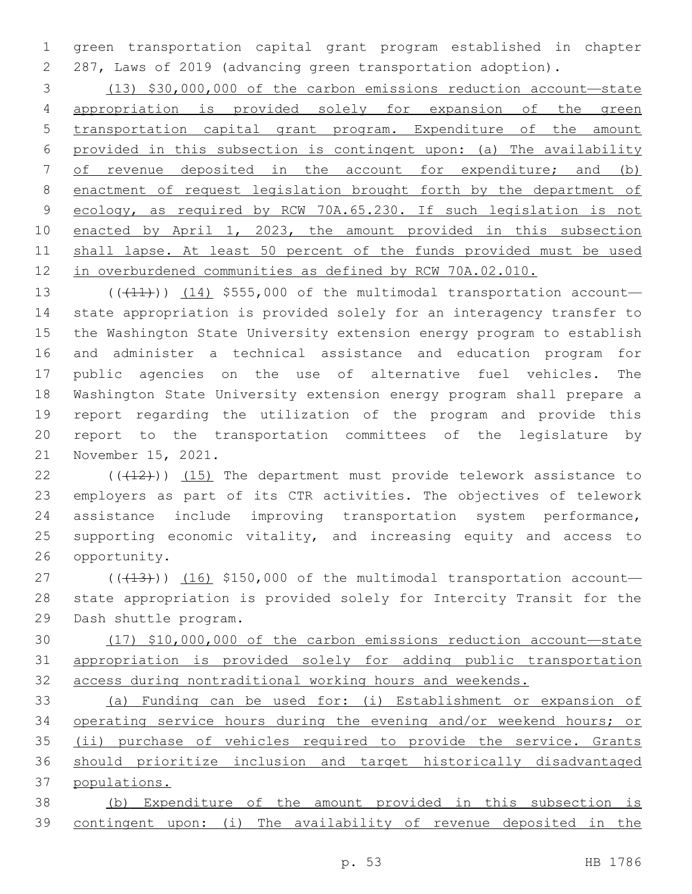green transportation capital grant program established in chapter 287, Laws of 2019 (advancing green transportation adoption).

(13) $30,000,000 of the carbon emissions reduction account—state appropriation is provided solely for expansion of the green transportation capital grant program. Expenditure of the amount provided in this subsection is contingent upon: (a) The availability of revenue deposited in the account for expenditure; and (b) enactment of request legislation brought forth by the department of ecology, as required by RCW 70A.65.230. If such legislation is not enacted by April 1, 2023, the amount provided in this subsection shall lapse. At least 50 percent of the funds provided must be used in overburdened communities as defined by RCW 70A.02.010.

(((11))) (14) $555,000 of the multimodal transportation account—state appropriation is provided solely for an interagency transfer to the Washington State University extension energy program to establish and administer a technical assistance and education program for public agencies on the use of alternative fuel vehicles. The Washington State University extension energy program shall prepare a report regarding the utilization of the program and provide this report to the transportation committees of the legislature by November 15, 2021.

(((12))) (15) The department must provide telework assistance to employers as part of its CTR activities. The objectives of telework assistance include improving transportation system performance, supporting economic vitality, and increasing equity and access to opportunity.

(((13))) (16) $150,000 of the multimodal transportation account—state appropriation is provided solely for Intercity Transit for the Dash shuttle program.

(17) $10,000,000 of the carbon emissions reduction account—state appropriation is provided solely for adding public transportation access during nontraditional working hours and weekends.

(a) Funding can be used for: (i) Establishment or expansion of operating service hours during the evening and/or weekend hours; or (ii) purchase of vehicles required to provide the service. Grants should prioritize inclusion and target historically disadvantaged populations.

(b) Expenditure of the amount provided in this subsection is contingent upon: (i) The availability of revenue deposited in the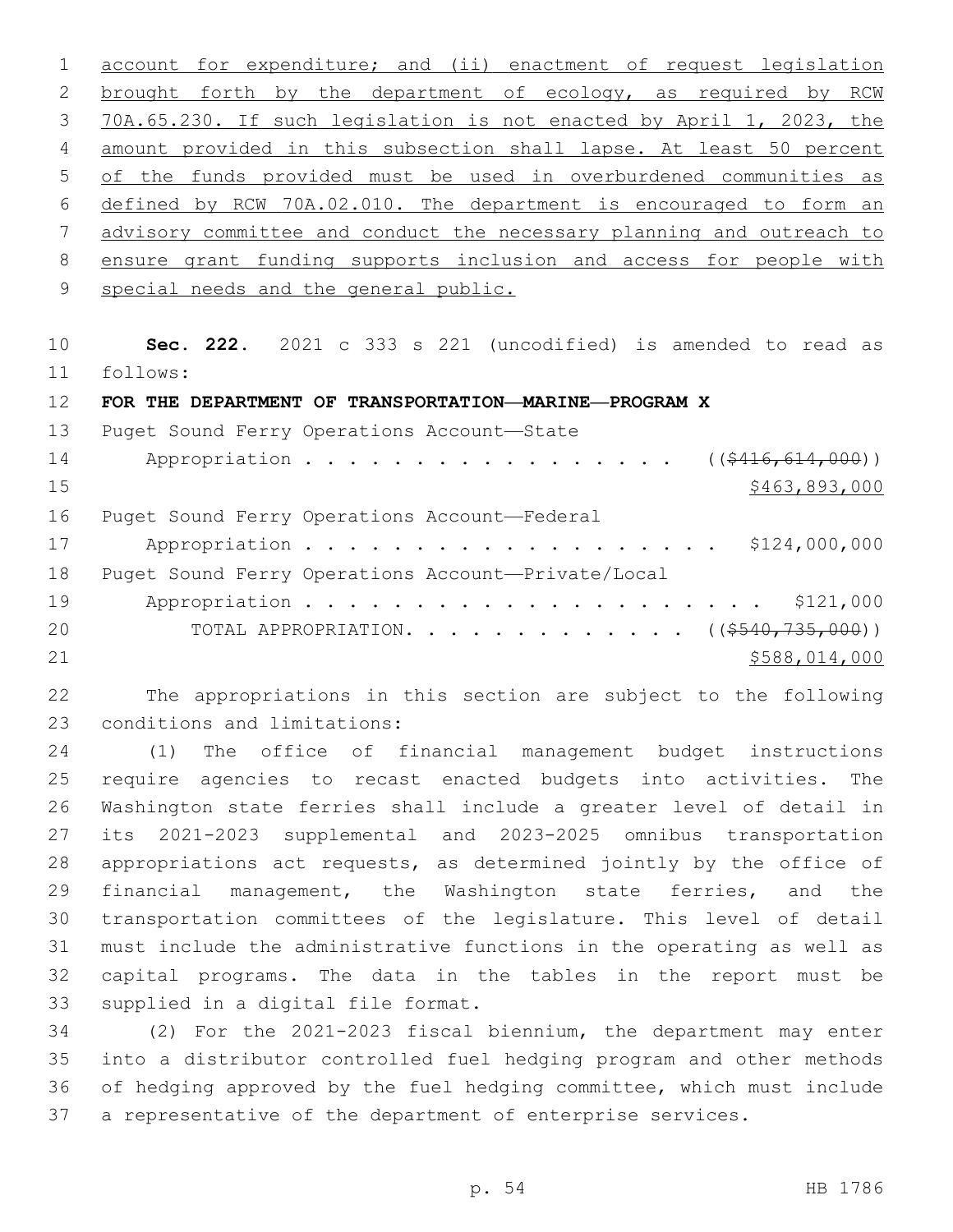account for expenditure; and (ii) enactment of request legislation brought forth by the department of ecology, as required by RCW 70A.65.230. If such legislation is not enacted by April 1, 2023, the amount provided in this subsection shall lapse. At least 50 percent of the funds provided must be used in overburdened communities as defined by RCW 70A.02.010. The department is encouraged to form an advisory committee and conduct the necessary planning and outreach to ensure grant funding supports inclusion and access for people with special needs and the general public.

**Sec. 222.** 2021 c 333 s 221 (uncodified) is amended to read as follows:

**FOR THE DEPARTMENT OF TRANSPORTATION—MARINE—PROGRAM X**

Puget Sound Ferry Operations Account—State Appropriation . . . . . . . . . . . . . . . . . . ((~~$416,614,000~~)) $463,893,000

Puget Sound Ferry Operations Account—Federal Appropriation . . . . . . . . . . . . . . . . . . . . $124,000,000

Puget Sound Ferry Operations Account—Private/Local Appropriation . . . . . . . . . . . . . . . . . . . . . . $121,000

TOTAL APPROPRIATION. . . . . . . . . . . . . ((~~$540,735,000~~)) $588,014,000

The appropriations in this section are subject to the following conditions and limitations:

(1) The office of financial management budget instructions require agencies to recast enacted budgets into activities. The Washington state ferries shall include a greater level of detail in its 2021-2023 supplemental and 2023-2025 omnibus transportation appropriations act requests, as determined jointly by the office of financial management, the Washington state ferries, and the transportation committees of the legislature. This level of detail must include the administrative functions in the operating as well as capital programs. The data in the tables in the report must be supplied in a digital file format.

(2) For the 2021-2023 fiscal biennium, the department may enter into a distributor controlled fuel hedging program and other methods of hedging approved by the fuel hedging committee, which must include a representative of the department of enterprise services.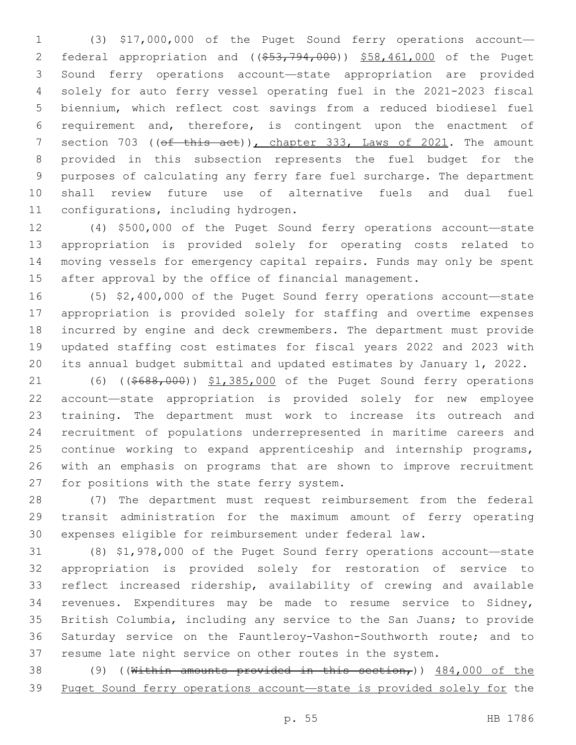(3) $17,000,000 of the Puget Sound ferry operations account—federal appropriation and (($53,794,000)) $58,461,000 of the Puget Sound ferry operations account—state appropriation are provided solely for auto ferry vessel operating fuel in the 2021-2023 fiscal biennium, which reflect cost savings from a reduced biodiesel fuel requirement and, therefore, is contingent upon the enactment of section 703 ((of this act)), chapter 333, Laws of 2021. The amount provided in this subsection represents the fuel budget for the purposes of calculating any ferry fare fuel surcharge. The department shall review future use of alternative fuels and dual fuel configurations, including hydrogen.

(4) $500,000 of the Puget Sound ferry operations account—state appropriation is provided solely for operating costs related to moving vessels for emergency capital repairs. Funds may only be spent after approval by the office of financial management.

(5) $2,400,000 of the Puget Sound ferry operations account—state appropriation is provided solely for staffing and overtime expenses incurred by engine and deck crewmembers. The department must provide updated staffing cost estimates for fiscal years 2022 and 2023 with its annual budget submittal and updated estimates by January 1, 2022.

(6) (($688,000)) $1,385,000 of the Puget Sound ferry operations account—state appropriation is provided solely for new employee training. The department must work to increase its outreach and recruitment of populations underrepresented in maritime careers and continue working to expand apprenticeship and internship programs, with an emphasis on programs that are shown to improve recruitment for positions with the state ferry system.

(7) The department must request reimbursement from the federal transit administration for the maximum amount of ferry operating expenses eligible for reimbursement under federal law.

(8) $1,978,000 of the Puget Sound ferry operations account—state appropriation is provided solely for restoration of service to reflect increased ridership, availability of crewing and available revenues. Expenditures may be made to resume service to Sidney, British Columbia, including any service to the San Juans; to provide Saturday service on the Fauntleroy-Vashon-Southworth route; and to resume late night service on other routes in the system.

(9) ((Within amounts provided in this section,)) 484,000 of the Puget Sound ferry operations account—state is provided solely for the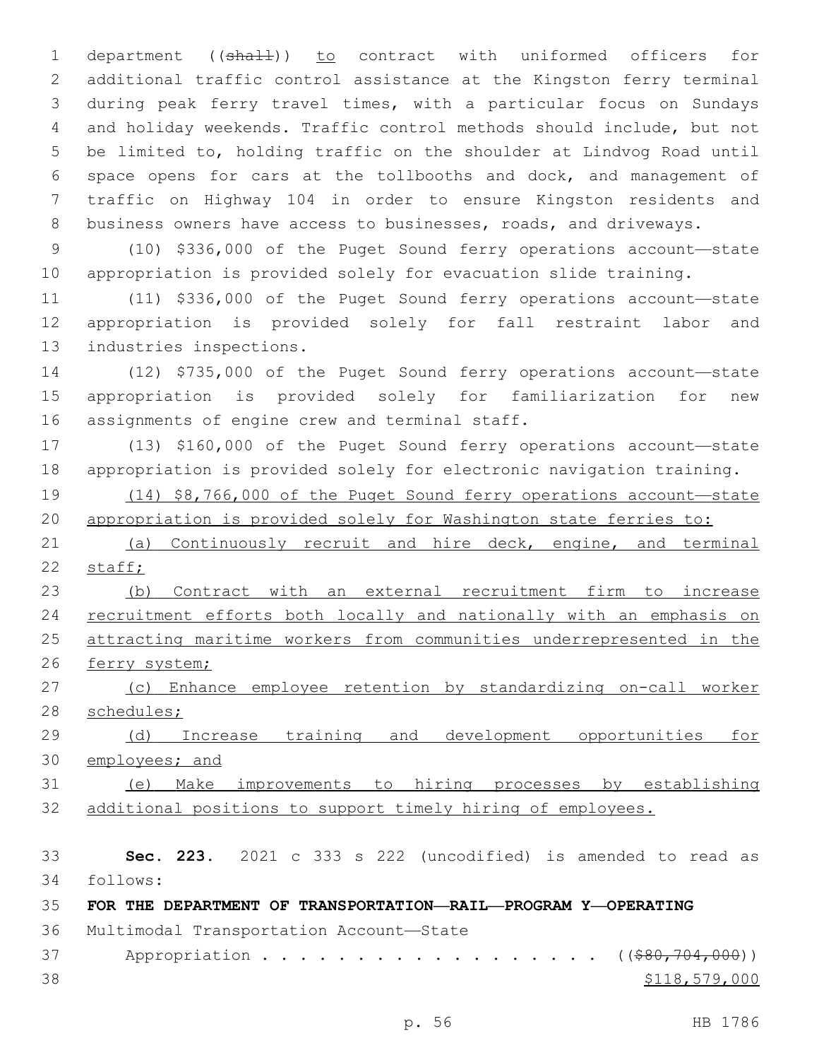department ((~~shall~~)) to contract with uniformed officers for additional traffic control assistance at the Kingston ferry terminal during peak ferry travel times, with a particular focus on Sundays and holiday weekends. Traffic control methods should include, but not be limited to, holding traffic on the shoulder at Lindvog Road until space opens for cars at the tollbooths and dock, and management of traffic on Highway 104 in order to ensure Kingston residents and business owners have access to businesses, roads, and driveways.

(10) $336,000 of the Puget Sound ferry operations account—state appropriation is provided solely for evacuation slide training.

(11) $336,000 of the Puget Sound ferry operations account—state appropriation is provided solely for fall restraint labor and industries inspections.

(12) $735,000 of the Puget Sound ferry operations account—state appropriation is provided solely for familiarization for new assignments of engine crew and terminal staff.

(13) $160,000 of the Puget Sound ferry operations account—state appropriation is provided solely for electronic navigation training.

<u>(14) $8,766,000 of the Puget Sound ferry operations account—state appropriation is provided solely for Washington state ferries to:</u>

<u>(a) Continuously recruit and hire deck, engine, and terminal staff;</u>

<u>(b) Contract with an external recruitment firm to increase recruitment efforts both locally and nationally with an emphasis on attracting maritime workers from communities underrepresented in the ferry system;</u>

<u>(c) Enhance employee retention by standardizing on-call worker schedules;</u>

<u>(d) Increase training and development opportunities for employees; and</u>

<u>(e) Make improvements to hiring processes by establishing additional positions to support timely hiring of employees.</u>

**Sec. 223.** 2021 c 333 s 222 (uncodified) is amended to read as follows:

**FOR THE DEPARTMENT OF TRANSPORTATION—RAIL—PROGRAM Y—OPERATING**

Multimodal Transportation Account—State

Appropriation . . . . . . . . . . . . . . . . . . ((~~$80,704,000~~))

<u>$118,579,000</u>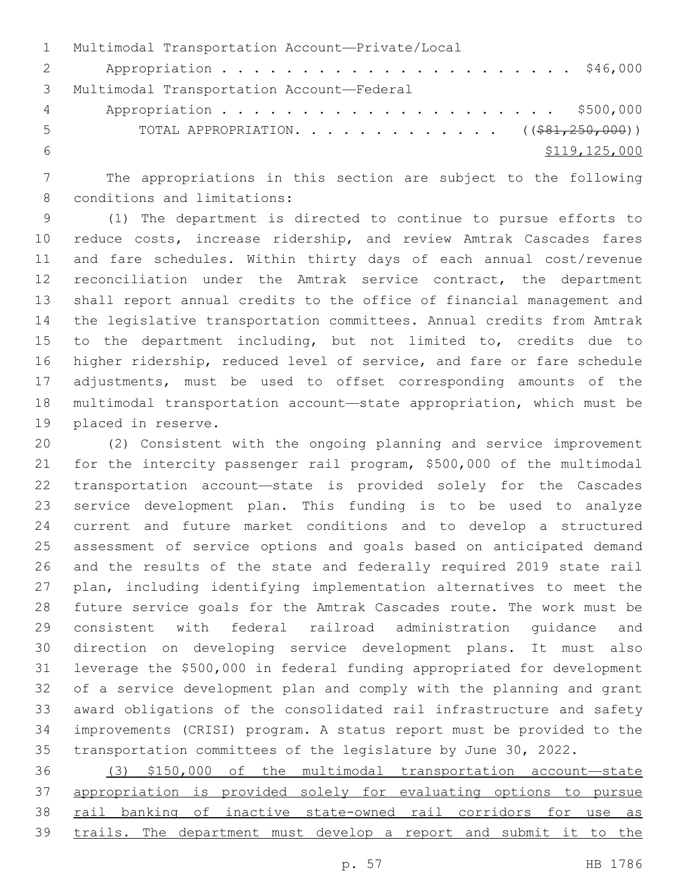Multimodal Transportation Account—Private/Local

Appropriation . . . . . . . . . . . . . . . . . . . . . . . . $46,000

Multimodal Transportation Account—Federal

Appropriation . . . . . . . . . . . . . . . . . . . . . . . . $500,000

TOTAL APPROPRIATION. . . . . . . . . . . . . . ~~(($81,250,000))~~

$119,125,000

The appropriations in this section are subject to the following conditions and limitations:

(1) The department is directed to continue to pursue efforts to reduce costs, increase ridership, and review Amtrak Cascades fares and fare schedules. Within thirty days of each annual cost/revenue reconciliation under the Amtrak service contract, the department shall report annual credits to the office of financial management and the legislative transportation committees. Annual credits from Amtrak to the department including, but not limited to, credits due to higher ridership, reduced level of service, and fare or fare schedule adjustments, must be used to offset corresponding amounts of the multimodal transportation account—state appropriation, which must be placed in reserve.

(2) Consistent with the ongoing planning and service improvement for the intercity passenger rail program, $500,000 of the multimodal transportation account—state is provided solely for the Cascades service development plan. This funding is to be used to analyze current and future market conditions and to develop a structured assessment of service options and goals based on anticipated demand and the results of the state and federally required 2019 state rail plan, including identifying implementation alternatives to meet the future service goals for the Amtrak Cascades route. The work must be consistent with federal railroad administration guidance and direction on developing service development plans. It must also leverage the $500,000 in federal funding appropriated for development of a service development plan and comply with the planning and grant award obligations of the consolidated rail infrastructure and safety improvements (CRISI) program. A status report must be provided to the transportation committees of the legislature by June 30, 2022.

<u>(3) $150,000 of the multimodal transportation account—state appropriation is provided solely for evaluating options to pursue rail banking of inactive state-owned rail corridors for use as trails. The department must develop a report and submit it to the</u>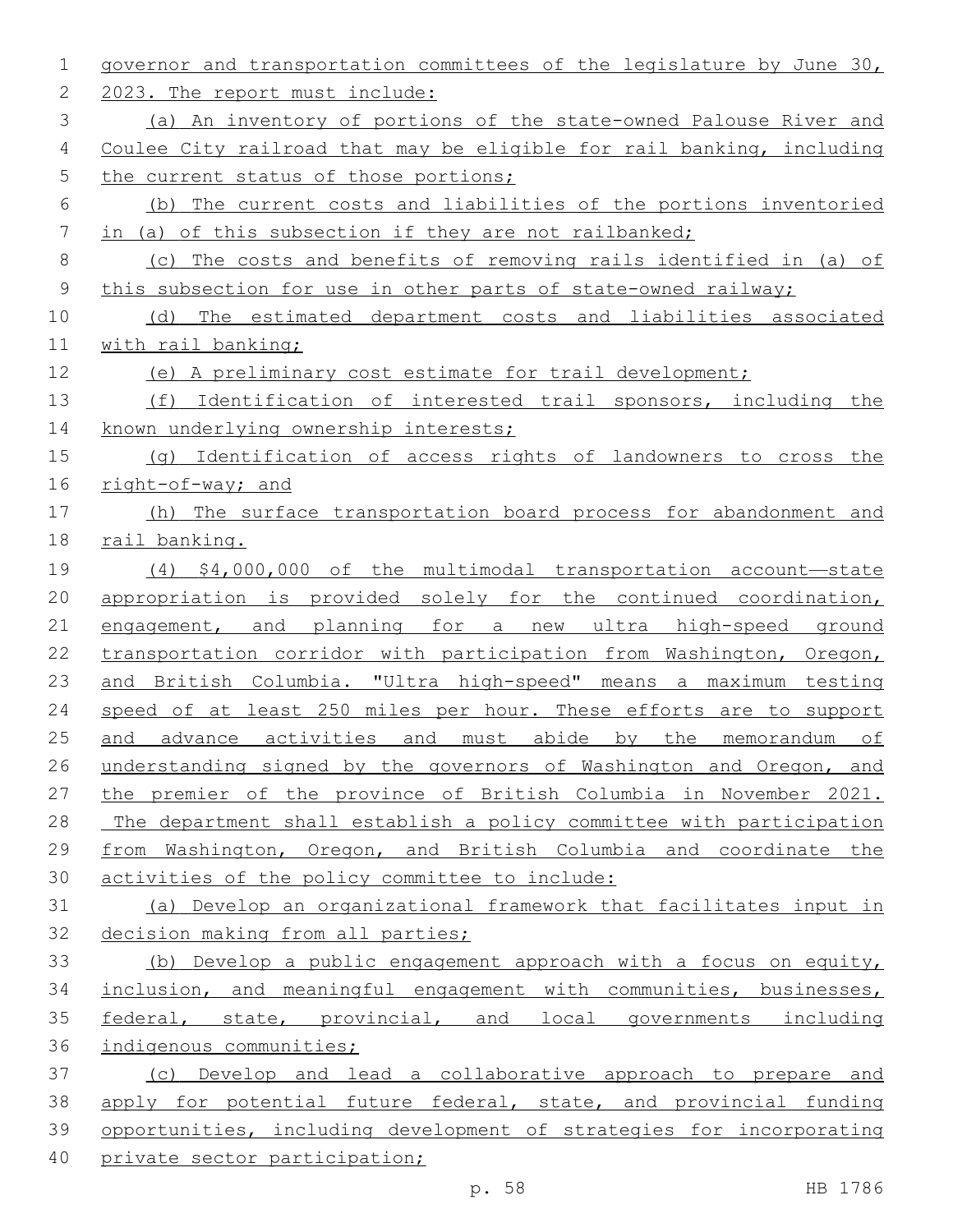governor and transportation committees of the legislature by June 30, 2023. The report must include:

(a) An inventory of portions of the state-owned Palouse River and Coulee City railroad that may be eligible for rail banking, including the current status of those portions;

(b) The current costs and liabilities of the portions inventoried in (a) of this subsection if they are not railbanked;

(c) The costs and benefits of removing rails identified in (a) of this subsection for use in other parts of state-owned railway;

(d) The estimated department costs and liabilities associated with rail banking;

(e) A preliminary cost estimate for trail development;

(f) Identification of interested trail sponsors, including the known underlying ownership interests;

(g) Identification of access rights of landowners to cross the right-of-way; and

(h) The surface transportation board process for abandonment and rail banking.

(4) $4,000,000 of the multimodal transportation account—state appropriation is provided solely for the continued coordination, engagement, and planning for a new ultra high-speed ground transportation corridor with participation from Washington, Oregon, and British Columbia. "Ultra high-speed" means a maximum testing speed of at least 250 miles per hour. These efforts are to support and advance activities and must abide by the memorandum of understanding signed by the governors of Washington and Oregon, and the premier of the province of British Columbia in November 2021. The department shall establish a policy committee with participation from Washington, Oregon, and British Columbia and coordinate the activities of the policy committee to include:

(a) Develop an organizational framework that facilitates input in decision making from all parties;

(b) Develop a public engagement approach with a focus on equity, inclusion, and meaningful engagement with communities, businesses, federal, state, provincial, and local governments including indigenous communities;

(c) Develop and lead a collaborative approach to prepare and apply for potential future federal, state, and provincial funding opportunities, including development of strategies for incorporating private sector participation;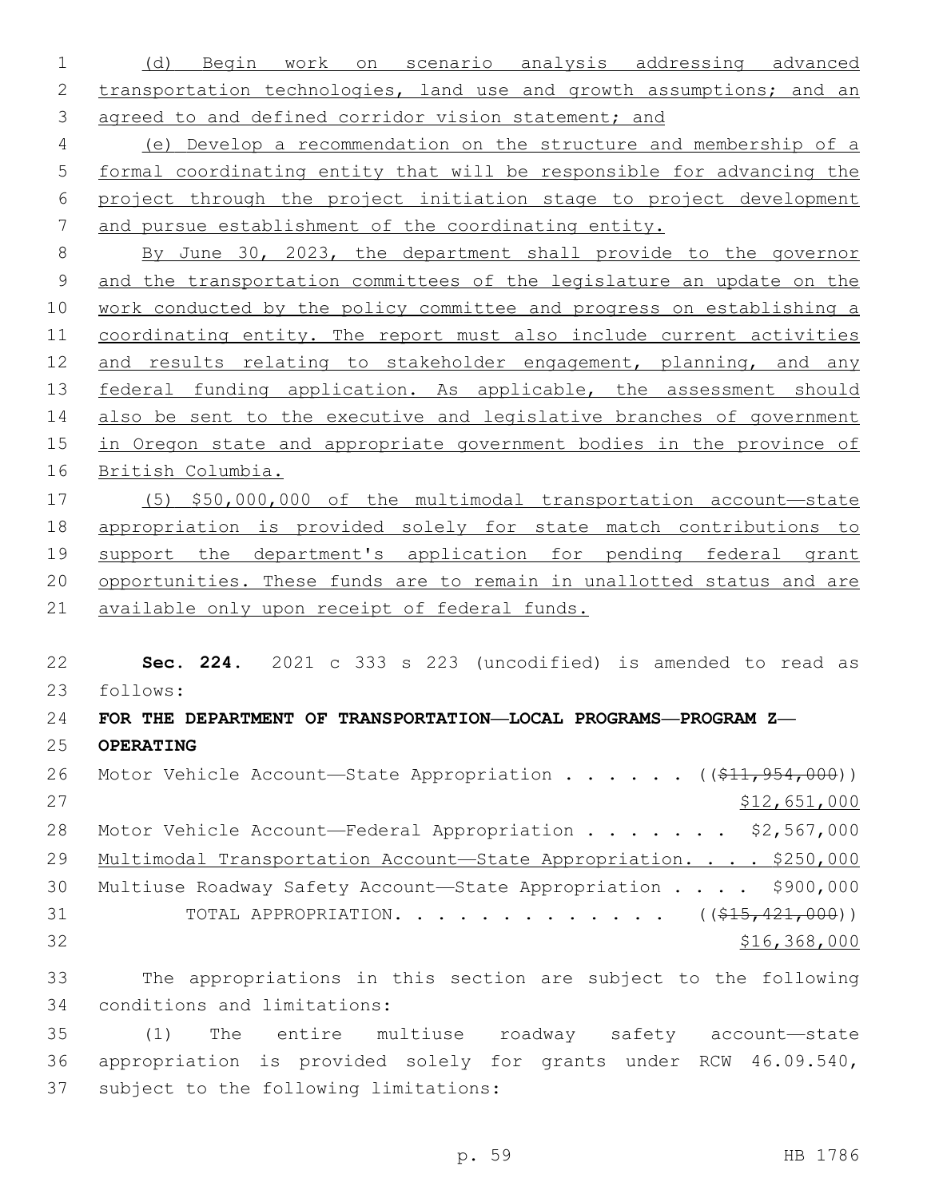(d) Begin work on scenario analysis addressing advanced transportation technologies, land use and growth assumptions; and an agreed to and defined corridor vision statement; and

(e) Develop a recommendation on the structure and membership of a formal coordinating entity that will be responsible for advancing the project through the project initiation stage to project development and pursue establishment of the coordinating entity.

By June 30, 2023, the department shall provide to the governor and the transportation committees of the legislature an update on the work conducted by the policy committee and progress on establishing a coordinating entity. The report must also include current activities and results relating to stakeholder engagement, planning, and any federal funding application. As applicable, the assessment should also be sent to the executive and legislative branches of government in Oregon state and appropriate government bodies in the province of British Columbia.

(5) $50,000,000 of the multimodal transportation account—state appropriation is provided solely for state match contributions to support the department's application for pending federal grant opportunities. These funds are to remain in unallotted status and are available only upon receipt of federal funds.

**Sec. 224.** 2021 c 333 s 223 (uncodified) is amended to read as follows:

**FOR THE DEPARTMENT OF TRANSPORTATION—LOCAL PROGRAMS—PROGRAM Z—OPERATING**

Motor Vehicle Account—State Appropriation . . . . . . ((~~$11,954,000~~)) $12,651,000

Motor Vehicle Account—Federal Appropriation . . . . . . . $2,567,000

Multimodal Transportation Account—State Appropriation. . . . $250,000

Multiuse Roadway Safety Account—State Appropriation . . . . $900,000

TOTAL APPROPRIATION. . . . . . . . . . . . . ((~~$15,421,000~~)) $16,368,000

The appropriations in this section are subject to the following conditions and limitations:

(1) The entire multiuse roadway safety account—state appropriation is provided solely for grants under RCW 46.09.540, subject to the following limitations: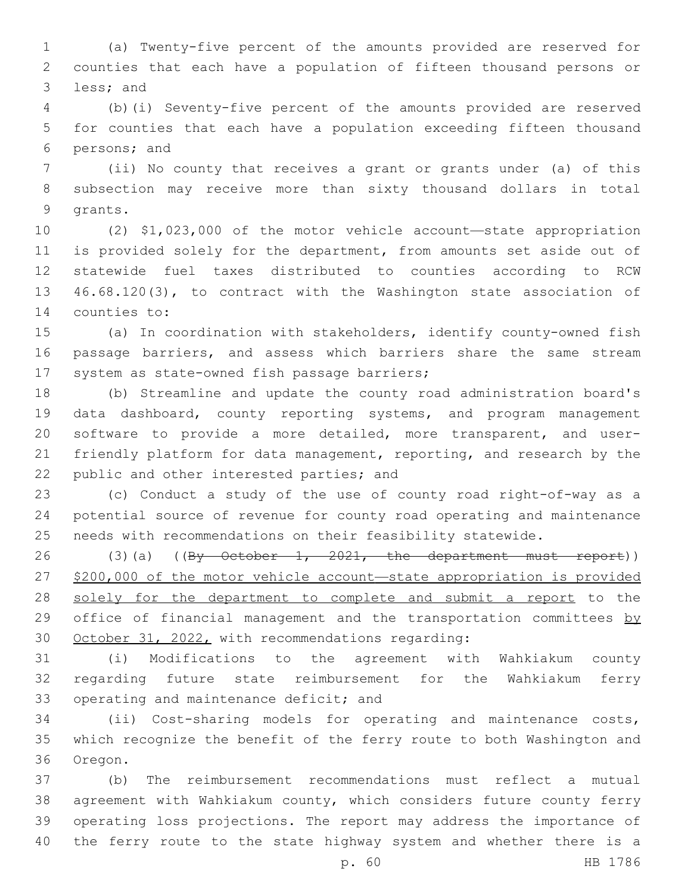(a) Twenty-five percent of the amounts provided are reserved for counties that each have a population of fifteen thousand persons or less; and

(b)(i) Seventy-five percent of the amounts provided are reserved for counties that each have a population exceeding fifteen thousand persons; and

(ii) No county that receives a grant or grants under (a) of this subsection may receive more than sixty thousand dollars in total grants.

(2) $1,023,000 of the motor vehicle account—state appropriation is provided solely for the department, from amounts set aside out of statewide fuel taxes distributed to counties according to RCW 46.68.120(3), to contract with the Washington state association of counties to:

(a) In coordination with stakeholders, identify county-owned fish passage barriers, and assess which barriers share the same stream system as state-owned fish passage barriers;

(b) Streamline and update the county road administration board's data dashboard, county reporting systems, and program management software to provide a more detailed, more transparent, and user-friendly platform for data management, reporting, and research by the public and other interested parties; and

(c) Conduct a study of the use of county road right-of-way as a potential source of revenue for county road operating and maintenance needs with recommendations on their feasibility statewide.

(3)(a) ((~~By October 1, 2021, the department must report~~)) <u>$200,000 of the motor vehicle account—state appropriation is provided solely for the department to complete and submit a report</u> to the office of financial management and the transportation committees <u>by October 31, 2022,</u> with recommendations regarding:

(i) Modifications to the agreement with Wahkiakum county regarding future state reimbursement for the Wahkiakum ferry operating and maintenance deficit; and

(ii) Cost-sharing models for operating and maintenance costs, which recognize the benefit of the ferry route to both Washington and Oregon.

(b) The reimbursement recommendations must reflect a mutual agreement with Wahkiakum county, which considers future county ferry operating loss projections. The report may address the importance of the ferry route to the state highway system and whether there is a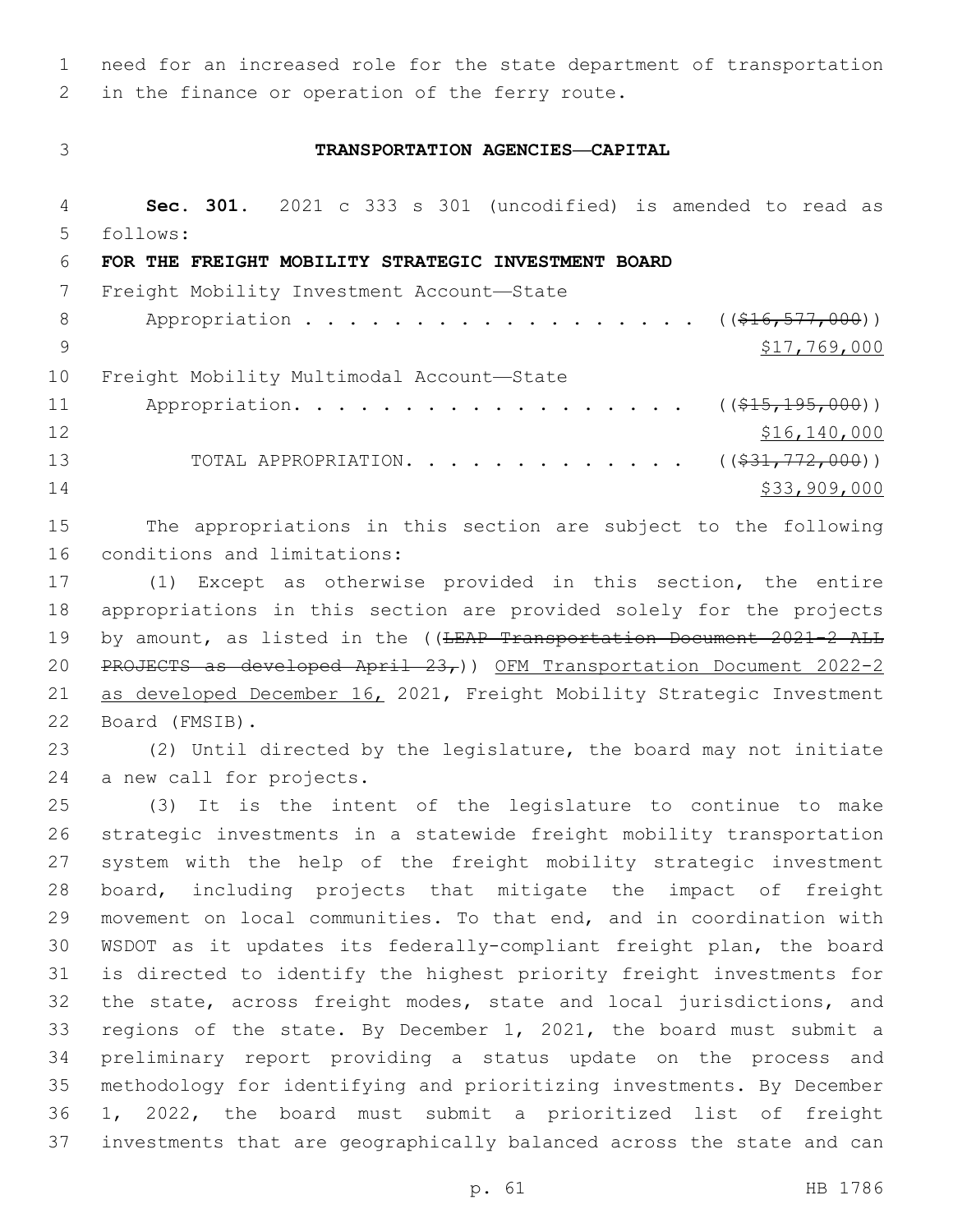need for an increased role for the state department of transportation in the finance or operation of the ferry route.

## TRANSPORTATION AGENCIES—CAPITAL

**Sec. 301.** 2021 c 333 s 301 (uncodified) is amended to read as follows:

**FOR THE FREIGHT MOBILITY STRATEGIC INVESTMENT BOARD**

Freight Mobility Investment Account—State Appropriation . . . . . . . . . . . . . . . . . . . . ((~~$16,577,000~~)) $17,769,000

Freight Mobility Multimodal Account—State Appropriation. . . . . . . . . . . . . . . . . . . . ((~~$15,195,000~~)) $16,140,000

TOTAL APPROPRIATION. . . . . . . . . . . . . . ((~~$31,772,000~~)) $33,909,000

The appropriations in this section are subject to the following conditions and limitations:

(1) Except as otherwise provided in this section, the entire appropriations in this section are provided solely for the projects by amount, as listed in the ((~~LEAP Transportation Document 2021-2 ALL PROJECTS as developed April 23,~~)) OFM Transportation Document 2022-2 as developed December 16, 2021, Freight Mobility Strategic Investment Board (FMSIB).

(2) Until directed by the legislature, the board may not initiate a new call for projects.

(3) It is the intent of the legislature to continue to make strategic investments in a statewide freight mobility transportation system with the help of the freight mobility strategic investment board, including projects that mitigate the impact of freight movement on local communities. To that end, and in coordination with WSDOT as it updates its federally-compliant freight plan, the board is directed to identify the highest priority freight investments for the state, across freight modes, state and local jurisdictions, and regions of the state. By December 1, 2021, the board must submit a preliminary report providing a status update on the process and methodology for identifying and prioritizing investments. By December 1, 2022, the board must submit a prioritized list of freight investments that are geographically balanced across the state and can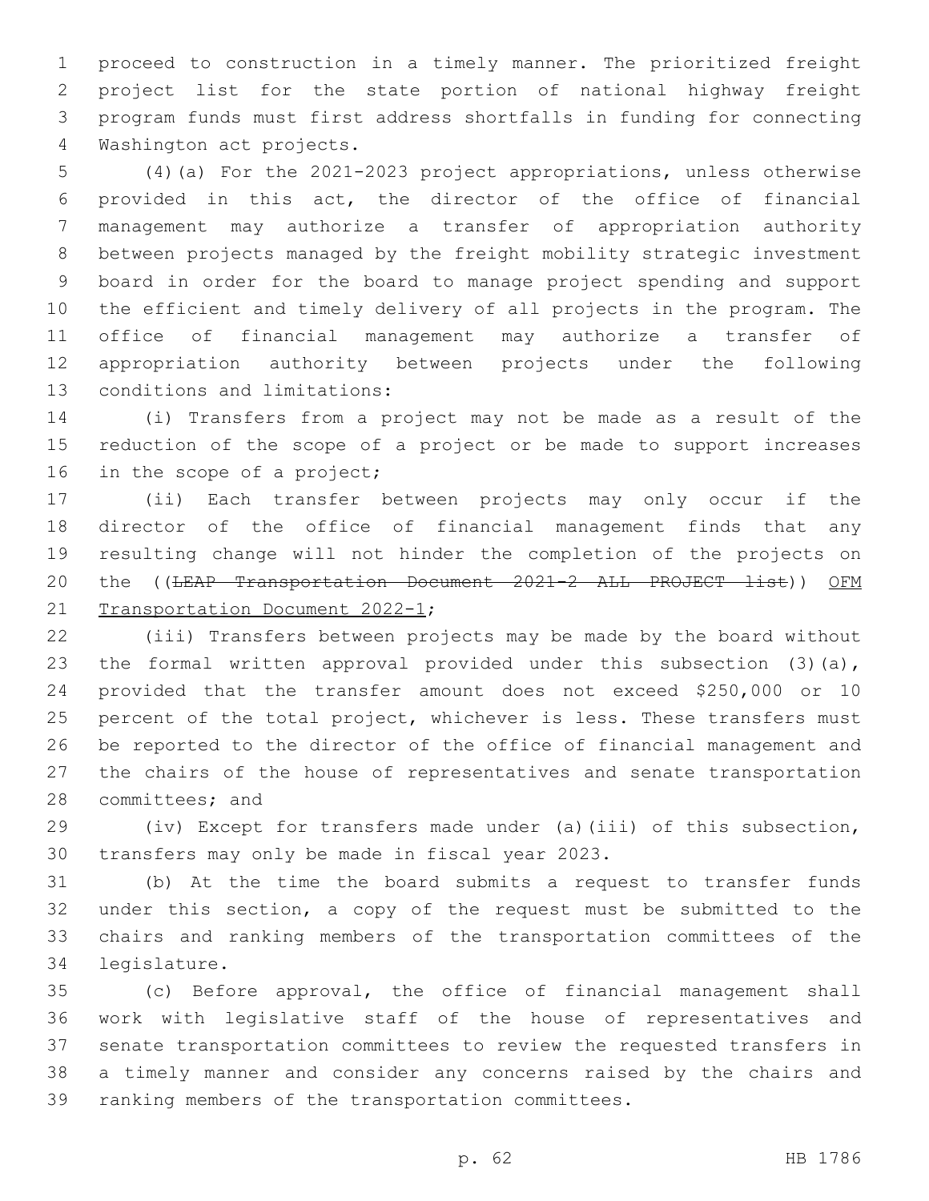proceed to construction in a timely manner. The prioritized freight project list for the state portion of national highway freight program funds must first address shortfalls in funding for connecting Washington act projects.

(4)(a) For the 2021-2023 project appropriations, unless otherwise provided in this act, the director of the office of financial management may authorize a transfer of appropriation authority between projects managed by the freight mobility strategic investment board in order for the board to manage project spending and support the efficient and timely delivery of all projects in the program. The office of financial management may authorize a transfer of appropriation authority between projects under the following conditions and limitations:

(i) Transfers from a project may not be made as a result of the reduction of the scope of a project or be made to support increases in the scope of a project;

(ii) Each transfer between projects may only occur if the director of the office of financial management finds that any resulting change will not hinder the completion of the projects on the ((~~LEAP Transportation Document 2021-2 ALL PROJECT list~~)) <u>OFM Transportation Document 2022-1</u>;

(iii) Transfers between projects may be made by the board without the formal written approval provided under this subsection (3)(a), provided that the transfer amount does not exceed $250,000 or 10 percent of the total project, whichever is less. These transfers must be reported to the director of the office of financial management and the chairs of the house of representatives and senate transportation committees; and

(iv) Except for transfers made under (a)(iii) of this subsection, transfers may only be made in fiscal year 2023.

(b) At the time the board submits a request to transfer funds under this section, a copy of the request must be submitted to the chairs and ranking members of the transportation committees of the legislature.

(c) Before approval, the office of financial management shall work with legislative staff of the house of representatives and senate transportation committees to review the requested transfers in a timely manner and consider any concerns raised by the chairs and ranking members of the transportation committees.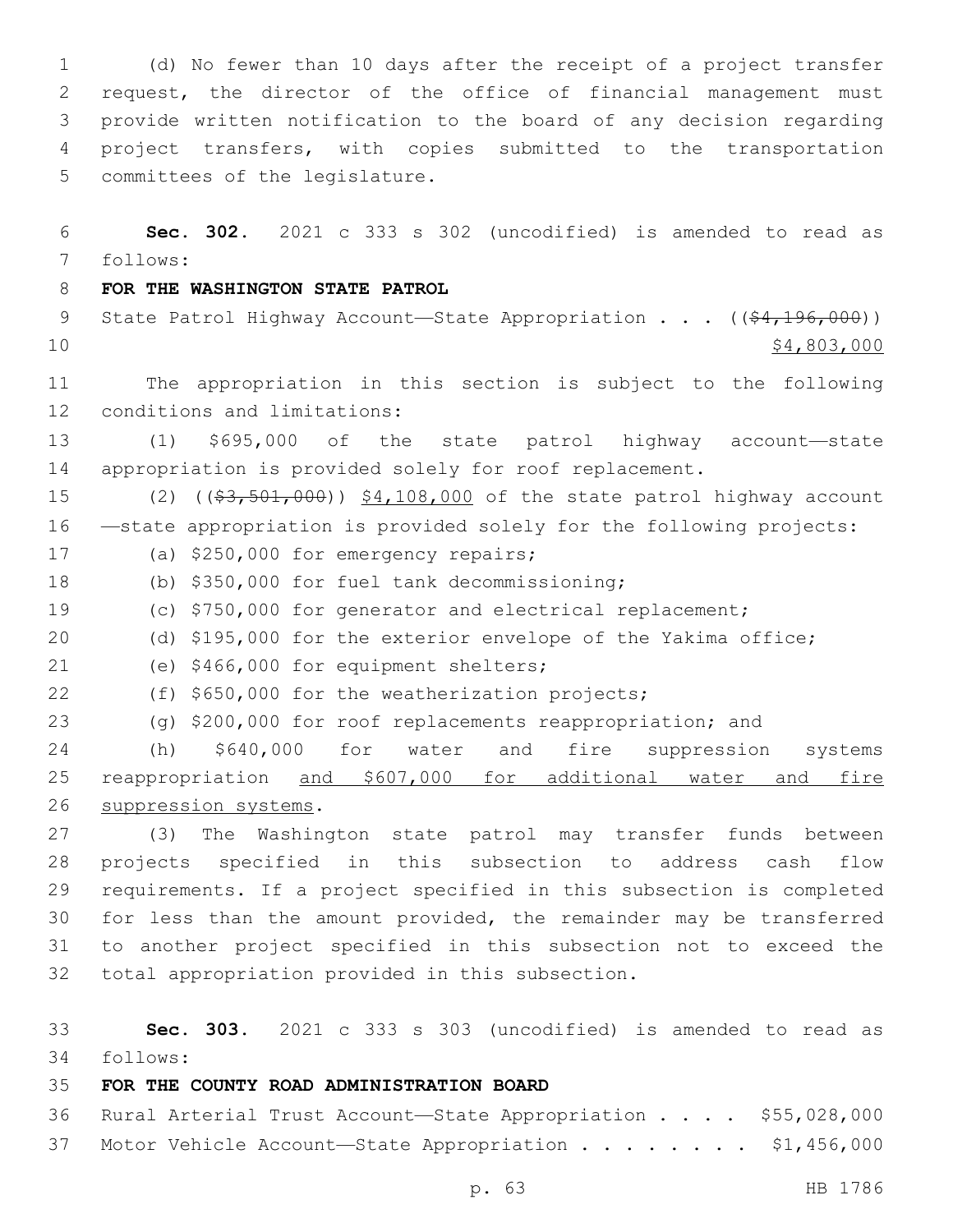(d) No fewer than 10 days after the receipt of a project transfer request, the director of the office of financial management must provide written notification to the board of any decision regarding project transfers, with copies submitted to the transportation committees of the legislature.

**Sec. 302.** 2021 c 333 s 302 (uncodified) is amended to read as follows:

**FOR THE WASHINGTON STATE PATROL**

State Patrol Highway Account—State Appropriation . . . ((~~$4,196,000~~)) $4,803,000

The appropriation in this section is subject to the following conditions and limitations:

(1) $695,000 of the state patrol highway account—state appropriation is provided solely for roof replacement.

(2) ((~~$3,501,000~~)) $4,108,000 of the state patrol highway account—state appropriation is provided solely for the following projects:

(a) $250,000 for emergency repairs;

(b) $350,000 for fuel tank decommissioning;

(c) $750,000 for generator and electrical replacement;

(d) $195,000 for the exterior envelope of the Yakima office;

(e) $466,000 for equipment shelters;

(f) $650,000 for the weatherization projects;

(g) $200,000 for roof replacements reappropriation; and

(h) $640,000 for water and fire suppression systems reappropriation <u>and $607,000 for additional water and fire suppression systems</u>.

(3) The Washington state patrol may transfer funds between projects specified in this subsection to address cash flow requirements. If a project specified in this subsection is completed for less than the amount provided, the remainder may be transferred to another project specified in this subsection not to exceed the total appropriation provided in this subsection.

**Sec. 303.** 2021 c 333 s 303 (uncodified) is amended to read as follows:

**FOR THE COUNTY ROAD ADMINISTRATION BOARD**

Rural Arterial Trust Account—State Appropriation . . . . $55,028,000

Motor Vehicle Account—State Appropriation . . . . . . . . $1,456,000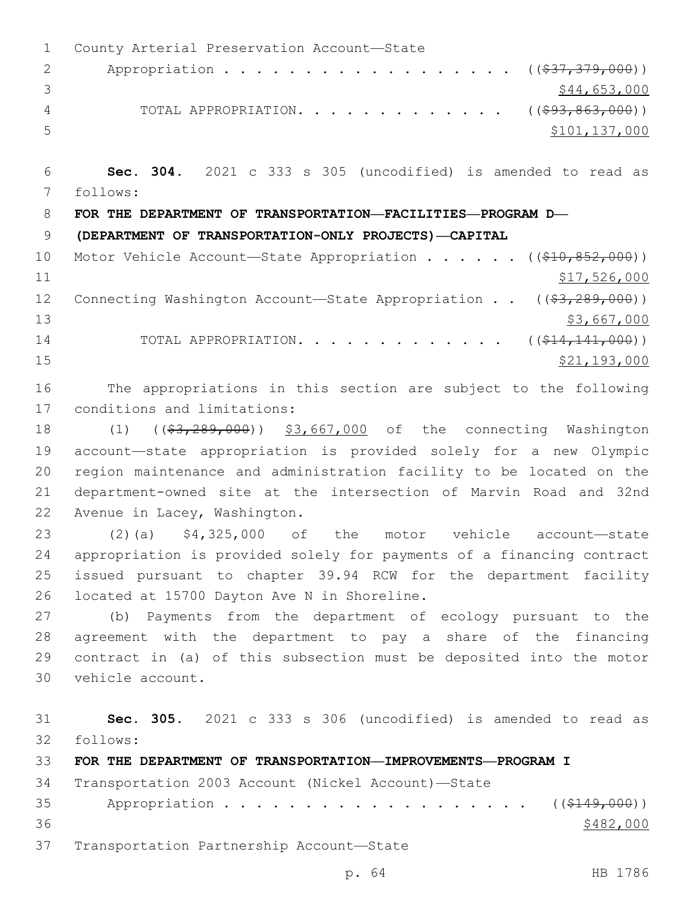County Arterial Preservation Account—State
Appropriation . . . . . . . . . . . . . . . . . . . . ((~~$37,379,000~~))
$44,653,000

TOTAL APPROPRIATION. . . . . . . . . . . . . . ((~~$93,863,000~~))
$101,137,000

**Sec. 304.** 2021 c 333 s 305 (uncodified) is amended to read as follows:

**FOR THE DEPARTMENT OF TRANSPORTATION—FACILITIES—PROGRAM D—(DEPARTMENT OF TRANSPORTATION-ONLY PROJECTS)—CAPITAL**

Motor Vehicle Account—State Appropriation . . . . . . ((~~$10,852,000~~))
$17,526,000

Connecting Washington Account—State Appropriation . . ((~~$3,289,000~~))
$3,667,000

TOTAL APPROPRIATION. . . . . . . . . . . . . . ((~~$14,141,000~~))
$21,193,000

The appropriations in this section are subject to the following conditions and limitations:

(1) ((~~$3,289,000~~)) $3,667,000 of the connecting Washington account—state appropriation is provided solely for a new Olympic region maintenance and administration facility to be located on the department-owned site at the intersection of Marvin Road and 32nd Avenue in Lacey, Washington.

(2)(a) $4,325,000 of the motor vehicle account—state appropriation is provided solely for payments of a financing contract issued pursuant to chapter 39.94 RCW for the department facility located at 15700 Dayton Ave N in Shoreline.

(b) Payments from the department of ecology pursuant to the agreement with the department to pay a share of the financing contract in (a) of this subsection must be deposited into the motor vehicle account.

**Sec. 305.** 2021 c 333 s 306 (uncodified) is amended to read as follows:

**FOR THE DEPARTMENT OF TRANSPORTATION—IMPROVEMENTS—PROGRAM I**

Transportation 2003 Account (Nickel Account)—State
Appropriation . . . . . . . . . . . . . . . . . . . . ((~~$149,000~~))
$482,000

Transportation Partnership Account—State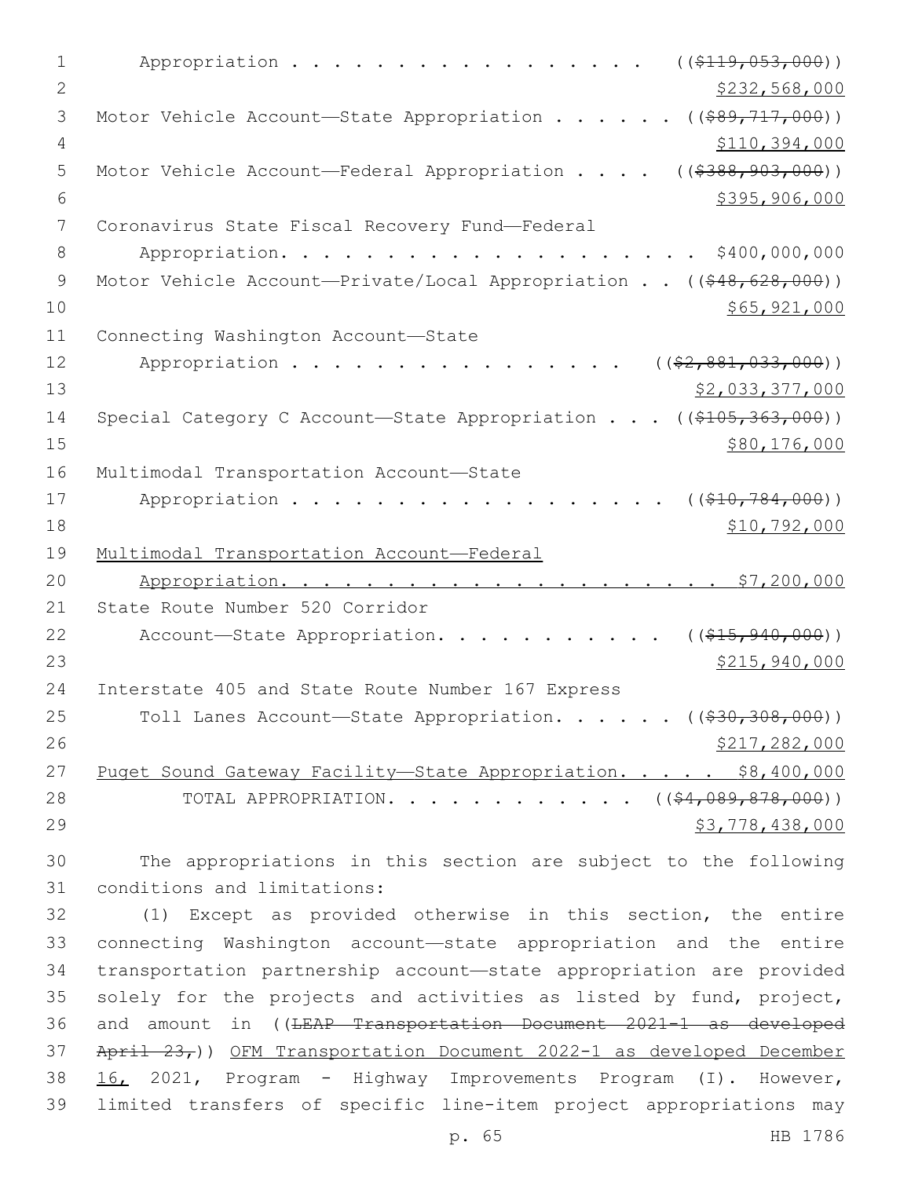Appropriation . . . . . . . . . . . . . . . . . . ((~~$119,053,000~~))
$232,568,000

Motor Vehicle Account—State Appropriation . . . . . . ((~~$89,717,000~~))
$110,394,000

Motor Vehicle Account—Federal Appropriation . . . . ((~~$388,903,000~~))
$395,906,000

Coronavirus State Fiscal Recovery Fund—Federal
Appropriation. . . . . . . . . . . . . . . . . . . . . $400,000,000

Motor Vehicle Account—Private/Local Appropriation . . ((~~$48,628,000~~))
$65,921,000

Connecting Washington Account—State
Appropriation . . . . . . . . . . . . . . . . . ((~~$2,881,033,000~~))
$2,033,377,000

Special Category C Account—State Appropriation . . . ((~~$105,363,000~~))
$80,176,000

Multimodal Transportation Account—State
Appropriation . . . . . . . . . . . . . . . . . . . ((~~$10,784,000~~))
$10,792,000

Multimodal Transportation Account—Federal
Appropriation. . . . . . . . . . . . . . . . . . . . . $7,200,000

State Route Number 520 Corridor
Account—State Appropriation. . . . . . . . . . . ((~~$15,940,000~~))
$215,940,000

Interstate 405 and State Route Number 167 Express
Toll Lanes Account—State Appropriation. . . . . . ((~~$30,308,000~~))
$217,282,000

Puget Sound Gateway Facility—State Appropriation. . . . . $8,400,000

TOTAL APPROPRIATION. . . . . . . . . . . . . ((~~$4,089,878,000~~))
$3,778,438,000

The appropriations in this section are subject to the following conditions and limitations:

(1) Except as provided otherwise in this section, the entire connecting Washington account—state appropriation and the entire transportation partnership account—state appropriation are provided solely for the projects and activities as listed by fund, project, and amount in ((~~LEAP Transportation Document 2021-1 as developed April 23,~~)) OFM Transportation Document 2022-1 as developed December 16, 2021, Program - Highway Improvements Program (I). However, limited transfers of specific line-item project appropriations may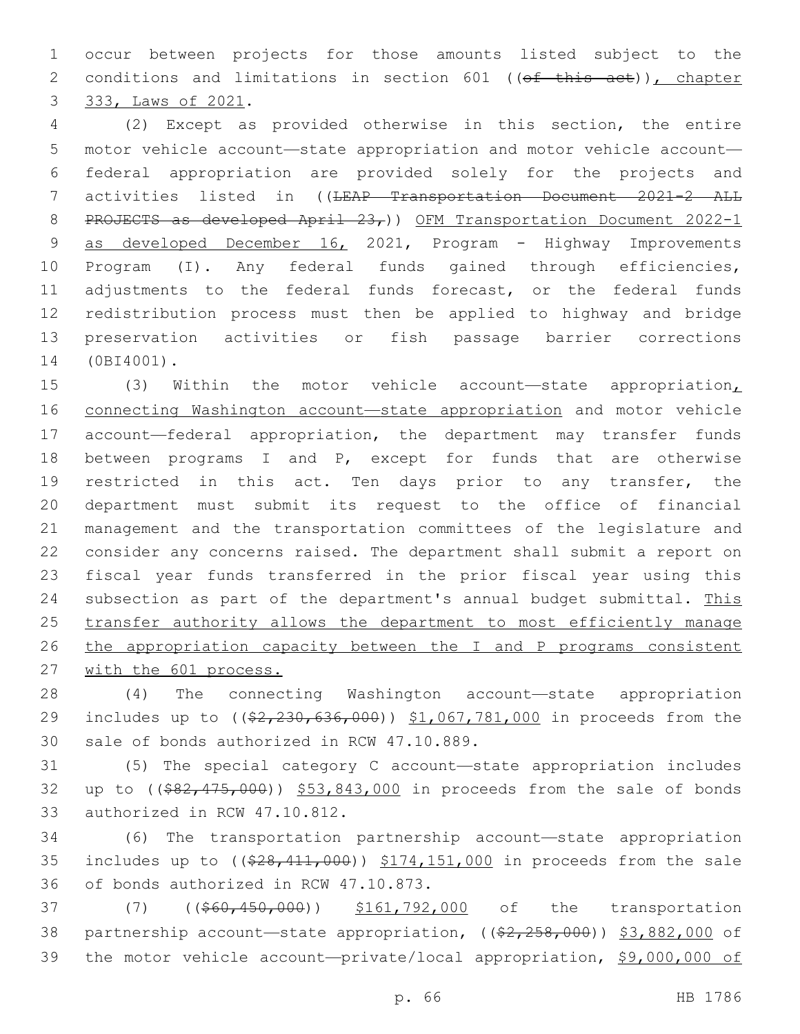occur between projects for those amounts listed subject to the conditions and limitations in section 601 ((~~of this act~~)), chapter 333, Laws of 2021.

(2) Except as provided otherwise in this section, the entire motor vehicle account—state appropriation and motor vehicle account—federal appropriation are provided solely for the projects and activities listed in ((~~LEAP Transportation Document 2021-2 ALL PROJECTS as developed April 23,~~)) OFM Transportation Document 2022-1 as developed December 16, 2021, Program - Highway Improvements Program (I). Any federal funds gained through efficiencies, adjustments to the federal funds forecast, or the federal funds redistribution process must then be applied to highway and bridge preservation activities or fish passage barrier corrections (0BI4001).

(3) Within the motor vehicle account—state appropriation, connecting Washington account—state appropriation and motor vehicle account—federal appropriation, the department may transfer funds between programs I and P, except for funds that are otherwise restricted in this act. Ten days prior to any transfer, the department must submit its request to the office of financial management and the transportation committees of the legislature and consider any concerns raised. The department shall submit a report on fiscal year funds transferred in the prior fiscal year using this subsection as part of the department's annual budget submittal. This transfer authority allows the department to most efficiently manage the appropriation capacity between the I and P programs consistent with the 601 process.

(4) The connecting Washington account—state appropriation includes up to ((~~$2,230,636,000~~)) $1,067,781,000 in proceeds from the sale of bonds authorized in RCW 47.10.889.

(5) The special category C account—state appropriation includes up to ((~~$82,475,000~~)) $53,843,000 in proceeds from the sale of bonds authorized in RCW 47.10.812.

(6) The transportation partnership account—state appropriation includes up to ((~~$28,411,000~~)) $174,151,000 in proceeds from the sale of bonds authorized in RCW 47.10.873.

(7) ((~~$60,450,000~~)) $161,792,000 of the transportation partnership account—state appropriation, ((~~$2,258,000~~)) $3,882,000 of the motor vehicle account—private/local appropriation, $9,000,000 of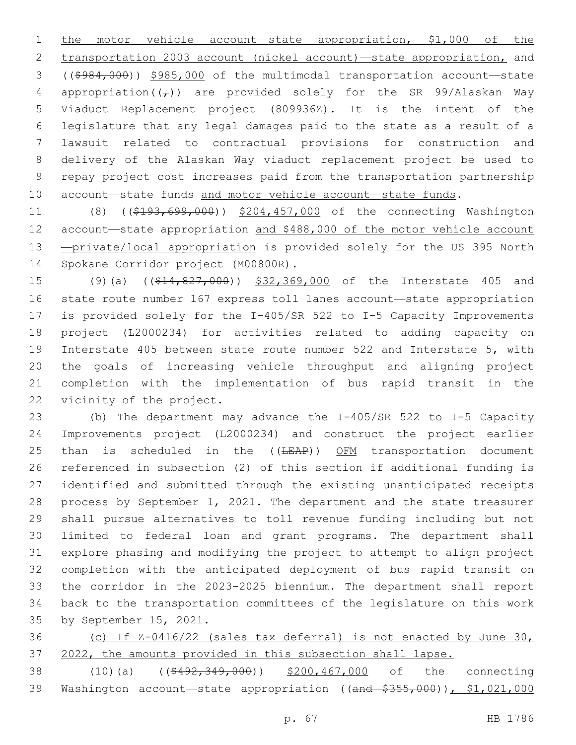the motor vehicle account—state appropriation, $1,000 of the transportation 2003 account (nickel account)—state appropriation, and (($984,000)) $985,000 of the multimodal transportation account—state appropriation((,)) are provided solely for the SR 99/Alaskan Way Viaduct Replacement project (809936Z). It is the intent of the legislature that any legal damages paid to the state as a result of a lawsuit related to contractual provisions for construction and delivery of the Alaskan Way viaduct replacement project be used to repay project cost increases paid from the transportation partnership account—state funds and motor vehicle account—state funds.

(8) (($193,699,000)) $204,457,000 of the connecting Washington account—state appropriation and $488,000 of the motor vehicle account —private/local appropriation is provided solely for the US 395 North Spokane Corridor project (M00800R).

(9)(a) (($14,827,000)) $32,369,000 of the Interstate 405 and state route number 167 express toll lanes account—state appropriation is provided solely for the I-405/SR 522 to I-5 Capacity Improvements project (L2000234) for activities related to adding capacity on Interstate 405 between state route number 522 and Interstate 5, with the goals of increasing vehicle throughput and aligning project completion with the implementation of bus rapid transit in the vicinity of the project.

(b) The department may advance the I-405/SR 522 to I-5 Capacity Improvements project (L2000234) and construct the project earlier than is scheduled in the ((LEAP)) OFM transportation document referenced in subsection (2) of this section if additional funding is identified and submitted through the existing unanticipated receipts process by September 1, 2021. The department and the state treasurer shall pursue alternatives to toll revenue funding including but not limited to federal loan and grant programs. The department shall explore phasing and modifying the project to attempt to align project completion with the anticipated deployment of bus rapid transit on the corridor in the 2023-2025 biennium. The department shall report back to the transportation committees of the legislature on this work by September 15, 2021.

(c) If Z-0416/22 (sales tax deferral) is not enacted by June 30, 2022, the amounts provided in this subsection shall lapse.

(10)(a) (($492,349,000)) $200,467,000 of the connecting Washington account—state appropriation ((and $355,000)), $1,021,000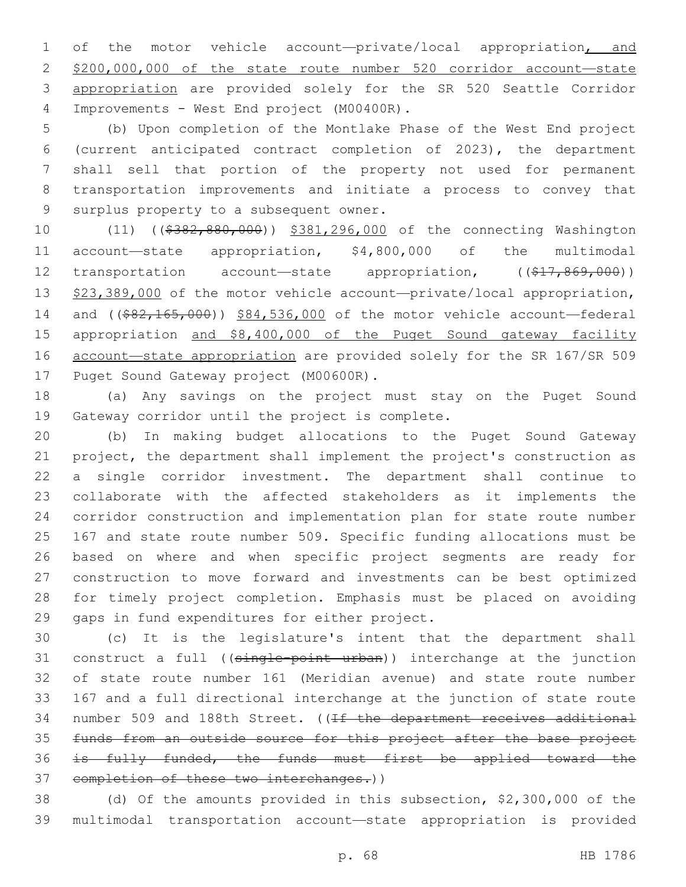of the motor vehicle account—private/local appropriation, and $200,000,000 of the state route number 520 corridor account—state appropriation are provided solely for the SR 520 Seattle Corridor Improvements - West End project (M00400R).

(b) Upon completion of the Montlake Phase of the West End project (current anticipated contract completion of 2023), the department shall sell that portion of the property not used for permanent transportation improvements and initiate a process to convey that surplus property to a subsequent owner.

(11) ((~~$382,880,000~~)) $381,296,000 of the connecting Washington account—state appropriation, $4,800,000 of the multimodal transportation account—state appropriation, ((~~$17,869,000~~)) $23,389,000 of the motor vehicle account—private/local appropriation, and ((~~$82,165,000~~)) $84,536,000 of the motor vehicle account—federal appropriation and $8,400,000 of the Puget Sound gateway facility account—state appropriation are provided solely for the SR 167/SR 509 Puget Sound Gateway project (M00600R).

(a) Any savings on the project must stay on the Puget Sound Gateway corridor until the project is complete.

(b) In making budget allocations to the Puget Sound Gateway project, the department shall implement the project's construction as a single corridor investment. The department shall continue to collaborate with the affected stakeholders as it implements the corridor construction and implementation plan for state route number 167 and state route number 509. Specific funding allocations must be based on where and when specific project segments are ready for construction to move forward and investments can be best optimized for timely project completion. Emphasis must be placed on avoiding gaps in fund expenditures for either project.

(c) It is the legislature's intent that the department shall construct a full ((~~single-point urban~~)) interchange at the junction of state route number 161 (Meridian avenue) and state route number 167 and a full directional interchange at the junction of state route number 509 and 188th Street. ((~~If the department receives additional funds from an outside source for this project after the base project is fully funded, the funds must first be applied toward the completion of these two interchanges.~~))

(d) Of the amounts provided in this subsection, $2,300,000 of the multimodal transportation account—state appropriation is provided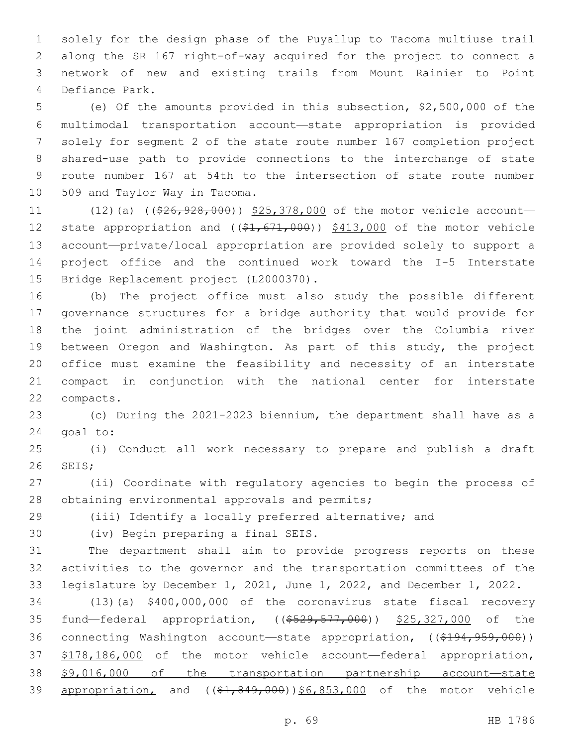solely for the design phase of the Puyallup to Tacoma multiuse trail along the SR 167 right-of-way acquired for the project to connect a network of new and existing trails from Mount Rainier to Point Defiance Park.

(e) Of the amounts provided in this subsection, $2,500,000 of the multimodal transportation account—state appropriation is provided solely for segment 2 of the state route number 167 completion project shared-use path to provide connections to the interchange of state route number 167 at 54th to the intersection of state route number 509 and Taylor Way in Tacoma.

(12)(a) ((~~$26,928,000~~)) $25,378,000 of the motor vehicle account—state appropriation and ((~~$1,671,000~~)) $413,000 of the motor vehicle account—private/local appropriation are provided solely to support a project office and the continued work toward the I-5 Interstate Bridge Replacement project (L2000370).

(b) The project office must also study the possible different governance structures for a bridge authority that would provide for the joint administration of the bridges over the Columbia river between Oregon and Washington. As part of this study, the project office must examine the feasibility and necessity of an interstate compact in conjunction with the national center for interstate compacts.

(c) During the 2021-2023 biennium, the department shall have as a goal to:

(i) Conduct all work necessary to prepare and publish a draft SEIS;

(ii) Coordinate with regulatory agencies to begin the process of obtaining environmental approvals and permits;

(iii) Identify a locally preferred alternative; and

(iv) Begin preparing a final SEIS.

The department shall aim to provide progress reports on these activities to the governor and the transportation committees of the legislature by December 1, 2021, June 1, 2022, and December 1, 2022.

(13)(a) $400,000,000 of the coronavirus state fiscal recovery fund—federal appropriation, ((~~$529,577,000~~)) $25,327,000 of the connecting Washington account—state appropriation, ((~~$194,959,000~~)) $178,186,000 of the motor vehicle account—federal appropriation, $9,016,000 of the transportation partnership account—state appropriation, and ((~~$1,849,000~~))$6,853,000 of the motor vehicle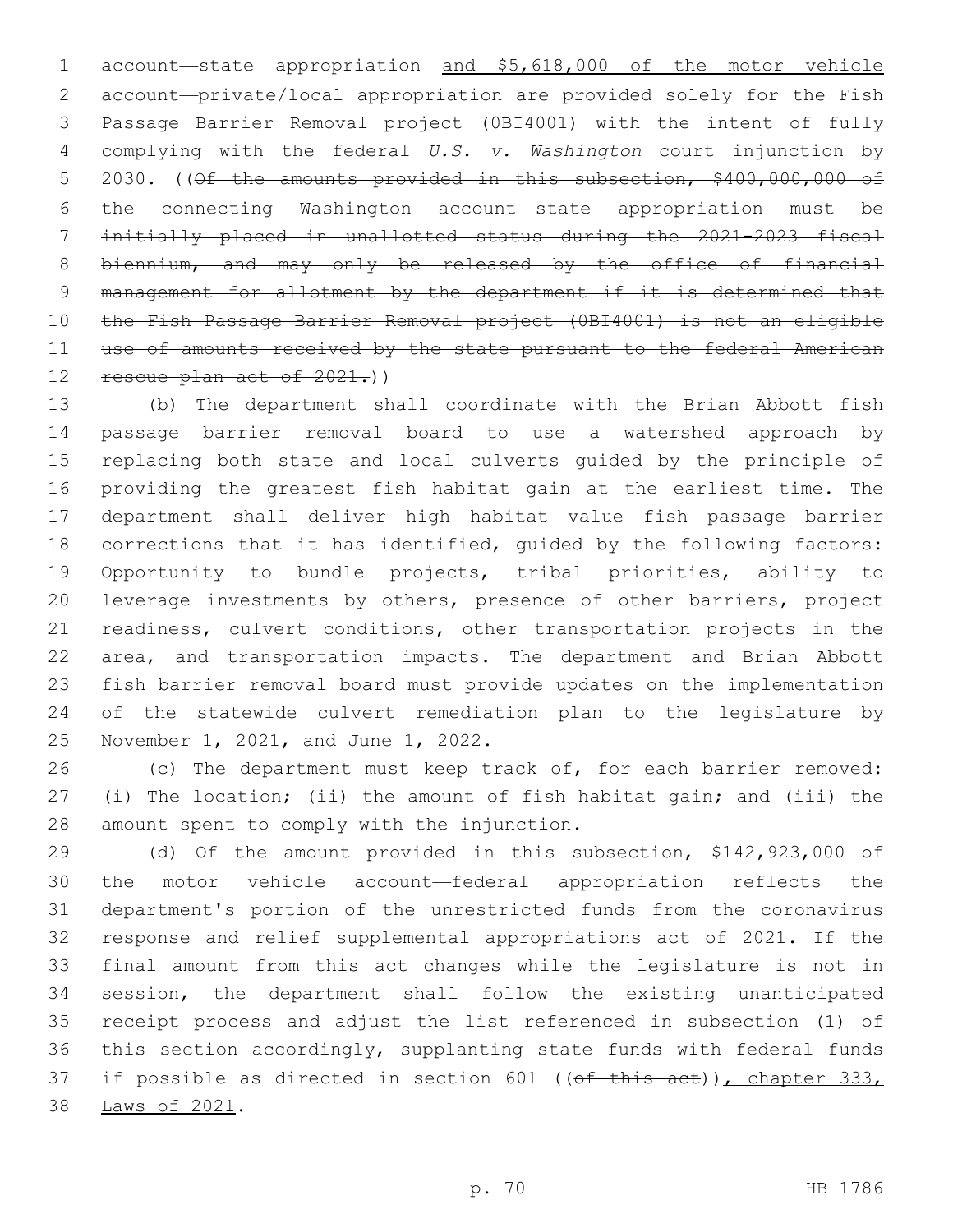account—state appropriation and $5,618,000 of the motor vehicle account—private/local appropriation are provided solely for the Fish Passage Barrier Removal project (0BI4001) with the intent of fully complying with the federal *U.S. v. Washington* court injunction by 2030. ((Of the amounts provided in this subsection, $400,000,000 of the connecting Washington account—state appropriation must be initially placed in unallotted status during the 2021-2023 fiscal biennium, and may only be released by the office of financial management for allotment by the department if it is determined that the Fish Passage Barrier Removal project (0BI4001) is not an eligible use of amounts received by the state pursuant to the federal American rescue plan act of 2021.))

(b) The department shall coordinate with the Brian Abbott fish passage barrier removal board to use a watershed approach by replacing both state and local culverts guided by the principle of providing the greatest fish habitat gain at the earliest time. The department shall deliver high habitat value fish passage barrier corrections that it has identified, guided by the following factors: Opportunity to bundle projects, tribal priorities, ability to leverage investments by others, presence of other barriers, project readiness, culvert conditions, other transportation projects in the area, and transportation impacts. The department and Brian Abbott fish barrier removal board must provide updates on the implementation of the statewide culvert remediation plan to the legislature by November 1, 2021, and June 1, 2022.

(c) The department must keep track of, for each barrier removed: (i) The location; (ii) the amount of fish habitat gain; and (iii) the amount spent to comply with the injunction.

(d) Of the amount provided in this subsection, $142,923,000 of the motor vehicle account—federal appropriation reflects the department's portion of the unrestricted funds from the coronavirus response and relief supplemental appropriations act of 2021. If the final amount from this act changes while the legislature is not in session, the department shall follow the existing unanticipated receipt process and adjust the list referenced in subsection (1) of this section accordingly, supplanting state funds with federal funds if possible as directed in section 601 ((of this act)), chapter 333, Laws of 2021.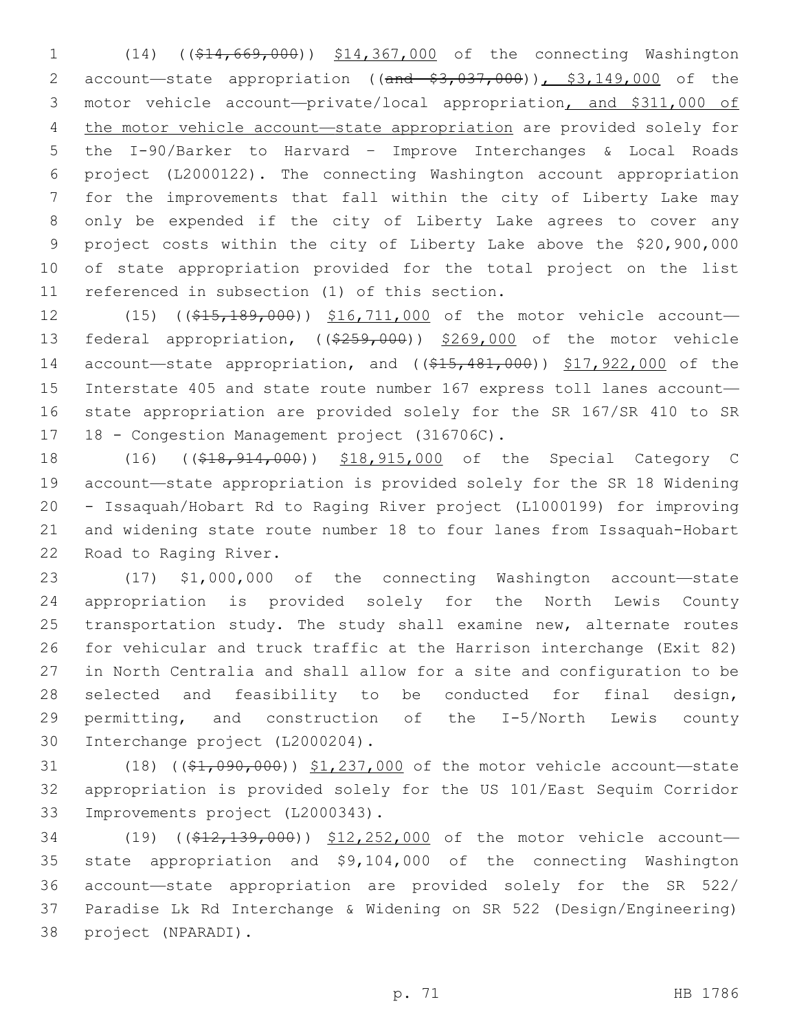(14) (($14,669,000)) $14,367,000 of the connecting Washington account—state appropriation ((and $3,037,000)), $3,149,000 of the motor vehicle account—private/local appropriation, and $311,000 of the motor vehicle account—state appropriation are provided solely for the I-90/Barker to Harvard – Improve Interchanges & Local Roads project (L2000122). The connecting Washington account appropriation for the improvements that fall within the city of Liberty Lake may only be expended if the city of Liberty Lake agrees to cover any project costs within the city of Liberty Lake above the $20,900,000 of state appropriation provided for the total project on the list referenced in subsection (1) of this section.

(15) (($15,189,000)) $16,711,000 of the motor vehicle account—federal appropriation, (($259,000)) $269,000 of the motor vehicle account—state appropriation, and (($15,481,000)) $17,922,000 of the Interstate 405 and state route number 167 express toll lanes account—state appropriation are provided solely for the SR 167/SR 410 to SR 18 - Congestion Management project (316706C).

(16) (($18,914,000)) $18,915,000 of the Special Category C account—state appropriation is provided solely for the SR 18 Widening - Issaquah/Hobart Rd to Raging River project (L1000199) for improving and widening state route number 18 to four lanes from Issaquah-Hobart Road to Raging River.

(17) $1,000,000 of the connecting Washington account—state appropriation is provided solely for the North Lewis County transportation study. The study shall examine new, alternate routes for vehicular and truck traffic at the Harrison interchange (Exit 82) in North Centralia and shall allow for a site and configuration to be selected and feasibility to be conducted for final design, permitting, and construction of the I-5/North Lewis county Interchange project (L2000204).

(18) (($1,090,000)) $1,237,000 of the motor vehicle account—state appropriation is provided solely for the US 101/East Sequim Corridor Improvements project (L2000343).

(19) (($12,139,000)) $12,252,000 of the motor vehicle account—state appropriation and $9,104,000 of the connecting Washington account—state appropriation are provided solely for the SR 522/Paradise Lk Rd Interchange & Widening on SR 522 (Design/Engineering) project (NPARADI).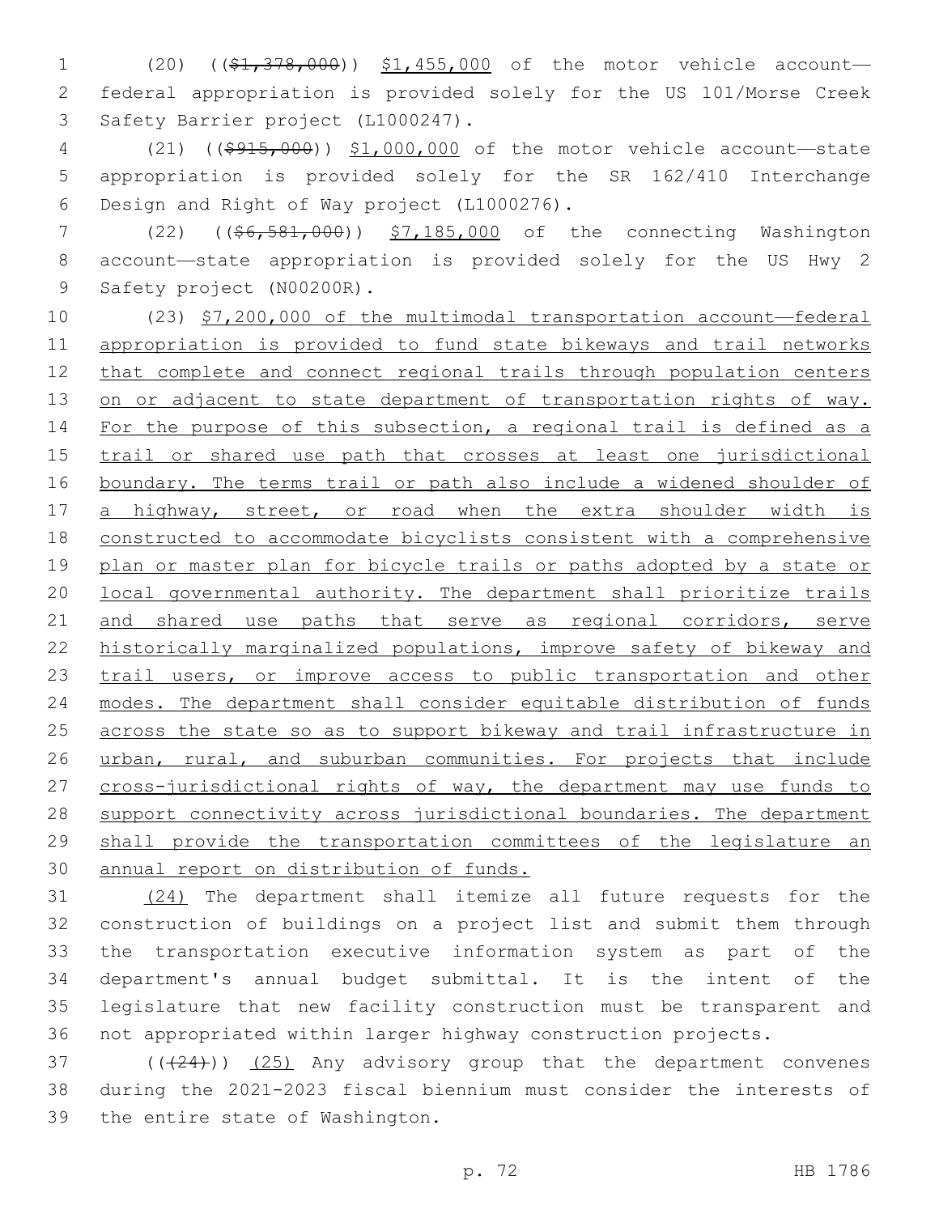(20) (($1,378,000)) $1,455,000 of the motor vehicle account—federal appropriation is provided solely for the US 101/Morse Creek Safety Barrier project (L1000247).

(21) (($915,000)) $1,000,000 of the motor vehicle account—state appropriation is provided solely for the SR 162/410 Interchange Design and Right of Way project (L1000276).

(22) (($6,581,000)) $7,185,000 of the connecting Washington account—state appropriation is provided solely for the US Hwy 2 Safety project (N00200R).

(23) $7,200,000 of the multimodal transportation account—federal appropriation is provided to fund state bikeways and trail networks that complete and connect regional trails through population centers on or adjacent to state department of transportation rights of way. For the purpose of this subsection, a regional trail is defined as a trail or shared use path that crosses at least one jurisdictional boundary. The terms trail or path also include a widened shoulder of a highway, street, or road when the extra shoulder width is constructed to accommodate bicyclists consistent with a comprehensive plan or master plan for bicycle trails or paths adopted by a state or local governmental authority. The department shall prioritize trails and shared use paths that serve as regional corridors, serve historically marginalized populations, improve safety of bikeway and trail users, or improve access to public transportation and other modes. The department shall consider equitable distribution of funds across the state so as to support bikeway and trail infrastructure in urban, rural, and suburban communities. For projects that include cross-jurisdictional rights of way, the department may use funds to support connectivity across jurisdictional boundaries. The department shall provide the transportation committees of the legislature an annual report on distribution of funds.

(24) The department shall itemize all future requests for the construction of buildings on a project list and submit them through the transportation executive information system as part of the department's annual budget submittal. It is the intent of the legislature that new facility construction must be transparent and not appropriated within larger highway construction projects.

(((24))) (25) Any advisory group that the department convenes during the 2021-2023 fiscal biennium must consider the interests of the entire state of Washington.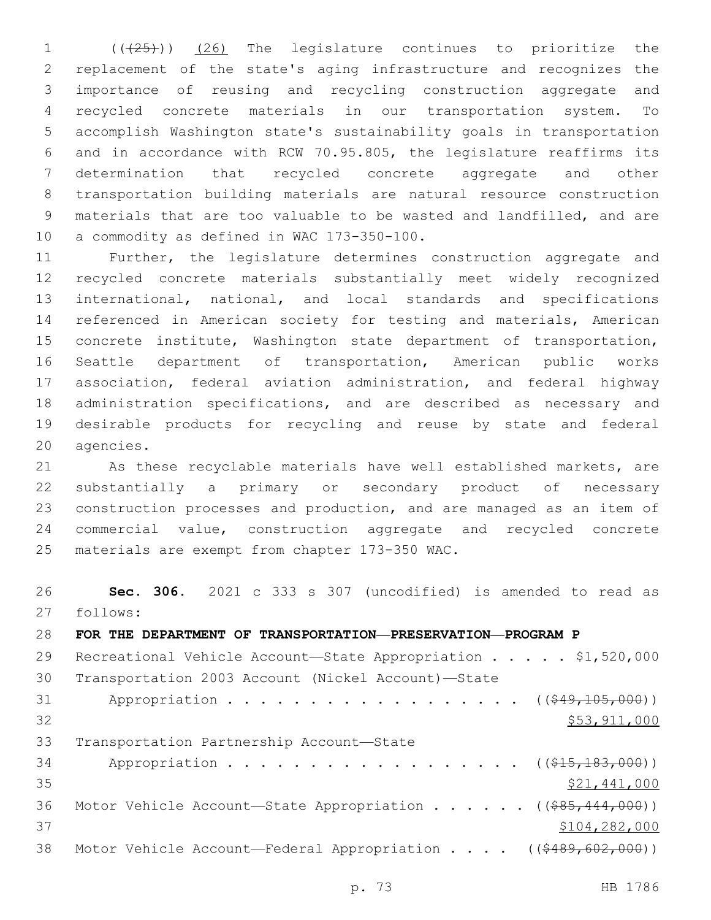((~~(25)~~)) <u>(26)</u> The legislature continues to prioritize the replacement of the state's aging infrastructure and recognizes the importance of reusing and recycling construction aggregate and recycled concrete materials in our transportation system. To accomplish Washington state's sustainability goals in transportation and in accordance with RCW 70.95.805, the legislature reaffirms its determination that recycled concrete aggregate and other transportation building materials are natural resource construction materials that are too valuable to be wasted and landfilled, and are a commodity as defined in WAC 173-350-100.

Further, the legislature determines construction aggregate and recycled concrete materials substantially meet widely recognized international, national, and local standards and specifications referenced in American society for testing and materials, American concrete institute, Washington state department of transportation, Seattle department of transportation, American public works association, federal aviation administration, and federal highway administration specifications, and are described as necessary and desirable products for recycling and reuse by state and federal agencies.

As these recyclable materials have well established markets, are substantially a primary or secondary product of necessary construction processes and production, and are managed as an item of commercial value, construction aggregate and recycled concrete materials are exempt from chapter 173-350 WAC.

**Sec. 306.** 2021 c 333 s 307 (uncodified) is amended to read as follows:

**FOR THE DEPARTMENT OF TRANSPORTATION—PRESERVATION—PROGRAM P**

Recreational Vehicle Account—State Appropriation . . . . . $1,520,000

Transportation 2003 Account (Nickel Account)—State Appropriation . . . . . . . . . . . . . . . . . . . ((~~$49,105,000~~)) <u>$53,911,000</u>

Transportation Partnership Account—State Appropriation . . . . . . . . . . . . . . . . . . . ((~~$15,183,000~~)) <u>$21,441,000</u>

Motor Vehicle Account—State Appropriation . . . . . . ((~~$85,444,000~~)) <u>$104,282,000</u>

Motor Vehicle Account—Federal Appropriation . . . . ((~~$489,602,000~~))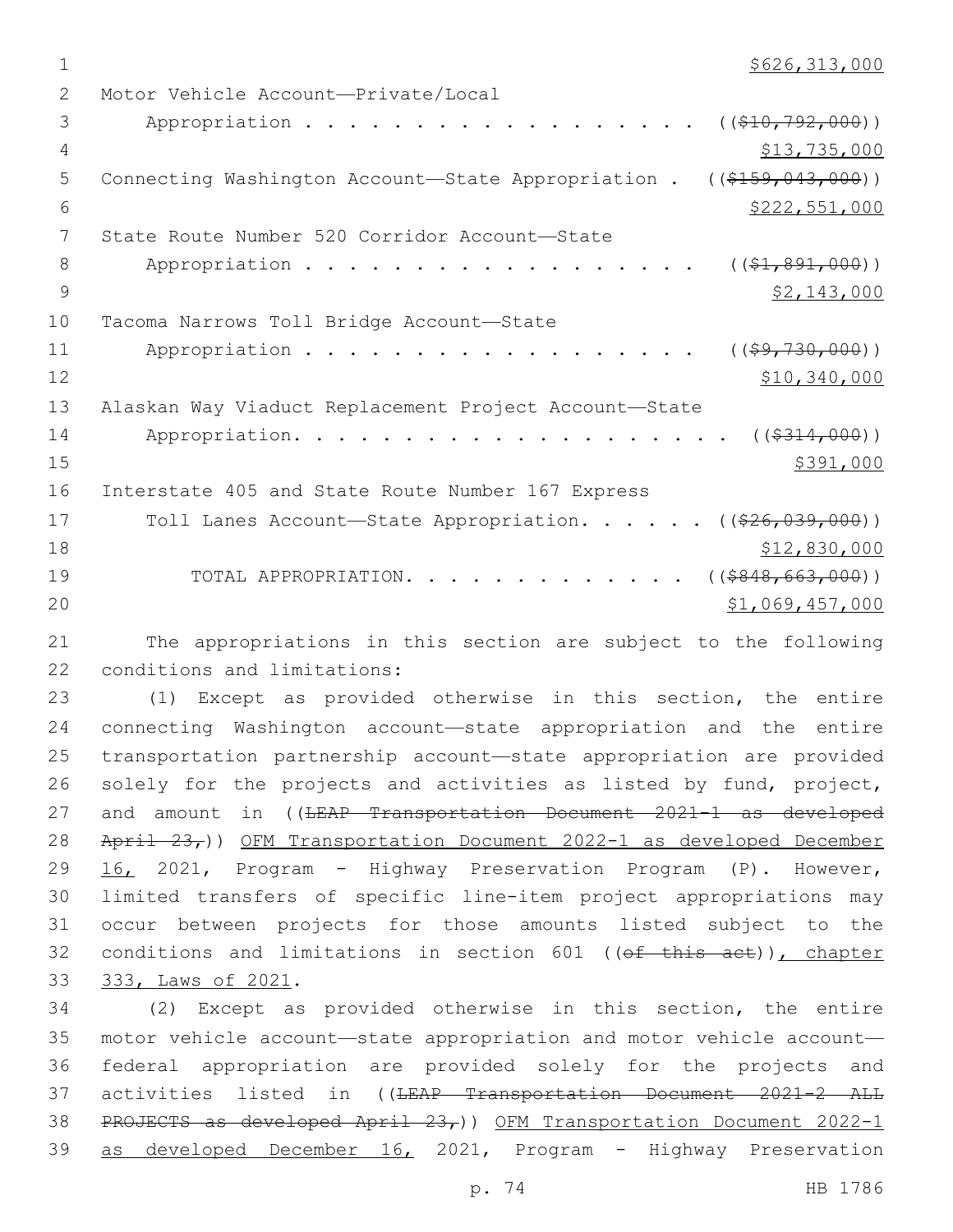$626,313,000

Motor Vehicle Account—Private/Local Appropriation . . . . . . . . . . . . . . . . . . . ((~~$10,792,000~~)) $13,735,000

Connecting Washington Account—State Appropriation . ((~~$159,043,000~~)) $222,551,000

State Route Number 520 Corridor Account—State Appropriation . . . . . . . . . . . . . . . . . . . ((~~$1,891,000~~)) $2,143,000

Tacoma Narrows Toll Bridge Account—State Appropriation . . . . . . . . . . . . . . . . . . . ((~~$9,730,000~~)) $10,340,000

Alaskan Way Viaduct Replacement Project Account—State Appropriation. . . . . . . . . . . . . . . . . . . . ((~~$314,000~~)) $391,000

Interstate 405 and State Route Number 167 Express Toll Lanes Account—State Appropriation. . . . . . ((~~$26,039,000~~)) $12,830,000

TOTAL APPROPRIATION. . . . . . . . . . . . . ((~~$848,663,000~~)) $1,069,457,000

The appropriations in this section are subject to the following conditions and limitations:

(1) Except as provided otherwise in this section, the entire connecting Washington account—state appropriation and the entire transportation partnership account—state appropriation are provided solely for the projects and activities as listed by fund, project, and amount in ((~~LEAP Transportation Document 2021-1 as developed April 23,~~)) OFM Transportation Document 2022-1 as developed December 16, 2021, Program - Highway Preservation Program (P). However, limited transfers of specific line-item project appropriations may occur between projects for those amounts listed subject to the conditions and limitations in section 601 ((~~of this act~~)), chapter 333, Laws of 2021.

(2) Except as provided otherwise in this section, the entire motor vehicle account—state appropriation and motor vehicle account—federal appropriation are provided solely for the projects and activities listed in ((~~LEAP Transportation Document 2021-2 ALL PROJECTS as developed April 23,~~)) OFM Transportation Document 2022-1 as developed December 16, 2021, Program - Highway Preservation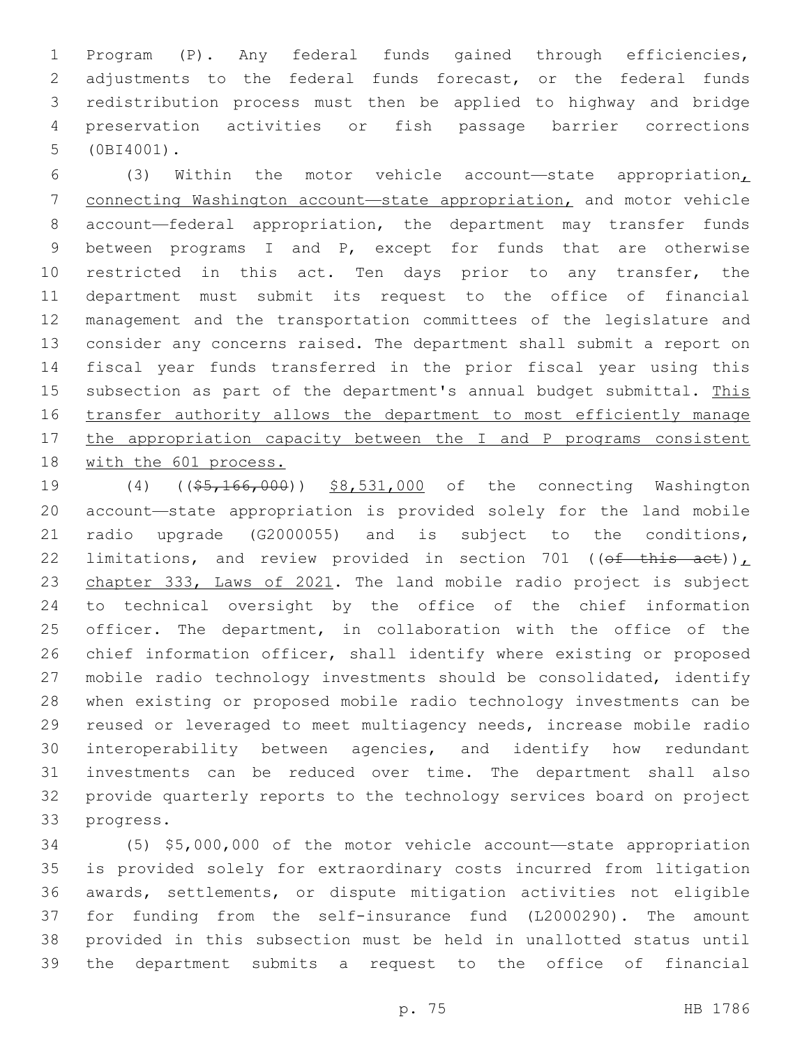Program (P). Any federal funds gained through efficiencies, adjustments to the federal funds forecast, or the federal funds redistribution process must then be applied to highway and bridge preservation activities or fish passage barrier corrections (0BI4001).

(3) Within the motor vehicle account—state appropriation, connecting Washington account—state appropriation, and motor vehicle account—federal appropriation, the department may transfer funds between programs I and P, except for funds that are otherwise restricted in this act. Ten days prior to any transfer, the department must submit its request to the office of financial management and the transportation committees of the legislature and consider any concerns raised. The department shall submit a report on fiscal year funds transferred in the prior fiscal year using this subsection as part of the department's annual budget submittal. This transfer authority allows the department to most efficiently manage the appropriation capacity between the I and P programs consistent with the 601 process.

(4) ((~~$5,166,000~~)) $8,531,000 of the connecting Washington account—state appropriation is provided solely for the land mobile radio upgrade (G2000055) and is subject to the conditions, limitations, and review provided in section 701 ((~~of this act~~)), chapter 333, Laws of 2021. The land mobile radio project is subject to technical oversight by the office of the chief information officer. The department, in collaboration with the office of the chief information officer, shall identify where existing or proposed mobile radio technology investments should be consolidated, identify when existing or proposed mobile radio technology investments can be reused or leveraged to meet multiagency needs, increase mobile radio interoperability between agencies, and identify how redundant investments can be reduced over time. The department shall also provide quarterly reports to the technology services board on project progress.

(5) $5,000,000 of the motor vehicle account—state appropriation is provided solely for extraordinary costs incurred from litigation awards, settlements, or dispute mitigation activities not eligible for funding from the self-insurance fund (L2000290). The amount provided in this subsection must be held in unallotted status until the department submits a request to the office of financial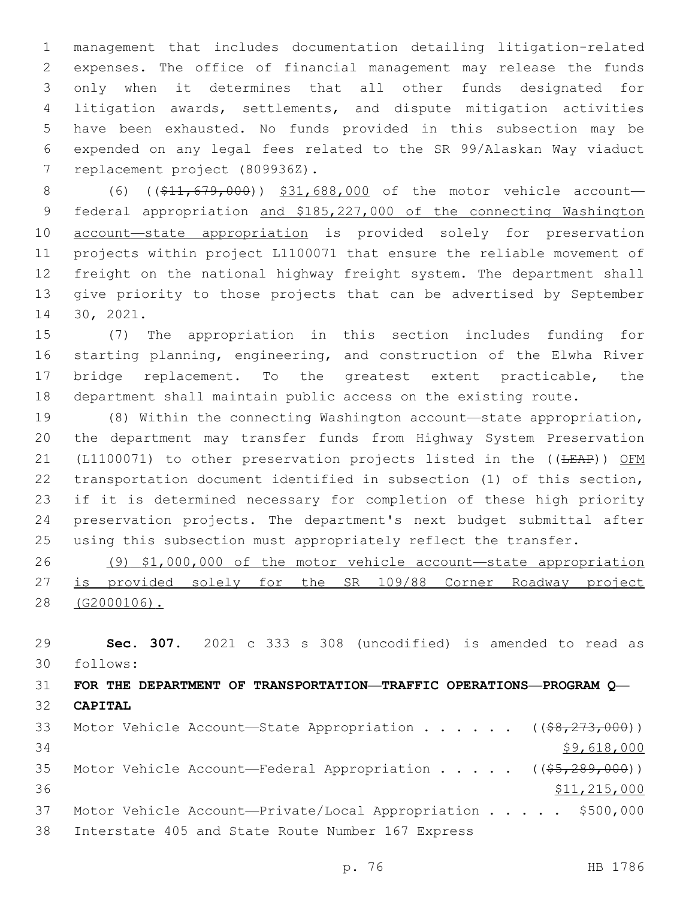management that includes documentation detailing litigation-related expenses. The office of financial management may release the funds only when it determines that all other funds designated for litigation awards, settlements, and dispute mitigation activities have been exhausted. No funds provided in this subsection may be expended on any legal fees related to the SR 99/Alaskan Way viaduct replacement project (809936Z).

(6) ((~~$11,679,000~~)) $31,688,000 of the motor vehicle account—federal appropriation and $185,227,000 of the connecting Washington account—state appropriation is provided solely for preservation projects within project L1100071 that ensure the reliable movement of freight on the national highway freight system. The department shall give priority to those projects that can be advertised by September 30, 2021.

(7) The appropriation in this section includes funding for starting planning, engineering, and construction of the Elwha River bridge replacement. To the greatest extent practicable, the department shall maintain public access on the existing route.

(8) Within the connecting Washington account—state appropriation, the department may transfer funds from Highway System Preservation (L1100071) to other preservation projects listed in the ((~~LEAP~~)) OFM transportation document identified in subsection (1) of this section, if it is determined necessary for completion of these high priority preservation projects. The department's next budget submittal after using this subsection must appropriately reflect the transfer.

(9) $1,000,000 of the motor vehicle account—state appropriation is provided solely for the SR 109/88 Corner Roadway project (G2000106).

**Sec. 307.** 2021 c 333 s 308 (uncodified) is amended to read as follows:

**FOR THE DEPARTMENT OF TRANSPORTATION—TRAFFIC OPERATIONS—PROGRAM Q—CAPITAL**

Motor Vehicle Account—State Appropriation . . . . . . ((~~$8,273,000~~))
$9,618,000

Motor Vehicle Account—Federal Appropriation . . . . . ((~~$5,289,000~~))
$11,215,000

Motor Vehicle Account—Private/Local Appropriation . . . . . $500,000

Interstate 405 and State Route Number 167 Express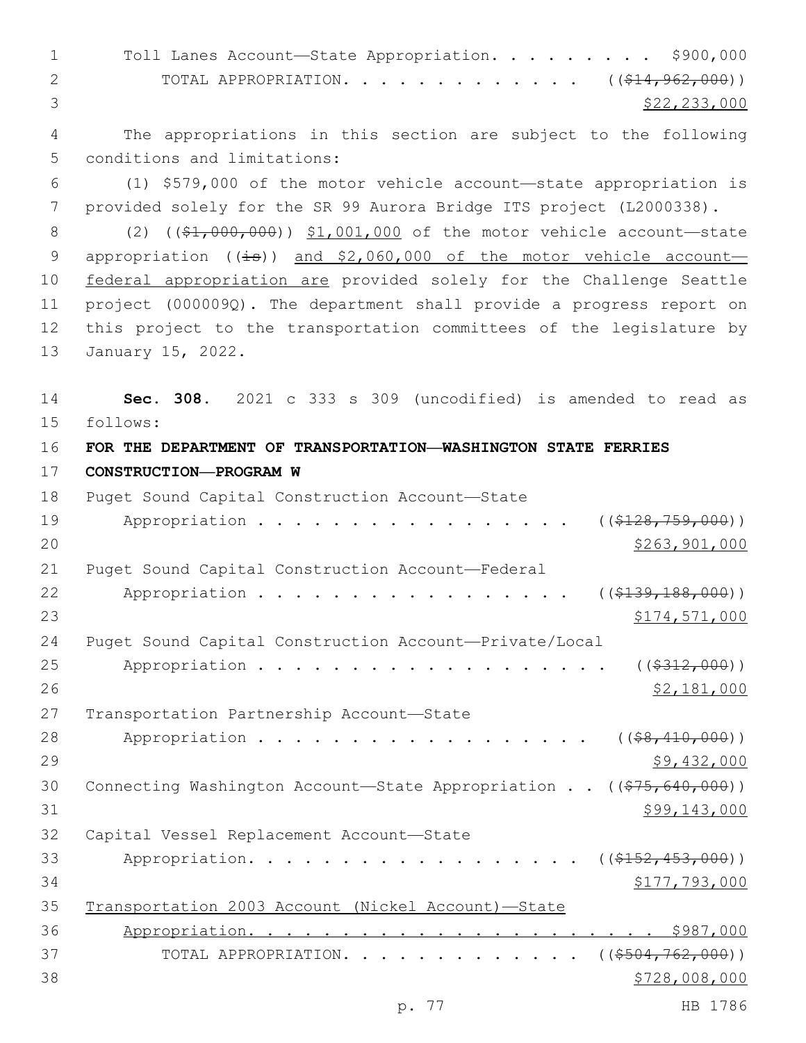Toll Lanes Account—State Appropriation. . . . . . . . . $900,000

TOTAL APPROPRIATION. . . . . . . . . . . . . ~~(($14,962,000))~~ $22,233,000

The appropriations in this section are subject to the following conditions and limitations:

(1) $579,000 of the motor vehicle account—state appropriation is provided solely for the SR 99 Aurora Bridge ITS project (L2000338).

(2) ~~(($1,000,000))~~ $1,001,000 of the motor vehicle account—state appropriation ~~((is))~~ and $2,060,000 of the motor vehicle account—federal appropriation are provided solely for the Challenge Seattle project (000009Q). The department shall provide a progress report on this project to the transportation committees of the legislature by January 15, 2022.

**Sec. 308.** 2021 c 333 s 309 (uncodified) is amended to read as follows:

**FOR THE DEPARTMENT OF TRANSPORTATION—WASHINGTON STATE FERRIES CONSTRUCTION—PROGRAM W**

Puget Sound Capital Construction Account—State Appropriation . . . . . . . . . . . . . . . . . ~~(($128,759,000))~~ $263,901,000

Puget Sound Capital Construction Account—Federal Appropriation . . . . . . . . . . . . . . . . . ~~(($139,188,000))~~ $174,571,000

Puget Sound Capital Construction Account—Private/Local Appropriation . . . . . . . . . . . . . . . . . . . ~~(($312,000))~~ $2,181,000

Transportation Partnership Account—State Appropriation . . . . . . . . . . . . . . . . . ~~(($8,410,000))~~ $9,432,000

Connecting Washington Account—State Appropriation . . ~~(($75,640,000))~~ $99,143,000

Capital Vessel Replacement Account—State Appropriation. . . . . . . . . . . . . . . . . . ~~(($152,453,000))~~ $177,793,000

Transportation 2003 Account (Nickel Account)—State Appropriation. . . . . . . . . . . . . . . . . . . . . . $987,000

TOTAL APPROPRIATION. . . . . . . . . . . . . ~~(($504,762,000))~~ $728,008,000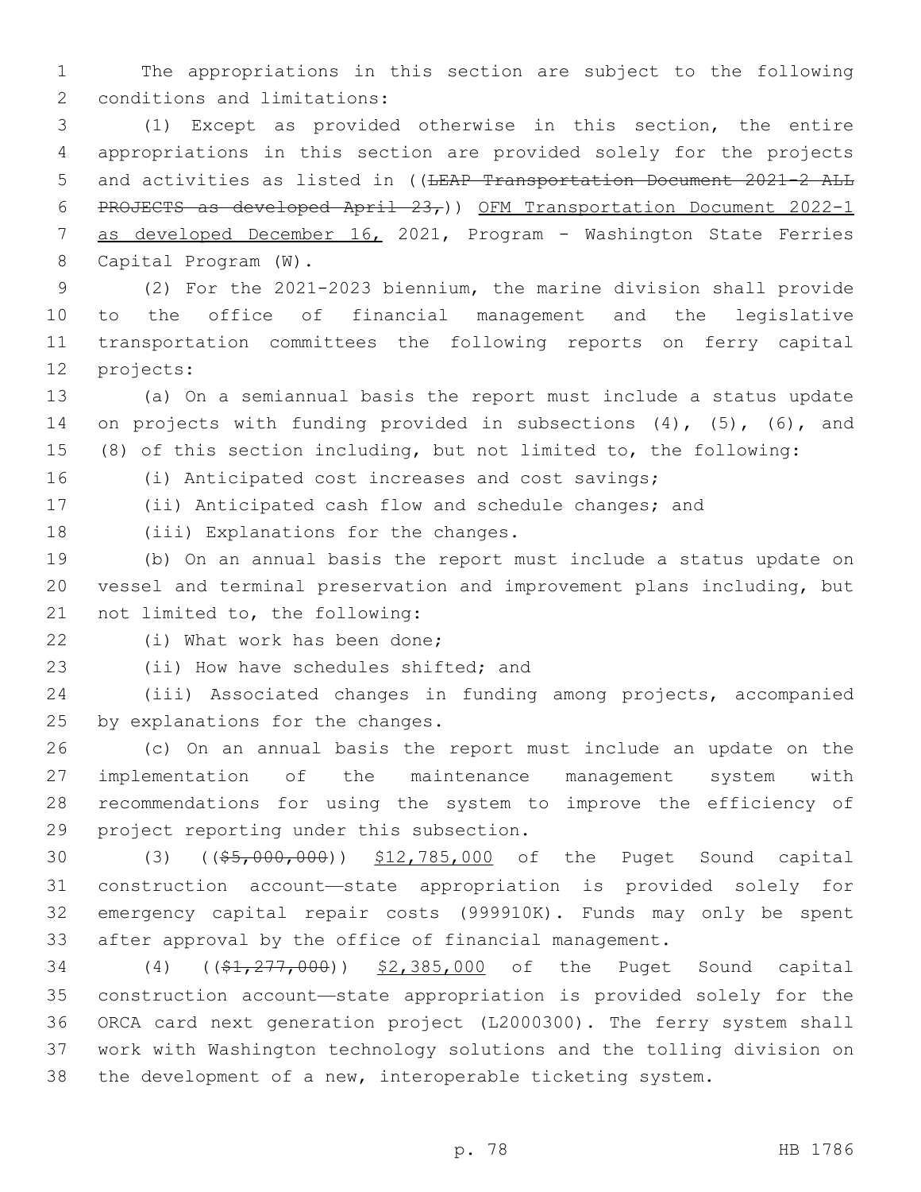The appropriations in this section are subject to the following conditions and limitations:

(1) Except as provided otherwise in this section, the entire appropriations in this section are provided solely for the projects and activities as listed in ((~~LEAP Transportation Document 2021-2 ALL PROJECTS as developed April 23,~~)) OFM Transportation Document 2022-1 as developed December 16, 2021, Program - Washington State Ferries Capital Program (W).

(2) For the 2021-2023 biennium, the marine division shall provide to the office of financial management and the legislative transportation committees the following reports on ferry capital projects:

(a) On a semiannual basis the report must include a status update on projects with funding provided in subsections (4), (5), (6), and (8) of this section including, but not limited to, the following:

(i) Anticipated cost increases and cost savings;

(ii) Anticipated cash flow and schedule changes; and

(iii) Explanations for the changes.

(b) On an annual basis the report must include a status update on vessel and terminal preservation and improvement plans including, but not limited to, the following:

(i) What work has been done;

(ii) How have schedules shifted; and

(iii) Associated changes in funding among projects, accompanied by explanations for the changes.

(c) On an annual basis the report must include an update on the implementation of the maintenance management system with recommendations for using the system to improve the efficiency of project reporting under this subsection.

(3) ((~~$5,000,000~~)) $12,785,000 of the Puget Sound capital construction account—state appropriation is provided solely for emergency capital repair costs (999910K). Funds may only be spent after approval by the office of financial management.

(4) ((~~$1,277,000~~)) $2,385,000 of the Puget Sound capital construction account—state appropriation is provided solely for the ORCA card next generation project (L2000300). The ferry system shall work with Washington technology solutions and the tolling division on the development of a new, interoperable ticketing system.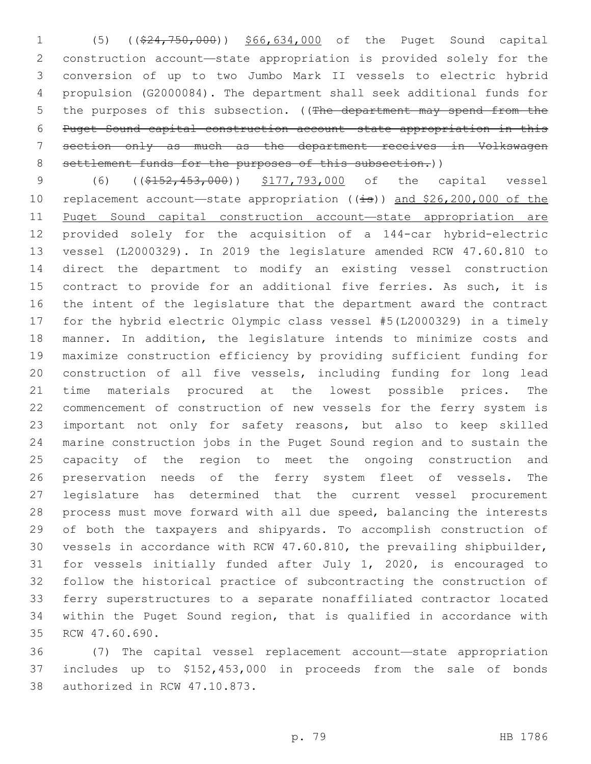(5) (($24,750,000)) $66,634,000 of the Puget Sound capital construction account—state appropriation is provided solely for the conversion of up to two Jumbo Mark II vessels to electric hybrid propulsion (G2000084). The department shall seek additional funds for the purposes of this subsection. ((The department may spend from the Puget Sound capital construction account—state appropriation in this section only as much as the department receives in Volkswagen settlement funds for the purposes of this subsection.))

(6) (($152,453,000)) $177,793,000 of the capital vessel replacement account—state appropriation ((is)) and $26,200,000 of the Puget Sound capital construction account—state appropriation are provided solely for the acquisition of a 144-car hybrid-electric vessel (L2000329). In 2019 the legislature amended RCW 47.60.810 to direct the department to modify an existing vessel construction contract to provide for an additional five ferries. As such, it is the intent of the legislature that the department award the contract for the hybrid electric Olympic class vessel #5(L2000329) in a timely manner. In addition, the legislature intends to minimize costs and maximize construction efficiency by providing sufficient funding for construction of all five vessels, including funding for long lead time materials procured at the lowest possible prices. The commencement of construction of new vessels for the ferry system is important not only for safety reasons, but also to keep skilled marine construction jobs in the Puget Sound region and to sustain the capacity of the region to meet the ongoing construction and preservation needs of the ferry system fleet of vessels. The legislature has determined that the current vessel procurement process must move forward with all due speed, balancing the interests of both the taxpayers and shipyards. To accomplish construction of vessels in accordance with RCW 47.60.810, the prevailing shipbuilder, for vessels initially funded after July 1, 2020, is encouraged to follow the historical practice of subcontracting the construction of ferry superstructures to a separate nonaffiliated contractor located within the Puget Sound region, that is qualified in accordance with RCW 47.60.690.

(7) The capital vessel replacement account—state appropriation includes up to $152,453,000 in proceeds from the sale of bonds authorized in RCW 47.10.873.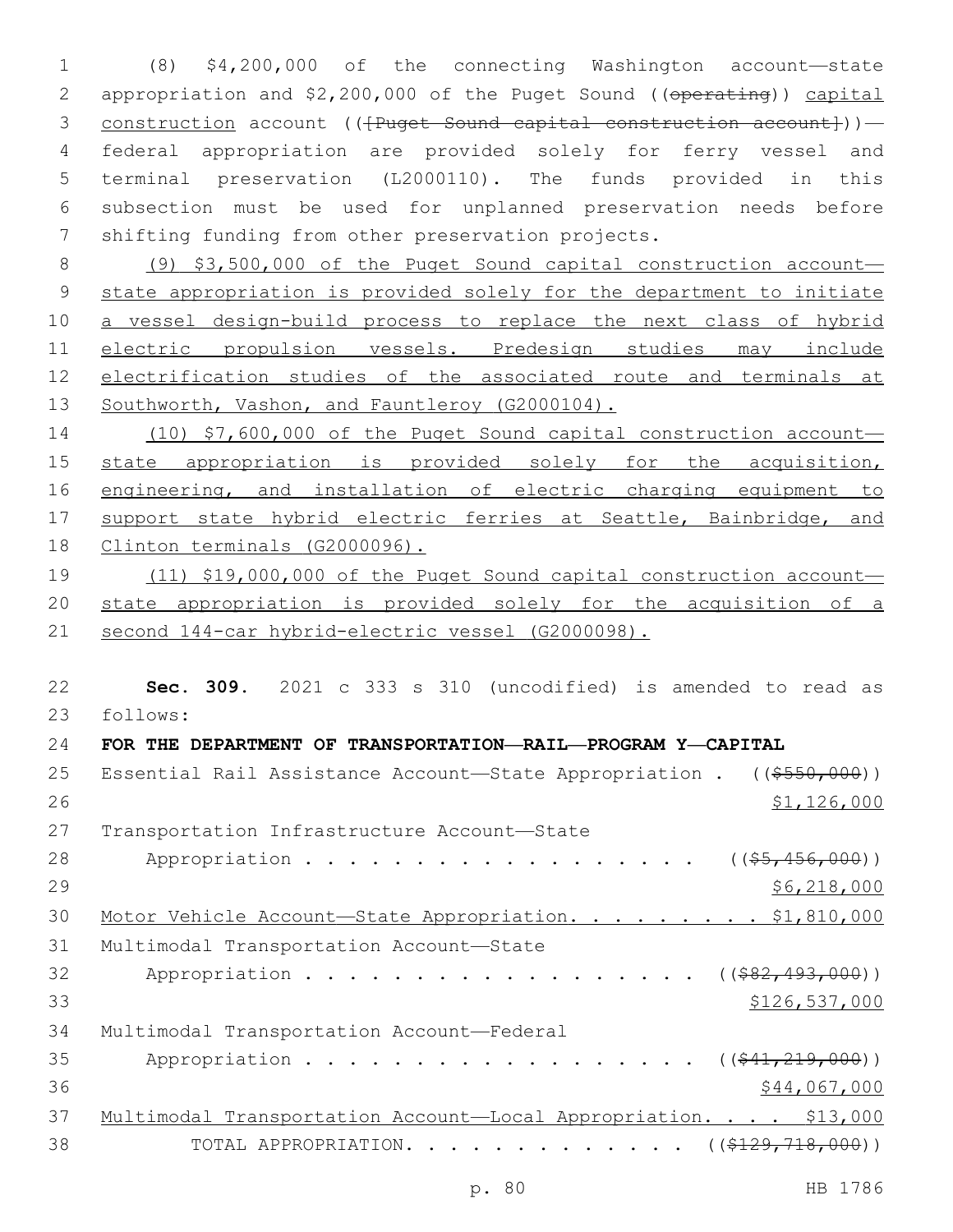(8) $4,200,000 of the connecting Washington account—state appropriation and $2,200,000 of the Puget Sound ((~~operating~~)) capital construction account ((~~[Puget Sound capital construction account]~~))—federal appropriation are provided solely for ferry vessel and terminal preservation (L2000110). The funds provided in this subsection must be used for unplanned preservation needs before shifting funding from other preservation projects.

(9) $3,500,000 of the Puget Sound capital construction account—state appropriation is provided solely for the department to initiate a vessel design-build process to replace the next class of hybrid electric propulsion vessels. Predesign studies may include electrification studies of the associated route and terminals at Southworth, Vashon, and Fauntleroy (G2000104).

(10) $7,600,000 of the Puget Sound capital construction account—state appropriation is provided solely for the acquisition, engineering, and installation of electric charging equipment to support state hybrid electric ferries at Seattle, Bainbridge, and Clinton terminals (G2000096).

(11) $19,000,000 of the Puget Sound capital construction account—state appropriation is provided solely for the acquisition of a second 144-car hybrid-electric vessel (G2000098).

**Sec. 309.** 2021 c 333 s 310 (uncodified) is amended to read as follows:

**FOR THE DEPARTMENT OF TRANSPORTATION—RAIL—PROGRAM Y—CAPITAL**

Essential Rail Assistance Account—State Appropriation . ((~~$550,000~~))
$1,126,000

Transportation Infrastructure Account—State Appropriation . . . . . . . . . . . . . . . . . . ((~~$5,456,000~~))
$6,218,000

Motor Vehicle Account—State Appropriation. . . . . . . . . $1,810,000

Multimodal Transportation Account—State Appropriation . . . . . . . . . . . . . . . . . . ((~~$82,493,000~~))
$126,537,000

Multimodal Transportation Account—Federal Appropriation . . . . . . . . . . . . . . . . . . ((~~$41,219,000~~))
$44,067,000

Multimodal Transportation Account—Local Appropriation. . . . $13,000

TOTAL APPROPRIATION. . . . . . . . . . . . . . ((~~$129,718,000~~))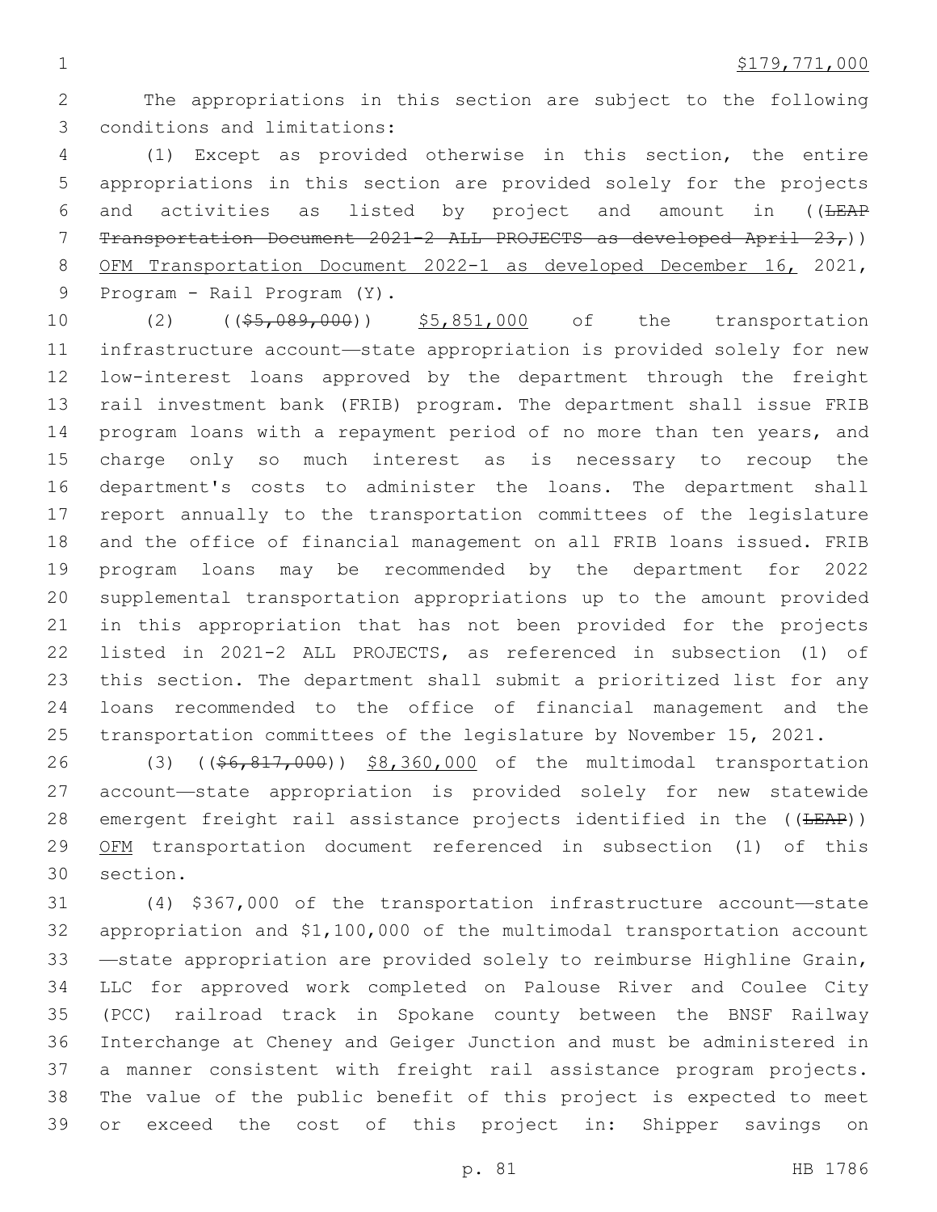$179,771,000

The appropriations in this section are subject to the following conditions and limitations:

(1) Except as provided otherwise in this section, the entire appropriations in this section are provided solely for the projects and activities as listed by project and amount in ((~~LEAP Transportation Document 2021-2 ALL PROJECTS as developed April 23,~~)) <u>OFM Transportation Document 2022-1 as developed December 16,</u> 2021, Program - Rail Program (Y).

(2) ((~~$5,089,000~~)) <u>$5,851,000</u> of the transportation infrastructure account—state appropriation is provided solely for new low-interest loans approved by the department through the freight rail investment bank (FRIB) program. The department shall issue FRIB program loans with a repayment period of no more than ten years, and charge only so much interest as is necessary to recoup the department's costs to administer the loans. The department shall report annually to the transportation committees of the legislature and the office of financial management on all FRIB loans issued. FRIB program loans may be recommended by the department for 2022 supplemental transportation appropriations up to the amount provided in this appropriation that has not been provided for the projects listed in 2021-2 ALL PROJECTS, as referenced in subsection (1) of this section. The department shall submit a prioritized list for any loans recommended to the office of financial management and the transportation committees of the legislature by November 15, 2021.

(3) ((~~$6,817,000~~)) <u>$8,360,000</u> of the multimodal transportation account—state appropriation is provided solely for new statewide emergent freight rail assistance projects identified in the ((~~LEAP~~)) <u>OFM</u> transportation document referenced in subsection (1) of this section.

(4) $367,000 of the transportation infrastructure account—state appropriation and $1,100,000 of the multimodal transportation account—state appropriation are provided solely to reimburse Highline Grain, LLC for approved work completed on Palouse River and Coulee City (PCC) railroad track in Spokane county between the BNSF Railway Interchange at Cheney and Geiger Junction and must be administered in a manner consistent with freight rail assistance program projects. The value of the public benefit of this project is expected to meet or exceed the cost of this project in: Shipper savings on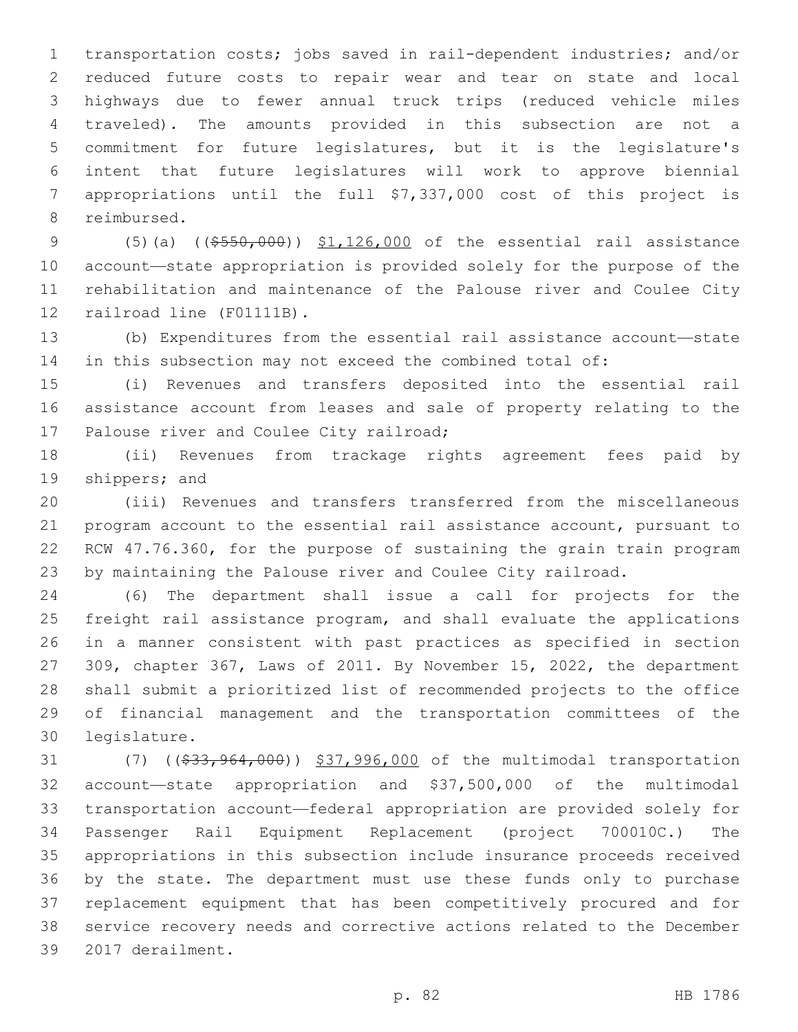transportation costs; jobs saved in rail-dependent industries; and/or reduced future costs to repair wear and tear on state and local highways due to fewer annual truck trips (reduced vehicle miles traveled). The amounts provided in this subsection are not a commitment for future legislatures, but it is the legislature's intent that future legislatures will work to approve biennial appropriations until the full $7,337,000 cost of this project is reimbursed.

(5)(a) ((~~$550,000~~)) $1,126,000 of the essential rail assistance account—state appropriation is provided solely for the purpose of the rehabilitation and maintenance of the Palouse river and Coulee City railroad line (F01111B).

(b) Expenditures from the essential rail assistance account—state in this subsection may not exceed the combined total of:

(i) Revenues and transfers deposited into the essential rail assistance account from leases and sale of property relating to the Palouse river and Coulee City railroad;

(ii) Revenues from trackage rights agreement fees paid by shippers; and

(iii) Revenues and transfers transferred from the miscellaneous program account to the essential rail assistance account, pursuant to RCW 47.76.360, for the purpose of sustaining the grain train program by maintaining the Palouse river and Coulee City railroad.

(6) The department shall issue a call for projects for the freight rail assistance program, and shall evaluate the applications in a manner consistent with past practices as specified in section 309, chapter 367, Laws of 2011. By November 15, 2022, the department shall submit a prioritized list of recommended projects to the office of financial management and the transportation committees of the legislature.

(7) ((~~$33,964,000~~)) $37,996,000 of the multimodal transportation account—state appropriation and $37,500,000 of the multimodal transportation account—federal appropriation are provided solely for Passenger Rail Equipment Replacement (project 700010C.) The appropriations in this subsection include insurance proceeds received by the state. The department must use these funds only to purchase replacement equipment that has been competitively procured and for service recovery needs and corrective actions related to the December 2017 derailment.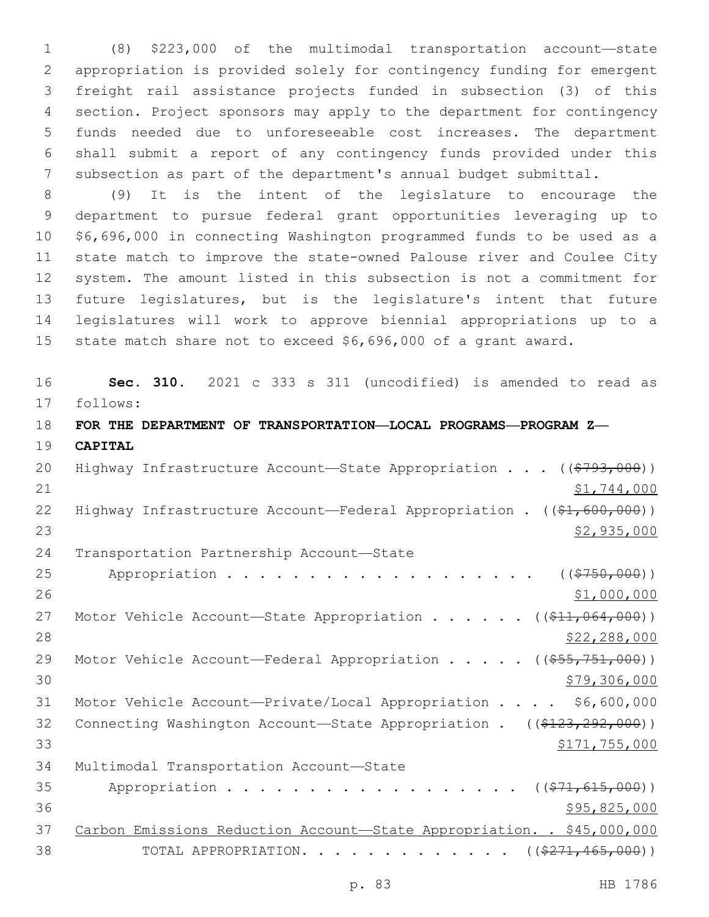(8) $223,000 of the multimodal transportation account—state appropriation is provided solely for contingency funding for emergent freight rail assistance projects funded in subsection (3) of this section. Project sponsors may apply to the department for contingency funds needed due to unforeseeable cost increases. The department shall submit a report of any contingency funds provided under this subsection as part of the department's annual budget submittal.

(9) It is the intent of the legislature to encourage the department to pursue federal grant opportunities leveraging up to $6,696,000 in connecting Washington programmed funds to be used as a state match to improve the state-owned Palouse river and Coulee City system. The amount listed in this subsection is not a commitment for future legislatures, but is the legislature's intent that future legislatures will work to approve biennial appropriations up to a state match share not to exceed $6,696,000 of a grant award.

**Sec. 310.** 2021 c 333 s 311 (uncodified) is amended to read as follows:

**FOR THE DEPARTMENT OF TRANSPORTATION—LOCAL PROGRAMS—PROGRAM Z—CAPITAL**

Highway Infrastructure Account—State Appropriation . . . ((~~$793,000~~)) <u>$1,744,000</u>

Highway Infrastructure Account—Federal Appropriation . ((~~$1,600,000~~)) <u>$2,935,000</u>

Transportation Partnership Account—State Appropriation . . . . . . . . . . . . . . . . . . . ((~~$750,000~~)) <u>$1,000,000</u>

Motor Vehicle Account—State Appropriation . . . . . . ((~~$11,064,000~~)) <u>$22,288,000</u>

Motor Vehicle Account—Federal Appropriation . . . . . ((~~$55,751,000~~)) <u>$79,306,000</u>

Motor Vehicle Account—Private/Local Appropriation . . . . $6,600,000

Connecting Washington Account—State Appropriation . ((~~$123,292,000~~)) <u>$171,755,000</u>

Multimodal Transportation Account—State Appropriation . . . . . . . . . . . . . . . . . . ((~~$71,615,000~~)) <u>$95,825,000</u>

<u>Carbon Emissions Reduction Account—State Appropriation. . $45,000,000</u>

TOTAL APPROPRIATION. . . . . . . . . . . . . . ((~~$271,465,000~~))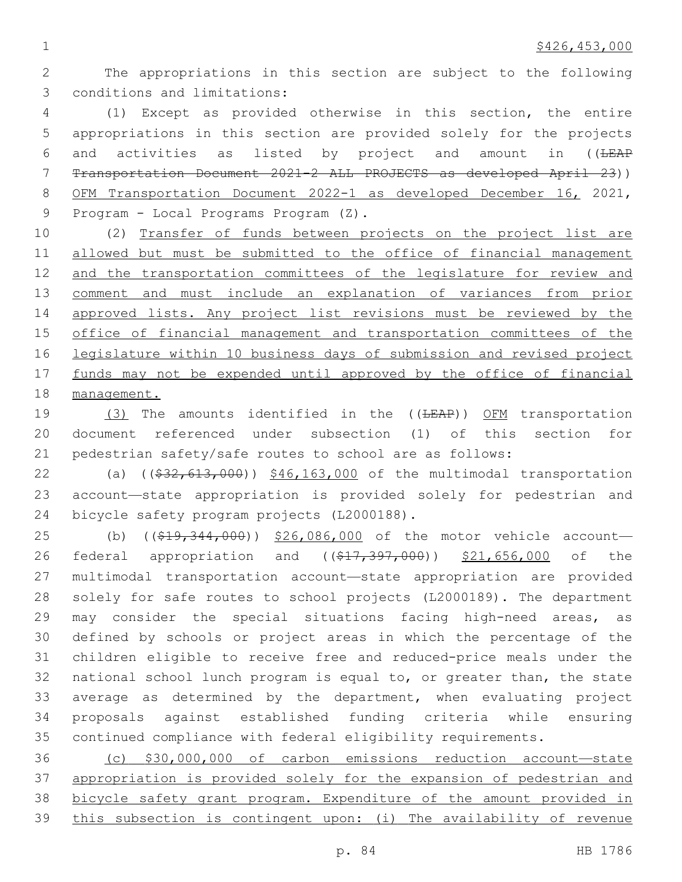$426,453,000

The appropriations in this section are subject to the following conditions and limitations:

(1) Except as provided otherwise in this section, the entire appropriations in this section are provided solely for the projects and activities as listed by project and amount in ((~~LEAP Transportation Document 2021-2 ALL PROJECTS as developed April 23~~)) <u>OFM Transportation Document 2022-1 as developed December 16,</u> 2021, Program - Local Programs Program (Z).

(2) <u>Transfer of funds between projects on the project list are allowed but must be submitted to the office of financial management and the transportation committees of the legislature for review and comment and must include an explanation of variances from prior approved lists. Any project list revisions must be reviewed by the office of financial management and transportation committees of the legislature within 10 business days of submission and revised project funds may not be expended until approved by the office of financial management.</u>

<u>(3)</u> The amounts identified in the ((~~LEAP~~)) <u>OFM</u> transportation document referenced under subsection (1) of this section for pedestrian safety/safe routes to school are as follows:

(a) ((~~$32,613,000~~)) <u>$46,163,000</u> of the multimodal transportation account—state appropriation is provided solely for pedestrian and bicycle safety program projects (L2000188).

(b) ((~~$19,344,000~~)) <u>$26,086,000</u> of the motor vehicle account—federal appropriation and ((~~$17,397,000~~)) <u>$21,656,000</u> of the multimodal transportation account—state appropriation are provided solely for safe routes to school projects (L2000189). The department may consider the special situations facing high-need areas, as defined by schools or project areas in which the percentage of the children eligible to receive free and reduced-price meals under the national school lunch program is equal to, or greater than, the state average as determined by the department, when evaluating project proposals against established funding criteria while ensuring continued compliance with federal eligibility requirements.

<u>(c) $30,000,000 of carbon emissions reduction account—state appropriation is provided solely for the expansion of pedestrian and bicycle safety grant program. Expenditure of the amount provided in this subsection is contingent upon: (i) The availability of revenue</u>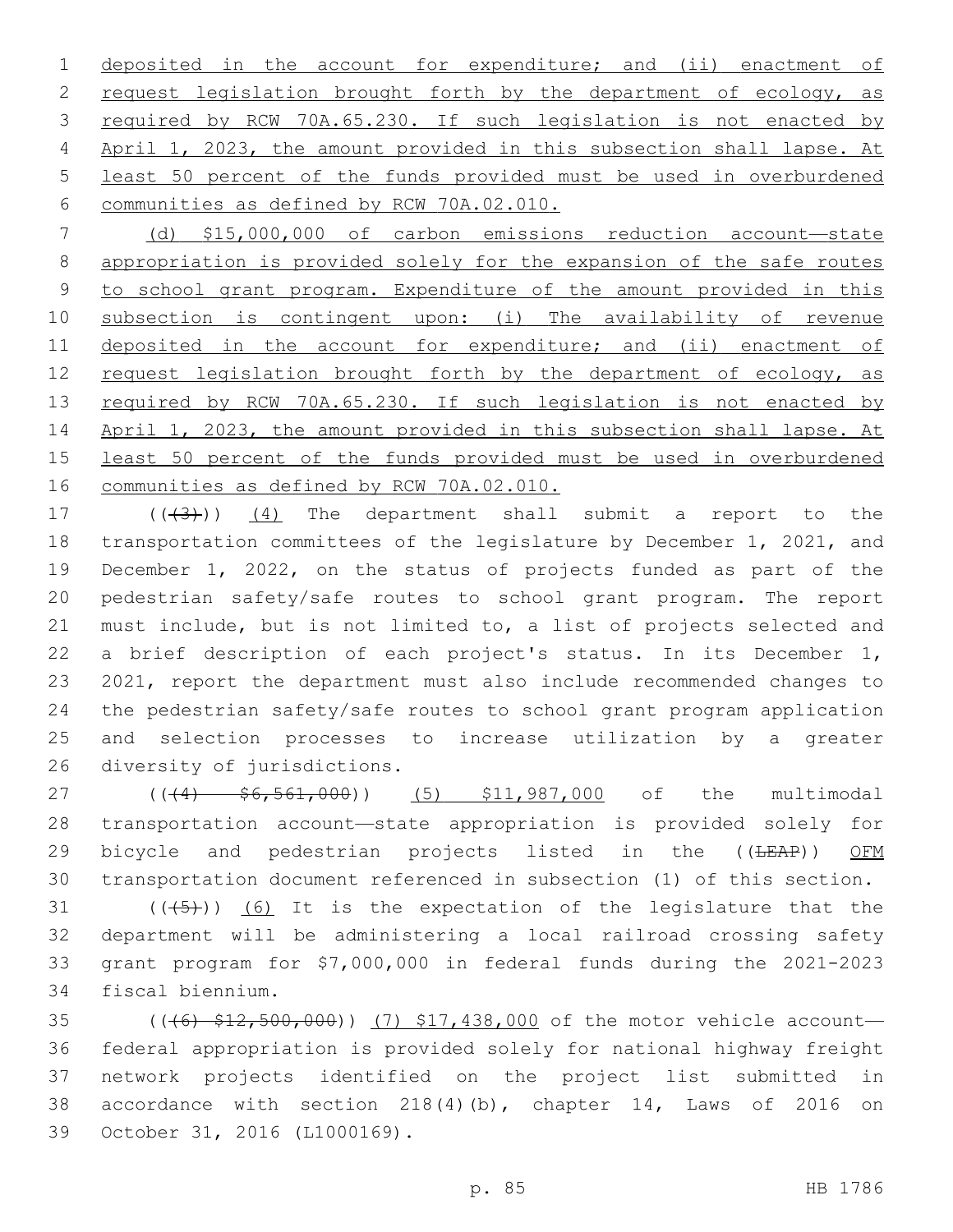deposited in the account for expenditure; and (ii) enactment of request legislation brought forth by the department of ecology, as required by RCW 70A.65.230. If such legislation is not enacted by April 1, 2023, the amount provided in this subsection shall lapse. At least 50 percent of the funds provided must be used in overburdened communities as defined by RCW 70A.02.010.

(d) $15,000,000 of carbon emissions reduction account—state appropriation is provided solely for the expansion of the safe routes to school grant program. Expenditure of the amount provided in this subsection is contingent upon: (i) The availability of revenue deposited in the account for expenditure; and (ii) enactment of request legislation brought forth by the department of ecology, as required by RCW 70A.65.230. If such legislation is not enacted by April 1, 2023, the amount provided in this subsection shall lapse. At least 50 percent of the funds provided must be used in overburdened communities as defined by RCW 70A.02.010.

(((3))) (4) The department shall submit a report to the transportation committees of the legislature by December 1, 2021, and December 1, 2022, on the status of projects funded as part of the pedestrian safety/safe routes to school grant program. The report must include, but is not limited to, a list of projects selected and a brief description of each project's status. In its December 1, 2021, report the department must also include recommended changes to the pedestrian safety/safe routes to school grant program application and selection processes to increase utilization by a greater diversity of jurisdictions.

(((4) $6,561,000)) (5) $11,987,000 of the multimodal transportation account—state appropriation is provided solely for bicycle and pedestrian projects listed in the ((LEAP)) OFM transportation document referenced in subsection (1) of this section.

(((5))) (6) It is the expectation of the legislature that the department will be administering a local railroad crossing safety grant program for $7,000,000 in federal funds during the 2021-2023 fiscal biennium.

(((6) $12,500,000)) (7) $17,438,000 of the motor vehicle account—federal appropriation is provided solely for national highway freight network projects identified on the project list submitted in accordance with section 218(4)(b), chapter 14, Laws of 2016 on October 31, 2016 (L1000169).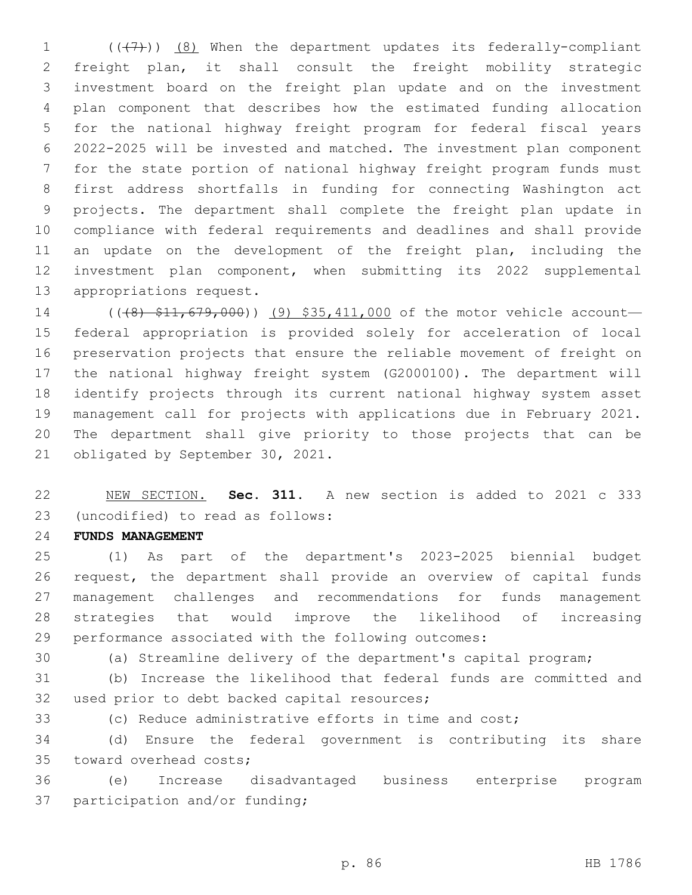(((7))) (8) When the department updates its federally-compliant freight plan, it shall consult the freight mobility strategic investment board on the freight plan update and on the investment plan component that describes how the estimated funding allocation for the national highway freight program for federal fiscal years 2022-2025 will be invested and matched. The investment plan component for the state portion of national highway freight program funds must first address shortfalls in funding for connecting Washington act projects. The department shall complete the freight plan update in compliance with federal requirements and deadlines and shall provide an update on the development of the freight plan, including the investment plan component, when submitting its 2022 supplemental appropriations request.

(((8) $11,679,000)) (9) $35,411,000 of the motor vehicle account—federal appropriation is provided solely for acceleration of local preservation projects that ensure the reliable movement of freight on the national highway freight system (G2000100). The department will identify projects through its current national highway system asset management call for projects with applications due in February 2021. The department shall give priority to those projects that can be obligated by September 30, 2021.

NEW SECTION. **Sec. 311.** A new section is added to 2021 c 333 (uncodified) to read as follows:

**FUNDS MANAGEMENT**

(1) As part of the department's 2023-2025 biennial budget request, the department shall provide an overview of capital funds management challenges and recommendations for funds management strategies that would improve the likelihood of increasing performance associated with the following outcomes:

(a) Streamline delivery of the department's capital program;

(b) Increase the likelihood that federal funds are committed and used prior to debt backed capital resources;

(c) Reduce administrative efforts in time and cost;

(d) Ensure the federal government is contributing its share toward overhead costs;

(e) Increase disadvantaged business enterprise program participation and/or funding;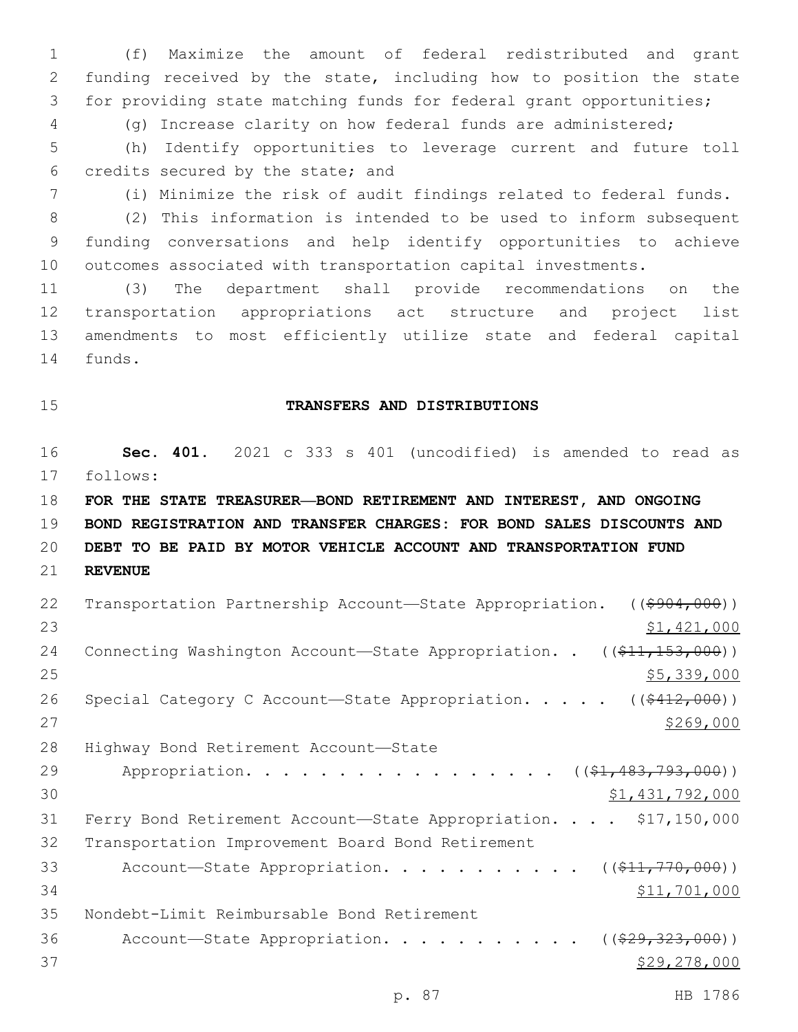(f) Maximize the amount of federal redistributed and grant funding received by the state, including how to position the state for providing state matching funds for federal grant opportunities;

(g) Increase clarity on how federal funds are administered;

(h) Identify opportunities to leverage current and future toll credits secured by the state; and

(i) Minimize the risk of audit findings related to federal funds.

(2) This information is intended to be used to inform subsequent funding conversations and help identify opportunities to achieve outcomes associated with transportation capital investments.

(3) The department shall provide recommendations on the transportation appropriations act structure and project list amendments to most efficiently utilize state and federal capital funds.

## TRANSFERS AND DISTRIBUTIONS

**Sec. 401.** 2021 c 333 s 401 (uncodified) is amended to read as follows:

**FOR THE STATE TREASURER—BOND RETIREMENT AND INTEREST, AND ONGOING BOND REGISTRATION AND TRANSFER CHARGES: FOR BOND SALES DISCOUNTS AND DEBT TO BE PAID BY MOTOR VEHICLE ACCOUNT AND TRANSPORTATION FUND REVENUE**

Transportation Partnership Account—State Appropriation. ((~~$904,000~~)) $1,421,000

Connecting Washington Account—State Appropriation. . ((~~$11,153,000~~)) $5,339,000

Special Category C Account—State Appropriation. . . . . ((~~$412,000~~)) $269,000

Highway Bond Retirement Account—State Appropriation. . . . . . . . . . . . . . . . . ((~~$1,483,793,000~~)) $1,431,792,000

Ferry Bond Retirement Account—State Appropriation. . . . $17,150,000

Transportation Improvement Board Bond Retirement Account—State Appropriation. . . . . . . . . . . ((~~$11,770,000~~)) $11,701,000

Nondebt-Limit Reimbursable Bond Retirement Account—State Appropriation. . . . . . . . . . . ((~~$29,323,000~~)) $29,278,000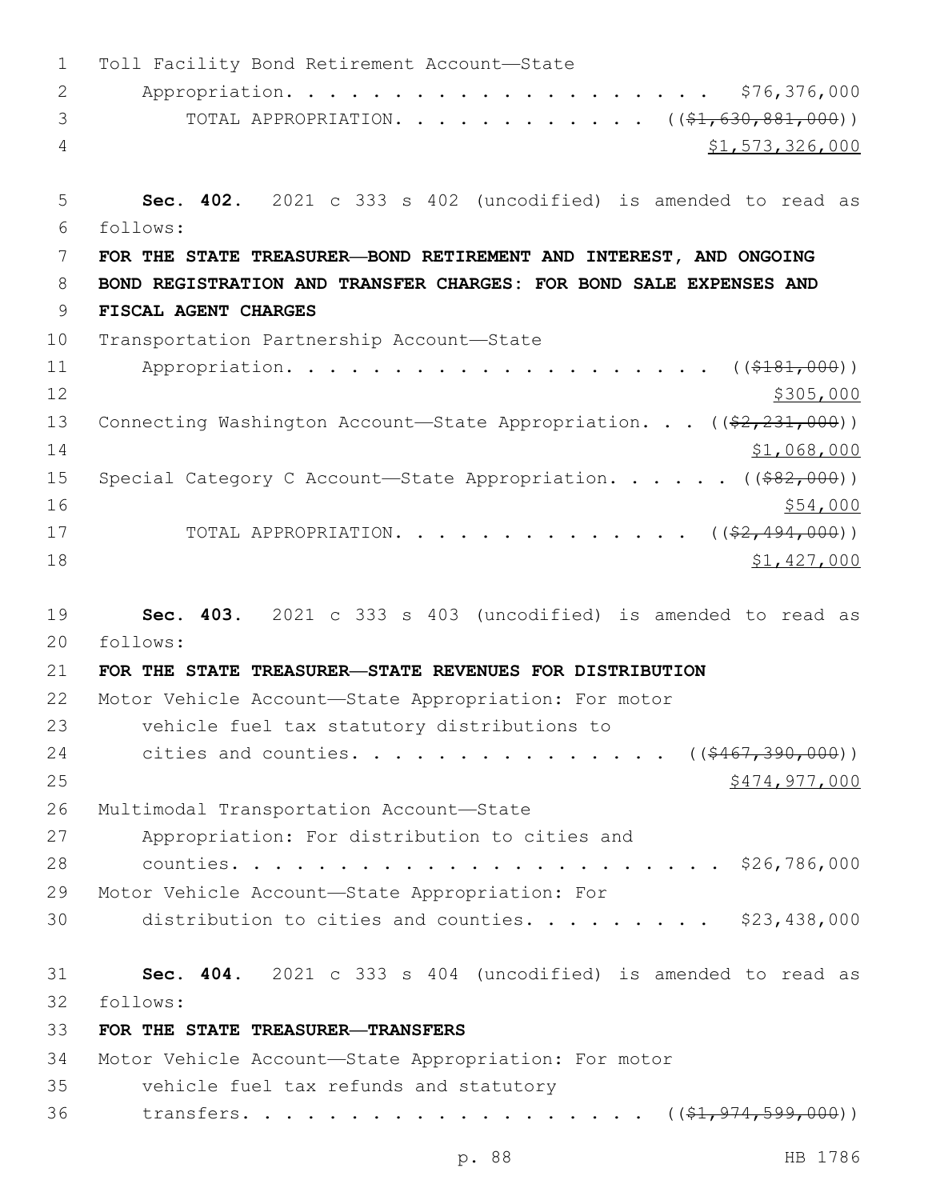Toll Facility Bond Retirement Account—State Appropriation. . . . . . . . . . . . . . . . . . . . $76,376,000

TOTAL APPROPRIATION. . . . . . . . . . . . . ((~~$1,630,881,000~~)) <u>$1,573,326,000</u>

**Sec. 402.** 2021 c 333 s 402 (uncodified) is amended to read as follows:

**FOR THE STATE TREASURER—BOND RETIREMENT AND INTEREST, AND ONGOING BOND REGISTRATION AND TRANSFER CHARGES: FOR BOND SALE EXPENSES AND FISCAL AGENT CHARGES**

Transportation Partnership Account—State Appropriation. . . . . . . . . . . . . . . . . . . . ((~~$181,000~~)) <u>$305,000</u>

Connecting Washington Account—State Appropriation. . . ((~~$2,231,000~~)) <u>$1,068,000</u>

Special Category C Account—State Appropriation. . . . . . ((~~$82,000~~)) <u>$54,000</u>

TOTAL APPROPRIATION. . . . . . . . . . . . . . . ((~~$2,494,000~~)) <u>$1,427,000</u>

**Sec. 403.** 2021 c 333 s 403 (uncodified) is amended to read as follows:

**FOR THE STATE TREASURER—STATE REVENUES FOR DISTRIBUTION**

Motor Vehicle Account—State Appropriation: For motor vehicle fuel tax statutory distributions to cities and counties. . . . . . . . . . . . . . . . ((~~$467,390,000~~)) <u>$474,977,000</u>

Multimodal Transportation Account—State Appropriation: For distribution to cities and counties. . . . . . . . . . . . . . . . . . . . . . . . $26,786,000

Motor Vehicle Account—State Appropriation: For distribution to cities and counties. . . . . . . . . $23,438,000

**Sec. 404.** 2021 c 333 s 404 (uncodified) is amended to read as follows:

**FOR THE STATE TREASURER—TRANSFERS**

Motor Vehicle Account—State Appropriation: For motor vehicle fuel tax refunds and statutory transfers. . . . . . . . . . . . . . . . . . . . ((~~$1,974,599,000~~))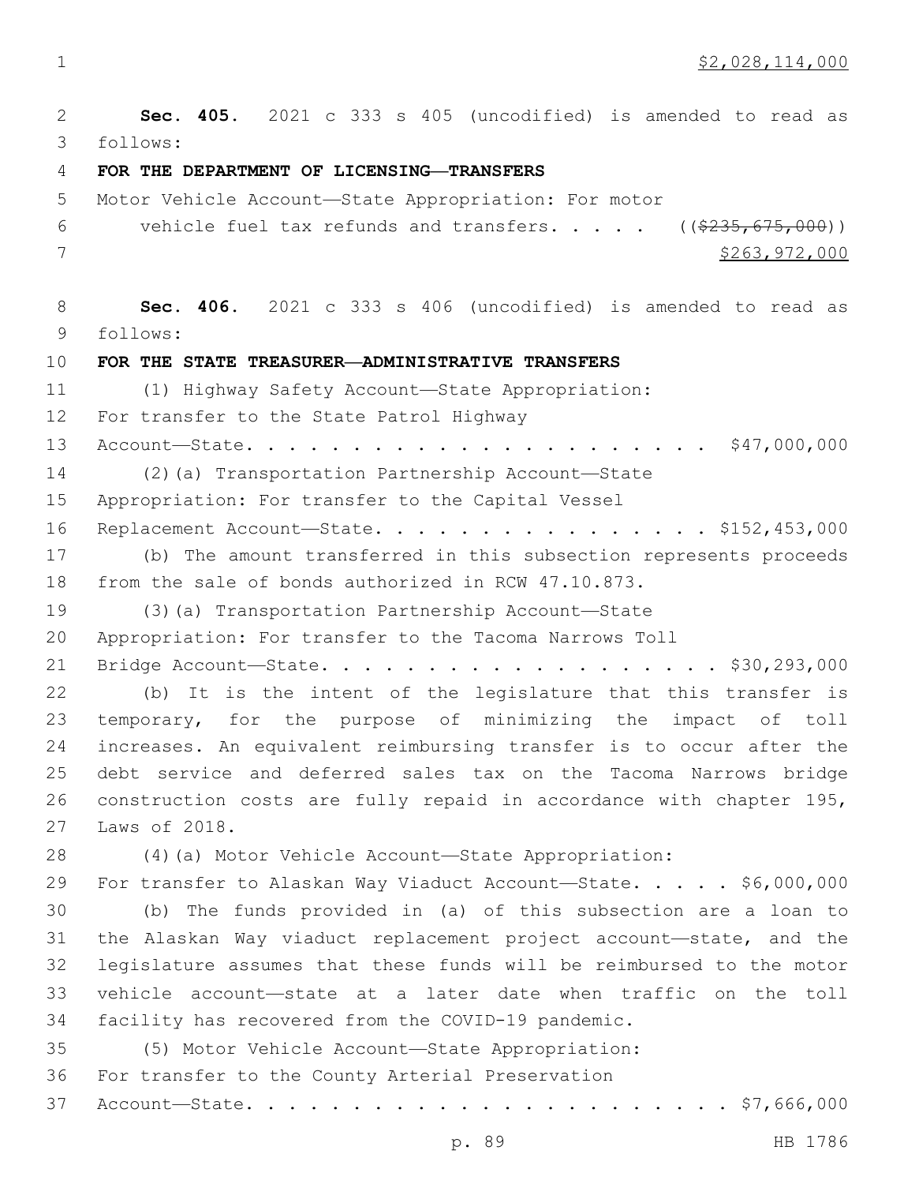$2,028,114,000

**Sec. 405.** 2021 c 333 s 405 (uncodified) is amended to read as follows:

**FOR THE DEPARTMENT OF LICENSING—TRANSFERS**

Motor Vehicle Account—State Appropriation: For motor vehicle fuel tax refunds and transfers. . . . . ((~~$235,675,000~~))
$263,972,000

**Sec. 406.** 2021 c 333 s 406 (uncodified) is amended to read as follows:

**FOR THE STATE TREASURER—ADMINISTRATIVE TRANSFERS**

(1) Highway Safety Account—State Appropriation: For transfer to the State Patrol Highway Account—State. . . . . . . . . . . . . . . . . . . . . . $47,000,000

(2)(a) Transportation Partnership Account—State Appropriation: For transfer to the Capital Vessel Replacement Account—State. . . . . . . . . . . . . . . . $152,453,000

(b) The amount transferred in this subsection represents proceeds from the sale of bonds authorized in RCW 47.10.873.

(3)(a) Transportation Partnership Account—State Appropriation: For transfer to the Tacoma Narrows Toll Bridge Account—State. . . . . . . . . . . . . . . . . . . . $30,293,000

(b) It is the intent of the legislature that this transfer is temporary, for the purpose of minimizing the impact of toll increases. An equivalent reimbursing transfer is to occur after the debt service and deferred sales tax on the Tacoma Narrows bridge construction costs are fully repaid in accordance with chapter 195, Laws of 2018.

(4)(a) Motor Vehicle Account—State Appropriation: For transfer to Alaskan Way Viaduct Account—State. . . . . $6,000,000

(b) The funds provided in (a) of this subsection are a loan to the Alaskan Way viaduct replacement project account—state, and the legislature assumes that these funds will be reimbursed to the motor vehicle account—state at a later date when traffic on the toll facility has recovered from the COVID-19 pandemic.

(5) Motor Vehicle Account—State Appropriation: For transfer to the County Arterial Preservation Account—State. . . . . . . . . . . . . . . . . . . . . . . $7,666,000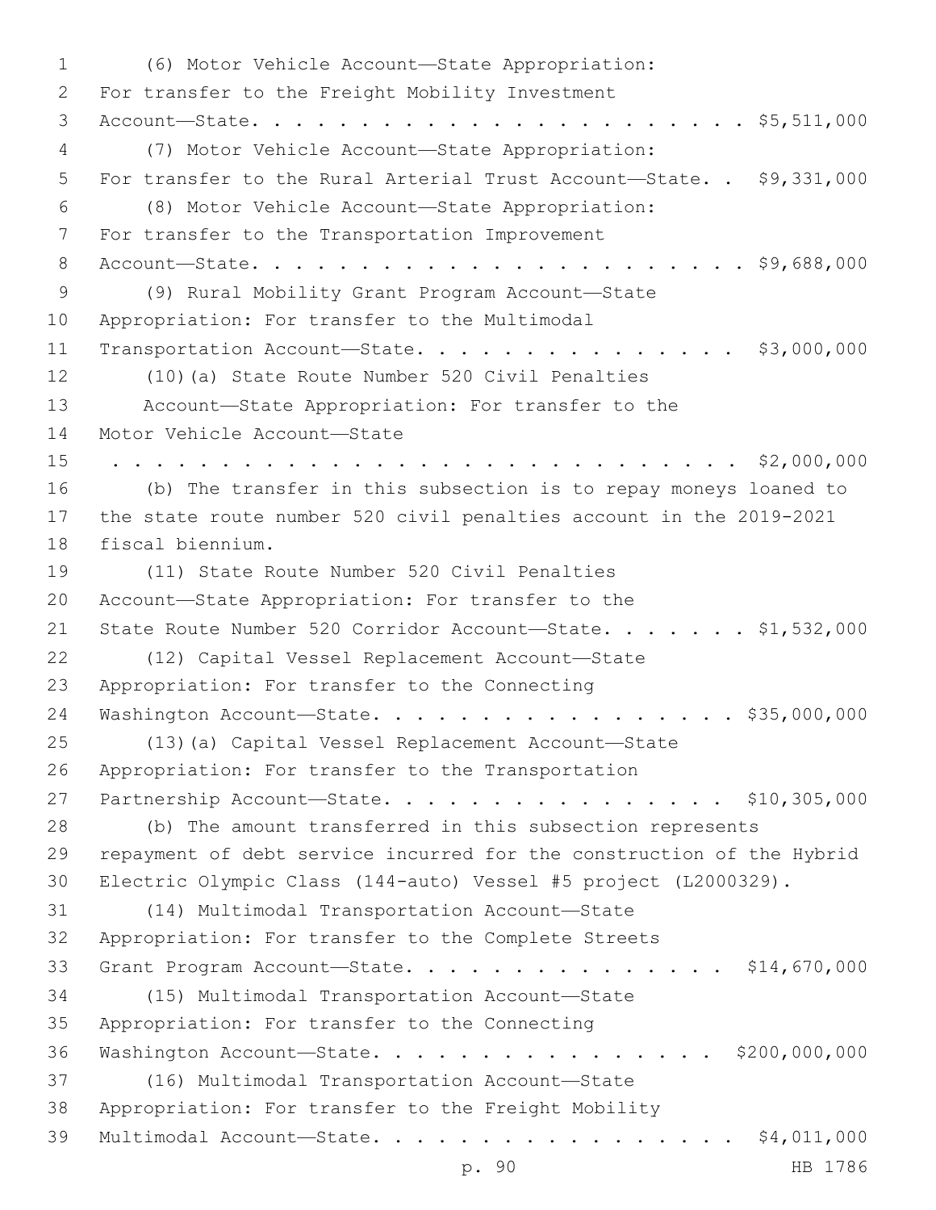(6) Motor Vehicle Account—State Appropriation: For transfer to the Freight Mobility Investment Account—State. . . . . . . . . . . . . . . . . . . . . . . $5,511,000

(7) Motor Vehicle Account—State Appropriation: For transfer to the Rural Arterial Trust Account—State. . $9,331,000

(8) Motor Vehicle Account—State Appropriation: For transfer to the Transportation Improvement Account—State. . . . . . . . . . . . . . . . . . . . . . . $9,688,000

(9) Rural Mobility Grant Program Account—State Appropriation: For transfer to the Multimodal Transportation Account—State. . . . . . . . . . . . . . . . $3,000,000

(10)(a) State Route Number 520 Civil Penalties Account—State Appropriation: For transfer to the Motor Vehicle Account—State . . . . . . . . . . . . . . . . . . . . . . . . . . . . . . $2,000,000

(b) The transfer in this subsection is to repay moneys loaned to the state route number 520 civil penalties account in the 2019-2021 fiscal biennium.

(11) State Route Number 520 Civil Penalties Account—State Appropriation: For transfer to the State Route Number 520 Corridor Account—State. . . . . . . $1,532,000

(12) Capital Vessel Replacement Account—State Appropriation: For transfer to the Connecting Washington Account—State. . . . . . . . . . . . . . . . . . $35,000,000

(13)(a) Capital Vessel Replacement Account—State Appropriation: For transfer to the Transportation Partnership Account—State. . . . . . . . . . . . . . . . $10,305,000

(b) The amount transferred in this subsection represents repayment of debt service incurred for the construction of the Hybrid Electric Olympic Class (144-auto) Vessel #5 project (L2000329).

(14) Multimodal Transportation Account—State Appropriation: For transfer to the Complete Streets Grant Program Account—State. . . . . . . . . . . . . . . . $14,670,000

(15) Multimodal Transportation Account—State Appropriation: For transfer to the Connecting Washington Account—State. . . . . . . . . . . . . . . . . $200,000,000

(16) Multimodal Transportation Account—State Appropriation: For transfer to the Freight Mobility Multimodal Account—State. . . . . . . . . . . . . . . . . . $4,011,000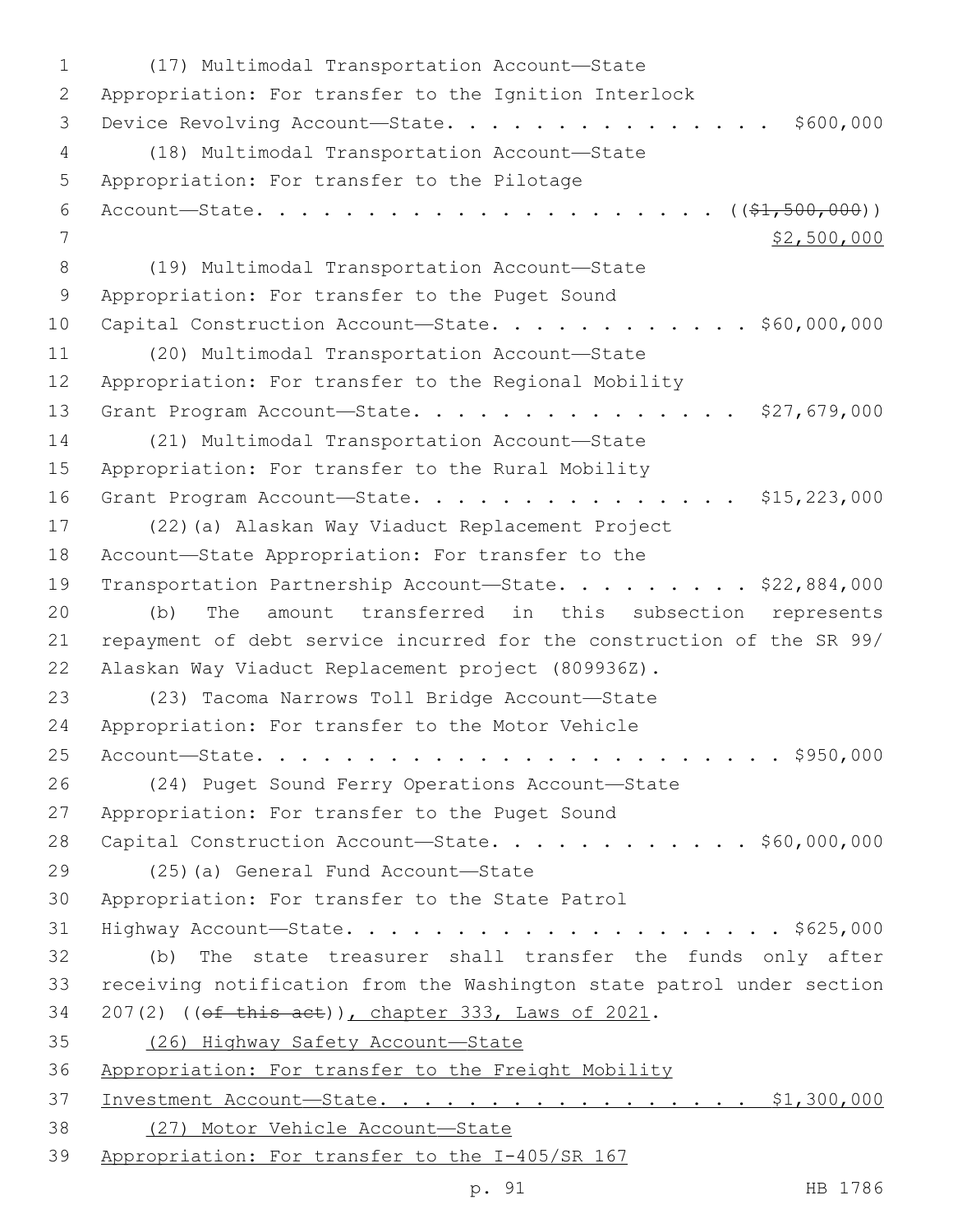(17) Multimodal Transportation Account—State Appropriation: For transfer to the Ignition Interlock Device Revolving Account—State. . . . . . . . . . . . . . . . $600,000

(18) Multimodal Transportation Account—State Appropriation: For transfer to the Pilotage Account—State. . . . . . . . . . . . . . . . . . . . . (( ~~$1,500,000~~ ))
<u>$2,500,000</u>

(19) Multimodal Transportation Account—State Appropriation: For transfer to the Puget Sound Capital Construction Account—State. . . . . . . . . . . . $60,000,000

(20) Multimodal Transportation Account—State Appropriation: For transfer to the Regional Mobility Grant Program Account—State. . . . . . . . . . . . . . . $27,679,000

(21) Multimodal Transportation Account—State Appropriation: For transfer to the Rural Mobility Grant Program Account—State. . . . . . . . . . . . . . . $15,223,000

(22)(a) Alaskan Way Viaduct Replacement Project Account—State Appropriation: For transfer to the Transportation Partnership Account—State. . . . . . . . . $22,884,000

(b) The amount transferred in this subsection represents repayment of debt service incurred for the construction of the SR 99/ Alaskan Way Viaduct Replacement project (809936Z).

(23) Tacoma Narrows Toll Bridge Account—State Appropriation: For transfer to the Motor Vehicle Account—State. . . . . . . . . . . . . . . . . . . . . . . . . $950,000

(24) Puget Sound Ferry Operations Account—State Appropriation: For transfer to the Puget Sound Capital Construction Account—State. . . . . . . . . . . . $60,000,000

(25)(a) General Fund Account—State Appropriation: For transfer to the State Patrol Highway Account—State. . . . . . . . . . . . . . . . . . . . $625,000

(b) The state treasurer shall transfer the funds only after receiving notification from the Washington state patrol under section 207(2) (( ~~of this act~~ ))<u>, chapter 333, Laws of 2021</u>.

<u>(26) Highway Safety Account—State Appropriation: For transfer to the Freight Mobility Investment Account—State. . . . . . . . . . . . . . . . . $1,300,000</u>

<u>(27) Motor Vehicle Account—State Appropriation: For transfer to the I-405/SR 167</u>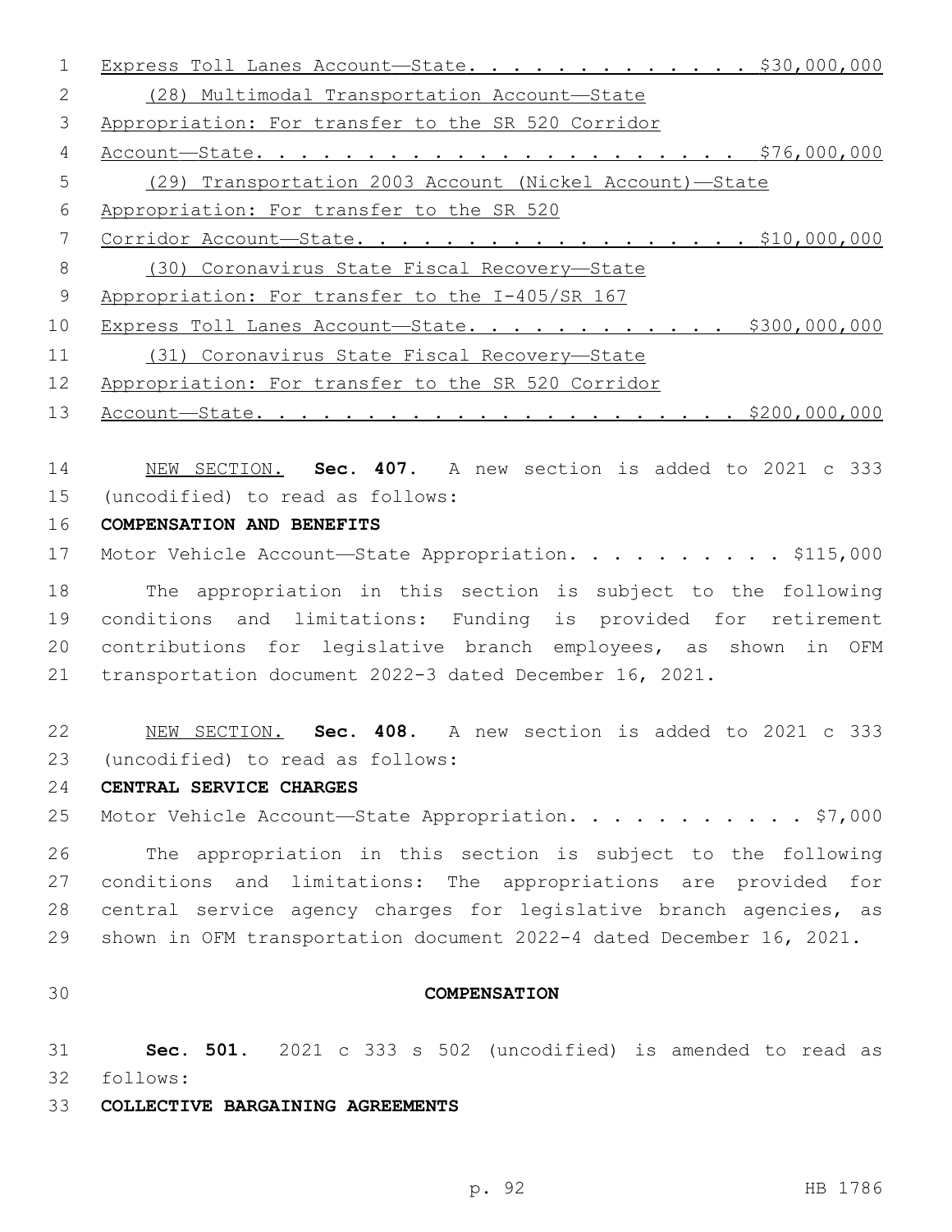Express Toll Lanes Account—State. . . . . . . . . . . . . . $30,000,000

(28) Multimodal Transportation Account—State Appropriation: For transfer to the SR 520 Corridor Account—State. . . . . . . . . . . . . . . . . . . . . . . . $76,000,000

(29) Transportation 2003 Account (Nickel Account)—State Appropriation: For transfer to the SR 520 Corridor Account—State. . . . . . . . . . . . . . . . . . . $10,000,000

(30) Coronavirus State Fiscal Recovery—State Appropriation: For transfer to the I-405/SR 167 Express Toll Lanes Account—State. . . . . . . . . . . . . $300,000,000

(31) Coronavirus State Fiscal Recovery—State Appropriation: For transfer to the SR 520 Corridor Account—State. . . . . . . . . . . . . . . . . . . . . . . . $200,000,000

NEW SECTION. **Sec. 407.** A new section is added to 2021 c 333 (uncodified) to read as follows:

**COMPENSATION AND BENEFITS**

Motor Vehicle Account—State Appropriation. . . . . . . . . . . $115,000

The appropriation in this section is subject to the following conditions and limitations: Funding is provided for retirement contributions for legislative branch employees, as shown in OFM transportation document 2022-3 dated December 16, 2021.

NEW SECTION. **Sec. 408.** A new section is added to 2021 c 333 (uncodified) to read as follows:

**CENTRAL SERVICE CHARGES**

Motor Vehicle Account—State Appropriation. . . . . . . . . . . $7,000

The appropriation in this section is subject to the following conditions and limitations: The appropriations are provided for central service agency charges for legislative branch agencies, as shown in OFM transportation document 2022-4 dated December 16, 2021.

## COMPENSATION

**Sec. 501.** 2021 c 333 s 502 (uncodified) is amended to read as follows:

**COLLECTIVE BARGAINING AGREEMENTS**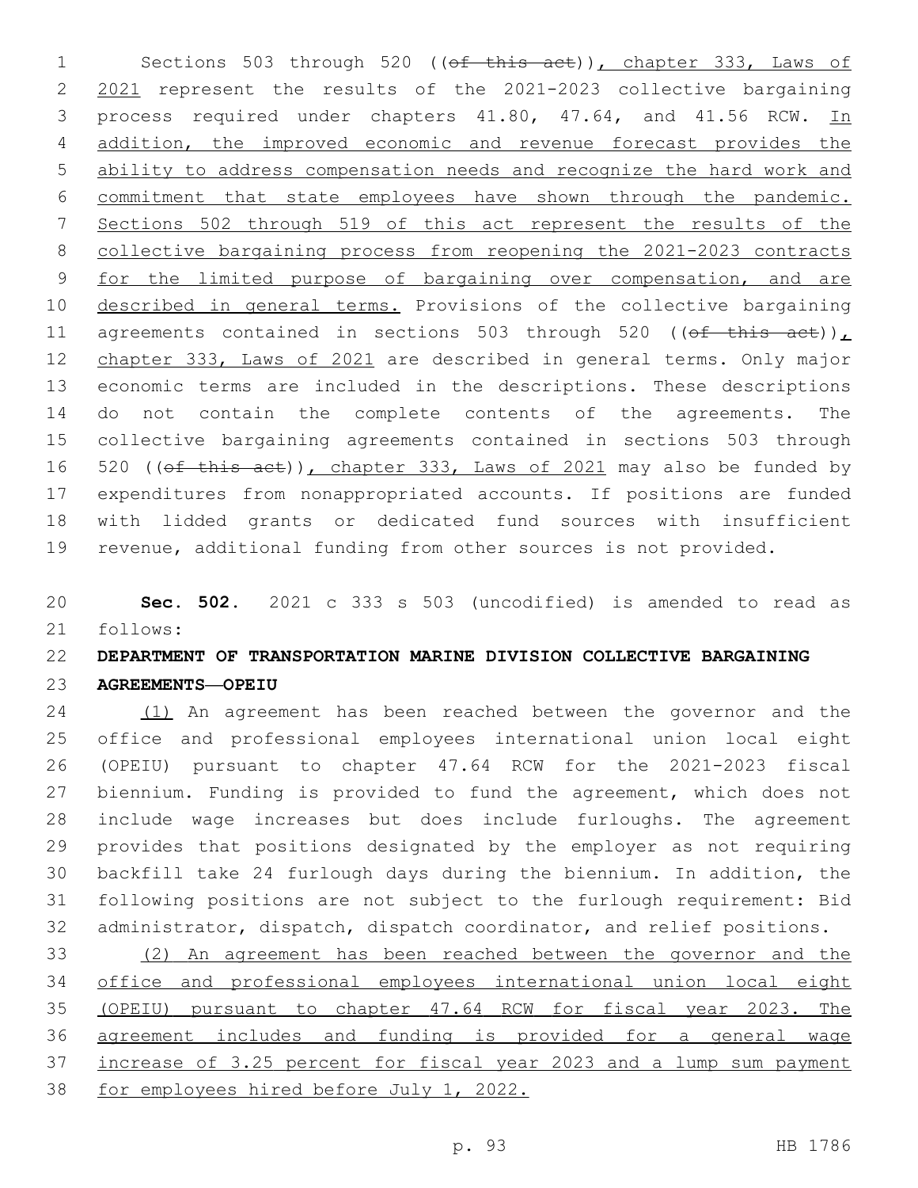Sections 503 through 520 ((~~of this act~~)), chapter 333, Laws of 2021 represent the results of the 2021-2023 collective bargaining process required under chapters 41.80, 47.64, and 41.56 RCW. In addition, the improved economic and revenue forecast provides the ability to address compensation needs and recognize the hard work and commitment that state employees have shown through the pandemic. Sections 502 through 519 of this act represent the results of the collective bargaining process from reopening the 2021-2023 contracts for the limited purpose of bargaining over compensation, and are described in general terms. Provisions of the collective bargaining agreements contained in sections 503 through 520 ((~~of this act~~)), chapter 333, Laws of 2021 are described in general terms. Only major economic terms are included in the descriptions. These descriptions do not contain the complete contents of the agreements. The collective bargaining agreements contained in sections 503 through 520 ((~~of this act~~)), chapter 333, Laws of 2021 may also be funded by expenditures from nonappropriated accounts. If positions are funded with lidded grants or dedicated fund sources with insufficient revenue, additional funding from other sources is not provided.

**Sec. 502.** 2021 c 333 s 503 (uncodified) is amended to read as follows:

**DEPARTMENT OF TRANSPORTATION MARINE DIVISION COLLECTIVE BARGAINING AGREEMENTS—OPEIU**

(1) An agreement has been reached between the governor and the office and professional employees international union local eight (OPEIU) pursuant to chapter 47.64 RCW for the 2021-2023 fiscal biennium. Funding is provided to fund the agreement, which does not include wage increases but does include furloughs. The agreement provides that positions designated by the employer as not requiring backfill take 24 furlough days during the biennium. In addition, the following positions are not subject to the furlough requirement: Bid administrator, dispatch, dispatch coordinator, and relief positions.

(2) An agreement has been reached between the governor and the office and professional employees international union local eight (OPEIU) pursuant to chapter 47.64 RCW for fiscal year 2023. The agreement includes and funding is provided for a general wage increase of 3.25 percent for fiscal year 2023 and a lump sum payment for employees hired before July 1, 2022.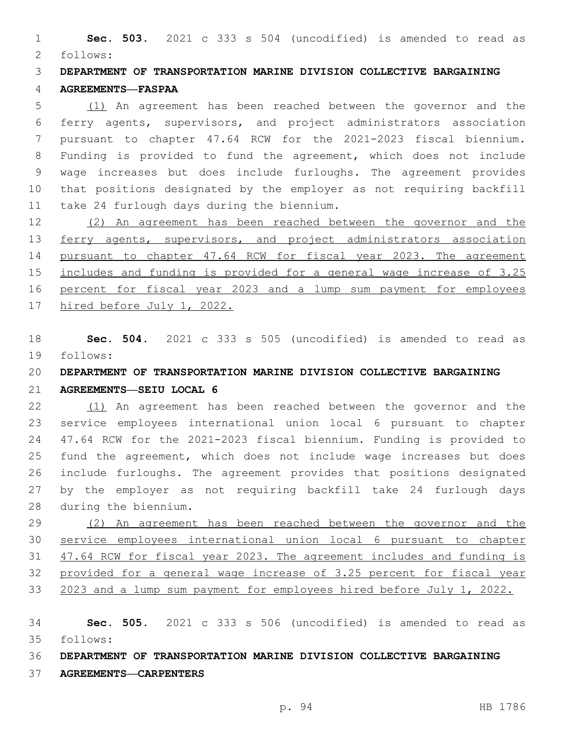**Sec. 503.** 2021 c 333 s 504 (uncodified) is amended to read as follows:

**DEPARTMENT OF TRANSPORTATION MARINE DIVISION COLLECTIVE BARGAINING AGREEMENTS—FASPAA**

(1) An agreement has been reached between the governor and the ferry agents, supervisors, and project administrators association pursuant to chapter 47.64 RCW for the 2021-2023 fiscal biennium. Funding is provided to fund the agreement, which does not include wage increases but does include furloughs. The agreement provides that positions designated by the employer as not requiring backfill take 24 furlough days during the biennium.

(2) An agreement has been reached between the governor and the ferry agents, supervisors, and project administrators association pursuant to chapter 47.64 RCW for fiscal year 2023. The agreement includes and funding is provided for a general wage increase of 3.25 percent for fiscal year 2023 and a lump sum payment for employees hired before July 1, 2022.

**Sec. 504.** 2021 c 333 s 505 (uncodified) is amended to read as follows:

**DEPARTMENT OF TRANSPORTATION MARINE DIVISION COLLECTIVE BARGAINING AGREEMENTS—SEIU LOCAL 6**

(1) An agreement has been reached between the governor and the service employees international union local 6 pursuant to chapter 47.64 RCW for the 2021-2023 fiscal biennium. Funding is provided to fund the agreement, which does not include wage increases but does include furloughs. The agreement provides that positions designated by the employer as not requiring backfill take 24 furlough days during the biennium.

(2) An agreement has been reached between the governor and the service employees international union local 6 pursuant to chapter 47.64 RCW for fiscal year 2023. The agreement includes and funding is provided for a general wage increase of 3.25 percent for fiscal year 2023 and a lump sum payment for employees hired before July 1, 2022.

**Sec. 505.** 2021 c 333 s 506 (uncodified) is amended to read as follows:

**DEPARTMENT OF TRANSPORTATION MARINE DIVISION COLLECTIVE BARGAINING AGREEMENTS—CARPENTERS**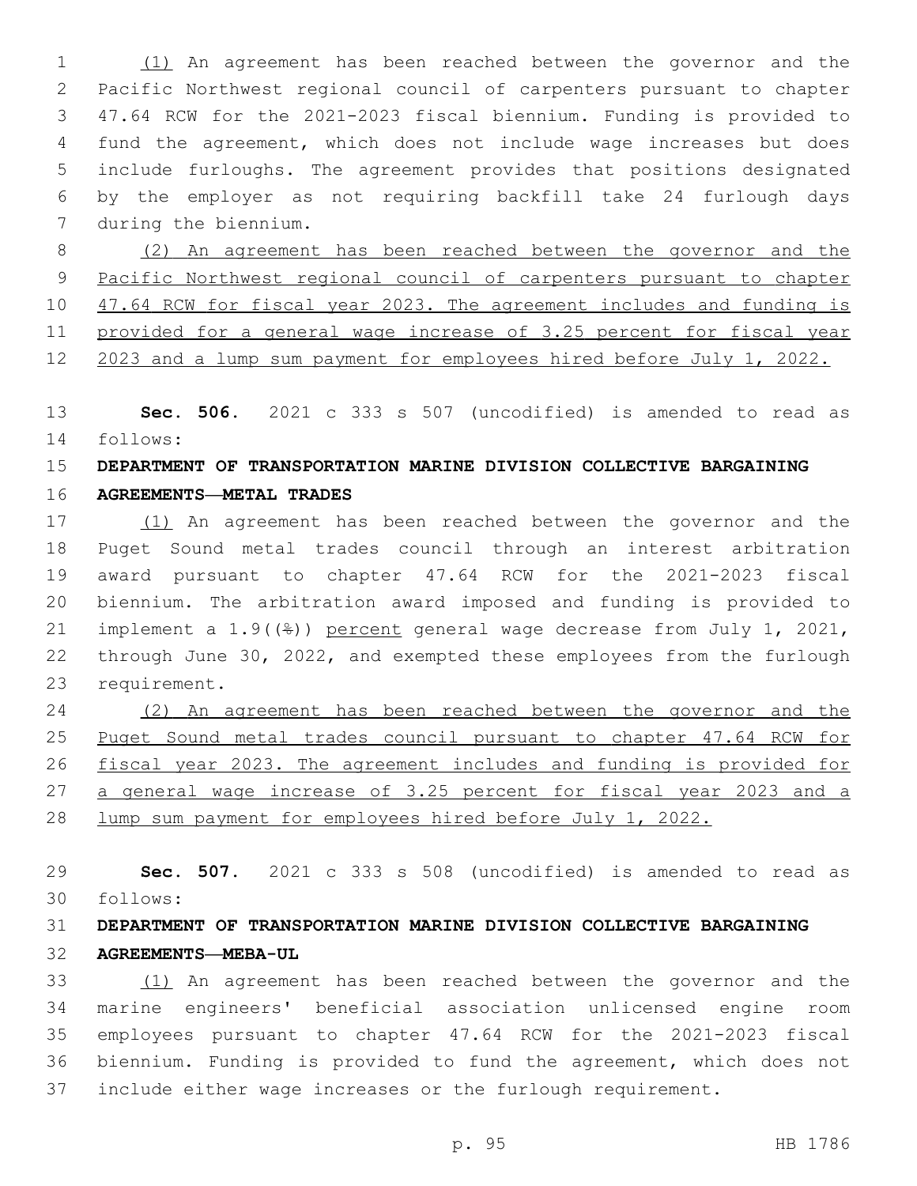(1) An agreement has been reached between the governor and the Pacific Northwest regional council of carpenters pursuant to chapter 47.64 RCW for the 2021-2023 fiscal biennium. Funding is provided to fund the agreement, which does not include wage increases but does include furloughs. The agreement provides that positions designated by the employer as not requiring backfill take 24 furlough days during the biennium.

(2) An agreement has been reached between the governor and the Pacific Northwest regional council of carpenters pursuant to chapter 47.64 RCW for fiscal year 2023. The agreement includes and funding is provided for a general wage increase of 3.25 percent for fiscal year 2023 and a lump sum payment for employees hired before July 1, 2022.

**Sec. 506.** 2021 c 333 s 507 (uncodified) is amended to read as follows:

**DEPARTMENT OF TRANSPORTATION MARINE DIVISION COLLECTIVE BARGAINING AGREEMENTS—METAL TRADES**

(1) An agreement has been reached between the governor and the Puget Sound metal trades council through an interest arbitration award pursuant to chapter 47.64 RCW for the 2021-2023 fiscal biennium. The arbitration award imposed and funding is provided to implement a 1.9((%)) percent general wage decrease from July 1, 2021, through June 30, 2022, and exempted these employees from the furlough requirement.

(2) An agreement has been reached between the governor and the Puget Sound metal trades council pursuant to chapter 47.64 RCW for fiscal year 2023. The agreement includes and funding is provided for a general wage increase of 3.25 percent for fiscal year 2023 and a lump sum payment for employees hired before July 1, 2022.

**Sec. 507.** 2021 c 333 s 508 (uncodified) is amended to read as follows:

**DEPARTMENT OF TRANSPORTATION MARINE DIVISION COLLECTIVE BARGAINING AGREEMENTS—MEBA-UL**

(1) An agreement has been reached between the governor and the marine engineers' beneficial association unlicensed engine room employees pursuant to chapter 47.64 RCW for the 2021-2023 fiscal biennium. Funding is provided to fund the agreement, which does not include either wage increases or the furlough requirement.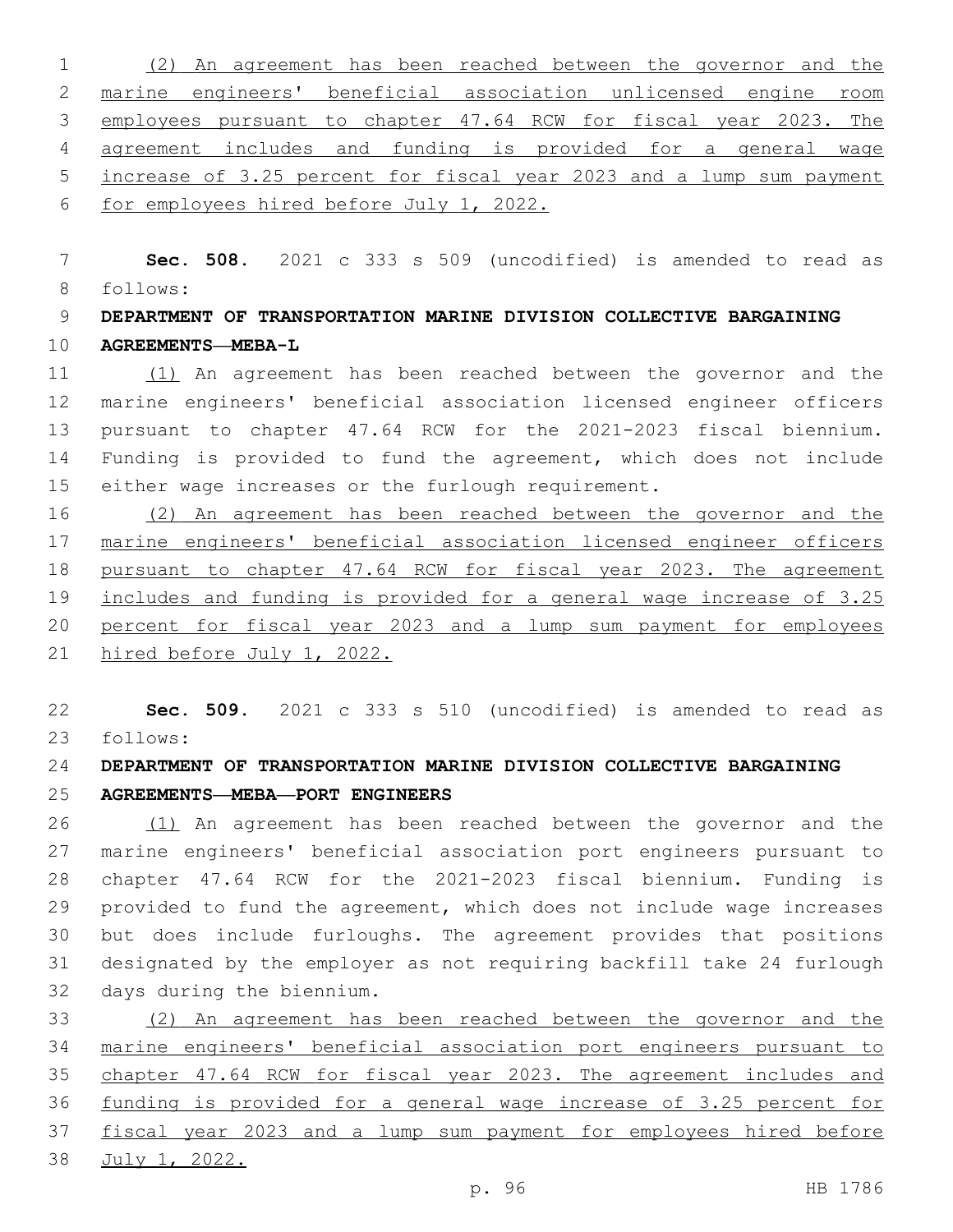(2) An agreement has been reached between the governor and the marine engineers' beneficial association unlicensed engine room employees pursuant to chapter 47.64 RCW for fiscal year 2023. The agreement includes and funding is provided for a general wage increase of 3.25 percent for fiscal year 2023 and a lump sum payment for employees hired before July 1, 2022.

**Sec. 508.** 2021 c 333 s 509 (uncodified) is amended to read as follows:

**DEPARTMENT OF TRANSPORTATION MARINE DIVISION COLLECTIVE BARGAINING AGREEMENTS—MEBA-L**

(1) An agreement has been reached between the governor and the marine engineers' beneficial association licensed engineer officers pursuant to chapter 47.64 RCW for the 2021-2023 fiscal biennium. Funding is provided to fund the agreement, which does not include either wage increases or the furlough requirement.

(2) An agreement has been reached between the governor and the marine engineers' beneficial association licensed engineer officers pursuant to chapter 47.64 RCW for fiscal year 2023. The agreement includes and funding is provided for a general wage increase of 3.25 percent for fiscal year 2023 and a lump sum payment for employees hired before July 1, 2022.

**Sec. 509.** 2021 c 333 s 510 (uncodified) is amended to read as follows:

**DEPARTMENT OF TRANSPORTATION MARINE DIVISION COLLECTIVE BARGAINING AGREEMENTS—MEBA—PORT ENGINEERS**

(1) An agreement has been reached between the governor and the marine engineers' beneficial association port engineers pursuant to chapter 47.64 RCW for the 2021-2023 fiscal biennium. Funding is provided to fund the agreement, which does not include wage increases but does include furloughs. The agreement provides that positions designated by the employer as not requiring backfill take 24 furlough days during the biennium.

(2) An agreement has been reached between the governor and the marine engineers' beneficial association port engineers pursuant to chapter 47.64 RCW for fiscal year 2023. The agreement includes and funding is provided for a general wage increase of 3.25 percent for fiscal year 2023 and a lump sum payment for employees hired before July 1, 2022.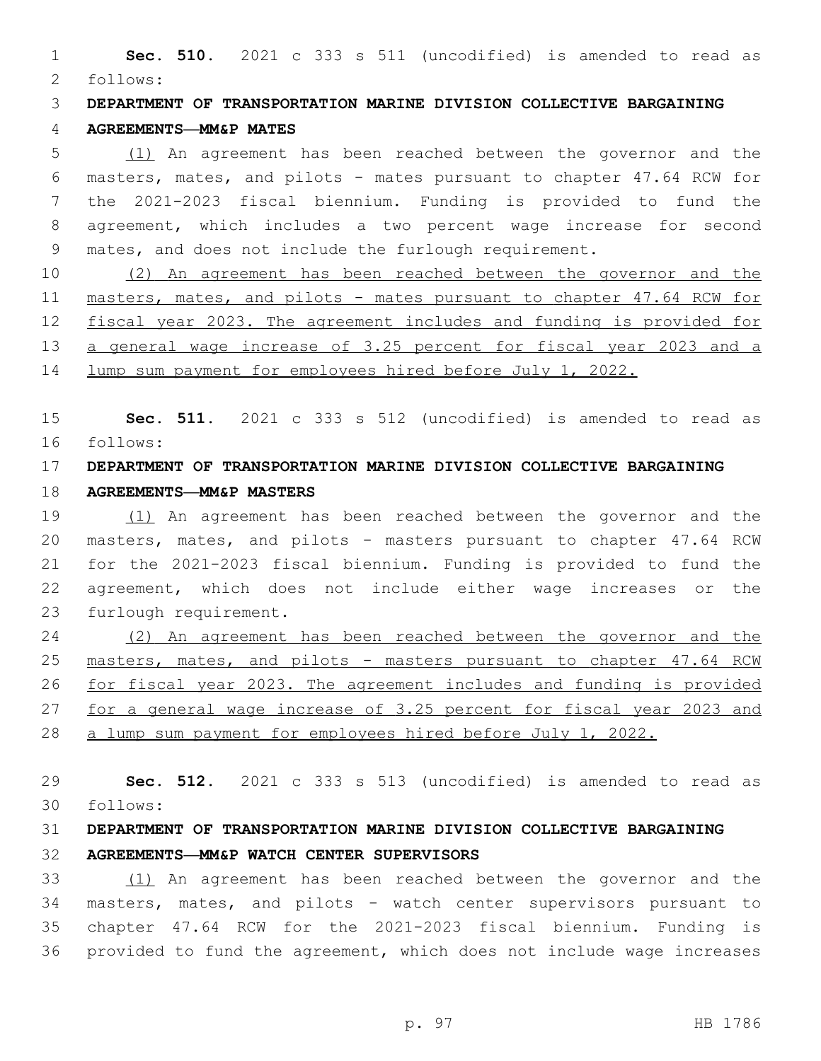**Sec. 510.** 2021 c 333 s 511 (uncodified) is amended to read as follows:

**DEPARTMENT OF TRANSPORTATION MARINE DIVISION COLLECTIVE BARGAINING AGREEMENTS—MM&P MATES**

<u>(1)</u> An agreement has been reached between the governor and the masters, mates, and pilots - mates pursuant to chapter 47.64 RCW for the 2021-2023 fiscal biennium. Funding is provided to fund the agreement, which includes a two percent wage increase for second mates, and does not include the furlough requirement.

<u>(2) An agreement has been reached between the governor and the masters, mates, and pilots - mates pursuant to chapter 47.64 RCW for fiscal year 2023. The agreement includes and funding is provided for a general wage increase of 3.25 percent for fiscal year 2023 and a lump sum payment for employees hired before July 1, 2022.</u>

**Sec. 511.** 2021 c 333 s 512 (uncodified) is amended to read as follows:

**DEPARTMENT OF TRANSPORTATION MARINE DIVISION COLLECTIVE BARGAINING AGREEMENTS—MM&P MASTERS**

<u>(1)</u> An agreement has been reached between the governor and the masters, mates, and pilots - masters pursuant to chapter 47.64 RCW for the 2021-2023 fiscal biennium. Funding is provided to fund the agreement, which does not include either wage increases or the furlough requirement.

<u>(2) An agreement has been reached between the governor and the masters, mates, and pilots - masters pursuant to chapter 47.64 RCW for fiscal year 2023. The agreement includes and funding is provided for a general wage increase of 3.25 percent for fiscal year 2023 and a lump sum payment for employees hired before July 1, 2022.</u>

**Sec. 512.** 2021 c 333 s 513 (uncodified) is amended to read as follows:

**DEPARTMENT OF TRANSPORTATION MARINE DIVISION COLLECTIVE BARGAINING AGREEMENTS—MM&P WATCH CENTER SUPERVISORS**

<u>(1)</u> An agreement has been reached between the governor and the masters, mates, and pilots - watch center supervisors pursuant to chapter 47.64 RCW for the 2021-2023 fiscal biennium. Funding is provided to fund the agreement, which does not include wage increases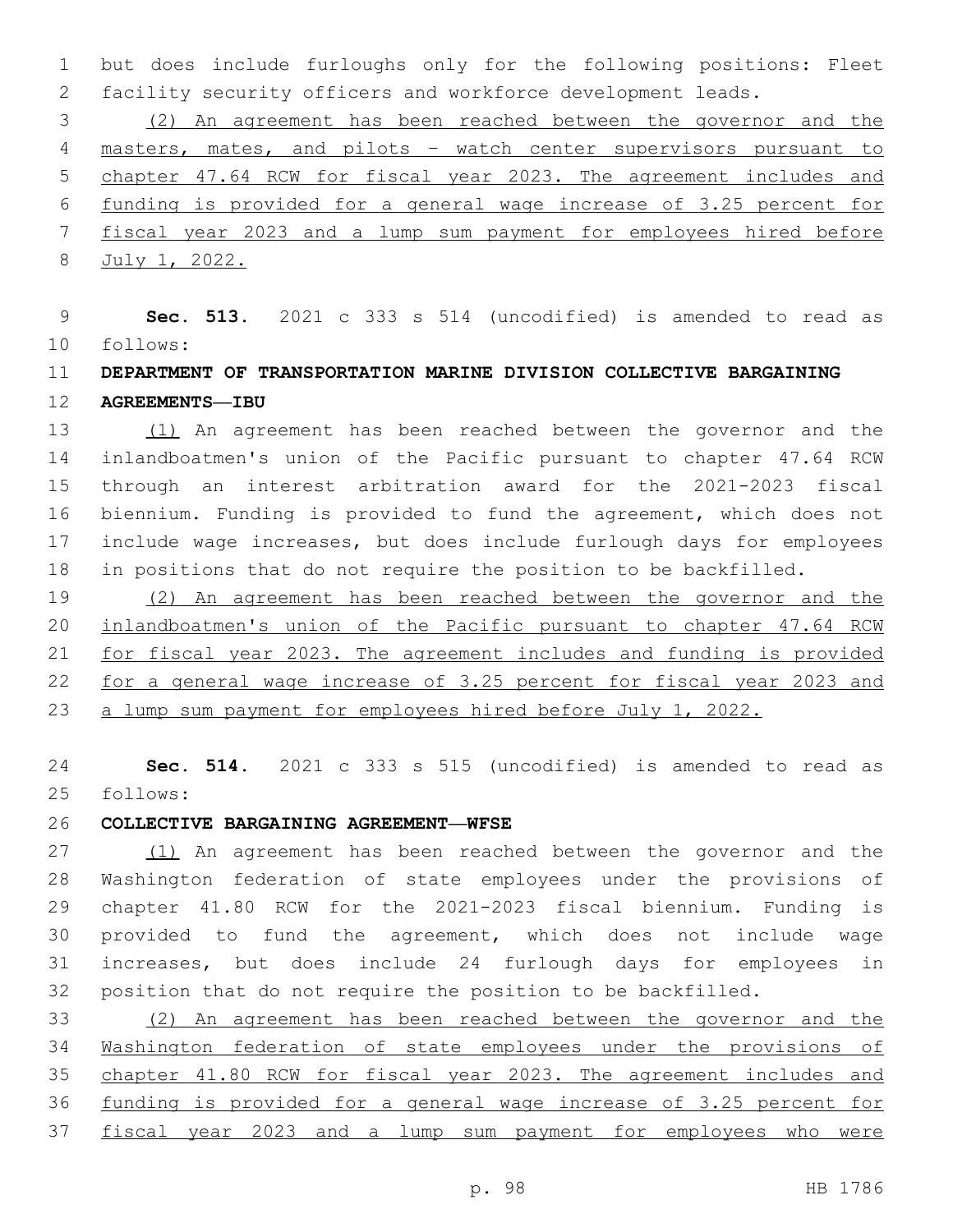but does include furloughs only for the following positions: Fleet facility security officers and workforce development leads.

(2) An agreement has been reached between the governor and the masters, mates, and pilots - watch center supervisors pursuant to chapter 47.64 RCW for fiscal year 2023. The agreement includes and funding is provided for a general wage increase of 3.25 percent for fiscal year 2023 and a lump sum payment for employees hired before July 1, 2022.

**Sec. 513.** 2021 c 333 s 514 (uncodified) is amended to read as follows:

**DEPARTMENT OF TRANSPORTATION MARINE DIVISION COLLECTIVE BARGAINING AGREEMENTS—IBU**

(1) An agreement has been reached between the governor and the inlandboatmen's union of the Pacific pursuant to chapter 47.64 RCW through an interest arbitration award for the 2021-2023 fiscal biennium. Funding is provided to fund the agreement, which does not include wage increases, but does include furlough days for employees in positions that do not require the position to be backfilled.

(2) An agreement has been reached between the governor and the inlandboatmen's union of the Pacific pursuant to chapter 47.64 RCW for fiscal year 2023. The agreement includes and funding is provided for a general wage increase of 3.25 percent for fiscal year 2023 and a lump sum payment for employees hired before July 1, 2022.

**Sec. 514.** 2021 c 333 s 515 (uncodified) is amended to read as follows:

**COLLECTIVE BARGAINING AGREEMENT—WFSE**

(1) An agreement has been reached between the governor and the Washington federation of state employees under the provisions of chapter 41.80 RCW for the 2021-2023 fiscal biennium. Funding is provided to fund the agreement, which does not include wage increases, but does include 24 furlough days for employees in position that do not require the position to be backfilled.

(2) An agreement has been reached between the governor and the Washington federation of state employees under the provisions of chapter 41.80 RCW for fiscal year 2023. The agreement includes and funding is provided for a general wage increase of 3.25 percent for fiscal year 2023 and a lump sum payment for employees who were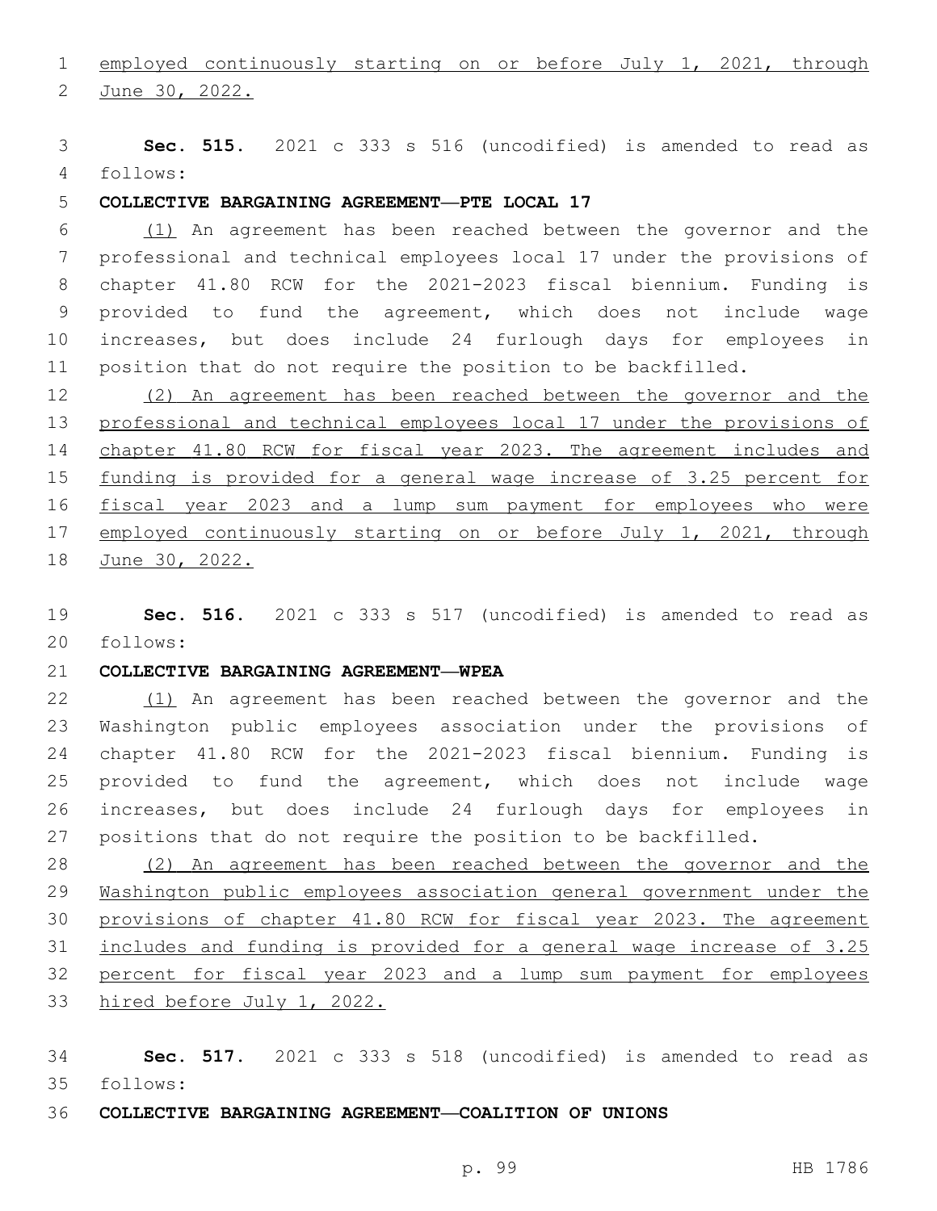employed continuously starting on or before July 1, 2021, through June 30, 2022.

**Sec. 515.** 2021 c 333 s 516 (uncodified) is amended to read as follows:

**COLLECTIVE BARGAINING AGREEMENT—PTE LOCAL 17**

(1) An agreement has been reached between the governor and the professional and technical employees local 17 under the provisions of chapter 41.80 RCW for the 2021-2023 fiscal biennium. Funding is provided to fund the agreement, which does not include wage increases, but does include 24 furlough days for employees in position that do not require the position to be backfilled.

(2) An agreement has been reached between the governor and the professional and technical employees local 17 under the provisions of chapter 41.80 RCW for fiscal year 2023. The agreement includes and funding is provided for a general wage increase of 3.25 percent for fiscal year 2023 and a lump sum payment for employees who were employed continuously starting on or before July 1, 2021, through June 30, 2022.

**Sec. 516.** 2021 c 333 s 517 (uncodified) is amended to read as follows:

**COLLECTIVE BARGAINING AGREEMENT—WPEA**

(1) An agreement has been reached between the governor and the Washington public employees association under the provisions of chapter 41.80 RCW for the 2021-2023 fiscal biennium. Funding is provided to fund the agreement, which does not include wage increases, but does include 24 furlough days for employees in positions that do not require the position to be backfilled.

(2) An agreement has been reached between the governor and the Washington public employees association general government under the provisions of chapter 41.80 RCW for fiscal year 2023. The agreement includes and funding is provided for a general wage increase of 3.25 percent for fiscal year 2023 and a lump sum payment for employees hired before July 1, 2022.

**Sec. 517.** 2021 c 333 s 518 (uncodified) is amended to read as follows:

**COLLECTIVE BARGAINING AGREEMENT—COALITION OF UNIONS**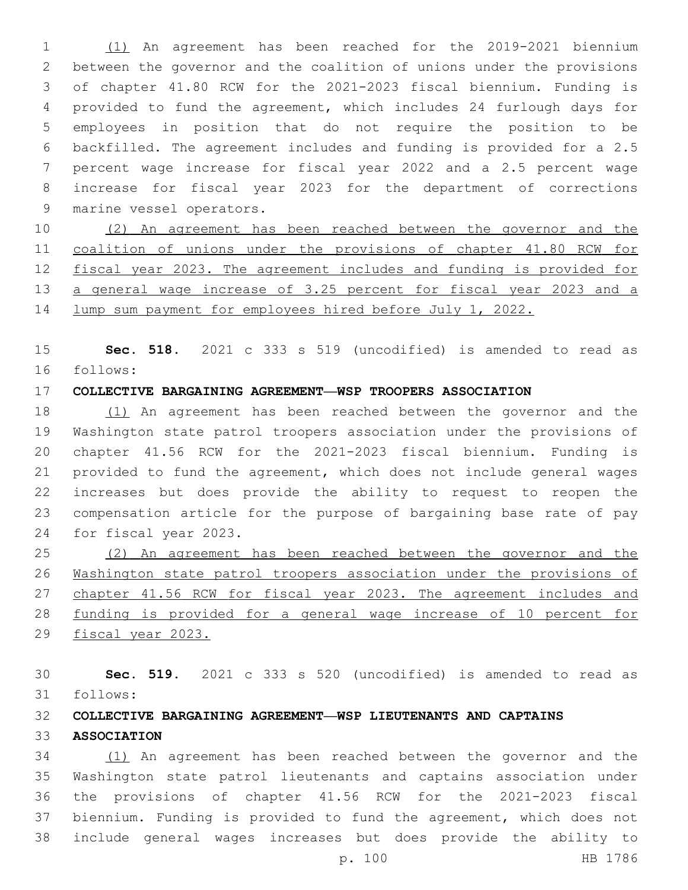(1) An agreement has been reached for the 2019-2021 biennium between the governor and the coalition of unions under the provisions of chapter 41.80 RCW for the 2021-2023 fiscal biennium. Funding is provided to fund the agreement, which includes 24 furlough days for employees in position that do not require the position to be backfilled. The agreement includes and funding is provided for a 2.5 percent wage increase for fiscal year 2022 and a 2.5 percent wage increase for fiscal year 2023 for the department of corrections marine vessel operators.

(2) An agreement has been reached between the governor and the coalition of unions under the provisions of chapter 41.80 RCW for fiscal year 2023. The agreement includes and funding is provided for a general wage increase of 3.25 percent for fiscal year 2023 and a lump sum payment for employees hired before July 1, 2022.

**Sec. 518.** 2021 c 333 s 519 (uncodified) is amended to read as follows:

**COLLECTIVE BARGAINING AGREEMENT—WSP TROOPERS ASSOCIATION**

(1) An agreement has been reached between the governor and the Washington state patrol troopers association under the provisions of chapter 41.56 RCW for the 2021-2023 fiscal biennium. Funding is provided to fund the agreement, which does not include general wages increases but does provide the ability to request to reopen the compensation article for the purpose of bargaining base rate of pay for fiscal year 2023.

(2) An agreement has been reached between the governor and the Washington state patrol troopers association under the provisions of chapter 41.56 RCW for fiscal year 2023. The agreement includes and funding is provided for a general wage increase of 10 percent for fiscal year 2023.

**Sec. 519.** 2021 c 333 s 520 (uncodified) is amended to read as follows:

**COLLECTIVE BARGAINING AGREEMENT—WSP LIEUTENANTS AND CAPTAINS ASSOCIATION**

(1) An agreement has been reached between the governor and the Washington state patrol lieutenants and captains association under the provisions of chapter 41.56 RCW for the 2021-2023 fiscal biennium. Funding is provided to fund the agreement, which does not include general wages increases but does provide the ability to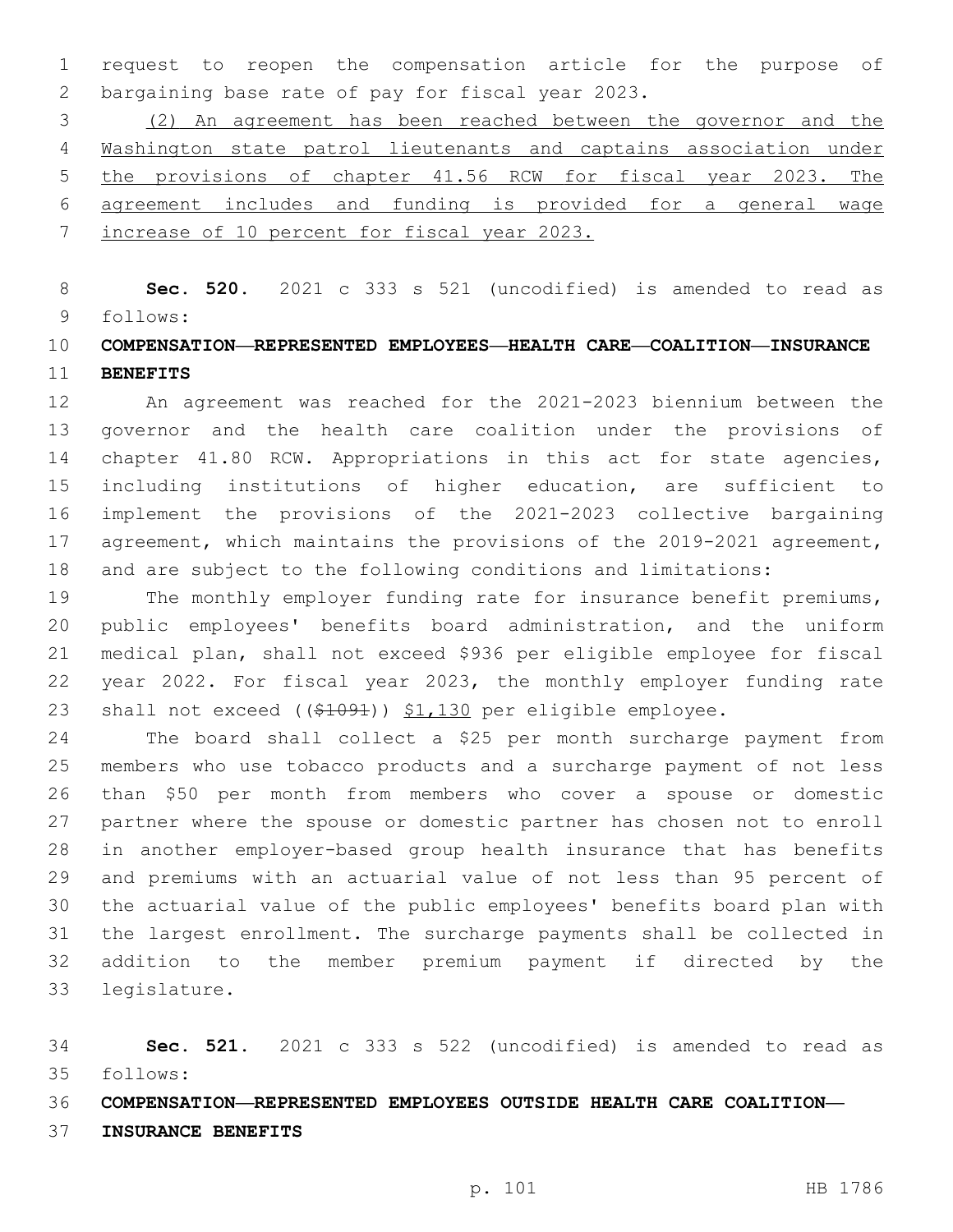request to reopen the compensation article for the purpose of bargaining base rate of pay for fiscal year 2023.

(2) An agreement has been reached between the governor and the Washington state patrol lieutenants and captains association under the provisions of chapter 41.56 RCW for fiscal year 2023. The agreement includes and funding is provided for a general wage increase of 10 percent for fiscal year 2023.

**Sec. 520.** 2021 c 333 s 521 (uncodified) is amended to read as follows:

**COMPENSATION—REPRESENTED EMPLOYEES—HEALTH CARE—COALITION—INSURANCE BENEFITS**

An agreement was reached for the 2021-2023 biennium between the governor and the health care coalition under the provisions of chapter 41.80 RCW. Appropriations in this act for state agencies, including institutions of higher education, are sufficient to implement the provisions of the 2021-2023 collective bargaining agreement, which maintains the provisions of the 2019-2021 agreement, and are subject to the following conditions and limitations:

The monthly employer funding rate for insurance benefit premiums, public employees' benefits board administration, and the uniform medical plan, shall not exceed $936 per eligible employee for fiscal year 2022. For fiscal year 2023, the monthly employer funding rate shall not exceed ((~~$1091~~)) $1,130 per eligible employee.

The board shall collect a $25 per month surcharge payment from members who use tobacco products and a surcharge payment of not less than $50 per month from members who cover a spouse or domestic partner where the spouse or domestic partner has chosen not to enroll in another employer-based group health insurance that has benefits and premiums with an actuarial value of not less than 95 percent of the actuarial value of the public employees' benefits board plan with the largest enrollment. The surcharge payments shall be collected in addition to the member premium payment if directed by the legislature.

**Sec. 521.** 2021 c 333 s 522 (uncodified) is amended to read as follows:

**COMPENSATION—REPRESENTED EMPLOYEES OUTSIDE HEALTH CARE COALITION—INSURANCE BENEFITS**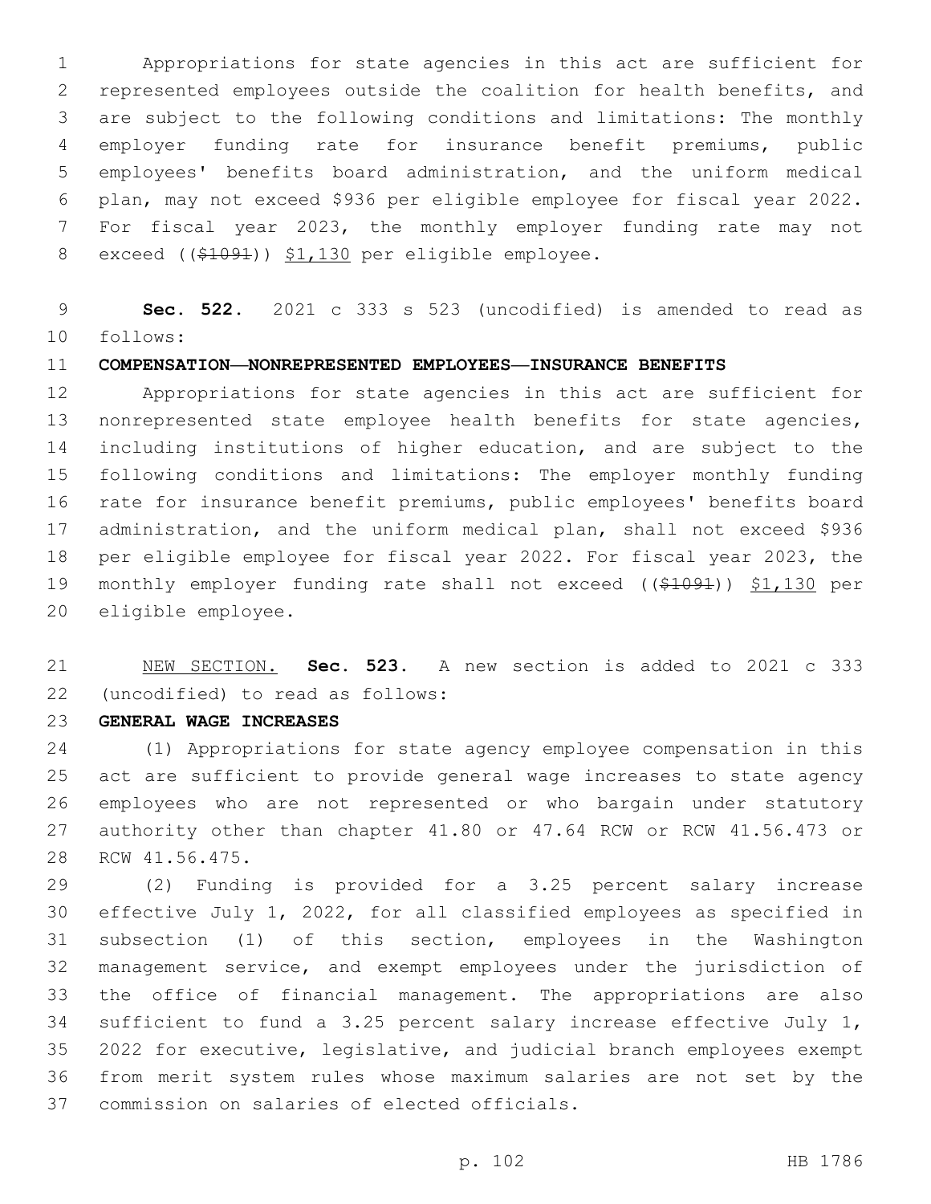Appropriations for state agencies in this act are sufficient for represented employees outside the coalition for health benefits, and are subject to the following conditions and limitations: The monthly employer funding rate for insurance benefit premiums, public employees' benefits board administration, and the uniform medical plan, may not exceed $936 per eligible employee for fiscal year 2022. For fiscal year 2023, the monthly employer funding rate may not exceed (( ~~$1091~~ )) <u>$1,130</u> per eligible employee.

**Sec. 522.** 2021 c 333 s 523 (uncodified) is amended to read as follows:

**COMPENSATION—NONREPRESENTED EMPLOYEES—INSURANCE BENEFITS**

Appropriations for state agencies in this act are sufficient for nonrepresented state employee health benefits for state agencies, including institutions of higher education, and are subject to the following conditions and limitations: The employer monthly funding rate for insurance benefit premiums, public employees' benefits board administration, and the uniform medical plan, shall not exceed $936 per eligible employee for fiscal year 2022. For fiscal year 2023, the monthly employer funding rate shall not exceed (( ~~$1091~~ )) <u>$1,130</u> per eligible employee.

<u>NEW SECTION.</u> **Sec. 523.** A new section is added to 2021 c 333 (uncodified) to read as follows:

**GENERAL WAGE INCREASES**

(1) Appropriations for state agency employee compensation in this act are sufficient to provide general wage increases to state agency employees who are not represented or who bargain under statutory authority other than chapter 41.80 or 47.64 RCW or RCW 41.56.473 or RCW 41.56.475.

(2) Funding is provided for a 3.25 percent salary increase effective July 1, 2022, for all classified employees as specified in subsection (1) of this section, employees in the Washington management service, and exempt employees under the jurisdiction of the office of financial management. The appropriations are also sufficient to fund a 3.25 percent salary increase effective July 1, 2022 for executive, legislative, and judicial branch employees exempt from merit system rules whose maximum salaries are not set by the commission on salaries of elected officials.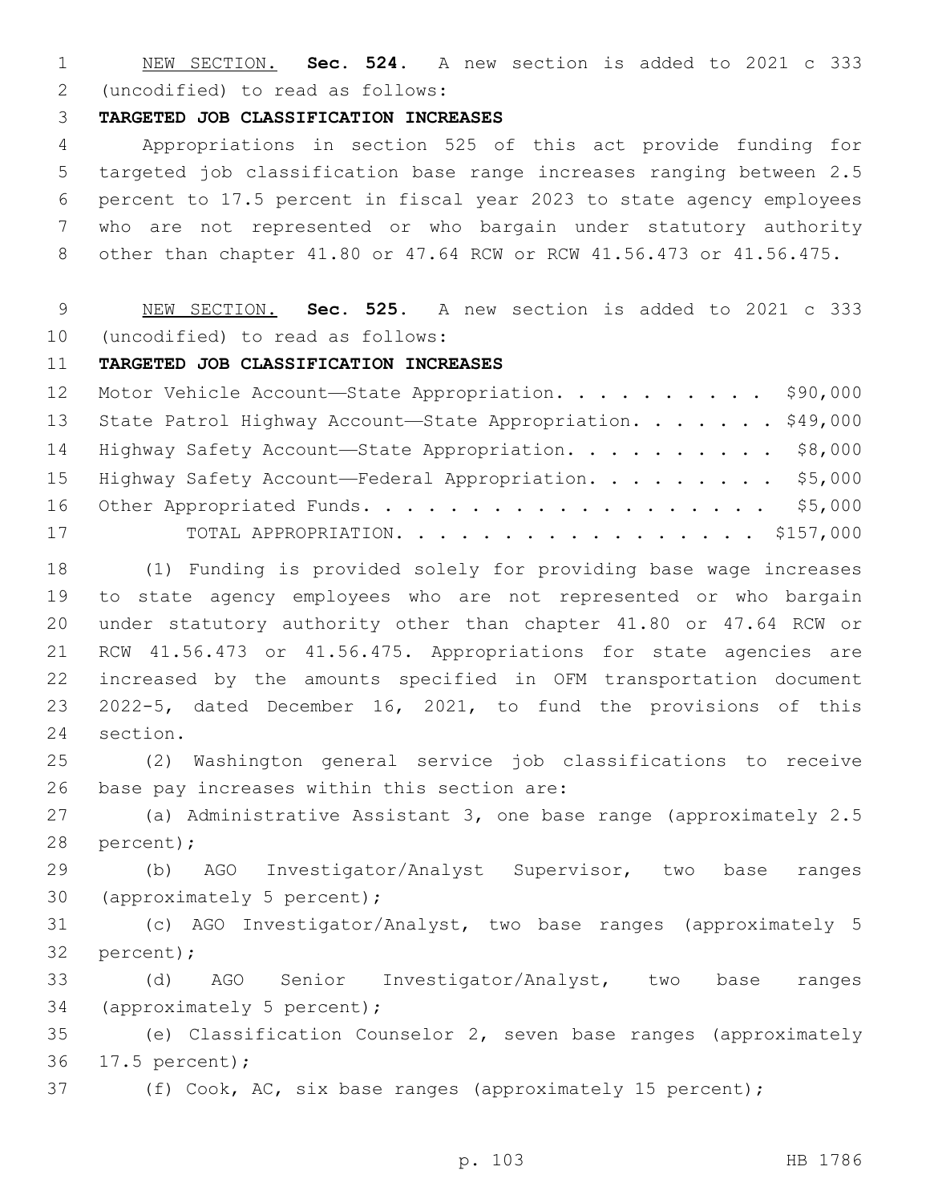NEW SECTION. **Sec. 524.** A new section is added to 2021 c 333 (uncodified) to read as follows:

**TARGETED JOB CLASSIFICATION INCREASES**

Appropriations in section 525 of this act provide funding for targeted job classification base range increases ranging between 2.5 percent to 17.5 percent in fiscal year 2023 to state agency employees who are not represented or who bargain under statutory authority other than chapter 41.80 or 47.64 RCW or RCW 41.56.473 or 41.56.475.

NEW SECTION. **Sec. 525.** A new section is added to 2021 c 333 (uncodified) to read as follows:

**TARGETED JOB CLASSIFICATION INCREASES**

| | |
|---|---|
| Motor Vehicle Account—State Appropriation | $90,000 |
| State Patrol Highway Account—State Appropriation | $49,000 |
| Highway Safety Account—State Appropriation | $8,000 |
| Highway Safety Account—Federal Appropriation | $5,000 |
| Other Appropriated Funds | $5,000 |
| TOTAL APPROPRIATION | $157,000 |

(1) Funding is provided solely for providing base wage increases to state agency employees who are not represented or who bargain under statutory authority other than chapter 41.80 or 47.64 RCW or RCW 41.56.473 or 41.56.475. Appropriations for state agencies are increased by the amounts specified in OFM transportation document 2022-5, dated December 16, 2021, to fund the provisions of this section.

(2) Washington general service job classifications to receive base pay increases within this section are:

(a) Administrative Assistant 3, one base range (approximately 2.5 percent);

(b) AGO Investigator/Analyst Supervisor, two base ranges (approximately 5 percent);

(c) AGO Investigator/Analyst, two base ranges (approximately 5 percent);

(d) AGO Senior Investigator/Analyst, two base ranges (approximately 5 percent);

(e) Classification Counselor 2, seven base ranges (approximately 17.5 percent);

(f) Cook, AC, six base ranges (approximately 15 percent);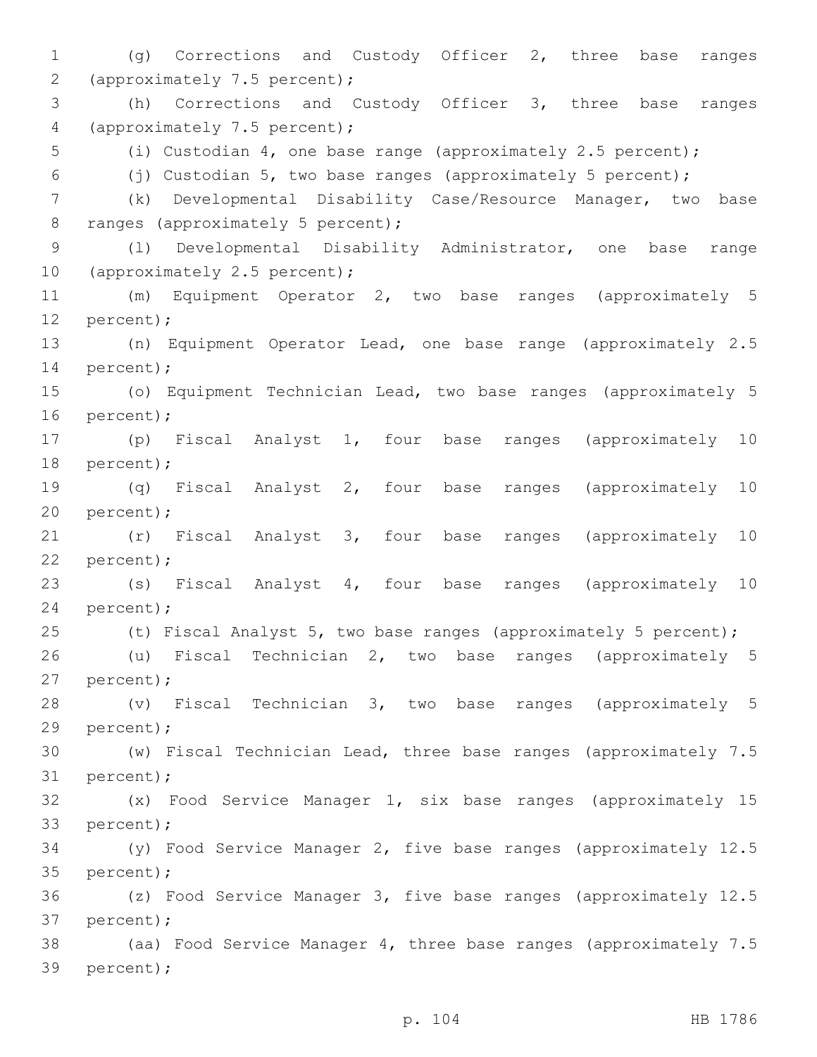(g) Corrections and Custody Officer 2, three base ranges (approximately 7.5 percent);

(h) Corrections and Custody Officer 3, three base ranges (approximately 7.5 percent);

(i) Custodian 4, one base range (approximately 2.5 percent);

(j) Custodian 5, two base ranges (approximately 5 percent);

(k) Developmental Disability Case/Resource Manager, two base ranges (approximately 5 percent);

(l) Developmental Disability Administrator, one base range (approximately 2.5 percent);

(m) Equipment Operator 2, two base ranges (approximately 5 percent);

(n) Equipment Operator Lead, one base range (approximately 2.5 percent);

(o) Equipment Technician Lead, two base ranges (approximately 5 percent);

(p) Fiscal Analyst 1, four base ranges (approximately 10 percent);

(q) Fiscal Analyst 2, four base ranges (approximately 10 percent);

(r) Fiscal Analyst 3, four base ranges (approximately 10 percent);

(s) Fiscal Analyst 4, four base ranges (approximately 10 percent);

(t) Fiscal Analyst 5, two base ranges (approximately 5 percent);

(u) Fiscal Technician 2, two base ranges (approximately 5 percent);

(v) Fiscal Technician 3, two base ranges (approximately 5 percent);

(w) Fiscal Technician Lead, three base ranges (approximately 7.5 percent);

(x) Food Service Manager 1, six base ranges (approximately 15 percent);

(y) Food Service Manager 2, five base ranges (approximately 12.5 percent);

(z) Food Service Manager 3, five base ranges (approximately 12.5 percent);

(aa) Food Service Manager 4, three base ranges (approximately 7.5 percent);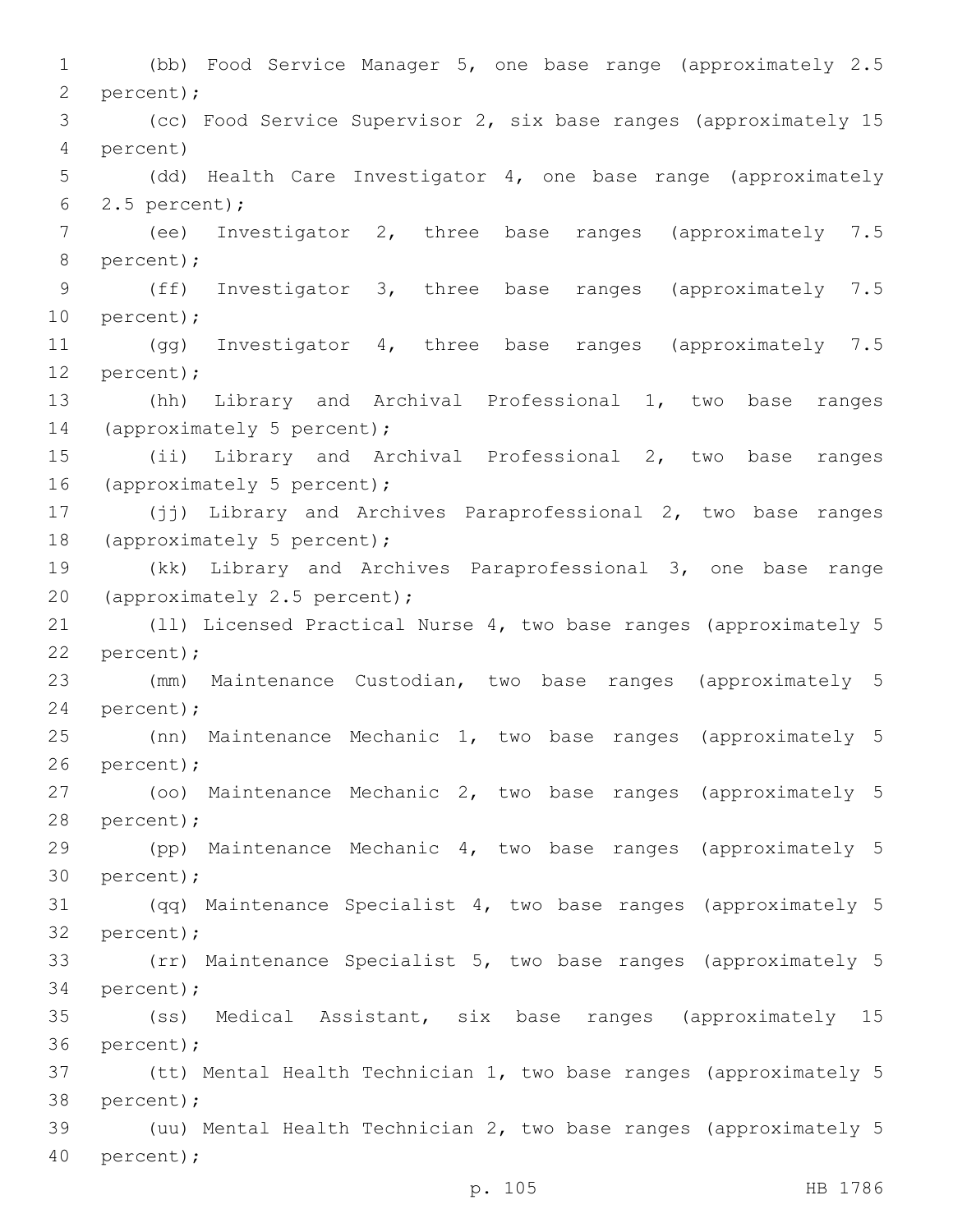(bb) Food Service Manager 5, one base range (approximately 2.5 percent);

(cc) Food Service Supervisor 2, six base ranges (approximately 15 percent)

(dd) Health Care Investigator 4, one base range (approximately 2.5 percent);

(ee) Investigator 2, three base ranges (approximately 7.5 percent);

(ff) Investigator 3, three base ranges (approximately 7.5 percent);

(gg) Investigator 4, three base ranges (approximately 7.5 percent);

(hh) Library and Archival Professional 1, two base ranges (approximately 5 percent);

(ii) Library and Archival Professional 2, two base ranges (approximately 5 percent);

(jj) Library and Archives Paraprofessional 2, two base ranges (approximately 5 percent);

(kk) Library and Archives Paraprofessional 3, one base range (approximately 2.5 percent);

(ll) Licensed Practical Nurse 4, two base ranges (approximately 5 percent);

(mm) Maintenance Custodian, two base ranges (approximately 5 percent);

(nn) Maintenance Mechanic 1, two base ranges (approximately 5 percent);

(oo) Maintenance Mechanic 2, two base ranges (approximately 5 percent);

(pp) Maintenance Mechanic 4, two base ranges (approximately 5 percent);

(qq) Maintenance Specialist 4, two base ranges (approximately 5 percent);

(rr) Maintenance Specialist 5, two base ranges (approximately 5 percent);

(ss) Medical Assistant, six base ranges (approximately 15 percent);

(tt) Mental Health Technician 1, two base ranges (approximately 5 percent);

(uu) Mental Health Technician 2, two base ranges (approximately 5 percent);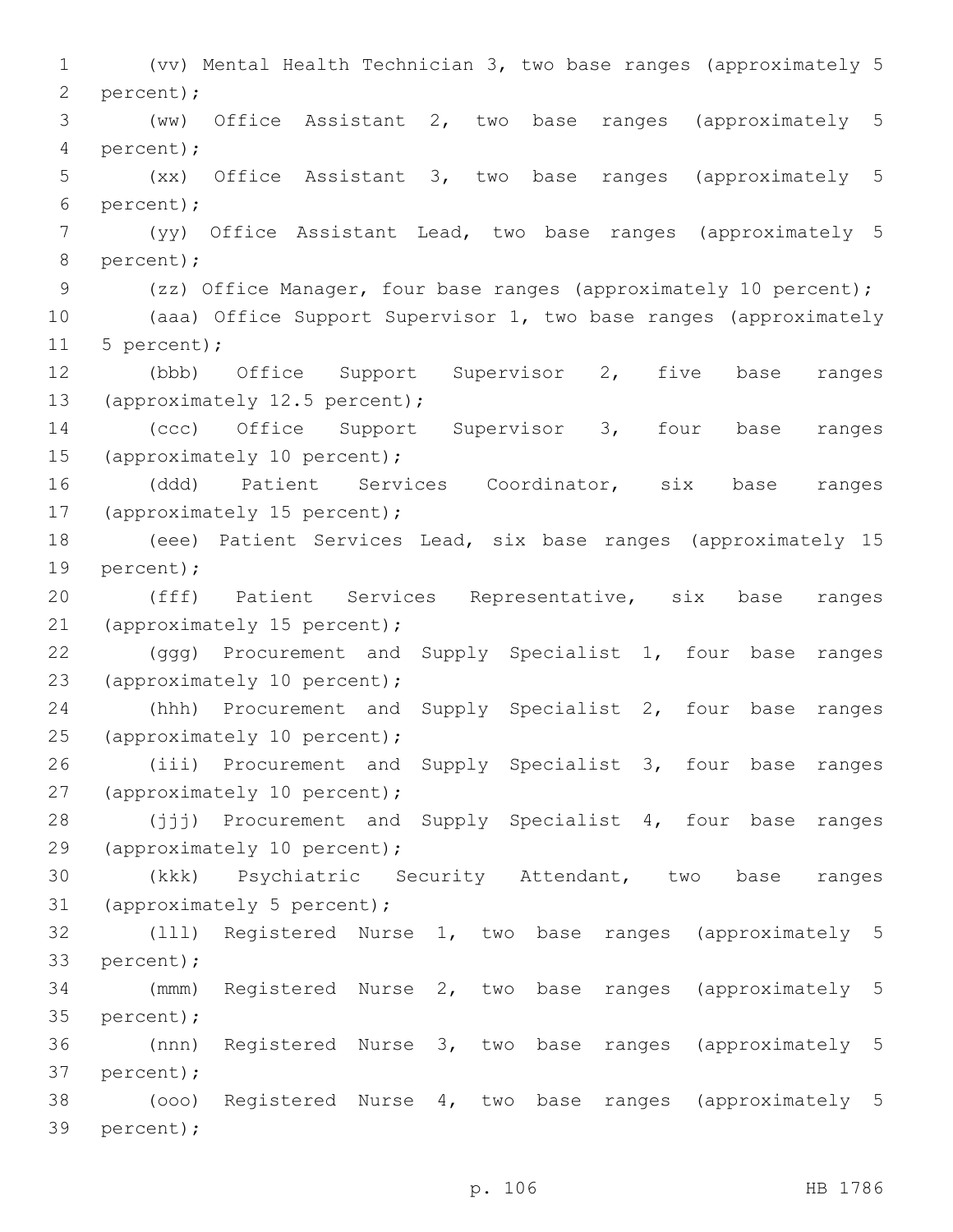(vv) Mental Health Technician 3, two base ranges (approximately 5 percent);

(ww) Office Assistant 2, two base ranges (approximately 5 percent);

(xx) Office Assistant 3, two base ranges (approximately 5 percent);

(yy) Office Assistant Lead, two base ranges (approximately 5 percent);

(zz) Office Manager, four base ranges (approximately 10 percent);

(aaa) Office Support Supervisor 1, two base ranges (approximately 5 percent);

(bbb) Office Support Supervisor 2, five base ranges (approximately 12.5 percent);

(ccc) Office Support Supervisor 3, four base ranges (approximately 10 percent);

(ddd) Patient Services Coordinator, six base ranges (approximately 15 percent);

(eee) Patient Services Lead, six base ranges (approximately 15 percent);

(fff) Patient Services Representative, six base ranges (approximately 15 percent);

(ggg) Procurement and Supply Specialist 1, four base ranges (approximately 10 percent);

(hhh) Procurement and Supply Specialist 2, four base ranges (approximately 10 percent);

(iii) Procurement and Supply Specialist 3, four base ranges (approximately 10 percent);

(jjj) Procurement and Supply Specialist 4, four base ranges (approximately 10 percent);

(kkk) Psychiatric Security Attendant, two base ranges (approximately 5 percent);

(lll) Registered Nurse 1, two base ranges (approximately 5 percent);

(mmm) Registered Nurse 2, two base ranges (approximately 5 percent);

(nnn) Registered Nurse 3, two base ranges (approximately 5 percent);

(ooo) Registered Nurse 4, two base ranges (approximately 5 percent);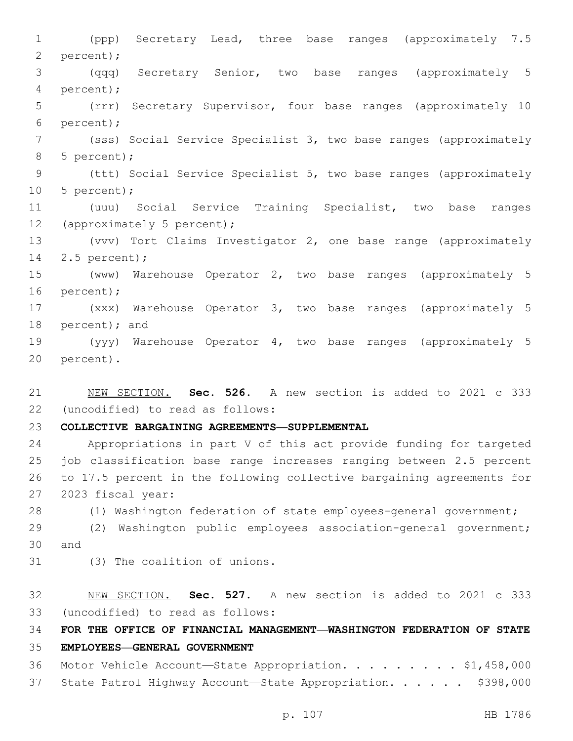(ppp) Secretary Lead, three base ranges (approximately 7.5 percent);

(qqq) Secretary Senior, two base ranges (approximately 5 percent);

(rrr) Secretary Supervisor, four base ranges (approximately 10 percent);

(sss) Social Service Specialist 3, two base ranges (approximately 5 percent);

(ttt) Social Service Specialist 5, two base ranges (approximately 5 percent);

(uuu) Social Service Training Specialist, two base ranges (approximately 5 percent);

(vvv) Tort Claims Investigator 2, one base range (approximately 2.5 percent);

(www) Warehouse Operator 2, two base ranges (approximately 5 percent);

(xxx) Warehouse Operator 3, two base ranges (approximately 5 percent); and

(yyy) Warehouse Operator 4, two base ranges (approximately 5 percent).

NEW SECTION. **Sec. 526.** A new section is added to 2021 c 333 (uncodified) to read as follows:

**COLLECTIVE BARGAINING AGREEMENTS—SUPPLEMENTAL**

Appropriations in part V of this act provide funding for targeted job classification base range increases ranging between 2.5 percent to 17.5 percent in the following collective bargaining agreements for 2023 fiscal year:

(1) Washington federation of state employees-general government;

(2) Washington public employees association-general government; and

(3) The coalition of unions.

NEW SECTION. **Sec. 527.** A new section is added to 2021 c 333 (uncodified) to read as follows:

**FOR THE OFFICE OF FINANCIAL MANAGEMENT—WASHINGTON FEDERATION OF STATE EMPLOYEES—GENERAL GOVERNMENT**

Motor Vehicle Account—State Appropriation. . . . . . . . . $1,458,000

State Patrol Highway Account—State Appropriation. . . . . . $398,000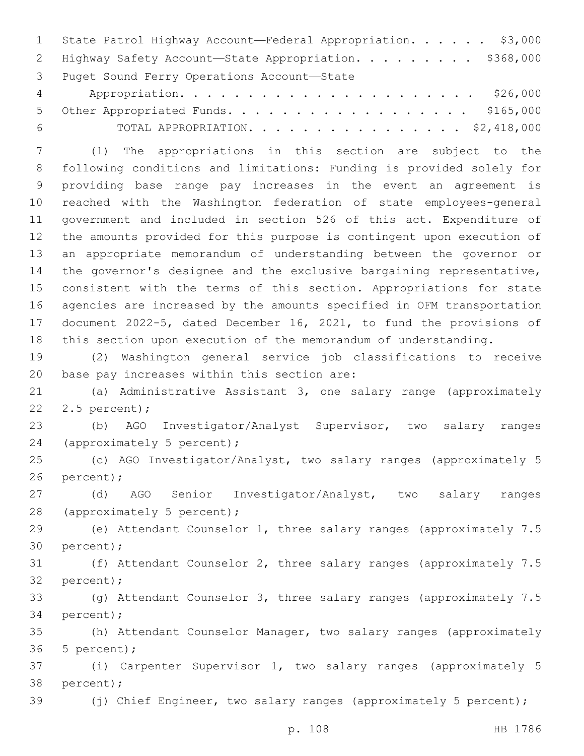State Patrol Highway Account—Federal Appropriation. . . . . . $3,000
Highway Safety Account—State Appropriation. . . . . . . . . $368,000
Puget Sound Ferry Operations Account—State Appropriation. . . . . . . . . . . . . . . . . . . . . . . $26,000
Other Appropriated Funds. . . . . . . . . . . . . . . . . . . . $165,000
TOTAL APPROPRIATION. . . . . . . . . . . . . . . . . . $2,418,000

(1) The appropriations in this section are subject to the following conditions and limitations: Funding is provided solely for providing base range pay increases in the event an agreement is reached with the Washington federation of state employees-general government and included in section 526 of this act. Expenditure of the amounts provided for this purpose is contingent upon execution of an appropriate memorandum of understanding between the governor or the governor's designee and the exclusive bargaining representative, consistent with the terms of this section. Appropriations for state agencies are increased by the amounts specified in OFM transportation document 2022-5, dated December 16, 2021, to fund the provisions of this section upon execution of the memorandum of understanding.

(2) Washington general service job classifications to receive base pay increases within this section are:

(a) Administrative Assistant 3, one salary range (approximately 2.5 percent);

(b) AGO Investigator/Analyst Supervisor, two salary ranges (approximately 5 percent);

(c) AGO Investigator/Analyst, two salary ranges (approximately 5 percent);

(d) AGO Senior Investigator/Analyst, two salary ranges (approximately 5 percent);

(e) Attendant Counselor 1, three salary ranges (approximately 7.5 percent);

(f) Attendant Counselor 2, three salary ranges (approximately 7.5 percent);

(g) Attendant Counselor 3, three salary ranges (approximately 7.5 percent);

(h) Attendant Counselor Manager, two salary ranges (approximately 5 percent);

(i) Carpenter Supervisor 1, two salary ranges (approximately 5 percent);

(j) Chief Engineer, two salary ranges (approximately 5 percent);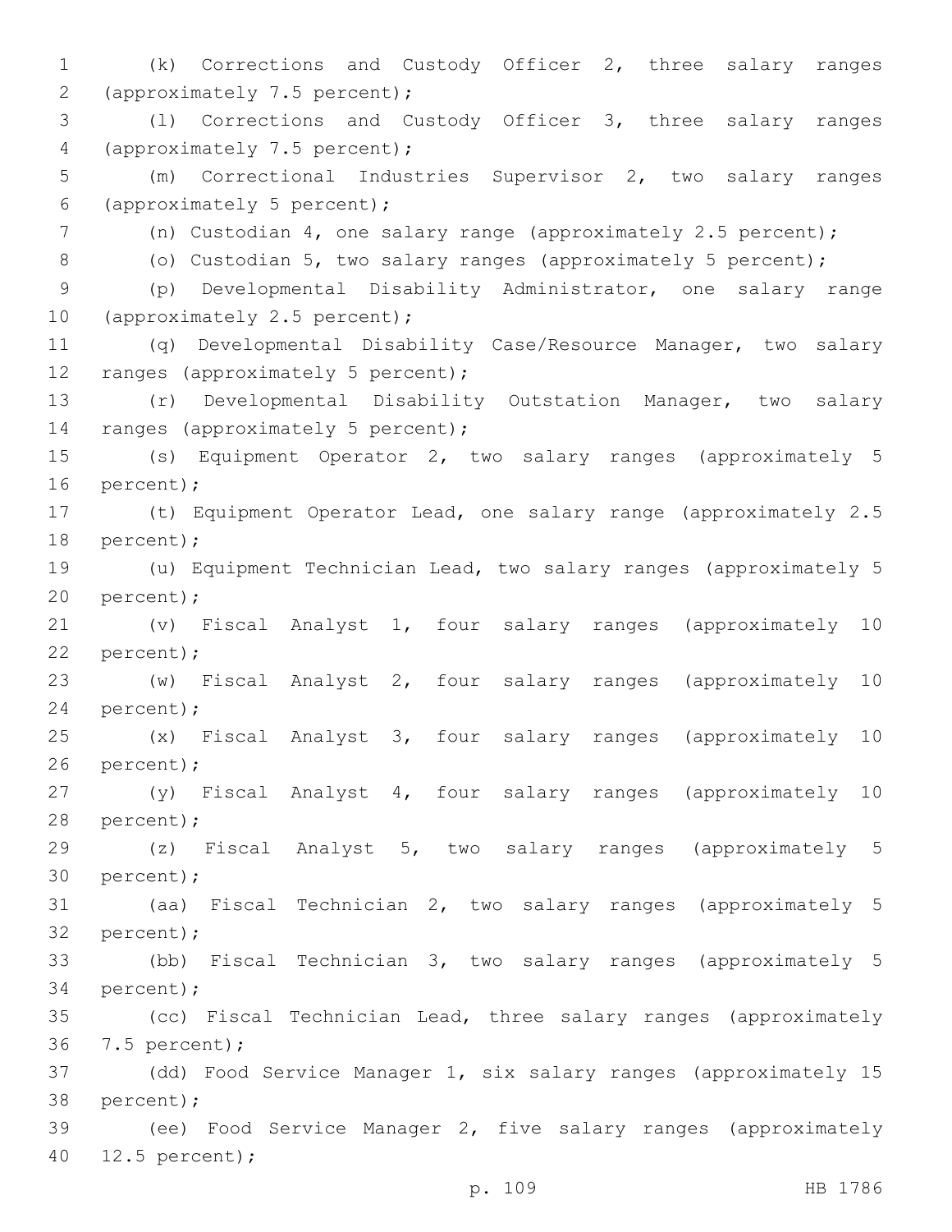(k) Corrections and Custody Officer 2, three salary ranges (approximately 7.5 percent);

(l) Corrections and Custody Officer 3, three salary ranges (approximately 7.5 percent);

(m) Correctional Industries Supervisor 2, two salary ranges (approximately 5 percent);

(n) Custodian 4, one salary range (approximately 2.5 percent);

(o) Custodian 5, two salary ranges (approximately 5 percent);

(p) Developmental Disability Administrator, one salary range (approximately 2.5 percent);

(q) Developmental Disability Case/Resource Manager, two salary ranges (approximately 5 percent);

(r) Developmental Disability Outstation Manager, two salary ranges (approximately 5 percent);

(s) Equipment Operator 2, two salary ranges (approximately 5 percent);

(t) Equipment Operator Lead, one salary range (approximately 2.5 percent);

(u) Equipment Technician Lead, two salary ranges (approximately 5 percent);

(v) Fiscal Analyst 1, four salary ranges (approximately 10 percent);

(w) Fiscal Analyst 2, four salary ranges (approximately 10 percent);

(x) Fiscal Analyst 3, four salary ranges (approximately 10 percent);

(y) Fiscal Analyst 4, four salary ranges (approximately 10 percent);

(z) Fiscal Analyst 5, two salary ranges (approximately 5 percent);

(aa) Fiscal Technician 2, two salary ranges (approximately 5 percent);

(bb) Fiscal Technician 3, two salary ranges (approximately 5 percent);

(cc) Fiscal Technician Lead, three salary ranges (approximately 7.5 percent);

(dd) Food Service Manager 1, six salary ranges (approximately 15 percent);

(ee) Food Service Manager 2, five salary ranges (approximately 12.5 percent);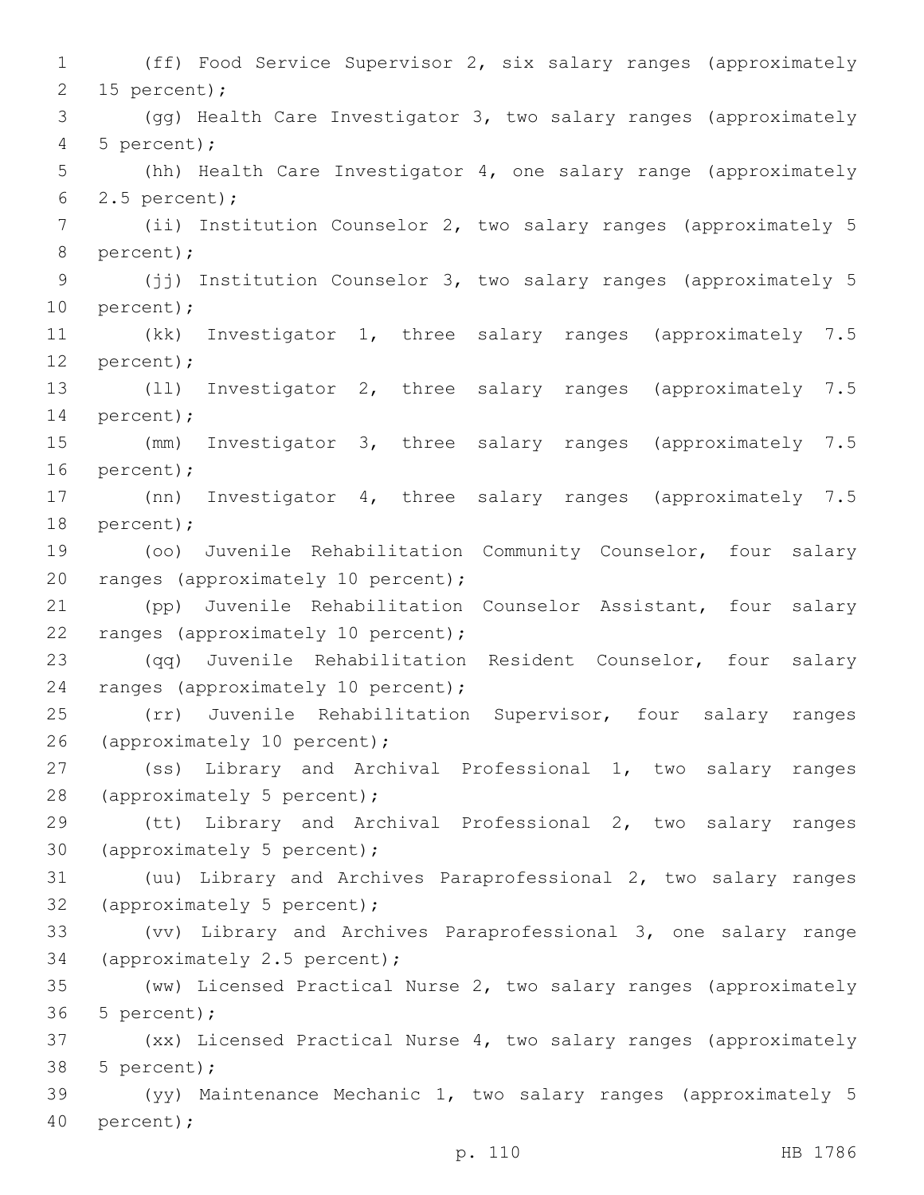(ff) Food Service Supervisor 2, six salary ranges (approximately 15 percent);

(gg) Health Care Investigator 3, two salary ranges (approximately 5 percent);

(hh) Health Care Investigator 4, one salary range (approximately 2.5 percent);

(ii) Institution Counselor 2, two salary ranges (approximately 5 percent);

(jj) Institution Counselor 3, two salary ranges (approximately 5 percent);

(kk) Investigator 1, three salary ranges (approximately 7.5 percent);

(ll) Investigator 2, three salary ranges (approximately 7.5 percent);

(mm) Investigator 3, three salary ranges (approximately 7.5 percent);

(nn) Investigator 4, three salary ranges (approximately 7.5 percent);

(oo) Juvenile Rehabilitation Community Counselor, four salary ranges (approximately 10 percent);

(pp) Juvenile Rehabilitation Counselor Assistant, four salary ranges (approximately 10 percent);

(qq) Juvenile Rehabilitation Resident Counselor, four salary ranges (approximately 10 percent);

(rr) Juvenile Rehabilitation Supervisor, four salary ranges (approximately 10 percent);

(ss) Library and Archival Professional 1, two salary ranges (approximately 5 percent);

(tt) Library and Archival Professional 2, two salary ranges (approximately 5 percent);

(uu) Library and Archives Paraprofessional 2, two salary ranges (approximately 5 percent);

(vv) Library and Archives Paraprofessional 3, one salary range (approximately 2.5 percent);

(ww) Licensed Practical Nurse 2, two salary ranges (approximately 5 percent);

(xx) Licensed Practical Nurse 4, two salary ranges (approximately 5 percent);

(yy) Maintenance Mechanic 1, two salary ranges (approximately 5 percent);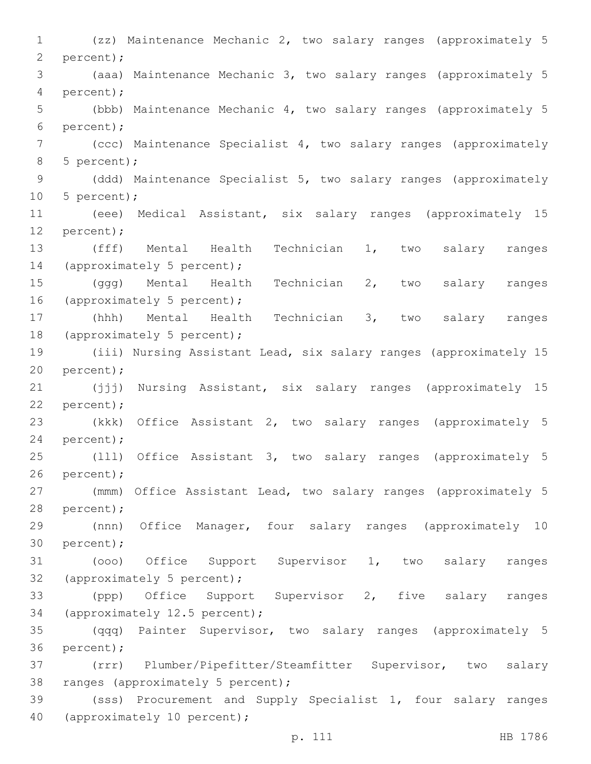(zz) Maintenance Mechanic 2, two salary ranges (approximately 5 percent);

(aaa) Maintenance Mechanic 3, two salary ranges (approximately 5 percent);

(bbb) Maintenance Mechanic 4, two salary ranges (approximately 5 percent);

(ccc) Maintenance Specialist 4, two salary ranges (approximately 5 percent);

(ddd) Maintenance Specialist 5, two salary ranges (approximately 5 percent);

(eee) Medical Assistant, six salary ranges (approximately 15 percent);

(fff) Mental Health Technician 1, two salary ranges (approximately 5 percent);

(ggg) Mental Health Technician 2, two salary ranges (approximately 5 percent);

(hhh) Mental Health Technician 3, two salary ranges (approximately 5 percent);

(iii) Nursing Assistant Lead, six salary ranges (approximately 15 percent);

(jjj) Nursing Assistant, six salary ranges (approximately 15 percent);

(kkk) Office Assistant 2, two salary ranges (approximately 5 percent);

(lll) Office Assistant 3, two salary ranges (approximately 5 percent);

(mmm) Office Assistant Lead, two salary ranges (approximately 5 percent);

(nnn) Office Manager, four salary ranges (approximately 10 percent);

(ooo) Office Support Supervisor 1, two salary ranges (approximately 5 percent);

(ppp) Office Support Supervisor 2, five salary ranges (approximately 12.5 percent);

(qqq) Painter Supervisor, two salary ranges (approximately 5 percent);

(rrr) Plumber/Pipefitter/Steamfitter Supervisor, two salary ranges (approximately 5 percent);

(sss) Procurement and Supply Specialist 1, four salary ranges (approximately 10 percent);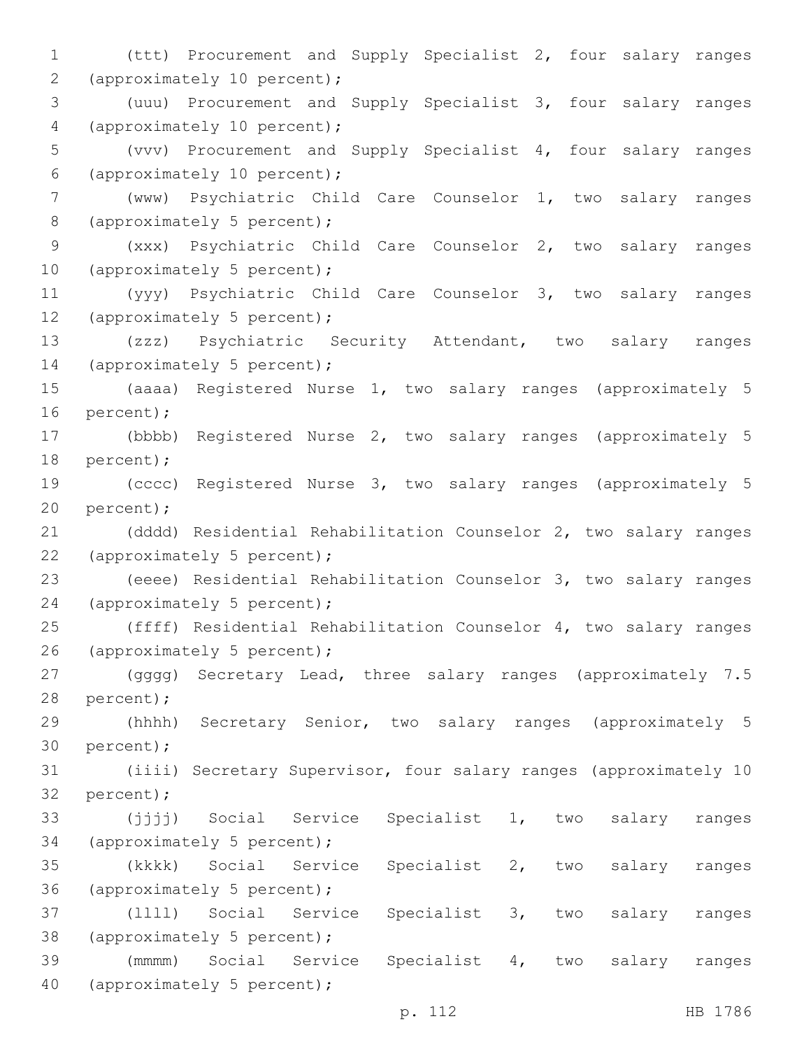(ttt) Procurement and Supply Specialist 2, four salary ranges (approximately 10 percent);

(uuu) Procurement and Supply Specialist 3, four salary ranges (approximately 10 percent);

(vvv) Procurement and Supply Specialist 4, four salary ranges (approximately 10 percent);

(www) Psychiatric Child Care Counselor 1, two salary ranges (approximately 5 percent);

(xxx) Psychiatric Child Care Counselor 2, two salary ranges (approximately 5 percent);

(yyy) Psychiatric Child Care Counselor 3, two salary ranges (approximately 5 percent);

(zzz) Psychiatric Security Attendant, two salary ranges (approximately 5 percent);

(aaaa) Registered Nurse 1, two salary ranges (approximately 5 percent);

(bbbb) Registered Nurse 2, two salary ranges (approximately 5 percent);

(cccc) Registered Nurse 3, two salary ranges (approximately 5 percent);

(dddd) Residential Rehabilitation Counselor 2, two salary ranges (approximately 5 percent);

(eeee) Residential Rehabilitation Counselor 3, two salary ranges (approximately 5 percent);

(ffff) Residential Rehabilitation Counselor 4, two salary ranges (approximately 5 percent);

(gggg) Secretary Lead, three salary ranges (approximately 7.5 percent);

(hhhh) Secretary Senior, two salary ranges (approximately 5 percent);

(iiii) Secretary Supervisor, four salary ranges (approximately 10 percent);

(jjjj) Social Service Specialist 1, two salary ranges (approximately 5 percent);

(kkkk) Social Service Specialist 2, two salary ranges (approximately 5 percent);

(llll) Social Service Specialist 3, two salary ranges (approximately 5 percent);

(mmmm) Social Service Specialist 4, two salary ranges (approximately 5 percent);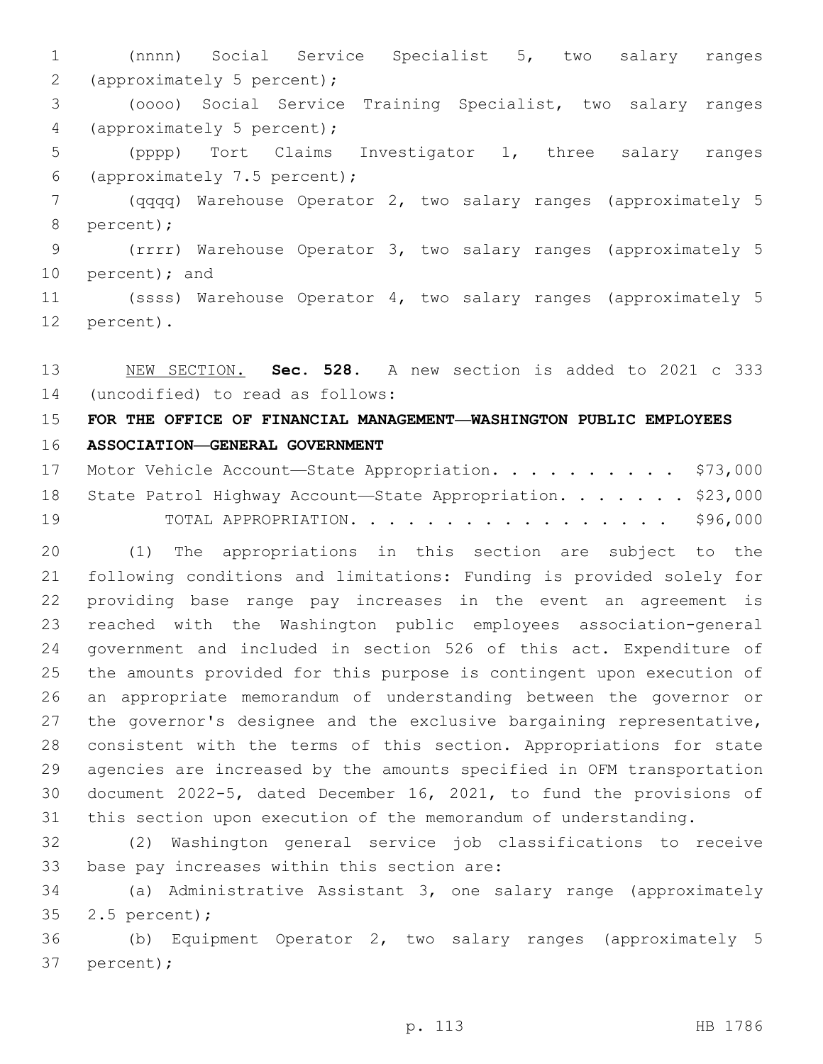(nnnn) Social Service Specialist 5, two salary ranges (approximately 5 percent);

(oooo) Social Service Training Specialist, two salary ranges (approximately 5 percent);

(pppp) Tort Claims Investigator 1, three salary ranges (approximately 7.5 percent);

(qqqq) Warehouse Operator 2, two salary ranges (approximately 5 percent);

(rrrr) Warehouse Operator 3, two salary ranges (approximately 5 percent); and

(ssss) Warehouse Operator 4, two salary ranges (approximately 5 percent).

NEW SECTION. **Sec. 528.** A new section is added to 2021 c 333 (uncodified) to read as follows:

**FOR THE OFFICE OF FINANCIAL MANAGEMENT—WASHINGTON PUBLIC EMPLOYEES ASSOCIATION—GENERAL GOVERNMENT**

Motor Vehicle Account—State Appropriation. . . . . . . . . . $73,000
State Patrol Highway Account—State Appropriation. . . . . . . $23,000
TOTAL APPROPRIATION. . . . . . . . . . . . . . . . . $96,000

(1) The appropriations in this section are subject to the following conditions and limitations: Funding is provided solely for providing base range pay increases in the event an agreement is reached with the Washington public employees association-general government and included in section 526 of this act. Expenditure of the amounts provided for this purpose is contingent upon execution of an appropriate memorandum of understanding between the governor or the governor's designee and the exclusive bargaining representative, consistent with the terms of this section. Appropriations for state agencies are increased by the amounts specified in OFM transportation document 2022-5, dated December 16, 2021, to fund the provisions of this section upon execution of the memorandum of understanding.

(2) Washington general service job classifications to receive base pay increases within this section are:

(a) Administrative Assistant 3, one salary range (approximately 2.5 percent);

(b) Equipment Operator 2, two salary ranges (approximately 5 percent);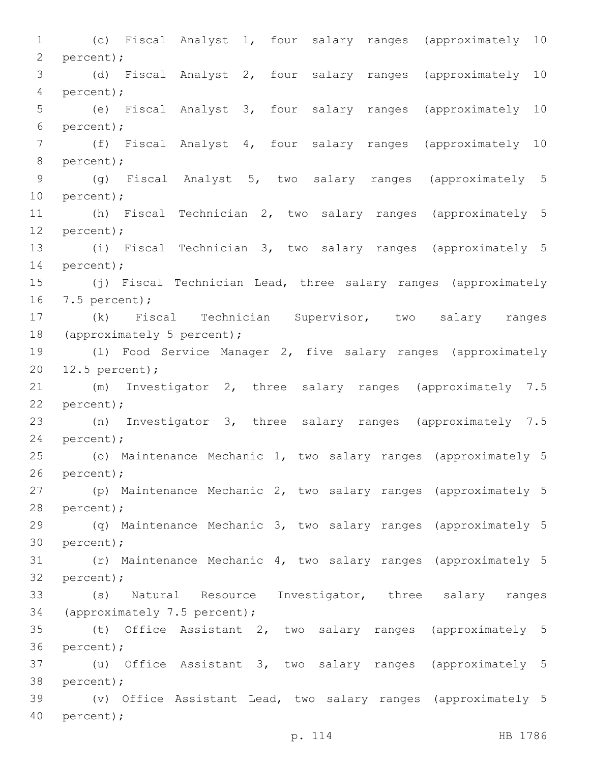(c) Fiscal Analyst 1, four salary ranges (approximately 10 percent);

(d) Fiscal Analyst 2, four salary ranges (approximately 10 percent);

(e) Fiscal Analyst 3, four salary ranges (approximately 10 percent);

(f) Fiscal Analyst 4, four salary ranges (approximately 10 percent);

(g) Fiscal Analyst 5, two salary ranges (approximately 5 percent);

(h) Fiscal Technician 2, two salary ranges (approximately 5 percent);

(i) Fiscal Technician 3, two salary ranges (approximately 5 percent);

(j) Fiscal Technician Lead, three salary ranges (approximately 7.5 percent);

(k) Fiscal Technician Supervisor, two salary ranges (approximately 5 percent);

(l) Food Service Manager 2, five salary ranges (approximately 12.5 percent);

(m) Investigator 2, three salary ranges (approximately 7.5 percent);

(n) Investigator 3, three salary ranges (approximately 7.5 percent);

(o) Maintenance Mechanic 1, two salary ranges (approximately 5 percent);

(p) Maintenance Mechanic 2, two salary ranges (approximately 5 percent);

(q) Maintenance Mechanic 3, two salary ranges (approximately 5 percent);

(r) Maintenance Mechanic 4, two salary ranges (approximately 5 percent);

(s) Natural Resource Investigator, three salary ranges (approximately 7.5 percent);

(t) Office Assistant 2, two salary ranges (approximately 5 percent);

(u) Office Assistant 3, two salary ranges (approximately 5 percent);

(v) Office Assistant Lead, two salary ranges (approximately 5 percent);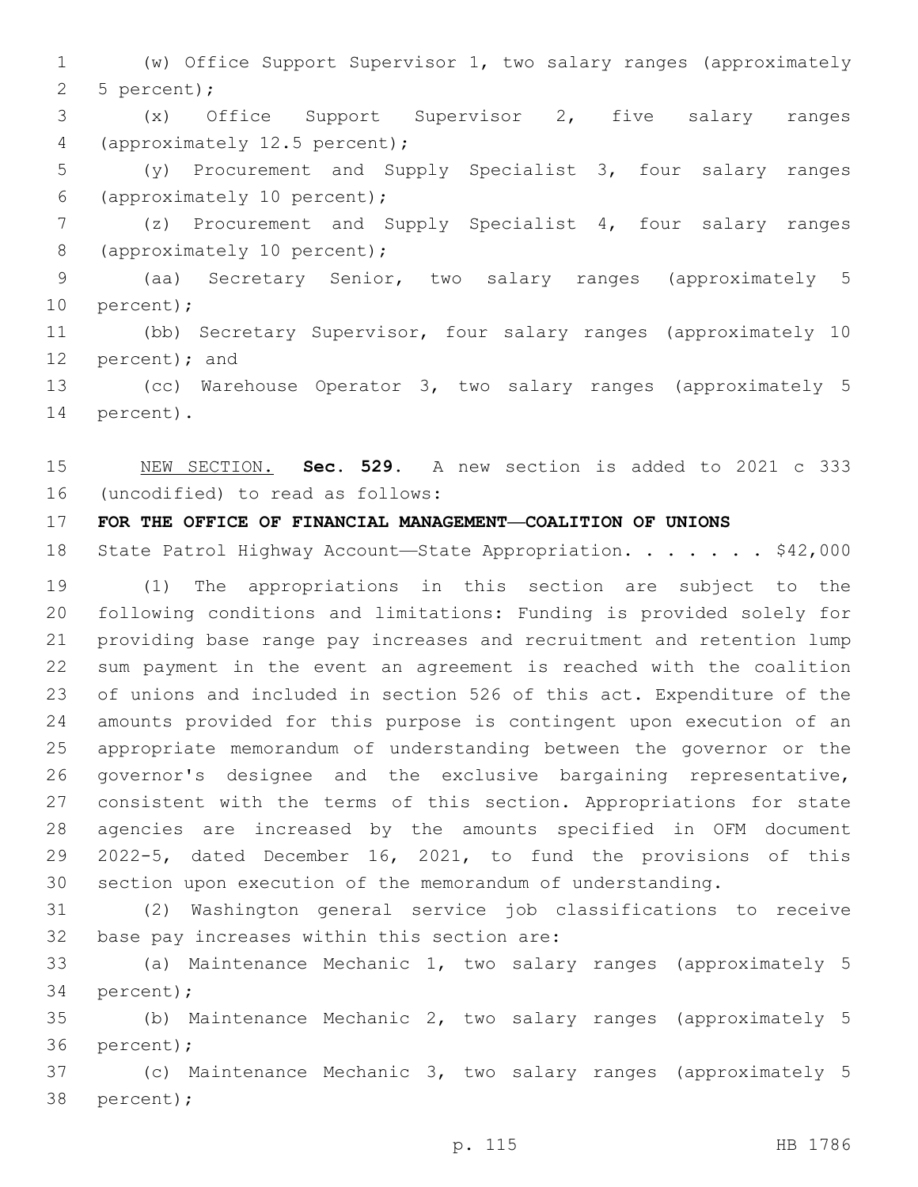(w) Office Support Supervisor 1, two salary ranges (approximately 5 percent);

(x) Office Support Supervisor 2, five salary ranges (approximately 12.5 percent);

(y) Procurement and Supply Specialist 3, four salary ranges (approximately 10 percent);

(z) Procurement and Supply Specialist 4, four salary ranges (approximately 10 percent);

(aa) Secretary Senior, two salary ranges (approximately 5 percent);

(bb) Secretary Supervisor, four salary ranges (approximately 10 percent); and

(cc) Warehouse Operator 3, two salary ranges (approximately 5 percent).

NEW SECTION. **Sec. 529.** A new section is added to 2021 c 333 (uncodified) to read as follows:

**FOR THE OFFICE OF FINANCIAL MANAGEMENT—COALITION OF UNIONS**

State Patrol Highway Account—State Appropriation. . . . . . . $42,000

(1) The appropriations in this section are subject to the following conditions and limitations: Funding is provided solely for providing base range pay increases and recruitment and retention lump sum payment in the event an agreement is reached with the coalition of unions and included in section 526 of this act. Expenditure of the amounts provided for this purpose is contingent upon execution of an appropriate memorandum of understanding between the governor or the governor's designee and the exclusive bargaining representative, consistent with the terms of this section. Appropriations for state agencies are increased by the amounts specified in OFM document 2022-5, dated December 16, 2021, to fund the provisions of this section upon execution of the memorandum of understanding.

(2) Washington general service job classifications to receive base pay increases within this section are:

(a) Maintenance Mechanic 1, two salary ranges (approximately 5 percent);

(b) Maintenance Mechanic 2, two salary ranges (approximately 5 percent);

(c) Maintenance Mechanic 3, two salary ranges (approximately 5 percent);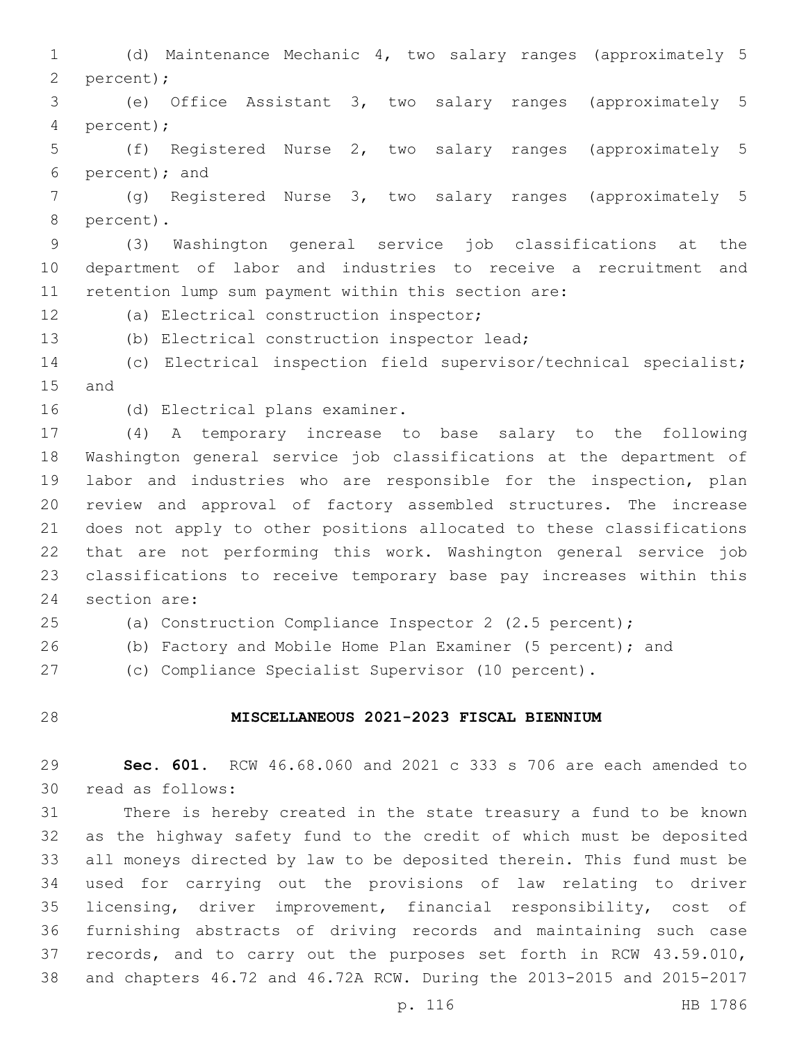(d) Maintenance Mechanic 4, two salary ranges (approximately 5 percent);

(e) Office Assistant 3, two salary ranges (approximately 5 percent);

(f) Registered Nurse 2, two salary ranges (approximately 5 percent); and

(g) Registered Nurse 3, two salary ranges (approximately 5 percent).

(3) Washington general service job classifications at the department of labor and industries to receive a recruitment and retention lump sum payment within this section are:

(a) Electrical construction inspector;

(b) Electrical construction inspector lead;

(c) Electrical inspection field supervisor/technical specialist; and

(d) Electrical plans examiner.

(4) A temporary increase to base salary to the following Washington general service job classifications at the department of labor and industries who are responsible for the inspection, plan review and approval of factory assembled structures. The increase does not apply to other positions allocated to these classifications that are not performing this work. Washington general service job classifications to receive temporary base pay increases within this section are:

(a) Construction Compliance Inspector 2 (2.5 percent);

(b) Factory and Mobile Home Plan Examiner (5 percent); and

(c) Compliance Specialist Supervisor (10 percent).

## MISCELLANEOUS 2021-2023 FISCAL BIENNIUM

**Sec. 601.** RCW 46.68.060 and 2021 c 333 s 706 are each amended to read as follows:

There is hereby created in the state treasury a fund to be known as the highway safety fund to the credit of which must be deposited all moneys directed by law to be deposited therein. This fund must be used for carrying out the provisions of law relating to driver licensing, driver improvement, financial responsibility, cost of furnishing abstracts of driving records and maintaining such case records, and to carry out the purposes set forth in RCW 43.59.010, and chapters 46.72 and 46.72A RCW. During the 2013-2015 and 2015-2017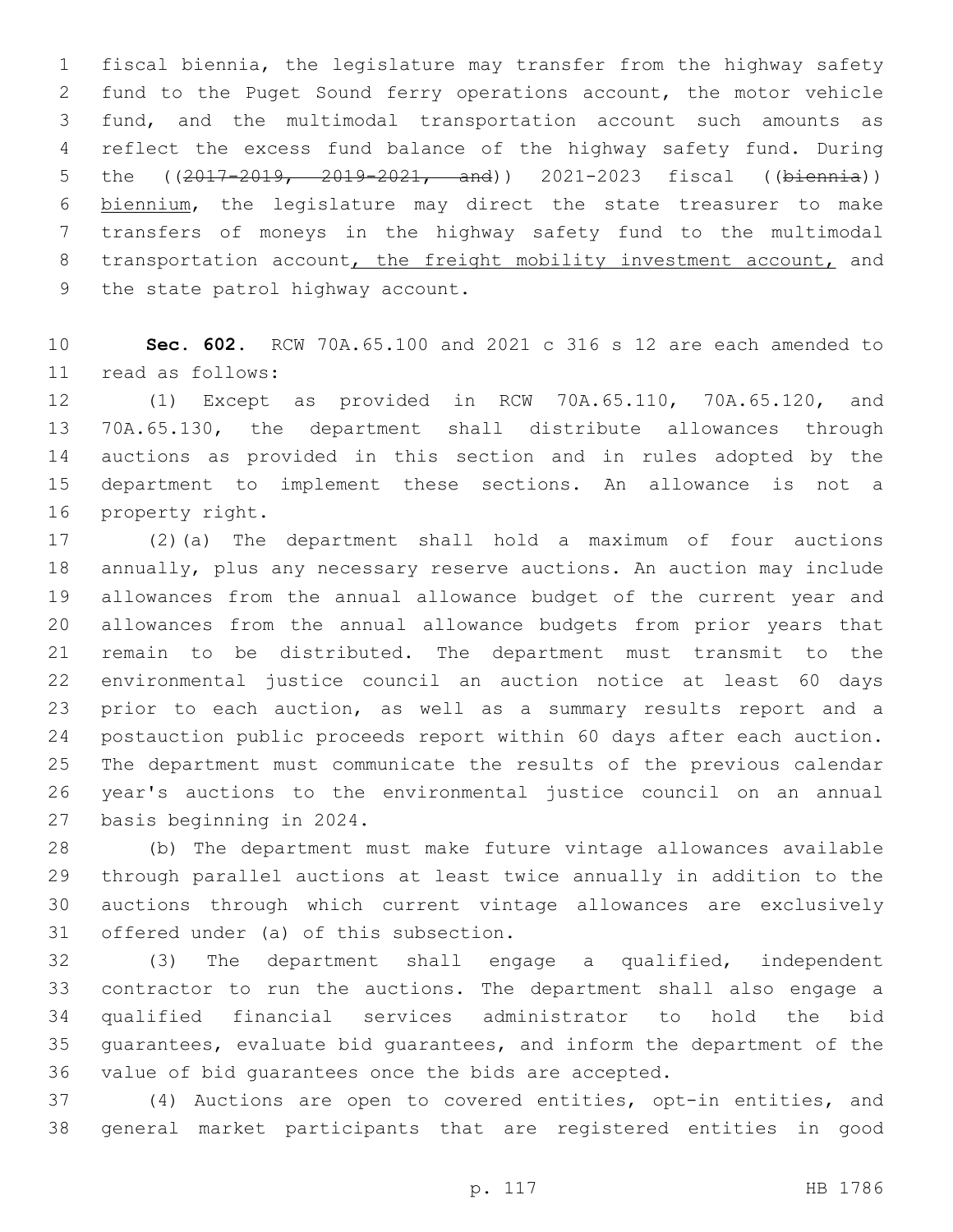fiscal biennia, the legislature may transfer from the highway safety fund to the Puget Sound ferry operations account, the motor vehicle fund, and the multimodal transportation account such amounts as reflect the excess fund balance of the highway safety fund. During the ((~~2017-2019, 2019-2021, and~~)) 2021-2023 fiscal ((~~biennia~~)) biennium, the legislature may direct the state treasurer to make transfers of moneys in the highway safety fund to the multimodal transportation account, the freight mobility investment account, and the state patrol highway account.

**Sec. 602.** RCW 70A.65.100 and 2021 c 316 s 12 are each amended to read as follows:

(1) Except as provided in RCW 70A.65.110, 70A.65.120, and 70A.65.130, the department shall distribute allowances through auctions as provided in this section and in rules adopted by the department to implement these sections. An allowance is not a property right.

(2)(a) The department shall hold a maximum of four auctions annually, plus any necessary reserve auctions. An auction may include allowances from the annual allowance budget of the current year and allowances from the annual allowance budgets from prior years that remain to be distributed. The department must transmit to the environmental justice council an auction notice at least 60 days prior to each auction, as well as a summary results report and a postauction public proceeds report within 60 days after each auction. The department must communicate the results of the previous calendar year's auctions to the environmental justice council on an annual basis beginning in 2024.

(b) The department must make future vintage allowances available through parallel auctions at least twice annually in addition to the auctions through which current vintage allowances are exclusively offered under (a) of this subsection.

(3) The department shall engage a qualified, independent contractor to run the auctions. The department shall also engage a qualified financial services administrator to hold the bid guarantees, evaluate bid guarantees, and inform the department of the value of bid guarantees once the bids are accepted.

(4) Auctions are open to covered entities, opt-in entities, and general market participants that are registered entities in good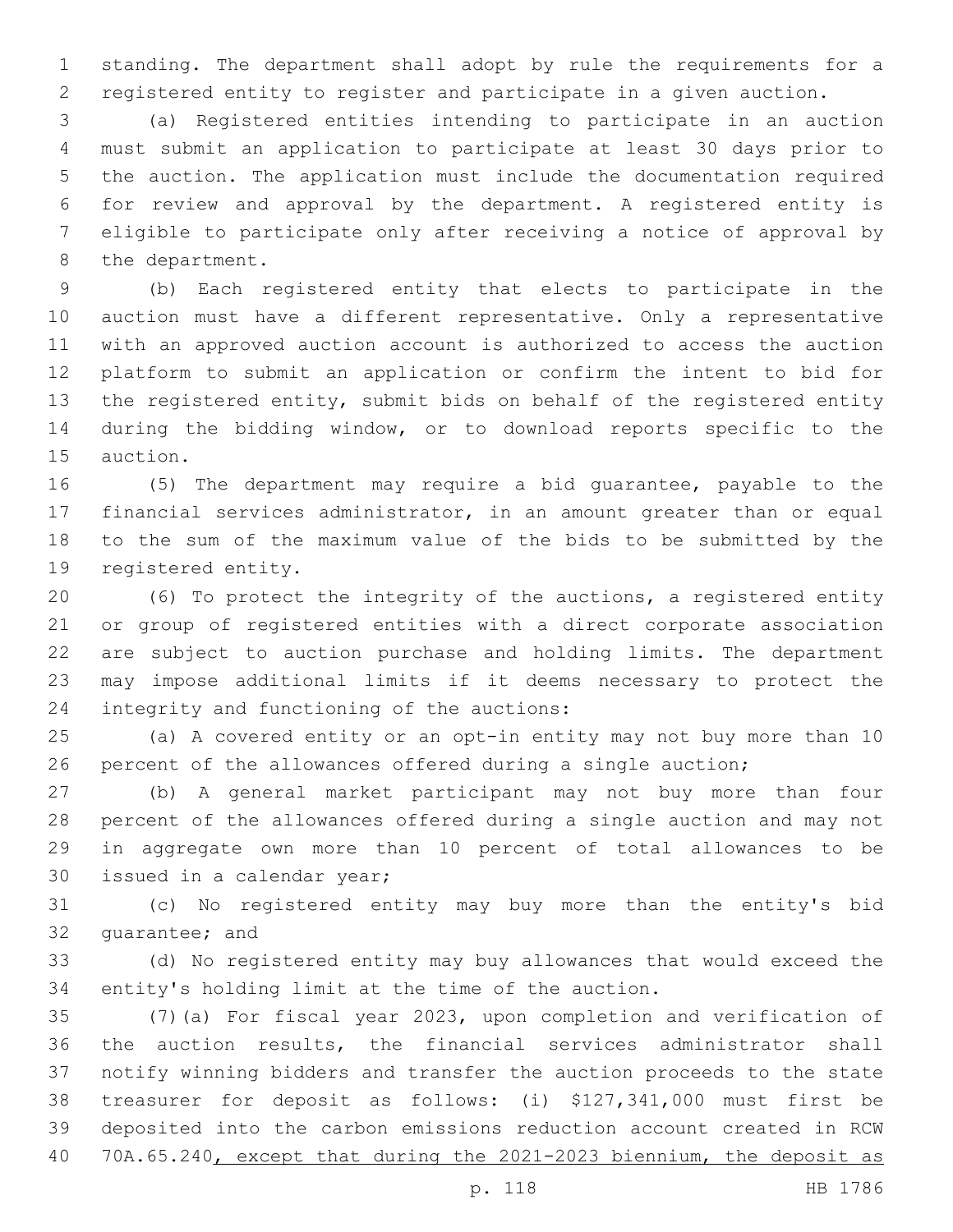standing. The department shall adopt by rule the requirements for a registered entity to register and participate in a given auction.

(a) Registered entities intending to participate in an auction must submit an application to participate at least 30 days prior to the auction. The application must include the documentation required for review and approval by the department. A registered entity is eligible to participate only after receiving a notice of approval by the department.

(b) Each registered entity that elects to participate in the auction must have a different representative. Only a representative with an approved auction account is authorized to access the auction platform to submit an application or confirm the intent to bid for the registered entity, submit bids on behalf of the registered entity during the bidding window, or to download reports specific to the auction.

(5) The department may require a bid guarantee, payable to the financial services administrator, in an amount greater than or equal to the sum of the maximum value of the bids to be submitted by the registered entity.

(6) To protect the integrity of the auctions, a registered entity or group of registered entities with a direct corporate association are subject to auction purchase and holding limits. The department may impose additional limits if it deems necessary to protect the integrity and functioning of the auctions:

(a) A covered entity or an opt-in entity may not buy more than 10 percent of the allowances offered during a single auction;

(b) A general market participant may not buy more than four percent of the allowances offered during a single auction and may not in aggregate own more than 10 percent of total allowances to be issued in a calendar year;

(c) No registered entity may buy more than the entity's bid guarantee; and

(d) No registered entity may buy allowances that would exceed the entity's holding limit at the time of the auction.

(7)(a) For fiscal year 2023, upon completion and verification of the auction results, the financial services administrator shall notify winning bidders and transfer the auction proceeds to the state treasurer for deposit as follows: (i) $127,341,000 must first be deposited into the carbon emissions reduction account created in RCW 70A.65.240<u>, except that during the 2021-2023 biennium, the deposit as</u>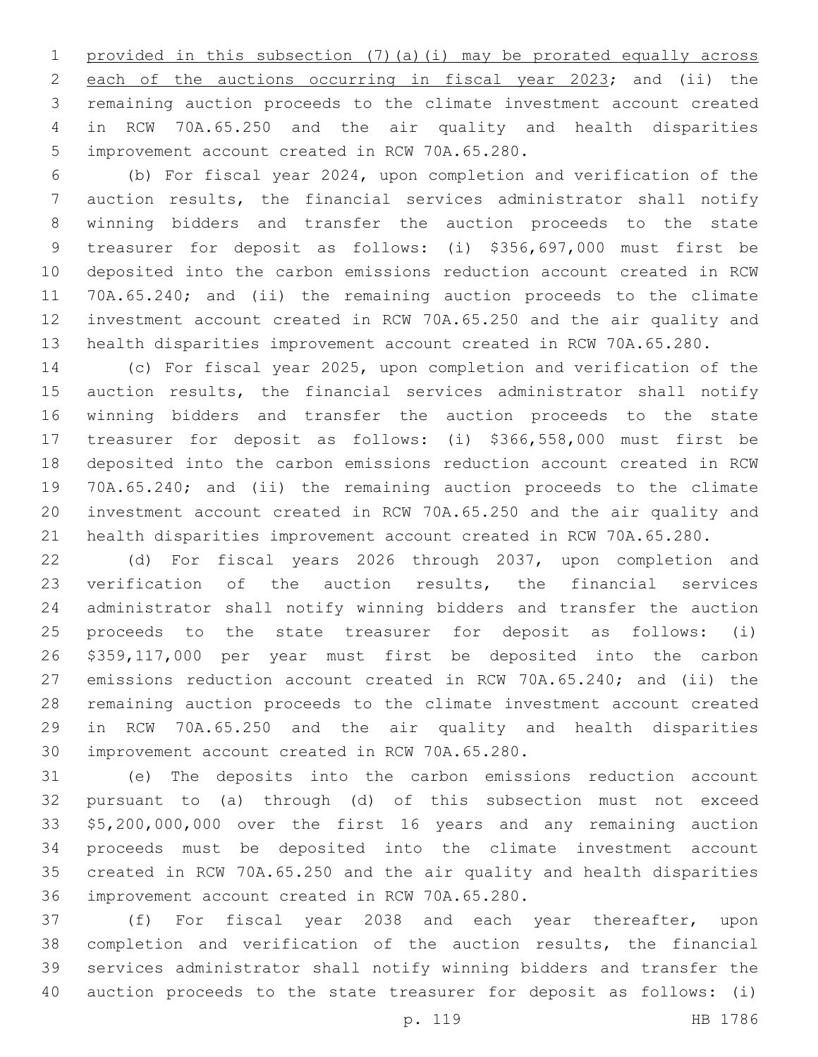provided in this subsection (7)(a)(i) may be prorated equally across each of the auctions occurring in fiscal year 2023; and (ii) the remaining auction proceeds to the climate investment account created in RCW 70A.65.250 and the air quality and health disparities improvement account created in RCW 70A.65.280.

(b) For fiscal year 2024, upon completion and verification of the auction results, the financial services administrator shall notify winning bidders and transfer the auction proceeds to the state treasurer for deposit as follows: (i) $356,697,000 must first be deposited into the carbon emissions reduction account created in RCW 70A.65.240; and (ii) the remaining auction proceeds to the climate investment account created in RCW 70A.65.250 and the air quality and health disparities improvement account created in RCW 70A.65.280.

(c) For fiscal year 2025, upon completion and verification of the auction results, the financial services administrator shall notify winning bidders and transfer the auction proceeds to the state treasurer for deposit as follows: (i) $366,558,000 must first be deposited into the carbon emissions reduction account created in RCW 70A.65.240; and (ii) the remaining auction proceeds to the climate investment account created in RCW 70A.65.250 and the air quality and health disparities improvement account created in RCW 70A.65.280.

(d) For fiscal years 2026 through 2037, upon completion and verification of the auction results, the financial services administrator shall notify winning bidders and transfer the auction proceeds to the state treasurer for deposit as follows: (i) $359,117,000 per year must first be deposited into the carbon emissions reduction account created in RCW 70A.65.240; and (ii) the remaining auction proceeds to the climate investment account created in RCW 70A.65.250 and the air quality and health disparities improvement account created in RCW 70A.65.280.

(e) The deposits into the carbon emissions reduction account pursuant to (a) through (d) of this subsection must not exceed $5,200,000,000 over the first 16 years and any remaining auction proceeds must be deposited into the climate investment account created in RCW 70A.65.250 and the air quality and health disparities improvement account created in RCW 70A.65.280.

(f) For fiscal year 2038 and each year thereafter, upon completion and verification of the auction results, the financial services administrator shall notify winning bidders and transfer the auction proceeds to the state treasurer for deposit as follows: (i)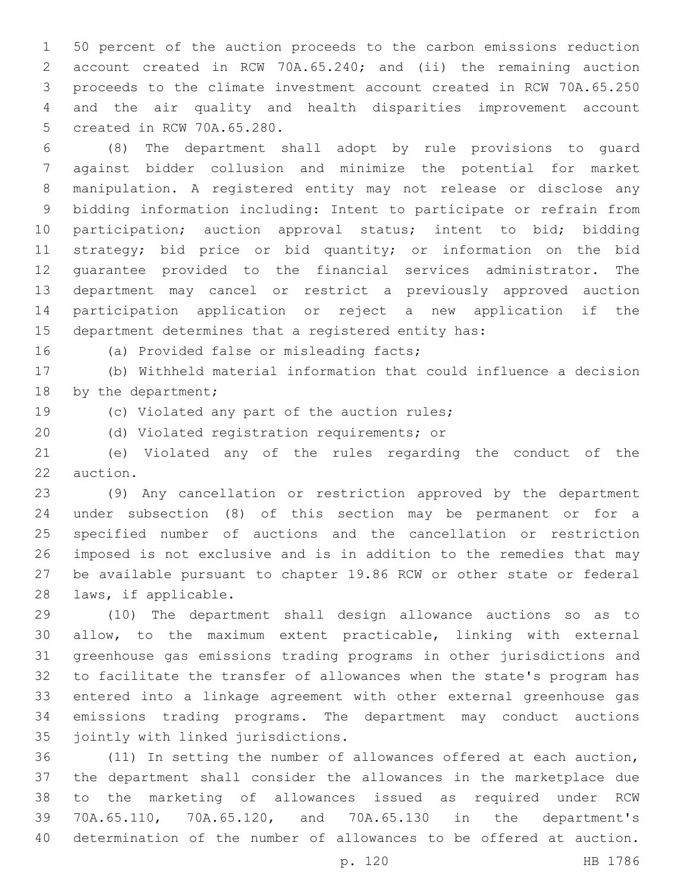50 percent of the auction proceeds to the carbon emissions reduction account created in RCW 70A.65.240; and (ii) the remaining auction proceeds to the climate investment account created in RCW 70A.65.250 and the air quality and health disparities improvement account created in RCW 70A.65.280.

(8) The department shall adopt by rule provisions to guard against bidder collusion and minimize the potential for market manipulation. A registered entity may not release or disclose any bidding information including: Intent to participate or refrain from participation; auction approval status; intent to bid; bidding strategy; bid price or bid quantity; or information on the bid guarantee provided to the financial services administrator. The department may cancel or restrict a previously approved auction participation application or reject a new application if the department determines that a registered entity has:

(a) Provided false or misleading facts;

(b) Withheld material information that could influence a decision by the department;

(c) Violated any part of the auction rules;

(d) Violated registration requirements; or

(e) Violated any of the rules regarding the conduct of the auction.

(9) Any cancellation or restriction approved by the department under subsection (8) of this section may be permanent or for a specified number of auctions and the cancellation or restriction imposed is not exclusive and is in addition to the remedies that may be available pursuant to chapter 19.86 RCW or other state or federal laws, if applicable.

(10) The department shall design allowance auctions so as to allow, to the maximum extent practicable, linking with external greenhouse gas emissions trading programs in other jurisdictions and to facilitate the transfer of allowances when the state's program has entered into a linkage agreement with other external greenhouse gas emissions trading programs. The department may conduct auctions jointly with linked jurisdictions.

(11) In setting the number of allowances offered at each auction, the department shall consider the allowances in the marketplace due to the marketing of allowances issued as required under RCW 70A.65.110, 70A.65.120, and 70A.65.130 in the department's determination of the number of allowances to be offered at auction.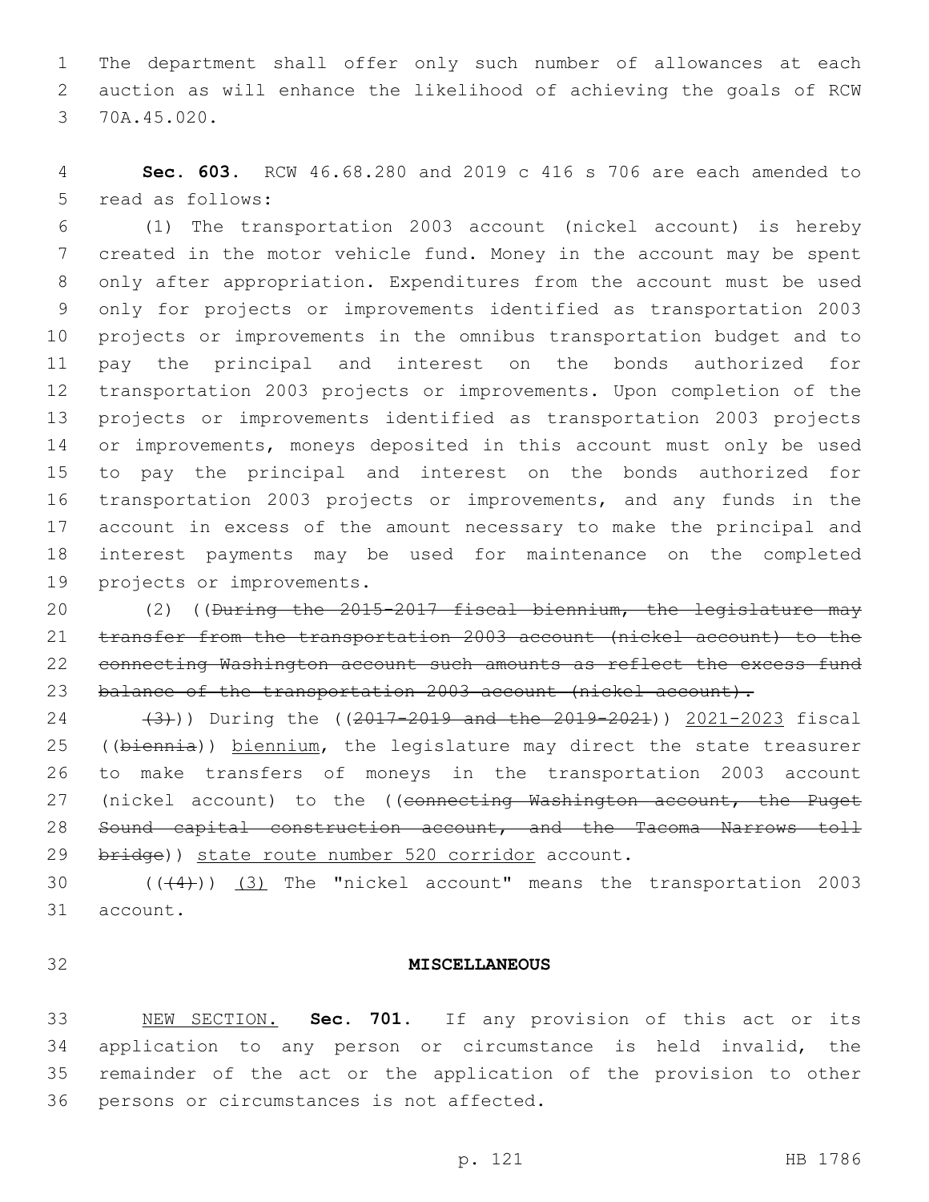The department shall offer only such number of allowances at each auction as will enhance the likelihood of achieving the goals of RCW 70A.45.020.

**Sec. 603.** RCW 46.68.280 and 2019 c 416 s 706 are each amended to read as follows:

(1) The transportation 2003 account (nickel account) is hereby created in the motor vehicle fund. Money in the account may be spent only after appropriation. Expenditures from the account must be used only for projects or improvements identified as transportation 2003 projects or improvements in the omnibus transportation budget and to pay the principal and interest on the bonds authorized for transportation 2003 projects or improvements. Upon completion of the projects or improvements identified as transportation 2003 projects or improvements, moneys deposited in this account must only be used to pay the principal and interest on the bonds authorized for transportation 2003 projects or improvements, and any funds in the account in excess of the amount necessary to make the principal and interest payments may be used for maintenance on the completed projects or improvements.

(2) ((~~During the 2015-2017 fiscal biennium, the legislature may transfer from the transportation 2003 account (nickel account) to the connecting Washington account such amounts as reflect the excess fund balance of the transportation 2003 account (nickel account).~~

~~(3)~~)) During the ((~~2017-2019 and the 2019-2021~~)) <u>2021-2023</u> fiscal ((~~biennia~~)) <u>biennium</u>, the legislature may direct the state treasurer to make transfers of moneys in the transportation 2003 account (nickel account) to the ((~~connecting Washington account, the Puget Sound capital construction account, and the Tacoma Narrows toll bridge~~)) <u>state route number 520 corridor</u> account.

((~~(4)~~)) <u>(3)</u> The "nickel account" means the transportation 2003 account.

## MISCELLANEOUS

<u>NEW SECTION.</u> **Sec. 701.** If any provision of this act or its application to any person or circumstance is held invalid, the remainder of the act or the application of the provision to other persons or circumstances is not affected.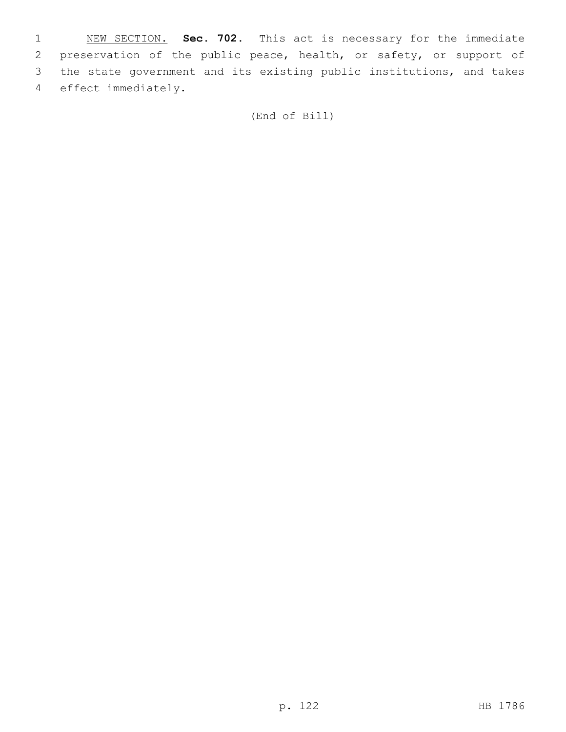NEW SECTION. **Sec. 702.** This act is necessary for the immediate preservation of the public peace, health, or safety, or support of the state government and its existing public institutions, and takes effect immediately.

(End of Bill)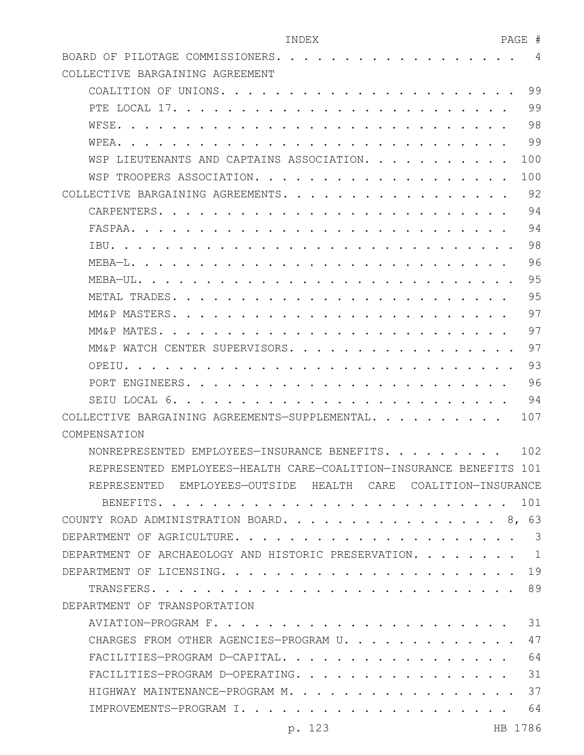| INDEX | PAGE # |
|---|---|
| BOARD OF PILOTAGE COMMISSIONERS | 4 |
| COLLECTIVE BARGAINING AGREEMENT | |
| COALITION OF UNIONS | 99 |
| PTE LOCAL 17 | 99 |
| WFSE | 98 |
| WPEA | 99 |
| WSP LIEUTENANTS AND CAPTAINS ASSOCIATION | 100 |
| WSP TROOPERS ASSOCIATION | 100 |
| COLLECTIVE BARGAINING AGREEMENTS | 92 |
| CARPENTERS | 94 |
| FASPAA | 94 |
| IBU | 98 |
| MEBA—L | 96 |
| MEBA—UL | 95 |
| METAL TRADES | 95 |
| MM&P MASTERS | 97 |
| MM&P MATES | 97 |
| MM&P WATCH CENTER SUPERVISORS | 97 |
| OPEIU | 93 |
| PORT ENGINEERS | 96 |
| SEIU LOCAL 6 | 94 |
| COLLECTIVE BARGAINING AGREEMENTS—SUPPLEMENTAL | 107 |
| COMPENSATION | |
| NONREPRESENTED EMPLOYEES—INSURANCE BENEFITS | 102 |
| REPRESENTED EMPLOYEES—HEALTH CARE—COALITION—INSURANCE BENEFITS | 101 |
| REPRESENTED EMPLOYEES—OUTSIDE HEALTH CARE COALITION—INSURANCE BENEFITS | 101 |
| COUNTY ROAD ADMINISTRATION BOARD | 8, 63 |
| DEPARTMENT OF AGRICULTURE | 3 |
| DEPARTMENT OF ARCHAEOLOGY AND HISTORIC PRESERVATION | 1 |
| DEPARTMENT OF LICENSING | 19 |
| TRANSFERS | 89 |
| DEPARTMENT OF TRANSPORTATION | |
| AVIATION—PROGRAM F | 31 |
| CHARGES FROM OTHER AGENCIES—PROGRAM U | 47 |
| FACILITIES—PROGRAM D—CAPITAL | 64 |
| FACILITIES—PROGRAM D—OPERATING | 31 |
| HIGHWAY MAINTENANCE—PROGRAM M | 37 |
| IMPROVEMENTS—PROGRAM I | 64 |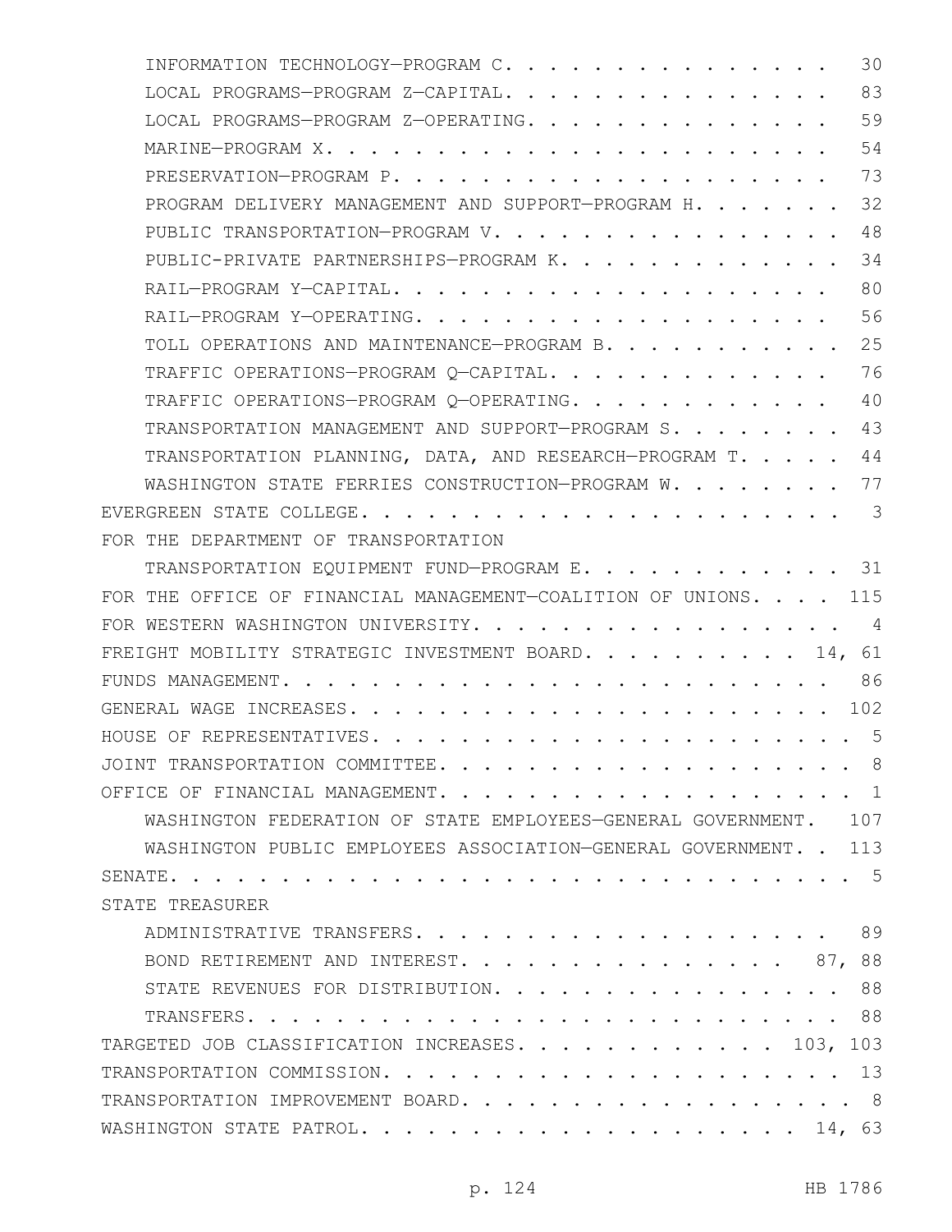INFORMATION TECHNOLOGY—PROGRAM C. . . . . . . . . . . . . . . . 30
LOCAL PROGRAMS—PROGRAM Z—CAPITAL. . . . . . . . . . . . . . . . 83
LOCAL PROGRAMS—PROGRAM Z—OPERATING. . . . . . . . . . . . . . . 59
MARINE—PROGRAM X. . . . . . . . . . . . . . . . . . . . . . . . 54
PRESERVATION—PROGRAM P. . . . . . . . . . . . . . . . . . . . . 73
PROGRAM DELIVERY MANAGEMENT AND SUPPORT—PROGRAM H. . . . . . . 32
PUBLIC TRANSPORTATION—PROGRAM V. . . . . . . . . . . . . . . . . 48
PUBLIC-PRIVATE PARTNERSHIPS—PROGRAM K. . . . . . . . . . . . . 34
RAIL—PROGRAM Y—CAPITAL. . . . . . . . . . . . . . . . . . . . . 80
RAIL—PROGRAM Y—OPERATING. . . . . . . . . . . . . . . . . . . . 56
TOLL OPERATIONS AND MAINTENANCE—PROGRAM B. . . . . . . . . . . 25
TRAFFIC OPERATIONS—PROGRAM Q—CAPITAL. . . . . . . . . . . . . 76
TRAFFIC OPERATIONS—PROGRAM Q—OPERATING. . . . . . . . . . . . 40
TRANSPORTATION MANAGEMENT AND SUPPORT—PROGRAM S. . . . . . . . 43
TRANSPORTATION PLANNING, DATA, AND RESEARCH—PROGRAM T. . . . . 44
WASHINGTON STATE FERRIES CONSTRUCTION—PROGRAM W. . . . . . . . 77

EVERGREEN STATE COLLEGE. . . . . . . . . . . . . . . . . . . . . . 3

FOR THE DEPARTMENT OF TRANSPORTATION
TRANSPORTATION EQUIPMENT FUND—PROGRAM E. . . . . . . . . . . . 31

FOR THE OFFICE OF FINANCIAL MANAGEMENT—COALITION OF UNIONS. . . . 115

FOR WESTERN WASHINGTON UNIVERSITY. . . . . . . . . . . . . . . . . 4

FREIGHT MOBILITY STRATEGIC INVESTMENT BOARD. . . . . . . . . . 14, 61

FUNDS MANAGEMENT. . . . . . . . . . . . . . . . . . . . . . . . . 86

GENERAL WAGE INCREASES. . . . . . . . . . . . . . . . . . . . . . 102

HOUSE OF REPRESENTATIVES. . . . . . . . . . . . . . . . . . . . . . 5

JOINT TRANSPORTATION COMMITTEE. . . . . . . . . . . . . . . . . . . 8

OFFICE OF FINANCIAL MANAGEMENT. . . . . . . . . . . . . . . . . . . 1
WASHINGTON FEDERATION OF STATE EMPLOYEES—GENERAL GOVERNMENT. 107
WASHINGTON PUBLIC EMPLOYEES ASSOCIATION—GENERAL GOVERNMENT. . 113

SENATE. . . . . . . . . . . . . . . . . . . . . . . . . . . . . . . 5

STATE TREASURER
ADMINISTRATIVE TRANSFERS. . . . . . . . . . . . . . . . . . . . 89
BOND RETIREMENT AND INTEREST. . . . . . . . . . . . . . . . 87, 88
STATE REVENUES FOR DISTRIBUTION. . . . . . . . . . . . . . . . . 88
TRANSFERS. . . . . . . . . . . . . . . . . . . . . . . . . . . . 88

TARGETED JOB CLASSIFICATION INCREASES. . . . . . . . . . . . 103, 103

TRANSPORTATION COMMISSION. . . . . . . . . . . . . . . . . . . . . 13

TRANSPORTATION IMPROVEMENT BOARD. . . . . . . . . . . . . . . . . . 8

WASHINGTON STATE PATROL. . . . . . . . . . . . . . . . . . . . 14, 63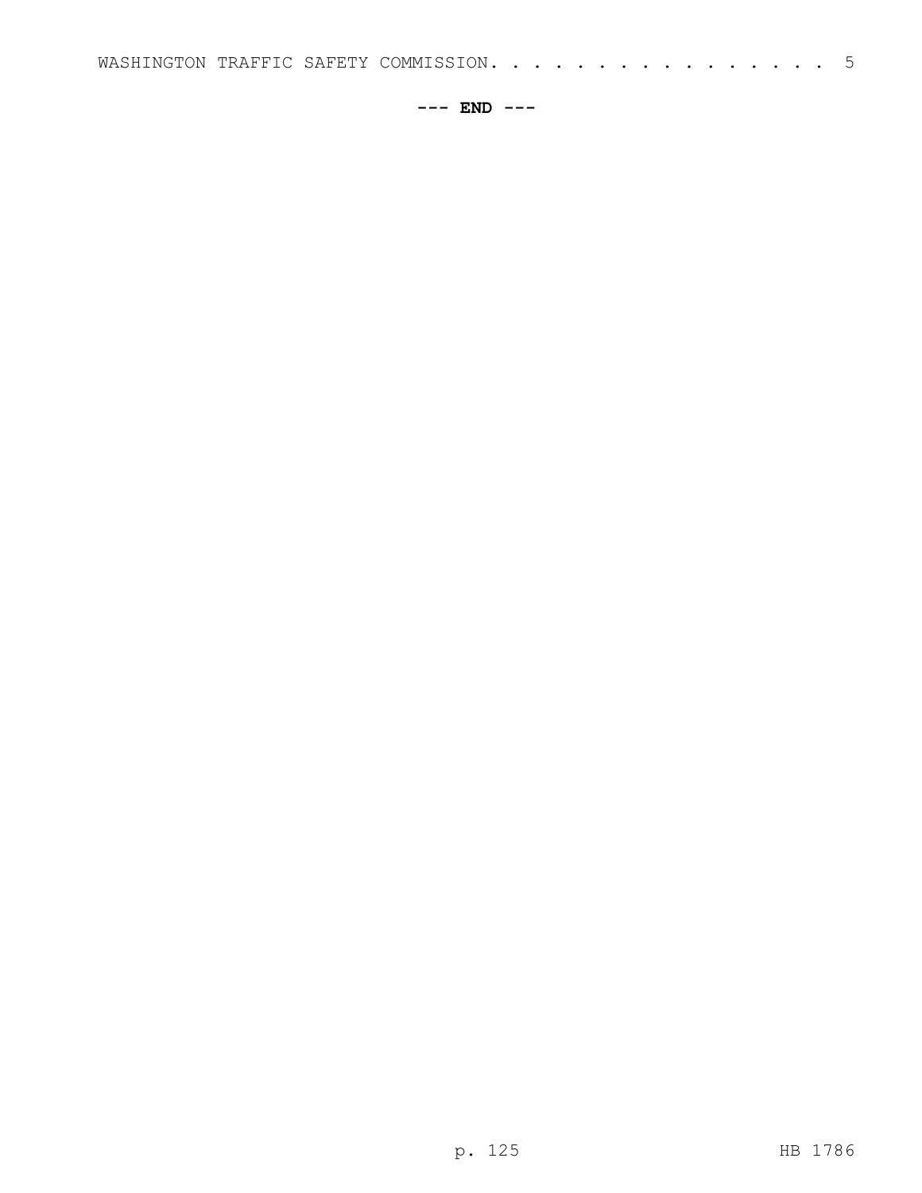WASHINGTON TRAFFIC SAFETY COMMISSION. . . . . . . . . . . . . . . . . 5

**--- END ---**